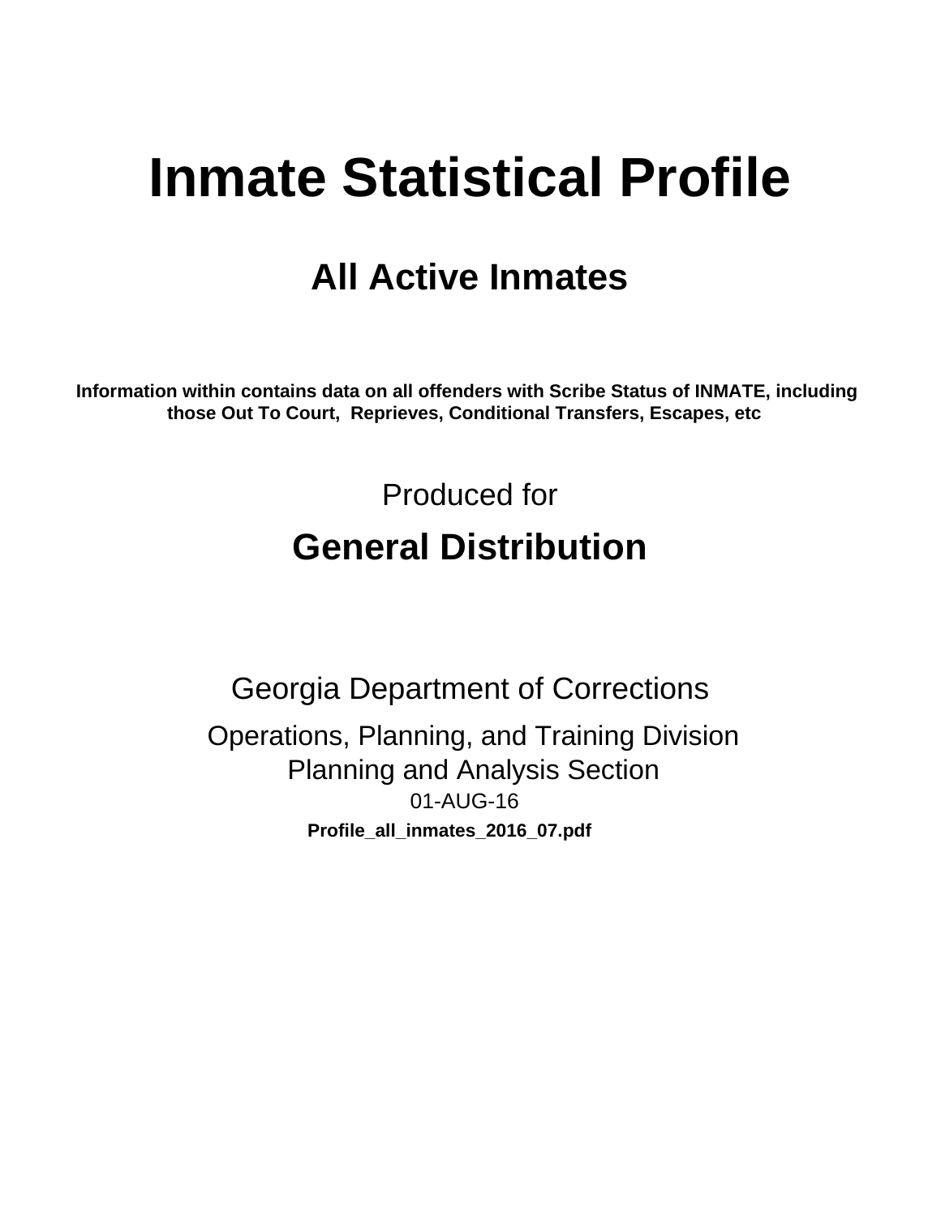# Inmate Statistical Profile

## All Active Inmates

**Information within contains data on all offenders with Scribe Status of INMATE, including those Out To Court, Reprieves, Conditional Transfers, Escapes, etc**

Produced for

## General Distribution

Georgia Department of Corrections

Operations, Planning, and Training Division
Planning and Analysis Section
01-AUG-16

**Profile_all_inmates_2016_07.pdf**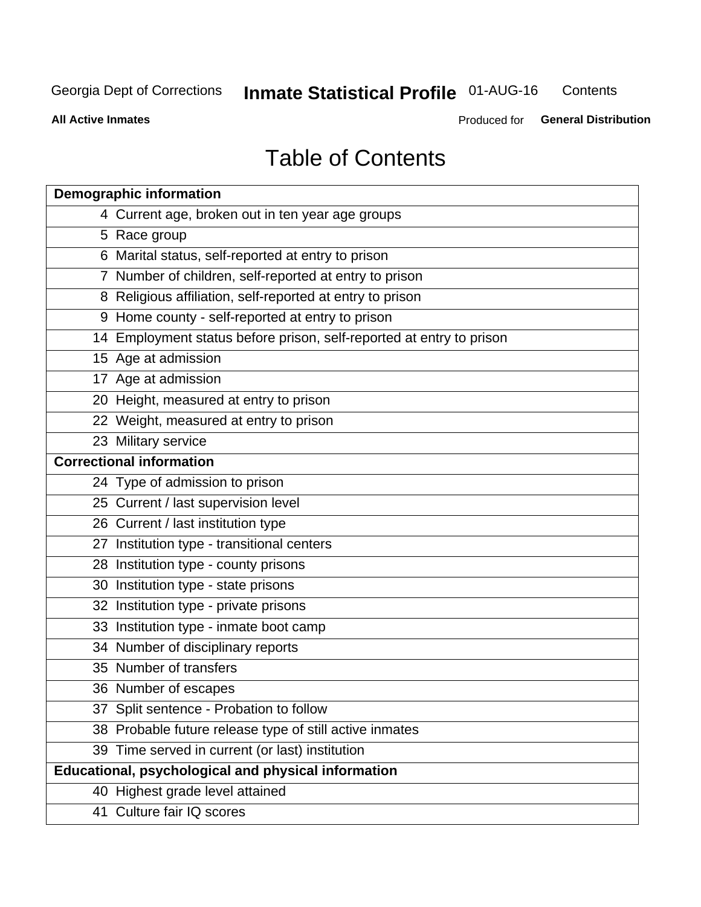Georgia Dept of Corrections **Inmate Statistical Profile** 01-AUG-16 Contents

**All Active Inmates** Produced for **General Distribution**

# Table of Contents

| **Demographic information** | |
|---|---|
| 4 | Current age, broken out in ten year age groups |
| 5 | Race group |
| 6 | Marital status, self-reported at entry to prison |
| 7 | Number of children, self-reported at entry to prison |
| 8 | Religious affiliation, self-reported at entry to prison |
| 9 | Home county - self-reported at entry to prison |
| 14 | Employment status before prison, self-reported at entry to prison |
| 15 | Age at admission |
| 17 | Age at admission |
| 20 | Height, measured at entry to prison |
| 22 | Weight, measured at entry to prison |
| 23 | Military service |
| **Correctional information** | |
| 24 | Type of admission to prison |
| 25 | Current / last supervision level |
| 26 | Current / last institution type |
| 27 | Institution type - transitional centers |
| 28 | Institution type - county prisons |
| 30 | Institution type - state prisons |
| 32 | Institution type - private prisons |
| 33 | Institution type - inmate boot camp |
| 34 | Number of disciplinary reports |
| 35 | Number of transfers |
| 36 | Number of escapes |
| 37 | Split sentence - Probation to follow |
| 38 | Probable future release type of still active inmates |
| 39 | Time served in current (or last) institution |
| **Educational, psychological and physical information** | |
| 40 | Highest grade level attained |
| 41 | Culture fair IQ scores |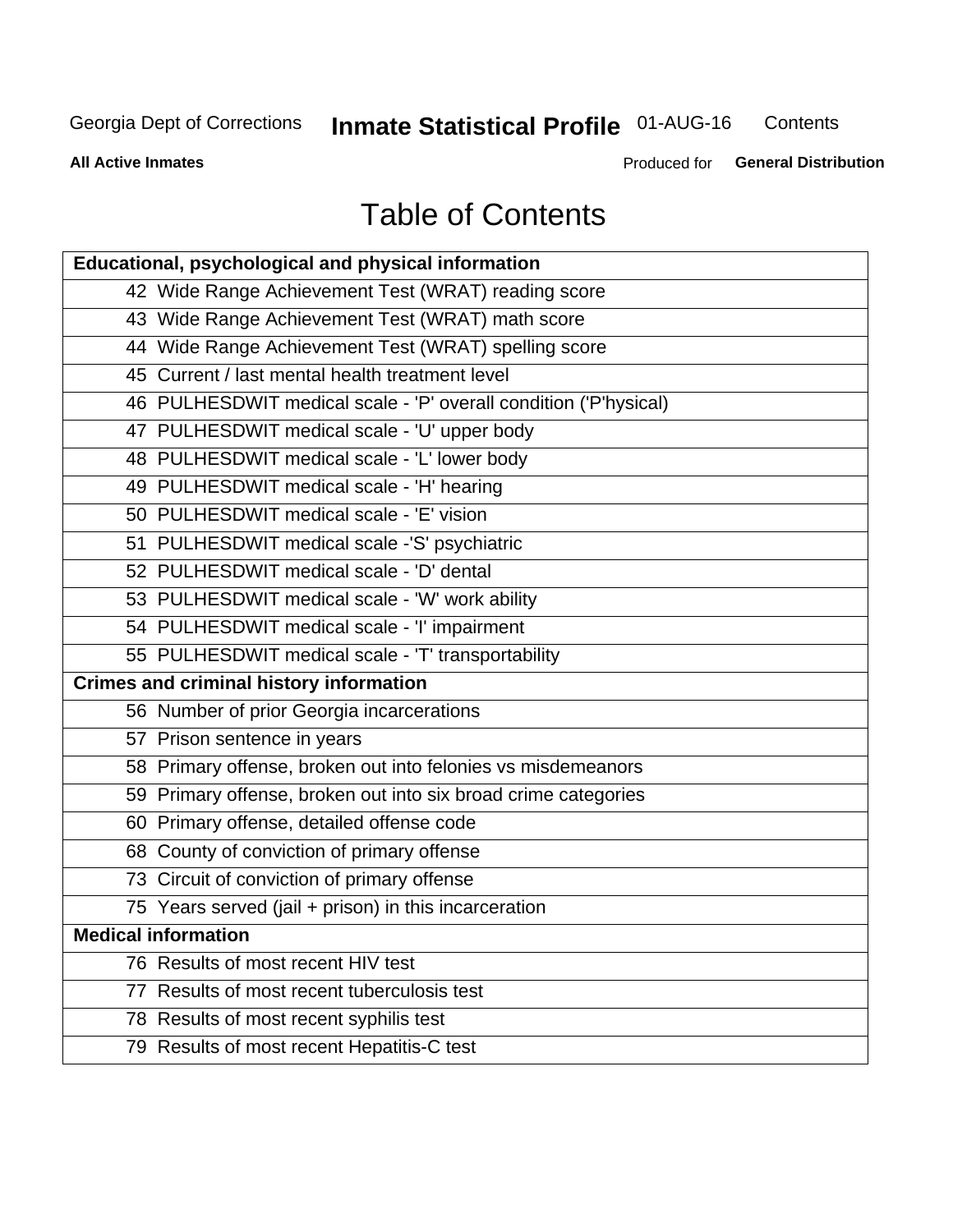# Table of Contents

| Educational, psychological and physical information |
|---|
| 42 Wide Range Achievement Test (WRAT) reading score |
| 43 Wide Range Achievement Test (WRAT) math score |
| 44 Wide Range Achievement Test (WRAT) spelling score |
| 45 Current / last mental health treatment level |
| 46 PULHESDWIT medical scale - 'P' overall condition ('P'hysical) |
| 47 PULHESDWIT medical scale - 'U' upper body |
| 48 PULHESDWIT medical scale - 'L' lower body |
| 49 PULHESDWIT medical scale - 'H' hearing |
| 50 PULHESDWIT medical scale - 'E' vision |
| 51 PULHESDWIT medical scale -'S' psychiatric |
| 52 PULHESDWIT medical scale - 'D' dental |
| 53 PULHESDWIT medical scale - 'W' work ability |
| 54 PULHESDWIT medical scale - 'I' impairment |
| 55 PULHESDWIT medical scale - 'T' transportability |
| **Crimes and criminal history information** |
| 56 Number of prior Georgia incarcerations |
| 57 Prison sentence in years |
| 58 Primary offense, broken out into felonies vs misdemeanors |
| 59 Primary offense, broken out into six broad crime categories |
| 60 Primary offense, detailed offense code |
| 68 County of conviction of primary offense |
| 73 Circuit of conviction of primary offense |
| 75 Years served (jail + prison) in this incarceration |
| **Medical information** |
| 76 Results of most recent HIV test |
| 77 Results of most recent tuberculosis test |
| 78 Results of most recent syphilis test |
| 79 Results of most recent Hepatitis-C test |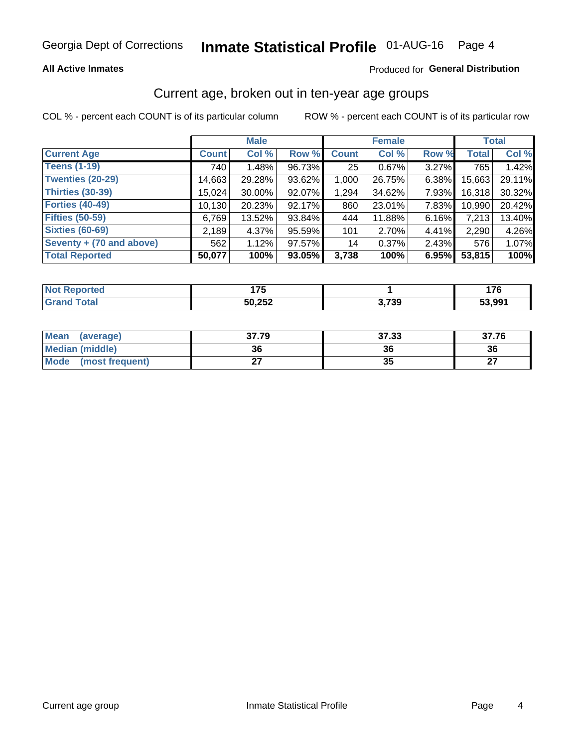Georgia Dept of Corrections **Inmate Statistical Profile** 01-AUG-16

**All Active Inmates**

Produced for **General Distribution**

## Current age, broken out in ten-year age groups

COL % - percent each COUNT is of its particular column

ROW % - percent each COUNT is of its particular row

| | Male | | | Female | | | Total | |
|---|---|---|---|---|---|---|---|---|
| **Current Age** | **Count** | **Col %** | **Row %** | **Count** | **Col %** | **Row %** | **Total** | **Col %** |
| **Teens (1-19)** | 740 | 1.48% | 96.73% | 25 | 0.67% | 3.27% | 765 | 1.42% |
| **Twenties (20-29)** | 14,663 | 29.28% | 93.62% | 1,000 | 26.75% | 6.38% | 15,663 | 29.11% |
| **Thirties (30-39)** | 15,024 | 30.00% | 92.07% | 1,294 | 34.62% | 7.93% | 16,318 | 30.32% |
| **Forties (40-49)** | 10,130 | 20.23% | 92.17% | 860 | 23.01% | 7.83% | 10,990 | 20.42% |
| **Fifties (50-59)** | 6,769 | 13.52% | 93.84% | 444 | 11.88% | 6.16% | 7,213 | 13.40% |
| **Sixties (60-69)** | 2,189 | 4.37% | 95.59% | 101 | 2.70% | 4.41% | 2,290 | 4.26% |
| **Seventy + (70 and above)** | 562 | 1.12% | 97.57% | 14 | 0.37% | 2.43% | 576 | 1.07% |
| **Total Reported** | **50,077** | **100%** | **93.05%** | **3,738** | **100%** | **6.95%** | **53,815** | **100%** |

| | Male | Female | Total |
|---|---|---|---|
| **Not Reported** | **175** | **1** | **176** |
| **Grand Total** | **50,252** | **3,739** | **53,991** |

| | Male | Female | Total |
|---|---|---|---|
| **Mean (average)** | **37.79** | **37.33** | **37.76** |
| **Median (middle)** | **36** | **36** | **36** |
| **Mode (most frequent)** | **27** | **35** | **27** |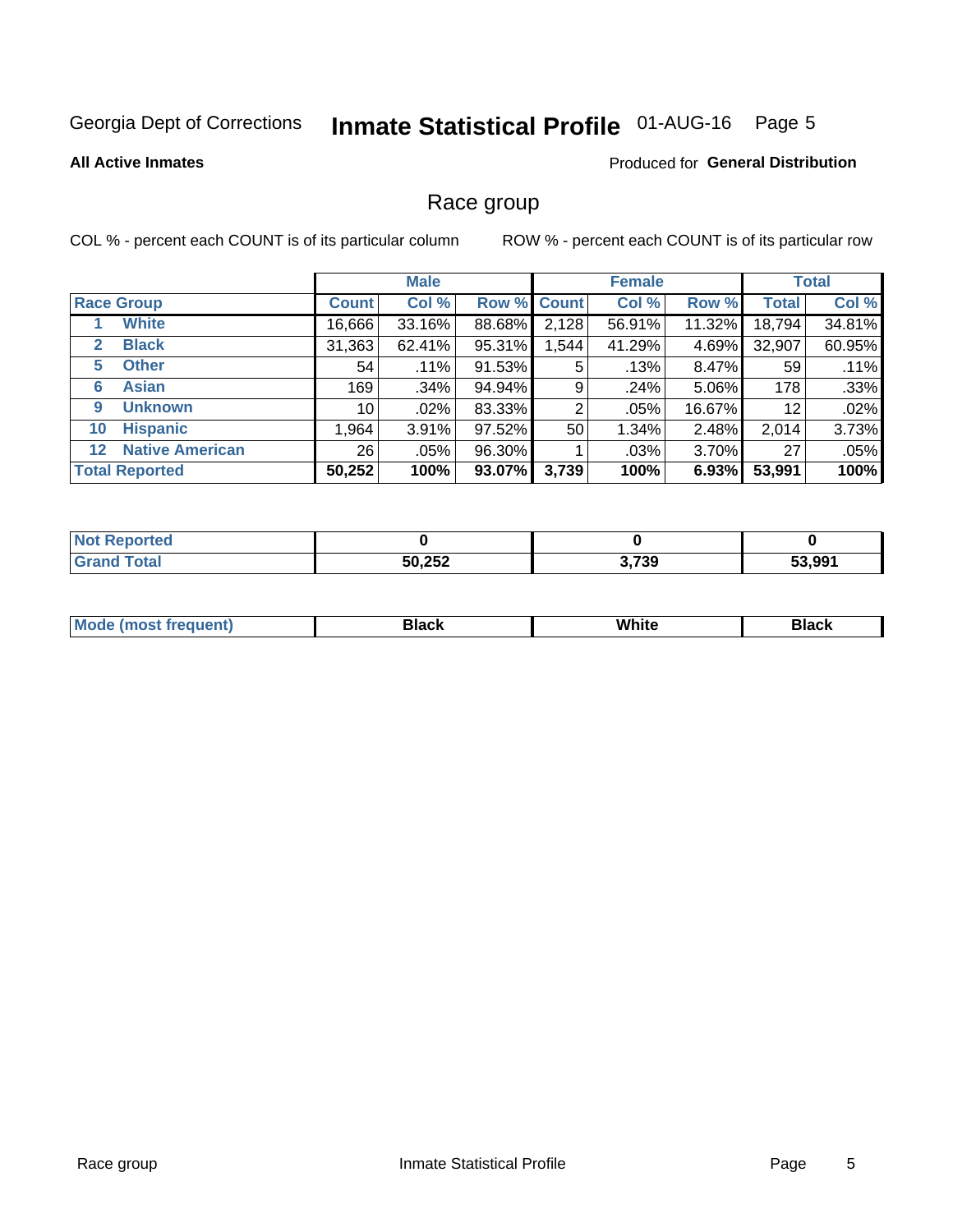Georgia Dept of Corrections **Inmate Statistical Profile** 01-AUG-16 Page 5

**All Active Inmates**

Produced for **General Distribution**

## Race group

COL % - percent each COUNT is of its particular column

ROW % - percent each COUNT is of its particular row

| | | Male | | | Female | | | Total | |
|---|---|---|---|---|---|---|---|---|---|
| **Race Group** | | **Count** | **Col %** | **Row %** | **Count** | **Col %** | **Row %** | **Total** | **Col %** |
| 1 | **White** | 16,666 | 33.16% | 88.68% | 2,128 | 56.91% | 11.32% | 18,794 | 34.81% |
| 2 | **Black** | 31,363 | 62.41% | 95.31% | 1,544 | 41.29% | 4.69% | 32,907 | 60.95% |
| 5 | **Other** | 54 | .11% | 91.53% | 5 | .13% | 8.47% | 59 | .11% |
| 6 | **Asian** | 169 | .34% | 94.94% | 9 | .24% | 5.06% | 178 | .33% |
| 9 | **Unknown** | 10 | .02% | 83.33% | 2 | .05% | 16.67% | 12 | .02% |
| 10 | **Hispanic** | 1,964 | 3.91% | 97.52% | 50 | 1.34% | 2.48% | 2,014 | 3.73% |
| 12 | **Native American** | 26 | .05% | 96.30% | 1 | .03% | 3.70% | 27 | .05% |
| **Total Reported** | | **50,252** | **100%** | **93.07%** | **3,739** | **100%** | **6.93%** | **53,991** | **100%** |

| | Male | Female | Total |
|---|---|---|---|
| **Not Reported** | **0** | **0** | **0** |
| **Grand Total** | **50,252** | **3,739** | **53,991** |

| | Male | Female | Total |
|---|---|---|---|
| **Mode (most frequent)** | **Black** | **White** | **Black** |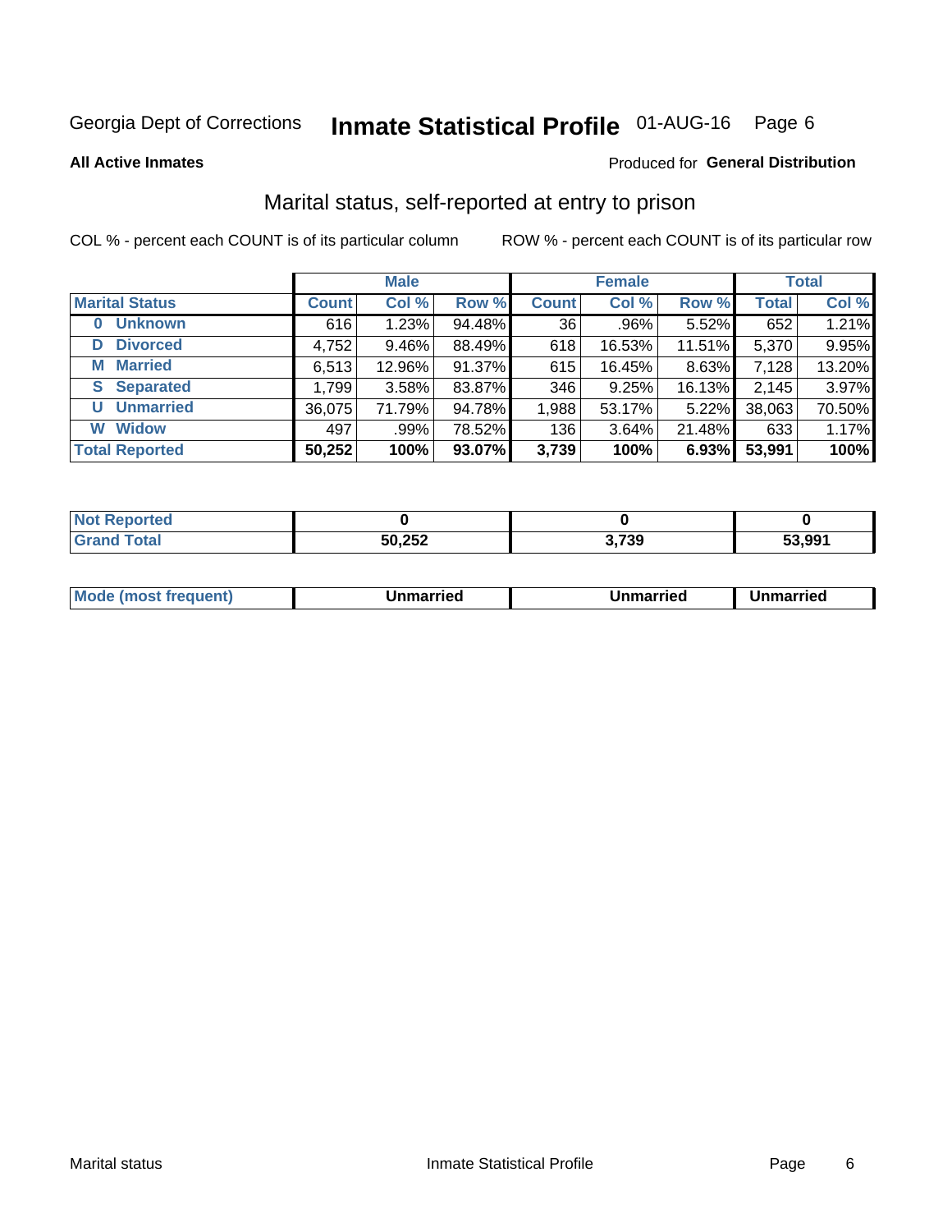Georgia Dept of Corrections **Inmate Statistical Profile** 01-AUG-16 Page 6

**All Active Inmates**

Produced for **General Distribution**

## Marital status, self-reported at entry to prison

COL % - percent each COUNT is of its particular column

ROW % - percent each COUNT is of its particular row

| | Male | | | Female | | | Total | |
|---|---|---|---|---|---|---|---|---|
| **Marital Status** | **Count** | **Col %** | **Row %** | **Count** | **Col %** | **Row %** | **Total** | **Col %** |
| **0 Unknown** | 616 | 1.23% | 94.48% | 36 | .96% | 5.52% | 652 | 1.21% |
| **D Divorced** | 4,752 | 9.46% | 88.49% | 618 | 16.53% | 11.51% | 5,370 | 9.95% |
| **M Married** | 6,513 | 12.96% | 91.37% | 615 | 16.45% | 8.63% | 7,128 | 13.20% |
| **S Separated** | 1,799 | 3.58% | 83.87% | 346 | 9.25% | 16.13% | 2,145 | 3.97% |
| **U Unmarried** | 36,075 | 71.79% | 94.78% | 1,988 | 53.17% | 5.22% | 38,063 | 70.50% |
| **W Widow** | 497 | .99% | 78.52% | 136 | 3.64% | 21.48% | 633 | 1.17% |
| **Total Reported** | **50,252** | **100%** | **93.07%** | **3,739** | **100%** | **6.93%** | **53,991** | **100%** |

| | Male | Female | Total |
|---|---|---|---|
| **Not Reported** | **0** | **0** | **0** |
| **Grand Total** | **50,252** | **3,739** | **53,991** |

| | Male | Female | Total |
|---|---|---|---|
| **Mode (most frequent)** | **Unmarried** | **Unmarried** | **Unmarried** |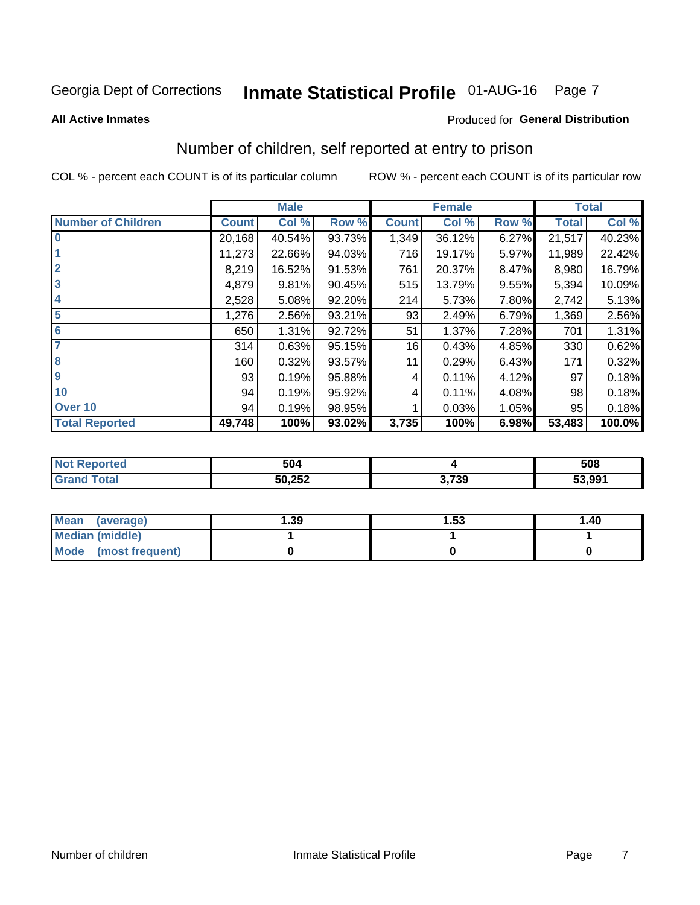Georgia Dept of Corrections **Inmate Statistical Profile** 01-AUG-16

**All Active Inmates**

Produced for **General Distribution**

## Number of children, self reported at entry to prison

COL % - percent each COUNT is of its particular column

ROW % - percent each COUNT is of its particular row

| | Male | | | Female | | | Total | |
|---|---|---|---|---|---|---|---|---|
| **Number of Children** | **Count** | **Col %** | **Row %** | **Count** | **Col %** | **Row %** | **Total** | **Col %** |
| **0** | 20,168 | 40.54% | 93.73% | 1,349 | 36.12% | 6.27% | 21,517 | 40.23% |
| **1** | 11,273 | 22.66% | 94.03% | 716 | 19.17% | 5.97% | 11,989 | 22.42% |
| **2** | 8,219 | 16.52% | 91.53% | 761 | 20.37% | 8.47% | 8,980 | 16.79% |
| **3** | 4,879 | 9.81% | 90.45% | 515 | 13.79% | 9.55% | 5,394 | 10.09% |
| **4** | 2,528 | 5.08% | 92.20% | 214 | 5.73% | 7.80% | 2,742 | 5.13% |
| **5** | 1,276 | 2.56% | 93.21% | 93 | 2.49% | 6.79% | 1,369 | 2.56% |
| **6** | 650 | 1.31% | 92.72% | 51 | 1.37% | 7.28% | 701 | 1.31% |
| **7** | 314 | 0.63% | 95.15% | 16 | 0.43% | 4.85% | 330 | 0.62% |
| **8** | 160 | 0.32% | 93.57% | 11 | 0.29% | 6.43% | 171 | 0.32% |
| **9** | 93 | 0.19% | 95.88% | 4 | 0.11% | 4.12% | 97 | 0.18% |
| **10** | 94 | 0.19% | 95.92% | 4 | 0.11% | 4.08% | 98 | 0.18% |
| **Over 10** | 94 | 0.19% | 98.95% | 1 | 0.03% | 1.05% | 95 | 0.18% |
| **Total Reported** | **49,748** | **100%** | **93.02%** | **3,735** | **100%** | **6.98%** | **53,483** | **100.0%** |

| | Male | Female | Total |
|---|---|---|---|
| **Not Reported** | **504** | **4** | **508** |
| **Grand Total** | **50,252** | **3,739** | **53,991** |

| | Male | Female | Total |
|---|---|---|---|
| **Mean (average)** | **1.39** | **1.53** | **1.40** |
| **Median (middle)** | **1** | **1** | **1** |
| **Mode (most frequent)** | **0** | **0** | **0** |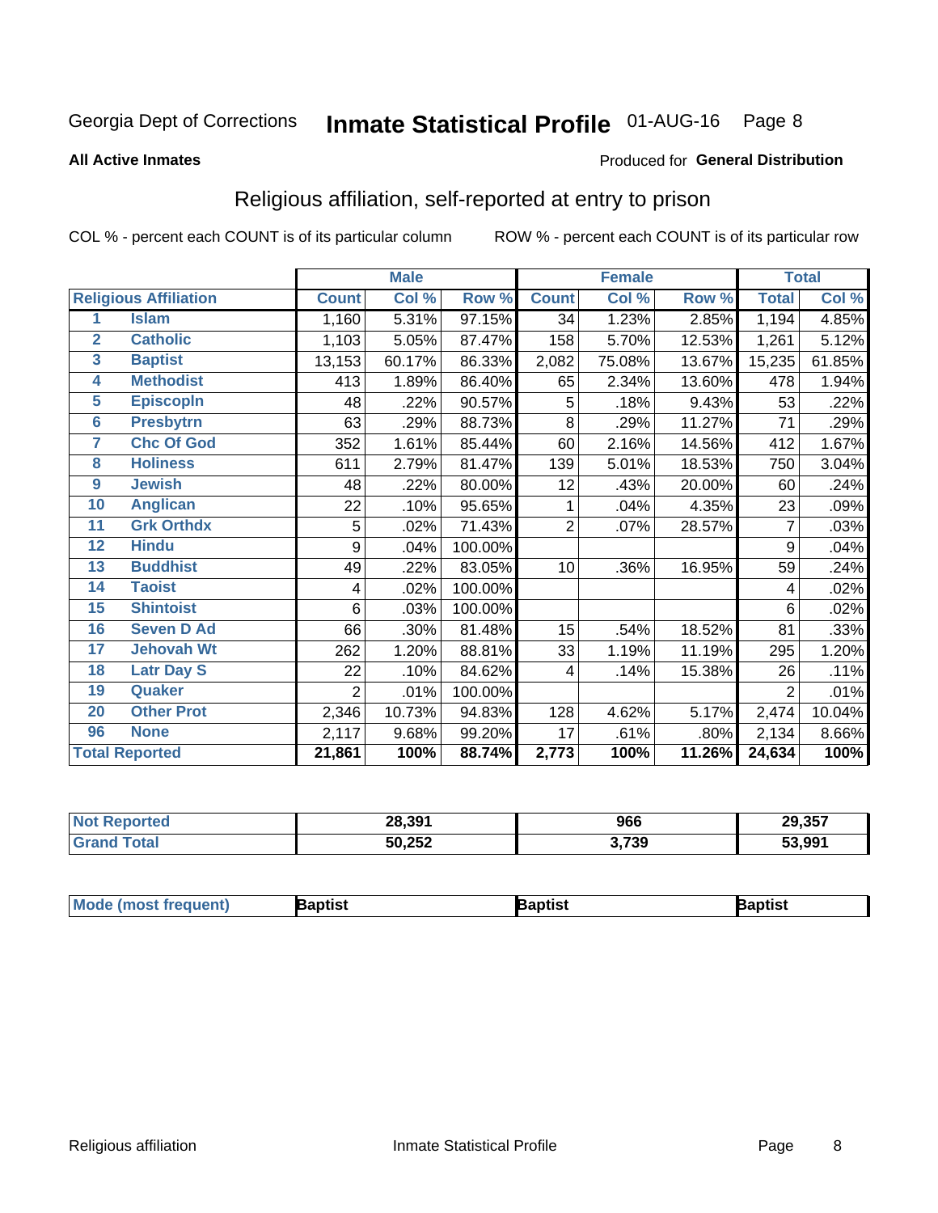Georgia Dept of Corrections **Inmate Statistical Profile** 01-AUG-16 Page 8

**All Active Inmates**

Produced for **General Distribution**

## Religious affiliation, self-reported at entry to prison

COL % - percent each COUNT is of its particular column ROW % - percent each COUNT is of its particular row

| | | Male | | | Female | | | Total | |
|---|---|---|---|---|---|---|---|---|---|
| **Religious Affiliation** | | **Count** | **Col %** | **Row %** | **Count** | **Col %** | **Row %** | **Total** | **Col %** |
| 1 | Islam | 1,160 | 5.31% | 97.15% | 34 | 1.23% | 2.85% | 1,194 | 4.85% |
| 2 | Catholic | 1,103 | 5.05% | 87.47% | 158 | 5.70% | 12.53% | 1,261 | 5.12% |
| 3 | Baptist | 13,153 | 60.17% | 86.33% | 2,082 | 75.08% | 13.67% | 15,235 | 61.85% |
| 4 | Methodist | 413 | 1.89% | 86.40% | 65 | 2.34% | 13.60% | 478 | 1.94% |
| 5 | Episcopln | 48 | .22% | 90.57% | 5 | .18% | 9.43% | 53 | .22% |
| 6 | Presbytrn | 63 | .29% | 88.73% | 8 | .29% | 11.27% | 71 | .29% |
| 7 | Chc Of God | 352 | 1.61% | 85.44% | 60 | 2.16% | 14.56% | 412 | 1.67% |
| 8 | Holiness | 611 | 2.79% | 81.47% | 139 | 5.01% | 18.53% | 750 | 3.04% |
| 9 | Jewish | 48 | .22% | 80.00% | 12 | .43% | 20.00% | 60 | .24% |
| 10 | Anglican | 22 | .10% | 95.65% | 1 | .04% | 4.35% | 23 | .09% |
| 11 | Grk Orthdx | 5 | .02% | 71.43% | 2 | .07% | 28.57% | 7 | .03% |
| 12 | Hindu | 9 | .04% | 100.00% | | | | 9 | .04% |
| 13 | Buddhist | 49 | .22% | 83.05% | 10 | .36% | 16.95% | 59 | .24% |
| 14 | Taoist | 4 | .02% | 100.00% | | | | 4 | .02% |
| 15 | Shintoist | 6 | .03% | 100.00% | | | | 6 | .02% |
| 16 | Seven D Ad | 66 | .30% | 81.48% | 15 | .54% | 18.52% | 81 | .33% |
| 17 | Jehovah Wt | 262 | 1.20% | 88.81% | 33 | 1.19% | 11.19% | 295 | 1.20% |
| 18 | Latr Day S | 22 | .10% | 84.62% | 4 | .14% | 15.38% | 26 | .11% |
| 19 | Quaker | 2 | .01% | 100.00% | | | | 2 | .01% |
| 20 | Other Prot | 2,346 | 10.73% | 94.83% | 128 | 4.62% | 5.17% | 2,474 | 10.04% |
| 96 | None | 2,117 | 9.68% | 99.20% | 17 | .61% | .80% | 2,134 | 8.66% |
| **Total Reported** | | **21,861** | **100%** | **88.74%** | **2,773** | **100%** | **11.26%** | **24,634** | **100%** |

| | Male | Female | Total |
|---|---|---|---|
| Not Reported | 28,391 | 966 | 29,357 |
| Grand Total | 50,252 | 3,739 | 53,991 |

| | Male | Female | Total |
|---|---|---|---|
| Mode (most frequent) | Baptist | Baptist | Baptist |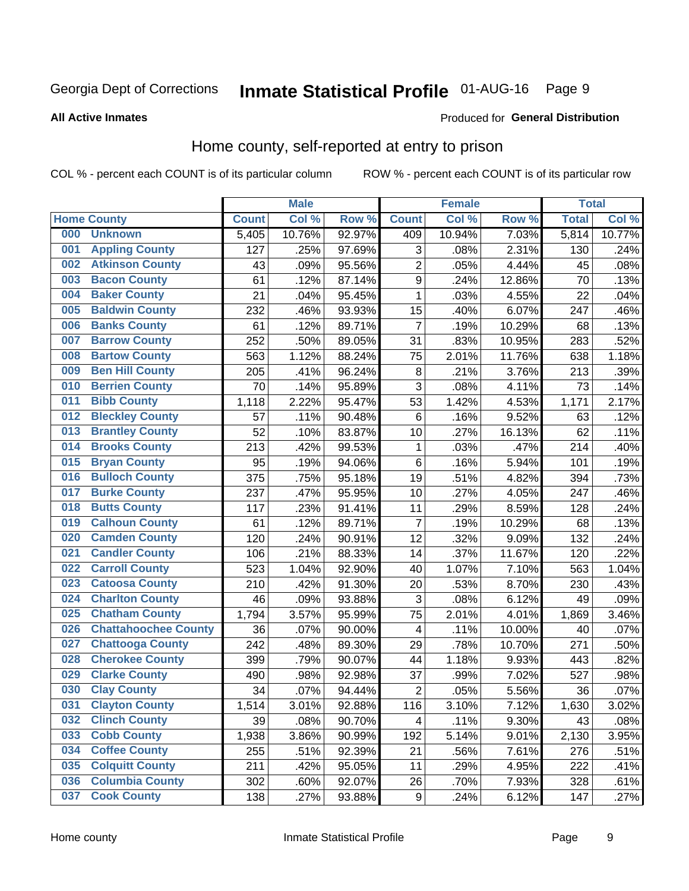Georgia Dept of Corrections **Inmate Statistical Profile** 01-AUG-16

**All Active Inmates**

Produced for **General Distribution**

## Home county, self-reported at entry to prison

COL % - percent each COUNT is of its particular column ROW % - percent each COUNT is of its particular row

| Home County | | Male | | | Female | | | Total | |
|---|---|---|---|---|---|---|---|---|---|
| | | Count | Col % | Row % | Count | Col % | Row % | Total | Col % |
| 000 | Unknown | 5,405 | 10.76% | 92.97% | 409 | 10.94% | 7.03% | 5,814 | 10.77% |
| 001 | Appling County | 127 | .25% | 97.69% | 3 | .08% | 2.31% | 130 | .24% |
| 002 | Atkinson County | 43 | .09% | 95.56% | 2 | .05% | 4.44% | 45 | .08% |
| 003 | Bacon County | 61 | .12% | 87.14% | 9 | .24% | 12.86% | 70 | .13% |
| 004 | Baker County | 21 | .04% | 95.45% | 1 | .03% | 4.55% | 22 | .04% |
| 005 | Baldwin County | 232 | .46% | 93.93% | 15 | .40% | 6.07% | 247 | .46% |
| 006 | Banks County | 61 | .12% | 89.71% | 7 | .19% | 10.29% | 68 | .13% |
| 007 | Barrow County | 252 | .50% | 89.05% | 31 | .83% | 10.95% | 283 | .52% |
| 008 | Bartow County | 563 | 1.12% | 88.24% | 75 | 2.01% | 11.76% | 638 | 1.18% |
| 009 | Ben Hill County | 205 | .41% | 96.24% | 8 | .21% | 3.76% | 213 | .39% |
| 010 | Berrien County | 70 | .14% | 95.89% | 3 | .08% | 4.11% | 73 | .14% |
| 011 | Bibb County | 1,118 | 2.22% | 95.47% | 53 | 1.42% | 4.53% | 1,171 | 2.17% |
| 012 | Bleckley County | 57 | .11% | 90.48% | 6 | .16% | 9.52% | 63 | .12% |
| 013 | Brantley County | 52 | .10% | 83.87% | 10 | .27% | 16.13% | 62 | .11% |
| 014 | Brooks County | 213 | .42% | 99.53% | 1 | .03% | .47% | 214 | .40% |
| 015 | Bryan County | 95 | .19% | 94.06% | 6 | .16% | 5.94% | 101 | .19% |
| 016 | Bulloch County | 375 | .75% | 95.18% | 19 | .51% | 4.82% | 394 | .73% |
| 017 | Burke County | 237 | .47% | 95.95% | 10 | .27% | 4.05% | 247 | .46% |
| 018 | Butts County | 117 | .23% | 91.41% | 11 | .29% | 8.59% | 128 | .24% |
| 019 | Calhoun County | 61 | .12% | 89.71% | 7 | .19% | 10.29% | 68 | .13% |
| 020 | Camden County | 120 | .24% | 90.91% | 12 | .32% | 9.09% | 132 | .24% |
| 021 | Candler County | 106 | .21% | 88.33% | 14 | .37% | 11.67% | 120 | .22% |
| 022 | Carroll County | 523 | 1.04% | 92.90% | 40 | 1.07% | 7.10% | 563 | 1.04% |
| 023 | Catoosa County | 210 | .42% | 91.30% | 20 | .53% | 8.70% | 230 | .43% |
| 024 | Charlton County | 46 | .09% | 93.88% | 3 | .08% | 6.12% | 49 | .09% |
| 025 | Chatham County | 1,794 | 3.57% | 95.99% | 75 | 2.01% | 4.01% | 1,869 | 3.46% |
| 026 | Chattahoochee County | 36 | .07% | 90.00% | 4 | .11% | 10.00% | 40 | .07% |
| 027 | Chattooga County | 242 | .48% | 89.30% | 29 | .78% | 10.70% | 271 | .50% |
| 028 | Cherokee County | 399 | .79% | 90.07% | 44 | 1.18% | 9.93% | 443 | .82% |
| 029 | Clarke County | 490 | .98% | 92.98% | 37 | .99% | 7.02% | 527 | .98% |
| 030 | Clay County | 34 | .07% | 94.44% | 2 | .05% | 5.56% | 36 | .07% |
| 031 | Clayton County | 1,514 | 3.01% | 92.88% | 116 | 3.10% | 7.12% | 1,630 | 3.02% |
| 032 | Clinch County | 39 | .08% | 90.70% | 4 | .11% | 9.30% | 43 | .08% |
| 033 | Cobb County | 1,938 | 3.86% | 90.99% | 192 | 5.14% | 9.01% | 2,130 | 3.95% |
| 034 | Coffee County | 255 | .51% | 92.39% | 21 | .56% | 7.61% | 276 | .51% |
| 035 | Colquitt County | 211 | .42% | 95.05% | 11 | .29% | 4.95% | 222 | .41% |
| 036 | Columbia County | 302 | .60% | 92.07% | 26 | .70% | 7.93% | 328 | .61% |
| 037 | Cook County | 138 | .27% | 93.88% | 9 | .24% | 6.12% | 147 | .27% |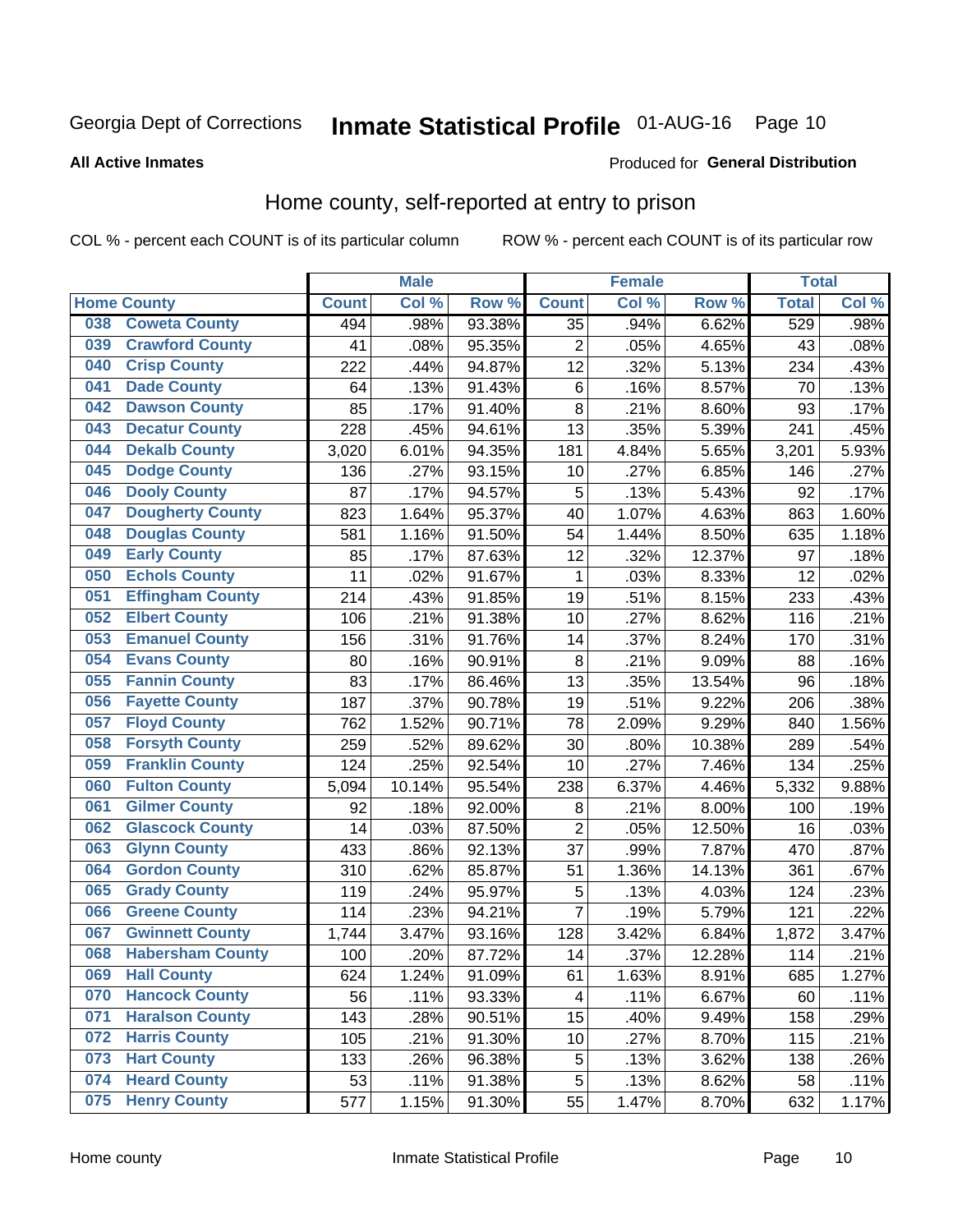Georgia Dept of Corrections **Inmate Statistical Profile** 01-AUG-16

**All Active Inmates**

Produced for **General Distribution**

## Home county, self-reported at entry to prison

COL % - percent each COUNT is of its particular column ROW % - percent each COUNT is of its particular row

| Home County | | Male | | | Female | | | Total | |
|---|---|---|---|---|---|---|---|---|---|
| | | Count | Col % | Row % | Count | Col % | Row % | Total | Col % |
| 038 | Coweta County | 494 | .98% | 93.38% | 35 | .94% | 6.62% | 529 | .98% |
| 039 | Crawford County | 41 | .08% | 95.35% | 2 | .05% | 4.65% | 43 | .08% |
| 040 | Crisp County | 222 | .44% | 94.87% | 12 | .32% | 5.13% | 234 | .43% |
| 041 | Dade County | 64 | .13% | 91.43% | 6 | .16% | 8.57% | 70 | .13% |
| 042 | Dawson County | 85 | .17% | 91.40% | 8 | .21% | 8.60% | 93 | .17% |
| 043 | Decatur County | 228 | .45% | 94.61% | 13 | .35% | 5.39% | 241 | .45% |
| 044 | Dekalb County | 3,020 | 6.01% | 94.35% | 181 | 4.84% | 5.65% | 3,201 | 5.93% |
| 045 | Dodge County | 136 | .27% | 93.15% | 10 | .27% | 6.85% | 146 | .27% |
| 046 | Dooly County | 87 | .17% | 94.57% | 5 | .13% | 5.43% | 92 | .17% |
| 047 | Dougherty County | 823 | 1.64% | 95.37% | 40 | 1.07% | 4.63% | 863 | 1.60% |
| 048 | Douglas County | 581 | 1.16% | 91.50% | 54 | 1.44% | 8.50% | 635 | 1.18% |
| 049 | Early County | 85 | .17% | 87.63% | 12 | .32% | 12.37% | 97 | .18% |
| 050 | Echols County | 11 | .02% | 91.67% | 1 | .03% | 8.33% | 12 | .02% |
| 051 | Effingham County | 214 | .43% | 91.85% | 19 | .51% | 8.15% | 233 | .43% |
| 052 | Elbert County | 106 | .21% | 91.38% | 10 | .27% | 8.62% | 116 | .21% |
| 053 | Emanuel County | 156 | .31% | 91.76% | 14 | .37% | 8.24% | 170 | .31% |
| 054 | Evans County | 80 | .16% | 90.91% | 8 | .21% | 9.09% | 88 | .16% |
| 055 | Fannin County | 83 | .17% | 86.46% | 13 | .35% | 13.54% | 96 | .18% |
| 056 | Fayette County | 187 | .37% | 90.78% | 19 | .51% | 9.22% | 206 | .38% |
| 057 | Floyd County | 762 | 1.52% | 90.71% | 78 | 2.09% | 9.29% | 840 | 1.56% |
| 058 | Forsyth County | 259 | .52% | 89.62% | 30 | .80% | 10.38% | 289 | .54% |
| 059 | Franklin County | 124 | .25% | 92.54% | 10 | .27% | 7.46% | 134 | .25% |
| 060 | Fulton County | 5,094 | 10.14% | 95.54% | 238 | 6.37% | 4.46% | 5,332 | 9.88% |
| 061 | Gilmer County | 92 | .18% | 92.00% | 8 | .21% | 8.00% | 100 | .19% |
| 062 | Glascock County | 14 | .03% | 87.50% | 2 | .05% | 12.50% | 16 | .03% |
| 063 | Glynn County | 433 | .86% | 92.13% | 37 | .99% | 7.87% | 470 | .87% |
| 064 | Gordon County | 310 | .62% | 85.87% | 51 | 1.36% | 14.13% | 361 | .67% |
| 065 | Grady County | 119 | .24% | 95.97% | 5 | .13% | 4.03% | 124 | .23% |
| 066 | Greene County | 114 | .23% | 94.21% | 7 | .19% | 5.79% | 121 | .22% |
| 067 | Gwinnett County | 1,744 | 3.47% | 93.16% | 128 | 3.42% | 6.84% | 1,872 | 3.47% |
| 068 | Habersham County | 100 | .20% | 87.72% | 14 | .37% | 12.28% | 114 | .21% |
| 069 | Hall County | 624 | 1.24% | 91.09% | 61 | 1.63% | 8.91% | 685 | 1.27% |
| 070 | Hancock County | 56 | .11% | 93.33% | 4 | .11% | 6.67% | 60 | .11% |
| 071 | Haralson County | 143 | .28% | 90.51% | 15 | .40% | 9.49% | 158 | .29% |
| 072 | Harris County | 105 | .21% | 91.30% | 10 | .27% | 8.70% | 115 | .21% |
| 073 | Hart County | 133 | .26% | 96.38% | 5 | .13% | 3.62% | 138 | .26% |
| 074 | Heard County | 53 | .11% | 91.38% | 5 | .13% | 8.62% | 58 | .11% |
| 075 | Henry County | 577 | 1.15% | 91.30% | 55 | 1.47% | 8.70% | 632 | 1.17% |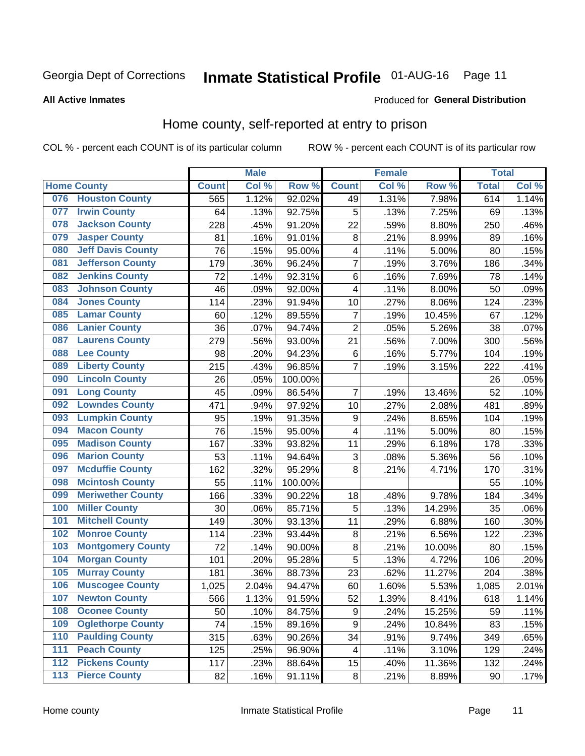Georgia Dept of Corrections **Inmate Statistical Profile** 01-AUG-16

**All Active Inmates**

Produced for **General Distribution**

## Home county, self-reported at entry to prison

COL % - percent each COUNT is of its particular column ROW % - percent each COUNT is of its particular row

| Home County | | Male | | | Female | | | Total | |
|---|---|---|---|---|---|---|---|---|---|
| | | Count | Col % | Row % | Count | Col % | Row % | Total | Col % |
| 076 | Houston County | 565 | 1.12% | 92.02% | 49 | 1.31% | 7.98% | 614 | 1.14% |
| 077 | Irwin County | 64 | .13% | 92.75% | 5 | .13% | 7.25% | 69 | .13% |
| 078 | Jackson County | 228 | .45% | 91.20% | 22 | .59% | 8.80% | 250 | .46% |
| 079 | Jasper County | 81 | .16% | 91.01% | 8 | .21% | 8.99% | 89 | .16% |
| 080 | Jeff Davis County | 76 | .15% | 95.00% | 4 | .11% | 5.00% | 80 | .15% |
| 081 | Jefferson County | 179 | .36% | 96.24% | 7 | .19% | 3.76% | 186 | .34% |
| 082 | Jenkins County | 72 | .14% | 92.31% | 6 | .16% | 7.69% | 78 | .14% |
| 083 | Johnson County | 46 | .09% | 92.00% | 4 | .11% | 8.00% | 50 | .09% |
| 084 | Jones County | 114 | .23% | 91.94% | 10 | .27% | 8.06% | 124 | .23% |
| 085 | Lamar County | 60 | .12% | 89.55% | 7 | .19% | 10.45% | 67 | .12% |
| 086 | Lanier County | 36 | .07% | 94.74% | 2 | .05% | 5.26% | 38 | .07% |
| 087 | Laurens County | 279 | .56% | 93.00% | 21 | .56% | 7.00% | 300 | .56% |
| 088 | Lee County | 98 | .20% | 94.23% | 6 | .16% | 5.77% | 104 | .19% |
| 089 | Liberty County | 215 | .43% | 96.85% | 7 | .19% | 3.15% | 222 | .41% |
| 090 | Lincoln County | 26 | .05% | 100.00% | | | | 26 | .05% |
| 091 | Long County | 45 | .09% | 86.54% | 7 | .19% | 13.46% | 52 | .10% |
| 092 | Lowndes County | 471 | .94% | 97.92% | 10 | .27% | 2.08% | 481 | .89% |
| 093 | Lumpkin County | 95 | .19% | 91.35% | 9 | .24% | 8.65% | 104 | .19% |
| 094 | Macon County | 76 | .15% | 95.00% | 4 | .11% | 5.00% | 80 | .15% |
| 095 | Madison County | 167 | .33% | 93.82% | 11 | .29% | 6.18% | 178 | .33% |
| 096 | Marion County | 53 | .11% | 94.64% | 3 | .08% | 5.36% | 56 | .10% |
| 097 | Mcduffie County | 162 | .32% | 95.29% | 8 | .21% | 4.71% | 170 | .31% |
| 098 | Mcintosh County | 55 | .11% | 100.00% | | | | 55 | .10% |
| 099 | Meriwether County | 166 | .33% | 90.22% | 18 | .48% | 9.78% | 184 | .34% |
| 100 | Miller County | 30 | .06% | 85.71% | 5 | .13% | 14.29% | 35 | .06% |
| 101 | Mitchell County | 149 | .30% | 93.13% | 11 | .29% | 6.88% | 160 | .30% |
| 102 | Monroe County | 114 | .23% | 93.44% | 8 | .21% | 6.56% | 122 | .23% |
| 103 | Montgomery County | 72 | .14% | 90.00% | 8 | .21% | 10.00% | 80 | .15% |
| 104 | Morgan County | 101 | .20% | 95.28% | 5 | .13% | 4.72% | 106 | .20% |
| 105 | Murray County | 181 | .36% | 88.73% | 23 | .62% | 11.27% | 204 | .38% |
| 106 | Muscogee County | 1,025 | 2.04% | 94.47% | 60 | 1.60% | 5.53% | 1,085 | 2.01% |
| 107 | Newton County | 566 | 1.13% | 91.59% | 52 | 1.39% | 8.41% | 618 | 1.14% |
| 108 | Oconee County | 50 | .10% | 84.75% | 9 | .24% | 15.25% | 59 | .11% |
| 109 | Oglethorpe County | 74 | .15% | 89.16% | 9 | .24% | 10.84% | 83 | .15% |
| 110 | Paulding County | 315 | .63% | 90.26% | 34 | .91% | 9.74% | 349 | .65% |
| 111 | Peach County | 125 | .25% | 96.90% | 4 | .11% | 3.10% | 129 | .24% |
| 112 | Pickens County | 117 | .23% | 88.64% | 15 | .40% | 11.36% | 132 | .24% |
| 113 | Pierce County | 82 | .16% | 91.11% | 8 | .21% | 8.89% | 90 | .17% |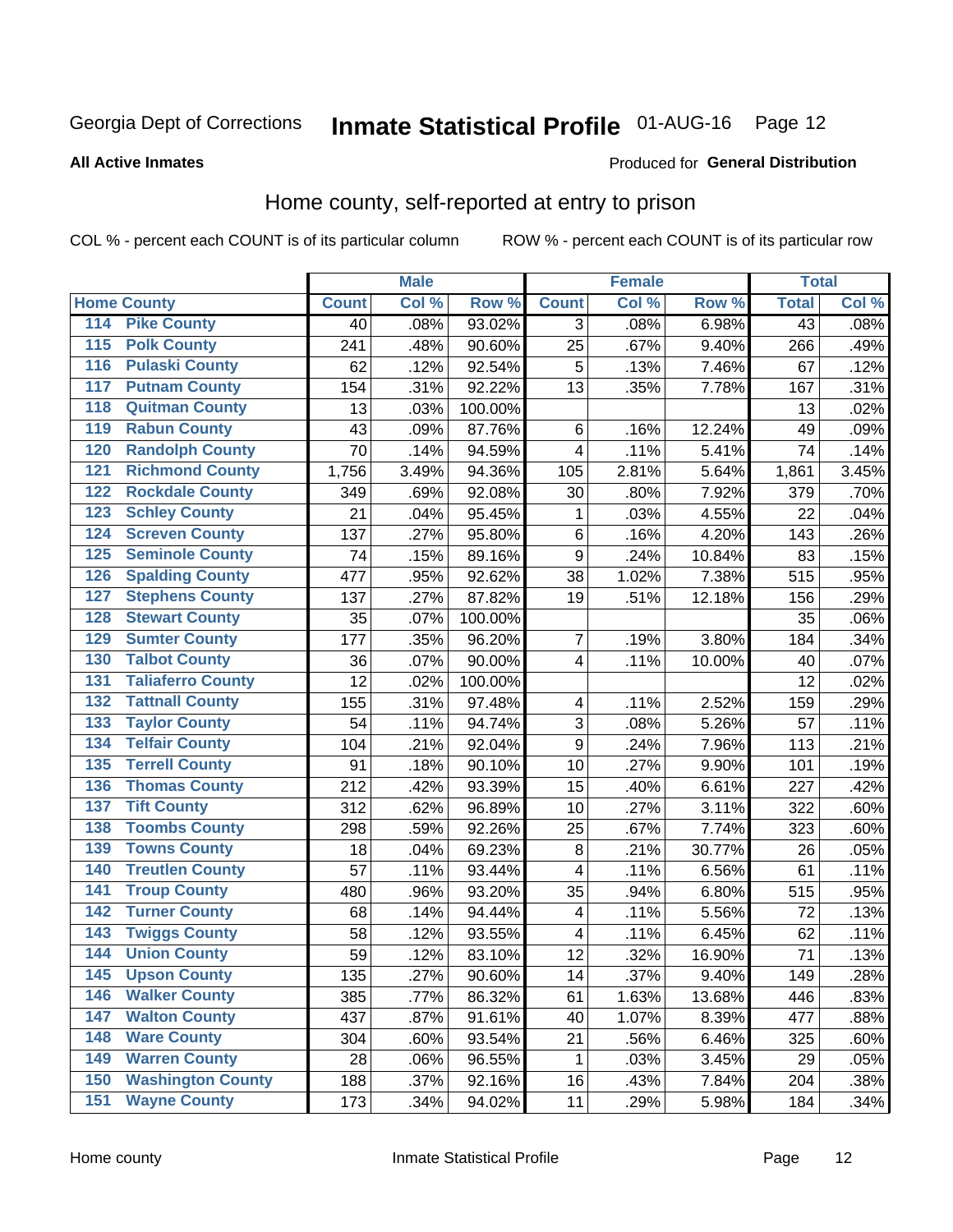Georgia Dept of Corrections **Inmate Statistical Profile** 01-AUG-16

**All Active Inmates**

Produced for **General Distribution**

## Home county, self-reported at entry to prison

COL % - percent each COUNT is of its particular column ROW % - percent each COUNT is of its particular row

| Home County | | Male | | | Female | | | Total | |
|---|---|---|---|---|---|---|---|---|---|
| | | Count | Col % | Row % | Count | Col % | Row % | Total | Col % |
| 114 | Pike County | 40 | .08% | 93.02% | 3 | .08% | 6.98% | 43 | .08% |
| 115 | Polk County | 241 | .48% | 90.60% | 25 | .67% | 9.40% | 266 | .49% |
| 116 | Pulaski County | 62 | .12% | 92.54% | 5 | .13% | 7.46% | 67 | .12% |
| 117 | Putnam County | 154 | .31% | 92.22% | 13 | .35% | 7.78% | 167 | .31% |
| 118 | Quitman County | 13 | .03% | 100.00% | | | | 13 | .02% |
| 119 | Rabun County | 43 | .09% | 87.76% | 6 | .16% | 12.24% | 49 | .09% |
| 120 | Randolph County | 70 | .14% | 94.59% | 4 | .11% | 5.41% | 74 | .14% |
| 121 | Richmond County | 1,756 | 3.49% | 94.36% | 105 | 2.81% | 5.64% | 1,861 | 3.45% |
| 122 | Rockdale County | 349 | .69% | 92.08% | 30 | .80% | 7.92% | 379 | .70% |
| 123 | Schley County | 21 | .04% | 95.45% | 1 | .03% | 4.55% | 22 | .04% |
| 124 | Screven County | 137 | .27% | 95.80% | 6 | .16% | 4.20% | 143 | .26% |
| 125 | Seminole County | 74 | .15% | 89.16% | 9 | .24% | 10.84% | 83 | .15% |
| 126 | Spalding County | 477 | .95% | 92.62% | 38 | 1.02% | 7.38% | 515 | .95% |
| 127 | Stephens County | 137 | .27% | 87.82% | 19 | .51% | 12.18% | 156 | .29% |
| 128 | Stewart County | 35 | .07% | 100.00% | | | | 35 | .06% |
| 129 | Sumter County | 177 | .35% | 96.20% | 7 | .19% | 3.80% | 184 | .34% |
| 130 | Talbot County | 36 | .07% | 90.00% | 4 | .11% | 10.00% | 40 | .07% |
| 131 | Taliaferro County | 12 | .02% | 100.00% | | | | 12 | .02% |
| 132 | Tattnall County | 155 | .31% | 97.48% | 4 | .11% | 2.52% | 159 | .29% |
| 133 | Taylor County | 54 | .11% | 94.74% | 3 | .08% | 5.26% | 57 | .11% |
| 134 | Telfair County | 104 | .21% | 92.04% | 9 | .24% | 7.96% | 113 | .21% |
| 135 | Terrell County | 91 | .18% | 90.10% | 10 | .27% | 9.90% | 101 | .19% |
| 136 | Thomas County | 212 | .42% | 93.39% | 15 | .40% | 6.61% | 227 | .42% |
| 137 | Tift County | 312 | .62% | 96.89% | 10 | .27% | 3.11% | 322 | .60% |
| 138 | Toombs County | 298 | .59% | 92.26% | 25 | .67% | 7.74% | 323 | .60% |
| 139 | Towns County | 18 | .04% | 69.23% | 8 | .21% | 30.77% | 26 | .05% |
| 140 | Treutlen County | 57 | .11% | 93.44% | 4 | .11% | 6.56% | 61 | .11% |
| 141 | Troup County | 480 | .96% | 93.20% | 35 | .94% | 6.80% | 515 | .95% |
| 142 | Turner County | 68 | .14% | 94.44% | 4 | .11% | 5.56% | 72 | .13% |
| 143 | Twiggs County | 58 | .12% | 93.55% | 4 | .11% | 6.45% | 62 | .11% |
| 144 | Union County | 59 | .12% | 83.10% | 12 | .32% | 16.90% | 71 | .13% |
| 145 | Upson County | 135 | .27% | 90.60% | 14 | .37% | 9.40% | 149 | .28% |
| 146 | Walker County | 385 | .77% | 86.32% | 61 | 1.63% | 13.68% | 446 | .83% |
| 147 | Walton County | 437 | .87% | 91.61% | 40 | 1.07% | 8.39% | 477 | .88% |
| 148 | Ware County | 304 | .60% | 93.54% | 21 | .56% | 6.46% | 325 | .60% |
| 149 | Warren County | 28 | .06% | 96.55% | 1 | .03% | 3.45% | 29 | .05% |
| 150 | Washington County | 188 | .37% | 92.16% | 16 | .43% | 7.84% | 204 | .38% |
| 151 | Wayne County | 173 | .34% | 94.02% | 11 | .29% | 5.98% | 184 | .34% |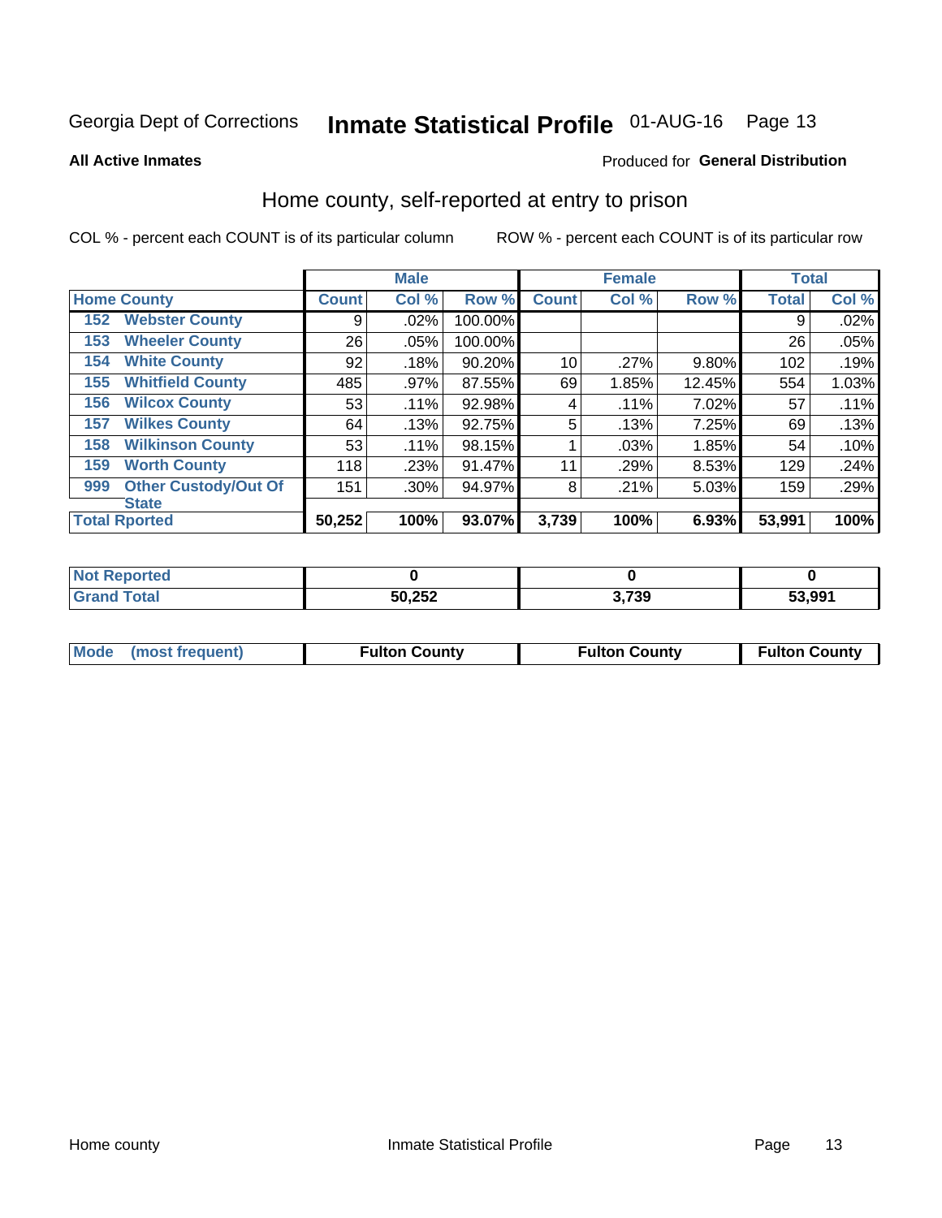Georgia Dept of Corrections **Inmate Statistical Profile** 01-AUG-16

**All Active Inmates**

Produced for **General Distribution**

## Home county, self-reported at entry to prison

COL % - percent each COUNT is of its particular column

ROW % - percent each COUNT is of its particular row

| | | Male | | | Female | | | Total | |
|---|---|---|---|---|---|---|---|---|---|
| **Home County** | | **Count** | **Col %** | **Row %** | **Count** | **Col %** | **Row %** | **Total** | **Col %** |
| 152 | Webster County | 9 | .02% | 100.00% | | | | 9 | .02% |
| 153 | Wheeler County | 26 | .05% | 100.00% | | | | 26 | .05% |
| 154 | White County | 92 | .18% | 90.20% | 10 | .27% | 9.80% | 102 | .19% |
| 155 | Whitfield County | 485 | .97% | 87.55% | 69 | 1.85% | 12.45% | 554 | 1.03% |
| 156 | Wilcox County | 53 | .11% | 92.98% | 4 | .11% | 7.02% | 57 | .11% |
| 157 | Wilkes County | 64 | .13% | 92.75% | 5 | .13% | 7.25% | 69 | .13% |
| 158 | Wilkinson County | 53 | .11% | 98.15% | 1 | .03% | 1.85% | 54 | .10% |
| 159 | Worth County | 118 | .23% | 91.47% | 11 | .29% | 8.53% | 129 | .24% |
| 999 | Other Custody/Out Of State | 151 | .30% | 94.97% | 8 | .21% | 5.03% | 159 | .29% |
| **Total Rported** | | **50,252** | **100%** | **93.07%** | **3,739** | **100%** | **6.93%** | **53,991** | **100%** |

| | Male | Female | Total |
|---|---|---|---|
| **Not Reported** | **0** | **0** | **0** |
| **Grand Total** | **50,252** | **3,739** | **53,991** |

| | Male | Female | Total |
|---|---|---|---|
| **Mode (most frequent)** | **Fulton County** | **Fulton County** | **Fulton County** |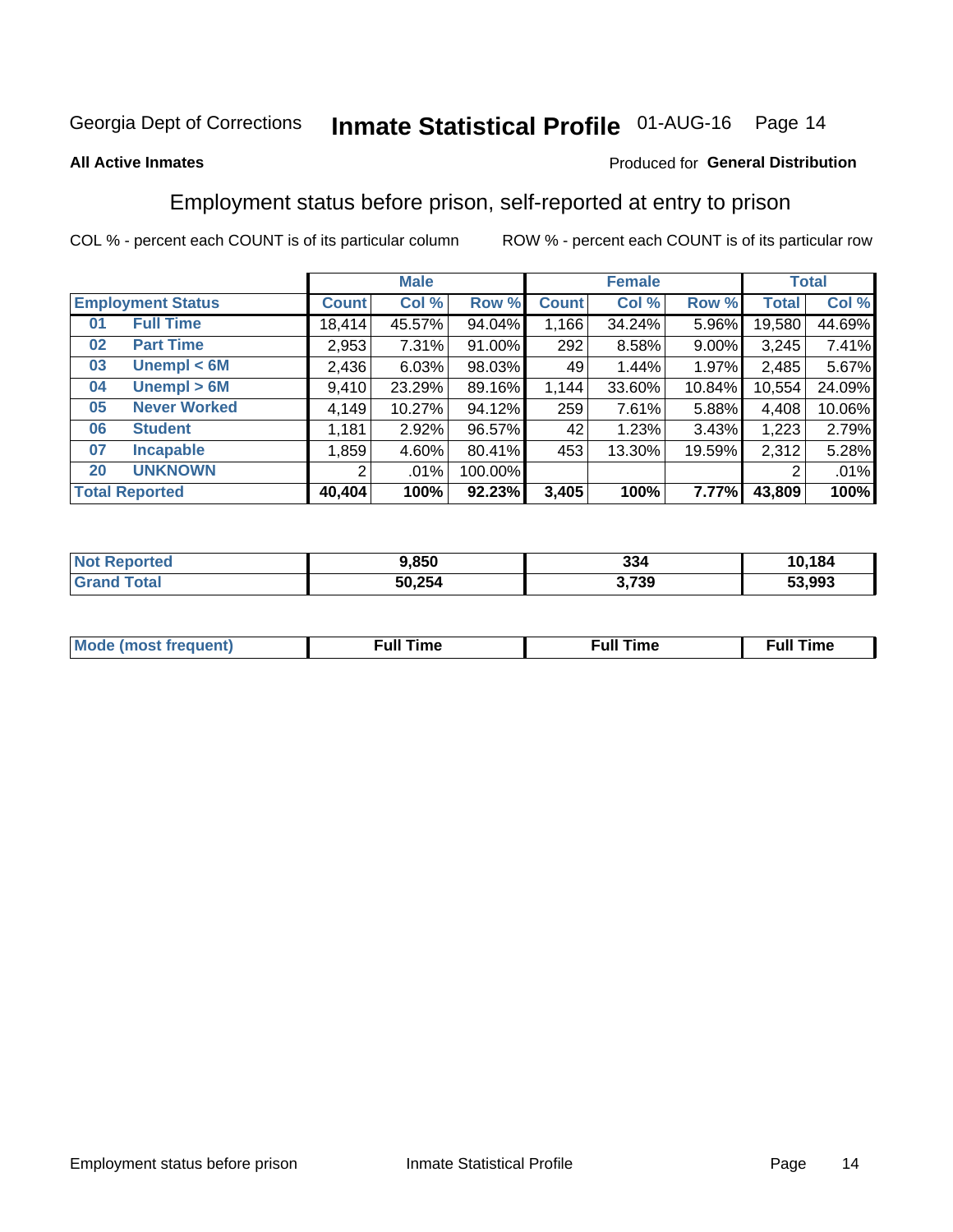Georgia Dept of Corrections **Inmate Statistical Profile** 01-AUG-16 Page 14

**All Active Inmates**

Produced for **General Distribution**

## Employment status before prison, self-reported at entry to prison

COL % - percent each COUNT is of its particular column ROW % - percent each COUNT is of its particular row

| Employment Status | | Male | | | Female | | | Total | |
|---|---|---|---|---|---|---|---|---|---|
| | | Count | Col % | Row % | Count | Col % | Row % | Total | Col % |
| 01 | Full Time | 18,414 | 45.57% | 94.04% | 1,166 | 34.24% | 5.96% | 19,580 | 44.69% |
| 02 | Part Time | 2,953 | 7.31% | 91.00% | 292 | 8.58% | 9.00% | 3,245 | 7.41% |
| 03 | Unempl < 6M | 2,436 | 6.03% | 98.03% | 49 | 1.44% | 1.97% | 2,485 | 5.67% |
| 04 | Unempl > 6M | 9,410 | 23.29% | 89.16% | 1,144 | 33.60% | 10.84% | 10,554 | 24.09% |
| 05 | Never Worked | 4,149 | 10.27% | 94.12% | 259 | 7.61% | 5.88% | 4,408 | 10.06% |
| 06 | Student | 1,181 | 2.92% | 96.57% | 42 | 1.23% | 3.43% | 1,223 | 2.79% |
| 07 | Incapable | 1,859 | 4.60% | 80.41% | 453 | 13.30% | 19.59% | 2,312 | 5.28% |
| 20 | UNKNOWN | 2 | .01% | 100.00% | | | | 2 | .01% |
| **Total Reported** | | **40,404** | **100%** | **92.23%** | **3,405** | **100%** | **7.77%** | **43,809** | **100%** |

| | Male | Female | Total |
|---|---|---|---|
| Not Reported | 9,850 | 334 | 10,184 |
| Grand Total | 50,254 | 3,739 | 53,993 |

| | Male | Female | Total |
|---|---|---|---|
| Mode (most frequent) | Full Time | Full Time | Full Time |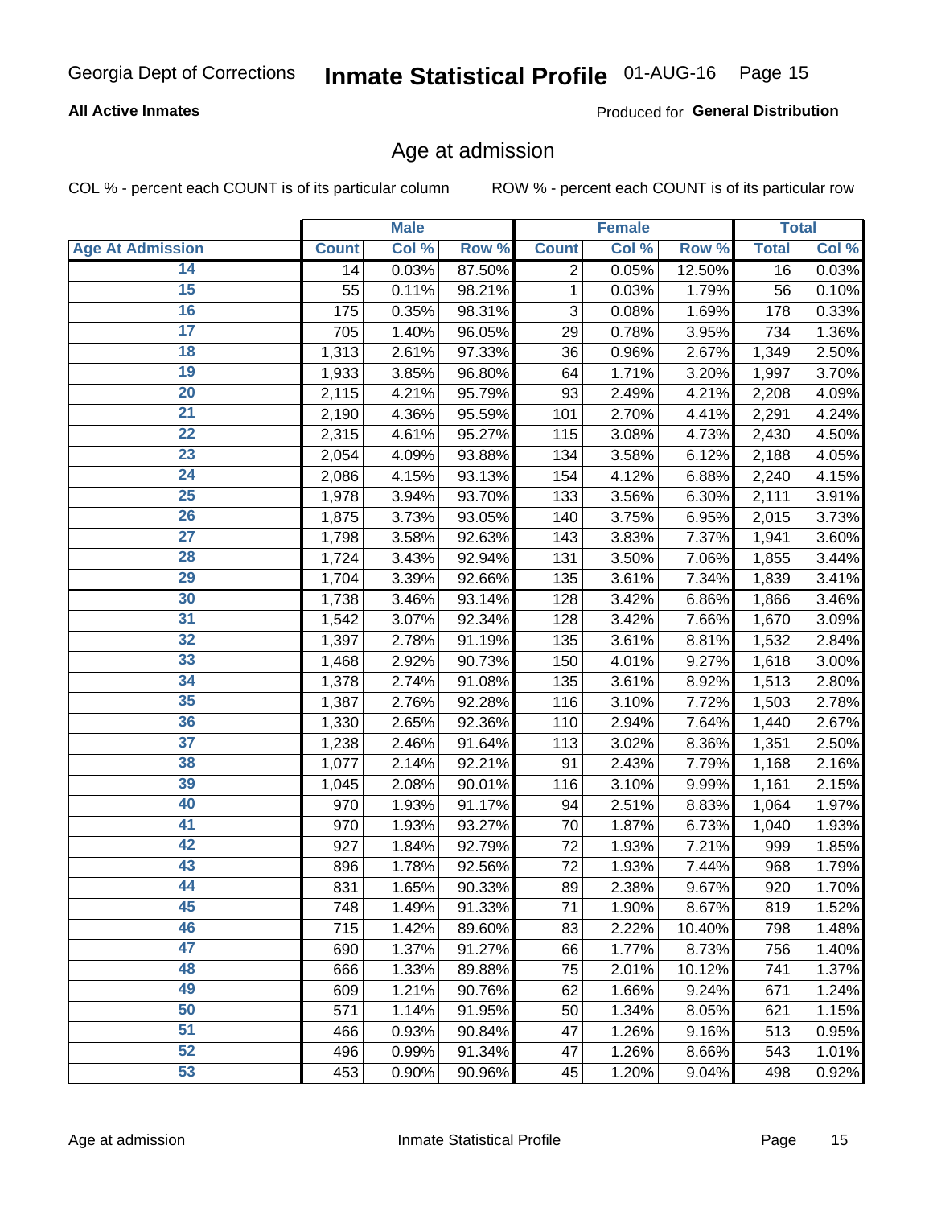**All Active Inmates**

Produced for **General Distribution**

## Age at admission

COL % - percent each COUNT is of its particular column

ROW % - percent each COUNT is of its particular row

| | Male | | | Female | | | Total | |
|---|---|---|---|---|---|---|---|---|
| **Age At Admission** | **Count** | **Col %** | **Row %** | **Count** | **Col %** | **Row %** | **Total** | **Col %** |
| 14 | 14 | 0.03% | 87.50% | 2 | 0.05% | 12.50% | 16 | 0.03% |
| 15 | 55 | 0.11% | 98.21% | 1 | 0.03% | 1.79% | 56 | 0.10% |
| 16 | 175 | 0.35% | 98.31% | 3 | 0.08% | 1.69% | 178 | 0.33% |
| 17 | 705 | 1.40% | 96.05% | 29 | 0.78% | 3.95% | 734 | 1.36% |
| 18 | 1,313 | 2.61% | 97.33% | 36 | 0.96% | 2.67% | 1,349 | 2.50% |
| 19 | 1,933 | 3.85% | 96.80% | 64 | 1.71% | 3.20% | 1,997 | 3.70% |
| 20 | 2,115 | 4.21% | 95.79% | 93 | 2.49% | 4.21% | 2,208 | 4.09% |
| 21 | 2,190 | 4.36% | 95.59% | 101 | 2.70% | 4.41% | 2,291 | 4.24% |
| 22 | 2,315 | 4.61% | 95.27% | 115 | 3.08% | 4.73% | 2,430 | 4.50% |
| 23 | 2,054 | 4.09% | 93.88% | 134 | 3.58% | 6.12% | 2,188 | 4.05% |
| 24 | 2,086 | 4.15% | 93.13% | 154 | 4.12% | 6.88% | 2,240 | 4.15% |
| 25 | 1,978 | 3.94% | 93.70% | 133 | 3.56% | 6.30% | 2,111 | 3.91% |
| 26 | 1,875 | 3.73% | 93.05% | 140 | 3.75% | 6.95% | 2,015 | 3.73% |
| 27 | 1,798 | 3.58% | 92.63% | 143 | 3.83% | 7.37% | 1,941 | 3.60% |
| 28 | 1,724 | 3.43% | 92.94% | 131 | 3.50% | 7.06% | 1,855 | 3.44% |
| 29 | 1,704 | 3.39% | 92.66% | 135 | 3.61% | 7.34% | 1,839 | 3.41% |
| 30 | 1,738 | 3.46% | 93.14% | 128 | 3.42% | 6.86% | 1,866 | 3.46% |
| 31 | 1,542 | 3.07% | 92.34% | 128 | 3.42% | 7.66% | 1,670 | 3.09% |
| 32 | 1,397 | 2.78% | 91.19% | 135 | 3.61% | 8.81% | 1,532 | 2.84% |
| 33 | 1,468 | 2.92% | 90.73% | 150 | 4.01% | 9.27% | 1,618 | 3.00% |
| 34 | 1,378 | 2.74% | 91.08% | 135 | 3.61% | 8.92% | 1,513 | 2.80% |
| 35 | 1,387 | 2.76% | 92.28% | 116 | 3.10% | 7.72% | 1,503 | 2.78% |
| 36 | 1,330 | 2.65% | 92.36% | 110 | 2.94% | 7.64% | 1,440 | 2.67% |
| 37 | 1,238 | 2.46% | 91.64% | 113 | 3.02% | 8.36% | 1,351 | 2.50% |
| 38 | 1,077 | 2.14% | 92.21% | 91 | 2.43% | 7.79% | 1,168 | 2.16% |
| 39 | 1,045 | 2.08% | 90.01% | 116 | 3.10% | 9.99% | 1,161 | 2.15% |
| 40 | 970 | 1.93% | 91.17% | 94 | 2.51% | 8.83% | 1,064 | 1.97% |
| 41 | 970 | 1.93% | 93.27% | 70 | 1.87% | 6.73% | 1,040 | 1.93% |
| 42 | 927 | 1.84% | 92.79% | 72 | 1.93% | 7.21% | 999 | 1.85% |
| 43 | 896 | 1.78% | 92.56% | 72 | 1.93% | 7.44% | 968 | 1.79% |
| 44 | 831 | 1.65% | 90.33% | 89 | 2.38% | 9.67% | 920 | 1.70% |
| 45 | 748 | 1.49% | 91.33% | 71 | 1.90% | 8.67% | 819 | 1.52% |
| 46 | 715 | 1.42% | 89.60% | 83 | 2.22% | 10.40% | 798 | 1.48% |
| 47 | 690 | 1.37% | 91.27% | 66 | 1.77% | 8.73% | 756 | 1.40% |
| 48 | 666 | 1.33% | 89.88% | 75 | 2.01% | 10.12% | 741 | 1.37% |
| 49 | 609 | 1.21% | 90.76% | 62 | 1.66% | 9.24% | 671 | 1.24% |
| 50 | 571 | 1.14% | 91.95% | 50 | 1.34% | 8.05% | 621 | 1.15% |
| 51 | 466 | 0.93% | 90.84% | 47 | 1.26% | 9.16% | 513 | 0.95% |
| 52 | 496 | 0.99% | 91.34% | 47 | 1.26% | 8.66% | 543 | 1.01% |
| 53 | 453 | 0.90% | 90.96% | 45 | 1.20% | 9.04% | 498 | 0.92% |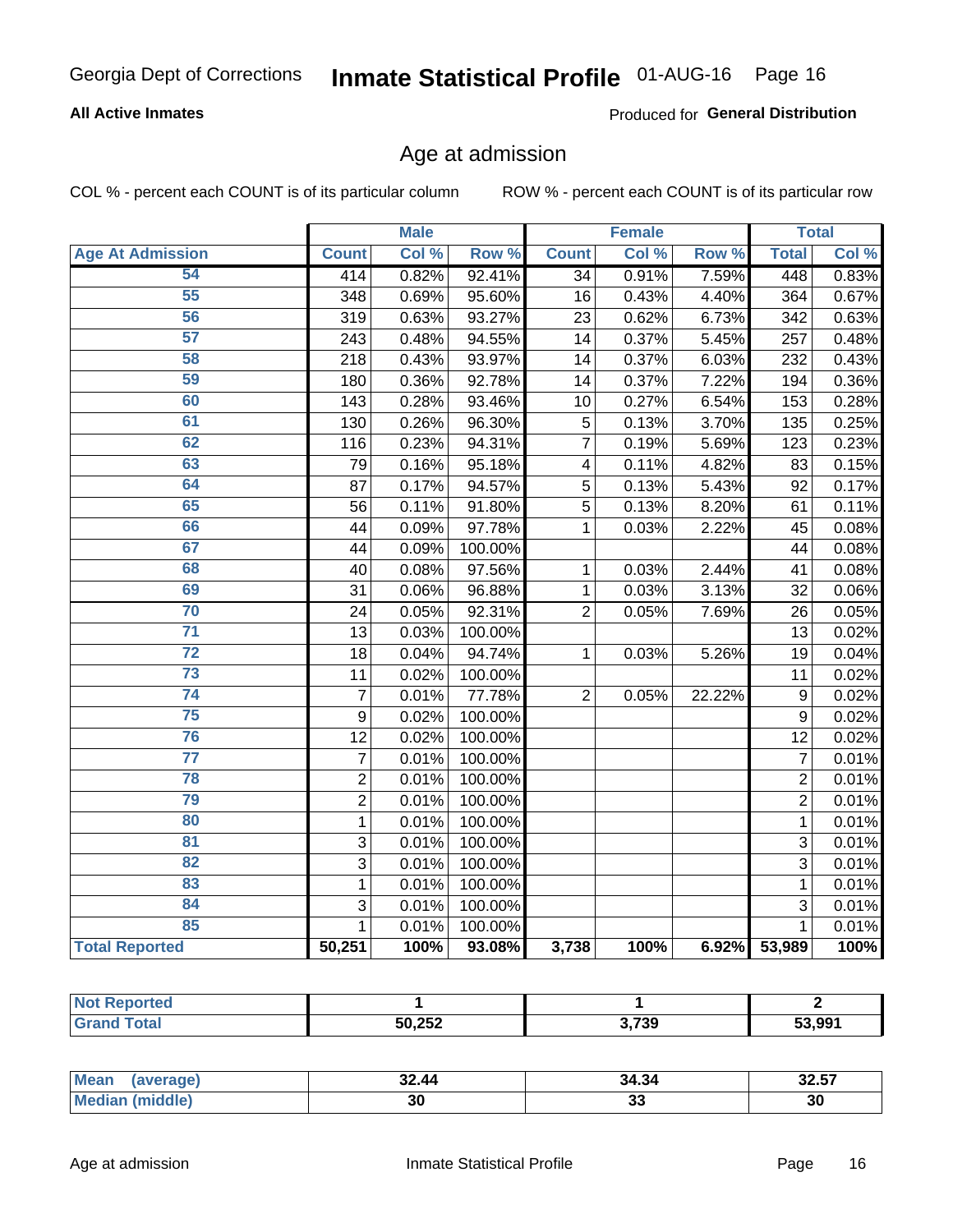Georgia Dept of Corrections **Inmate Statistical Profile** 01-AUG-16

**All Active Inmates**

Produced for **General Distribution**

## Age at admission

COL % - percent each COUNT is of its particular column    ROW % - percent each COUNT is of its particular row

| | Male | | | Female | | | Total | |
|---|---|---|---|---|---|---|---|---|
| Age At Admission | Count | Col % | Row % | Count | Col % | Row % | Total | Col % |
| 54 | 414 | 0.82% | 92.41% | 34 | 0.91% | 7.59% | 448 | 0.83% |
| 55 | 348 | 0.69% | 95.60% | 16 | 0.43% | 4.40% | 364 | 0.67% |
| 56 | 319 | 0.63% | 93.27% | 23 | 0.62% | 6.73% | 342 | 0.63% |
| 57 | 243 | 0.48% | 94.55% | 14 | 0.37% | 5.45% | 257 | 0.48% |
| 58 | 218 | 0.43% | 93.97% | 14 | 0.37% | 6.03% | 232 | 0.43% |
| 59 | 180 | 0.36% | 92.78% | 14 | 0.37% | 7.22% | 194 | 0.36% |
| 60 | 143 | 0.28% | 93.46% | 10 | 0.27% | 6.54% | 153 | 0.28% |
| 61 | 130 | 0.26% | 96.30% | 5 | 0.13% | 3.70% | 135 | 0.25% |
| 62 | 116 | 0.23% | 94.31% | 7 | 0.19% | 5.69% | 123 | 0.23% |
| 63 | 79 | 0.16% | 95.18% | 4 | 0.11% | 4.82% | 83 | 0.15% |
| 64 | 87 | 0.17% | 94.57% | 5 | 0.13% | 5.43% | 92 | 0.17% |
| 65 | 56 | 0.11% | 91.80% | 5 | 0.13% | 8.20% | 61 | 0.11% |
| 66 | 44 | 0.09% | 97.78% | 1 | 0.03% | 2.22% | 45 | 0.08% |
| 67 | 44 | 0.09% | 100.00% | | | | 44 | 0.08% |
| 68 | 40 | 0.08% | 97.56% | 1 | 0.03% | 2.44% | 41 | 0.08% |
| 69 | 31 | 0.06% | 96.88% | 1 | 0.03% | 3.13% | 32 | 0.06% |
| 70 | 24 | 0.05% | 92.31% | 2 | 0.05% | 7.69% | 26 | 0.05% |
| 71 | 13 | 0.03% | 100.00% | | | | 13 | 0.02% |
| 72 | 18 | 0.04% | 94.74% | 1 | 0.03% | 5.26% | 19 | 0.04% |
| 73 | 11 | 0.02% | 100.00% | | | | 11 | 0.02% |
| 74 | 7 | 0.01% | 77.78% | 2 | 0.05% | 22.22% | 9 | 0.02% |
| 75 | 9 | 0.02% | 100.00% | | | | 9 | 0.02% |
| 76 | 12 | 0.02% | 100.00% | | | | 12 | 0.02% |
| 77 | 7 | 0.01% | 100.00% | | | | 7 | 0.01% |
| 78 | 2 | 0.01% | 100.00% | | | | 2 | 0.01% |
| 79 | 2 | 0.01% | 100.00% | | | | 2 | 0.01% |
| 80 | 1 | 0.01% | 100.00% | | | | 1 | 0.01% |
| 81 | 3 | 0.01% | 100.00% | | | | 3 | 0.01% |
| 82 | 3 | 0.01% | 100.00% | | | | 3 | 0.01% |
| 83 | 1 | 0.01% | 100.00% | | | | 1 | 0.01% |
| 84 | 3 | 0.01% | 100.00% | | | | 3 | 0.01% |
| 85 | 1 | 0.01% | 100.00% | | | | 1 | 0.01% |
| **Total Reported** | **50,251** | **100%** | **93.08%** | **3,738** | **100%** | **6.92%** | **53,989** | **100%** |

| | Male | Female | Total |
|---|---|---|---|
| Not Reported | 1 | 1 | 2 |
| Grand Total | 50,252 | 3,739 | 53,991 |

| | Male | Female | Total |
|---|---|---|---|
| Mean (average) | 32.44 | 34.34 | 32.57 |
| Median (middle) | 30 | 33 | 30 |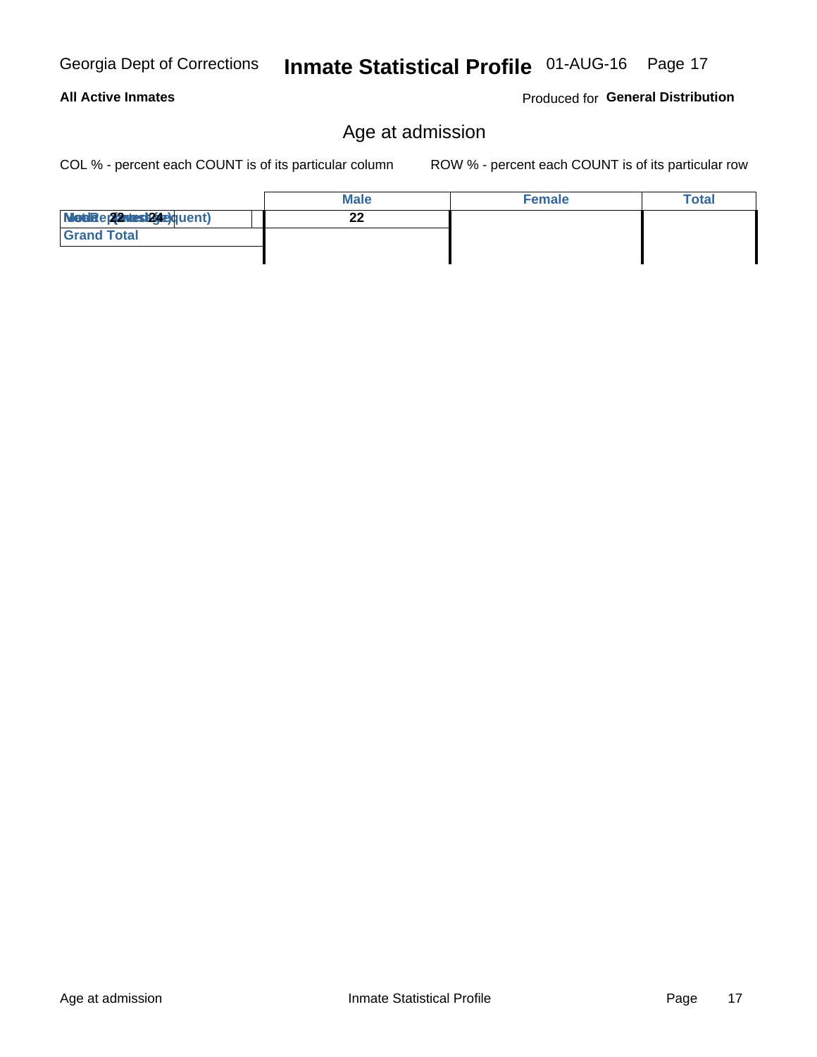Georgia Dept of Corrections **Inmate Statistical Profile** 01-AUG-16

**All Active Inmates** Produced for **General Distribution**

## Age at admission

COL % - percent each COUNT is of its particular column ROW % - percent each COUNT is of its particular row

| | | Male | Female | Total |
|---|---|---|---|---|
| Mode Age (most frequent) / Median 22 / Mean 24 | | 22 | | |
| Grand Total | | | | |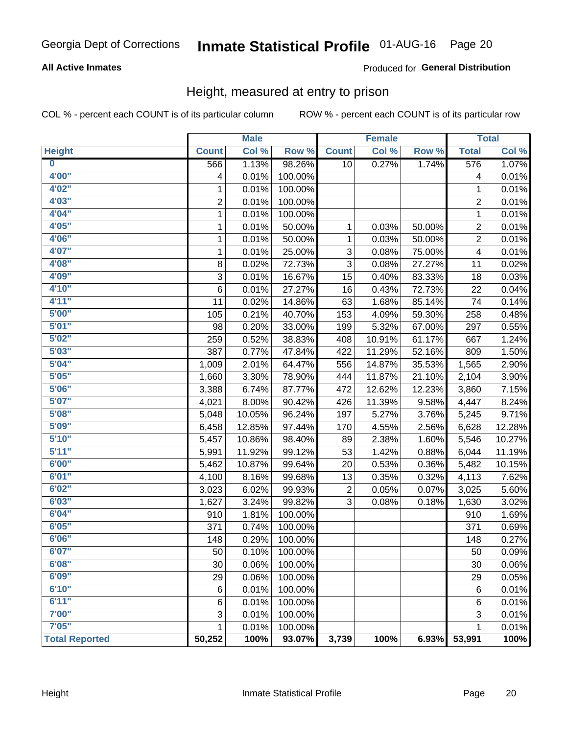Georgia Dept of Corrections **Inmate Statistical Profile** 01-AUG-16 Page 20

**All Active Inmates**

Produced for **General Distribution**

## Height, measured at entry to prison

COL % - percent each COUNT is of its particular column ROW % - percent each COUNT is of its particular row

| | Male | | | Female | | | Total | |
|---|---|---|---|---|---|---|---|---|
| **Height** | **Count** | **Col %** | **Row %** | **Count** | **Col %** | **Row %** | **Total** | **Col %** |
| **0** | 566 | 1.13% | 98.26% | 10 | 0.27% | 1.74% | 576 | 1.07% |
| **4'00"** | 4 | 0.01% | 100.00% | | | | 4 | 0.01% |
| **4'02"** | 1 | 0.01% | 100.00% | | | | 1 | 0.01% |
| **4'03"** | 2 | 0.01% | 100.00% | | | | 2 | 0.01% |
| **4'04"** | 1 | 0.01% | 100.00% | | | | 1 | 0.01% |
| **4'05"** | 1 | 0.01% | 50.00% | 1 | 0.03% | 50.00% | 2 | 0.01% |
| **4'06"** | 1 | 0.01% | 50.00% | 1 | 0.03% | 50.00% | 2 | 0.01% |
| **4'07"** | 1 | 0.01% | 25.00% | 3 | 0.08% | 75.00% | 4 | 0.01% |
| **4'08"** | 8 | 0.02% | 72.73% | 3 | 0.08% | 27.27% | 11 | 0.02% |
| **4'09"** | 3 | 0.01% | 16.67% | 15 | 0.40% | 83.33% | 18 | 0.03% |
| **4'10"** | 6 | 0.01% | 27.27% | 16 | 0.43% | 72.73% | 22 | 0.04% |
| **4'11"** | 11 | 0.02% | 14.86% | 63 | 1.68% | 85.14% | 74 | 0.14% |
| **5'00"** | 105 | 0.21% | 40.70% | 153 | 4.09% | 59.30% | 258 | 0.48% |
| **5'01"** | 98 | 0.20% | 33.00% | 199 | 5.32% | 67.00% | 297 | 0.55% |
| **5'02"** | 259 | 0.52% | 38.83% | 408 | 10.91% | 61.17% | 667 | 1.24% |
| **5'03"** | 387 | 0.77% | 47.84% | 422 | 11.29% | 52.16% | 809 | 1.50% |
| **5'04"** | 1,009 | 2.01% | 64.47% | 556 | 14.87% | 35.53% | 1,565 | 2.90% |
| **5'05"** | 1,660 | 3.30% | 78.90% | 444 | 11.87% | 21.10% | 2,104 | 3.90% |
| **5'06"** | 3,388 | 6.74% | 87.77% | 472 | 12.62% | 12.23% | 3,860 | 7.15% |
| **5'07"** | 4,021 | 8.00% | 90.42% | 426 | 11.39% | 9.58% | 4,447 | 8.24% |
| **5'08"** | 5,048 | 10.05% | 96.24% | 197 | 5.27% | 3.76% | 5,245 | 9.71% |
| **5'09"** | 6,458 | 12.85% | 97.44% | 170 | 4.55% | 2.56% | 6,628 | 12.28% |
| **5'10"** | 5,457 | 10.86% | 98.40% | 89 | 2.38% | 1.60% | 5,546 | 10.27% |
| **5'11"** | 5,991 | 11.92% | 99.12% | 53 | 1.42% | 0.88% | 6,044 | 11.19% |
| **6'00"** | 5,462 | 10.87% | 99.64% | 20 | 0.53% | 0.36% | 5,482 | 10.15% |
| **6'01"** | 4,100 | 8.16% | 99.68% | 13 | 0.35% | 0.32% | 4,113 | 7.62% |
| **6'02"** | 3,023 | 6.02% | 99.93% | 2 | 0.05% | 0.07% | 3,025 | 5.60% |
| **6'03"** | 1,627 | 3.24% | 99.82% | 3 | 0.08% | 0.18% | 1,630 | 3.02% |
| **6'04"** | 910 | 1.81% | 100.00% | | | | 910 | 1.69% |
| **6'05"** | 371 | 0.74% | 100.00% | | | | 371 | 0.69% |
| **6'06"** | 148 | 0.29% | 100.00% | | | | 148 | 0.27% |
| **6'07"** | 50 | 0.10% | 100.00% | | | | 50 | 0.09% |
| **6'08"** | 30 | 0.06% | 100.00% | | | | 30 | 0.06% |
| **6'09"** | 29 | 0.06% | 100.00% | | | | 29 | 0.05% |
| **6'10"** | 6 | 0.01% | 100.00% | | | | 6 | 0.01% |
| **6'11"** | 6 | 0.01% | 100.00% | | | | 6 | 0.01% |
| **7'00"** | 3 | 0.01% | 100.00% | | | | 3 | 0.01% |
| **7'05"** | 1 | 0.01% | 100.00% | | | | 1 | 0.01% |
| **Total Reported** | **50,252** | **100%** | **93.07%** | **3,739** | **100%** | **6.93%** | **53,991** | **100%** |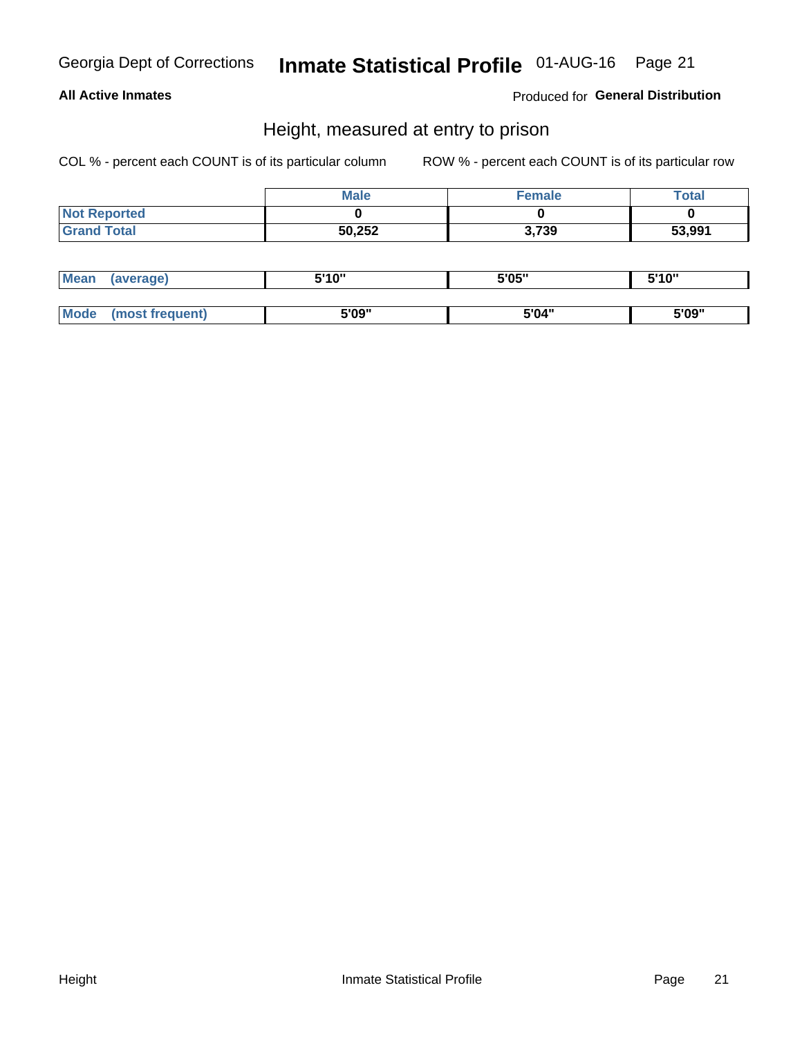Georgia Dept of Corrections **Inmate Statistical Profile** 01-AUG-16

**All Active Inmates**

Produced for **General Distribution**

## Height, measured at entry to prison

COL % - percent each COUNT is of its particular column

ROW % - percent each COUNT is of its particular row

| | Male | Female | Total |
|---|---|---|---|
| **Not Reported** | **0** | **0** | **0** |
| **Grand Total** | **50,252** | **3,739** | **53,991** |

| | Male | Female | Total |
|---|---|---|---|
| **Mean (average)** | **5'10"** | **5'05"** | **5'10"** |
| **Mode (most frequent)** | **5'09"** | **5'04"** | **5'09"** |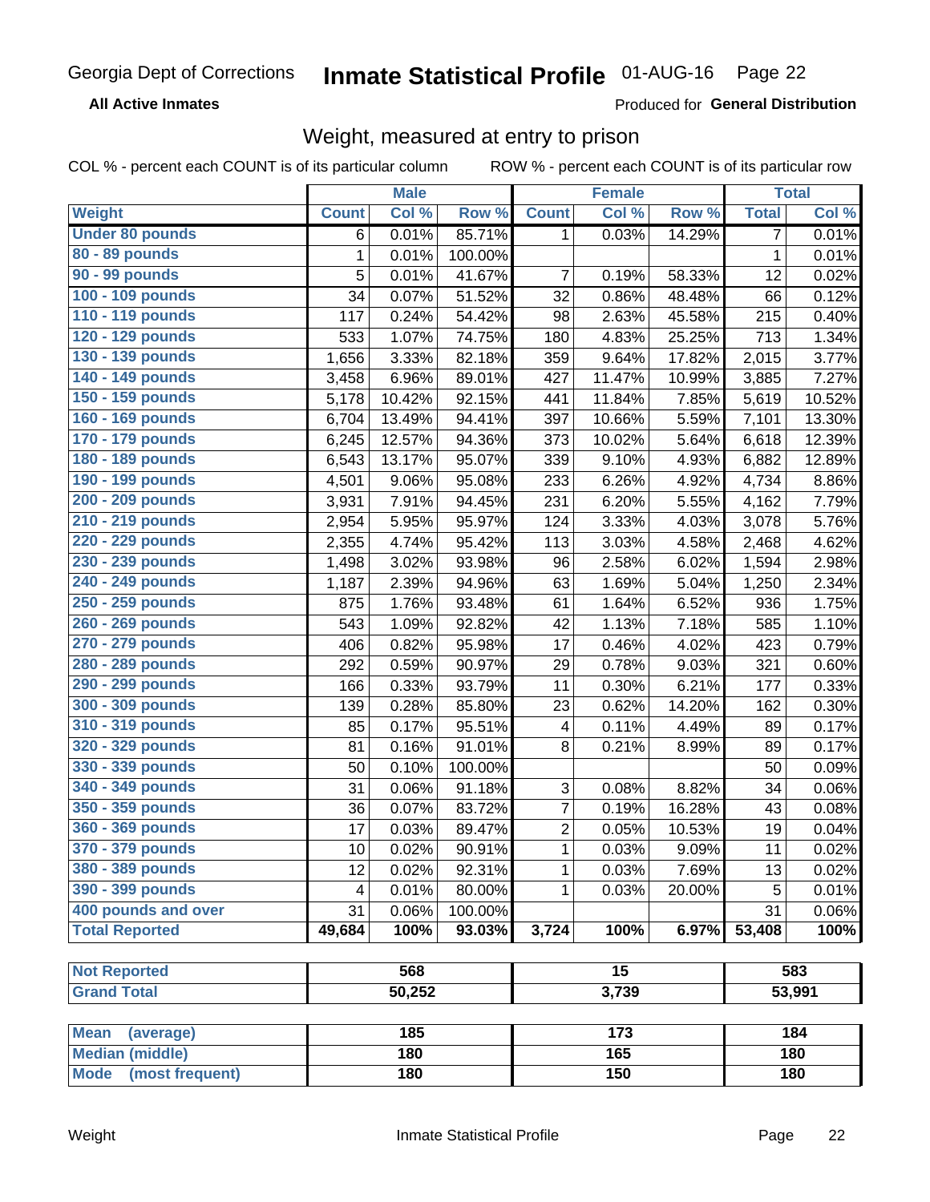Georgia Dept of Corrections **Inmate Statistical Profile** 01-AUG-16

**All Active Inmates**

Produced for **General Distribution**

## Weight, measured at entry to prison

COL % - percent each COUNT is of its particular column ROW % - percent each COUNT is of its particular row

| Weight | Male | | | Female | | | Total | |
|---|---|---|---|---|---|---|---|---|
| | Count | Col % | Row % | Count | Col % | Row % | Total | Col % |
| Under 80 pounds | 6 | 0.01% | 85.71% | 1 | 0.03% | 14.29% | 7 | 0.01% |
| 80 - 89 pounds | 1 | 0.01% | 100.00% | | | | 1 | 0.01% |
| 90 - 99 pounds | 5 | 0.01% | 41.67% | 7 | 0.19% | 58.33% | 12 | 0.02% |
| 100 - 109 pounds | 34 | 0.07% | 51.52% | 32 | 0.86% | 48.48% | 66 | 0.12% |
| 110 - 119 pounds | 117 | 0.24% | 54.42% | 98 | 2.63% | 45.58% | 215 | 0.40% |
| 120 - 129 pounds | 533 | 1.07% | 74.75% | 180 | 4.83% | 25.25% | 713 | 1.34% |
| 130 - 139 pounds | 1,656 | 3.33% | 82.18% | 359 | 9.64% | 17.82% | 2,015 | 3.77% |
| 140 - 149 pounds | 3,458 | 6.96% | 89.01% | 427 | 11.47% | 10.99% | 3,885 | 7.27% |
| 150 - 159 pounds | 5,178 | 10.42% | 92.15% | 441 | 11.84% | 7.85% | 5,619 | 10.52% |
| 160 - 169 pounds | 6,704 | 13.49% | 94.41% | 397 | 10.66% | 5.59% | 7,101 | 13.30% |
| 170 - 179 pounds | 6,245 | 12.57% | 94.36% | 373 | 10.02% | 5.64% | 6,618 | 12.39% |
| 180 - 189 pounds | 6,543 | 13.17% | 95.07% | 339 | 9.10% | 4.93% | 6,882 | 12.89% |
| 190 - 199 pounds | 4,501 | 9.06% | 95.08% | 233 | 6.26% | 4.92% | 4,734 | 8.86% |
| 200 - 209 pounds | 3,931 | 7.91% | 94.45% | 231 | 6.20% | 5.55% | 4,162 | 7.79% |
| 210 - 219 pounds | 2,954 | 5.95% | 95.97% | 124 | 3.33% | 4.03% | 3,078 | 5.76% |
| 220 - 229 pounds | 2,355 | 4.74% | 95.42% | 113 | 3.03% | 4.58% | 2,468 | 4.62% |
| 230 - 239 pounds | 1,498 | 3.02% | 93.98% | 96 | 2.58% | 6.02% | 1,594 | 2.98% |
| 240 - 249 pounds | 1,187 | 2.39% | 94.96% | 63 | 1.69% | 5.04% | 1,250 | 2.34% |
| 250 - 259 pounds | 875 | 1.76% | 93.48% | 61 | 1.64% | 6.52% | 936 | 1.75% |
| 260 - 269 pounds | 543 | 1.09% | 92.82% | 42 | 1.13% | 7.18% | 585 | 1.10% |
| 270 - 279 pounds | 406 | 0.82% | 95.98% | 17 | 0.46% | 4.02% | 423 | 0.79% |
| 280 - 289 pounds | 292 | 0.59% | 90.97% | 29 | 0.78% | 9.03% | 321 | 0.60% |
| 290 - 299 pounds | 166 | 0.33% | 93.79% | 11 | 0.30% | 6.21% | 177 | 0.33% |
| 300 - 309 pounds | 139 | 0.28% | 85.80% | 23 | 0.62% | 14.20% | 162 | 0.30% |
| 310 - 319 pounds | 85 | 0.17% | 95.51% | 4 | 0.11% | 4.49% | 89 | 0.17% |
| 320 - 329 pounds | 81 | 0.16% | 91.01% | 8 | 0.21% | 8.99% | 89 | 0.17% |
| 330 - 339 pounds | 50 | 0.10% | 100.00% | | | | 50 | 0.09% |
| 340 - 349 pounds | 31 | 0.06% | 91.18% | 3 | 0.08% | 8.82% | 34 | 0.06% |
| 350 - 359 pounds | 36 | 0.07% | 83.72% | 7 | 0.19% | 16.28% | 43 | 0.08% |
| 360 - 369 pounds | 17 | 0.03% | 89.47% | 2 | 0.05% | 10.53% | 19 | 0.04% |
| 370 - 379 pounds | 10 | 0.02% | 90.91% | 1 | 0.03% | 9.09% | 11 | 0.02% |
| 380 - 389 pounds | 12 | 0.02% | 92.31% | 1 | 0.03% | 7.69% | 13 | 0.02% |
| 390 - 399 pounds | 4 | 0.01% | 80.00% | 1 | 0.03% | 20.00% | 5 | 0.01% |
| 400 pounds and over | 31 | 0.06% | 100.00% | | | | 31 | 0.06% |
| **Total Reported** | **49,684** | **100%** | **93.03%** | **3,724** | **100%** | **6.97%** | **53,408** | **100%** |

| | Male | Female | Total |
|---|---|---|---|
| Not Reported | 568 | 15 | 583 |
| Grand Total | 50,252 | 3,739 | 53,991 |

| | Male | Female | Total |
|---|---|---|---|
| Mean (average) | 185 | 173 | 184 |
| Median (middle) | 180 | 165 | 180 |
| Mode (most frequent) | 180 | 150 | 180 |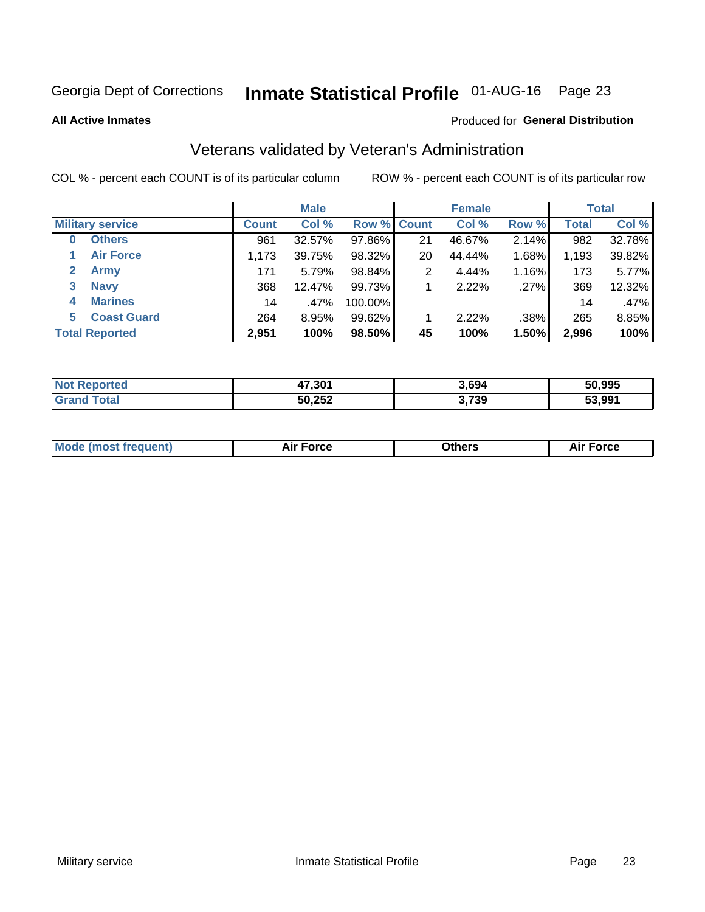Georgia Dept of Corrections **Inmate Statistical Profile** 01-AUG-16 Page 23

**All Active Inmates**

Produced for **General Distribution**

## Veterans validated by Veteran's Administration

COL % - percent each COUNT is of its particular column ROW % - percent each COUNT is of its particular row

| | Male | | | Female | | | Total | |
|---|---|---|---|---|---|---|---|---|
| **Military service** | **Count** | **Col %** | **Row %** | **Count** | **Col %** | **Row %** | **Total** | **Col %** |
| **0 Others** | 961 | 32.57% | 97.86% | 21 | 46.67% | 2.14% | 982 | 32.78% |
| **1 Air Force** | 1,173 | 39.75% | 98.32% | 20 | 44.44% | 1.68% | 1,193 | 39.82% |
| **2 Army** | 171 | 5.79% | 98.84% | 2 | 4.44% | 1.16% | 173 | 5.77% |
| **3 Navy** | 368 | 12.47% | 99.73% | 1 | 2.22% | .27% | 369 | 12.32% |
| **4 Marines** | 14 | .47% | 100.00% | | | | 14 | .47% |
| **5 Coast Guard** | 264 | 8.95% | 99.62% | 1 | 2.22% | .38% | 265 | 8.85% |
| **Total Reported** | **2,951** | **100%** | **98.50%** | **45** | **100%** | **1.50%** | **2,996** | **100%** |

| | Male | Female | Total |
|---|---|---|---|
| **Not Reported** | **47,301** | **3,694** | **50,995** |
| **Grand Total** | **50,252** | **3,739** | **53,991** |

| | Male | Female | Total |
|---|---|---|---|
| **Mode (most frequent)** | **Air Force** | **Others** | **Air Force** |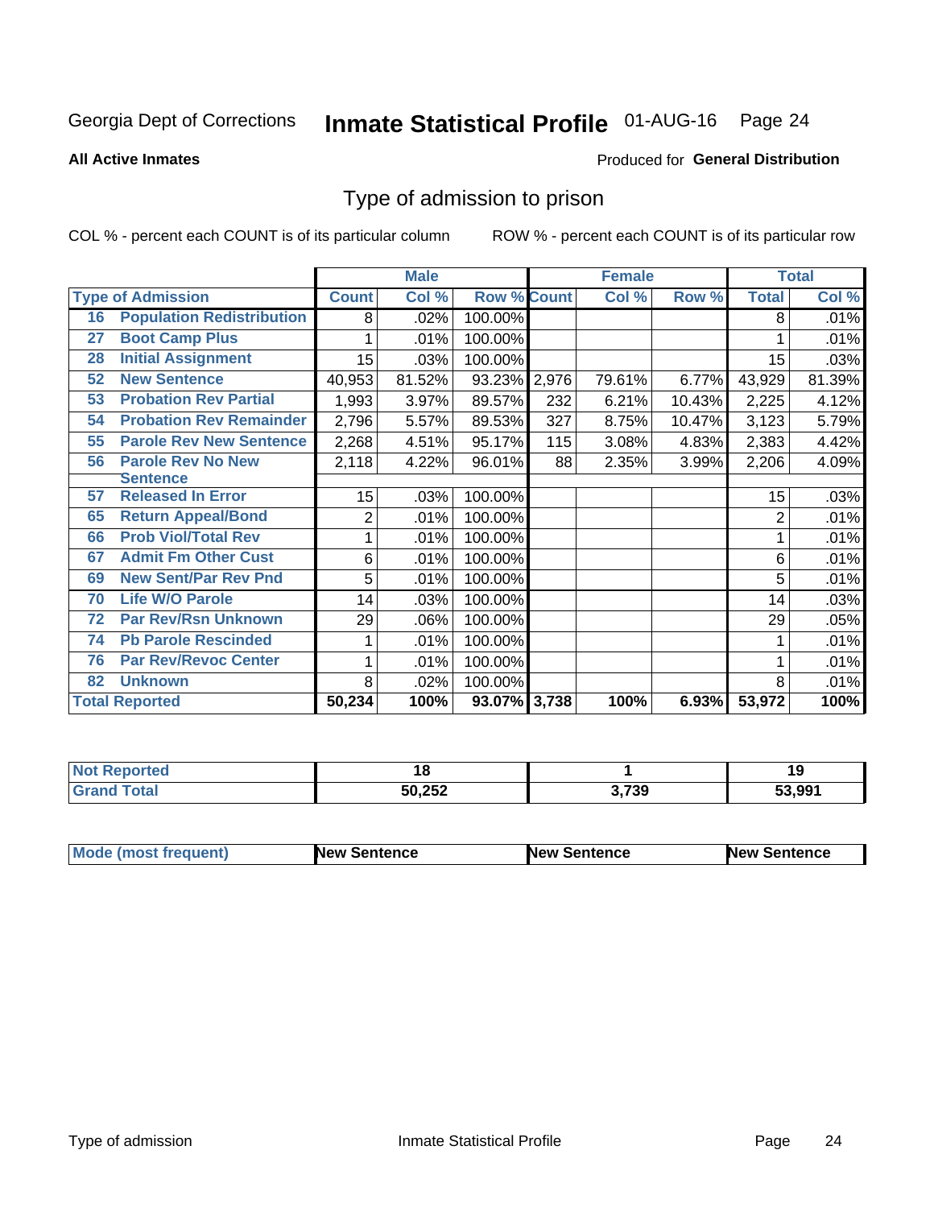Georgia Dept of Corrections **Inmate Statistical Profile** 01-AUG-16

**All Active Inmates**

Produced for **General Distribution**

## Type of admission to prison

COL % - percent each COUNT is of its particular column

ROW % - percent each COUNT is of its particular row

| Type of Admission | | Male | | | Female | | | Total | |
|---|---|---|---|---|---|---|---|---|---|
| | | Count | Col % | Row % | Count | Col % | Row % | Total | Col % |
| 16 | Population Redistribution | 8 | .02% | 100.00% | | | | 8 | .01% |
| 27 | Boot Camp Plus | 1 | .01% | 100.00% | | | | 1 | .01% |
| 28 | Initial Assignment | 15 | .03% | 100.00% | | | | 15 | .03% |
| 52 | New Sentence | 40,953 | 81.52% | 93.23% | 2,976 | 79.61% | 6.77% | 43,929 | 81.39% |
| 53 | Probation Rev Partial | 1,993 | 3.97% | 89.57% | 232 | 6.21% | 10.43% | 2,225 | 4.12% |
| 54 | Probation Rev Remainder | 2,796 | 5.57% | 89.53% | 327 | 8.75% | 10.47% | 3,123 | 5.79% |
| 55 | Parole Rev New Sentence | 2,268 | 4.51% | 95.17% | 115 | 3.08% | 4.83% | 2,383 | 4.42% |
| 56 | Parole Rev No New Sentence | 2,118 | 4.22% | 96.01% | 88 | 2.35% | 3.99% | 2,206 | 4.09% |
| 57 | Released In Error | 15 | .03% | 100.00% | | | | 15 | .03% |
| 65 | Return Appeal/Bond | 2 | .01% | 100.00% | | | | 2 | .01% |
| 66 | Prob Viol/Total Rev | 1 | .01% | 100.00% | | | | 1 | .01% |
| 67 | Admit Fm Other Cust | 6 | .01% | 100.00% | | | | 6 | .01% |
| 69 | New Sent/Par Rev Pnd | 5 | .01% | 100.00% | | | | 5 | .01% |
| 70 | Life W/O Parole | 14 | .03% | 100.00% | | | | 14 | .03% |
| 72 | Par Rev/Rsn Unknown | 29 | .06% | 100.00% | | | | 29 | .05% |
| 74 | Pb Parole Rescinded | 1 | .01% | 100.00% | | | | 1 | .01% |
| 76 | Par Rev/Revoc Center | 1 | .01% | 100.00% | | | | 1 | .01% |
| 82 | Unknown | 8 | .02% | 100.00% | | | | 8 | .01% |
| **Total Reported** | | **50,234** | **100%** | **93.07%** | **3,738** | **100%** | **6.93%** | **53,972** | **100%** |

| | Male | Female | Total |
|---|---|---|---|
| Not Reported | 18 | 1 | 19 |
| Grand Total | 50,252 | 3,739 | 53,991 |

| | Male | Female | Total |
|---|---|---|---|
| Mode (most frequent) | New Sentence | New Sentence | New Sentence |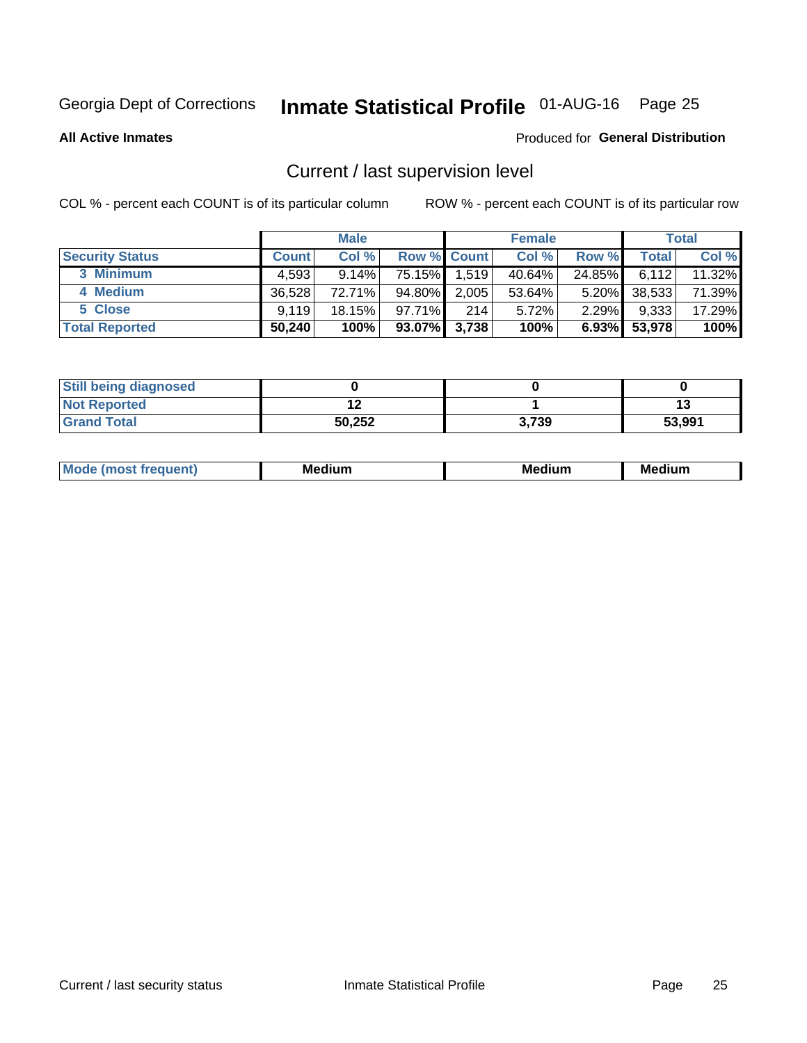Georgia Dept of Corrections **Inmate Statistical Profile** 01-AUG-16

**All Active Inmates**

Produced for **General Distribution**

## Current / last supervision level

COL % - percent each COUNT is of its particular column

ROW % - percent each COUNT is of its particular row

| | Male | | | Female | | | Total | |
|---|---|---|---|---|---|---|---|---|
| **Security Status** | **Count** | **Col %** | **Row %** | **Count** | **Col %** | **Row %** | **Total** | **Col %** |
| 3 Minimum | 4,593 | 9.14% | 75.15% | 1,519 | 40.64% | 24.85% | 6,112 | 11.32% |
| 4 Medium | 36,528 | 72.71% | 94.80% | 2,005 | 53.64% | 5.20% | 38,533 | 71.39% |
| 5 Close | 9,119 | 18.15% | 97.71% | 214 | 5.72% | 2.29% | 9,333 | 17.29% |
| **Total Reported** | **50,240** | **100%** | **93.07%** | **3,738** | **100%** | **6.93%** | **53,978** | **100%** |

| | Male | Female | Total |
|---|---|---|---|
| Still being diagnosed | 0 | 0 | 0 |
| Not Reported | 12 | 1 | 13 |
| Grand Total | 50,252 | 3,739 | 53,991 |

| | Male | Female | Total |
|---|---|---|---|
| Mode (most frequent) | Medium | Medium | Medium |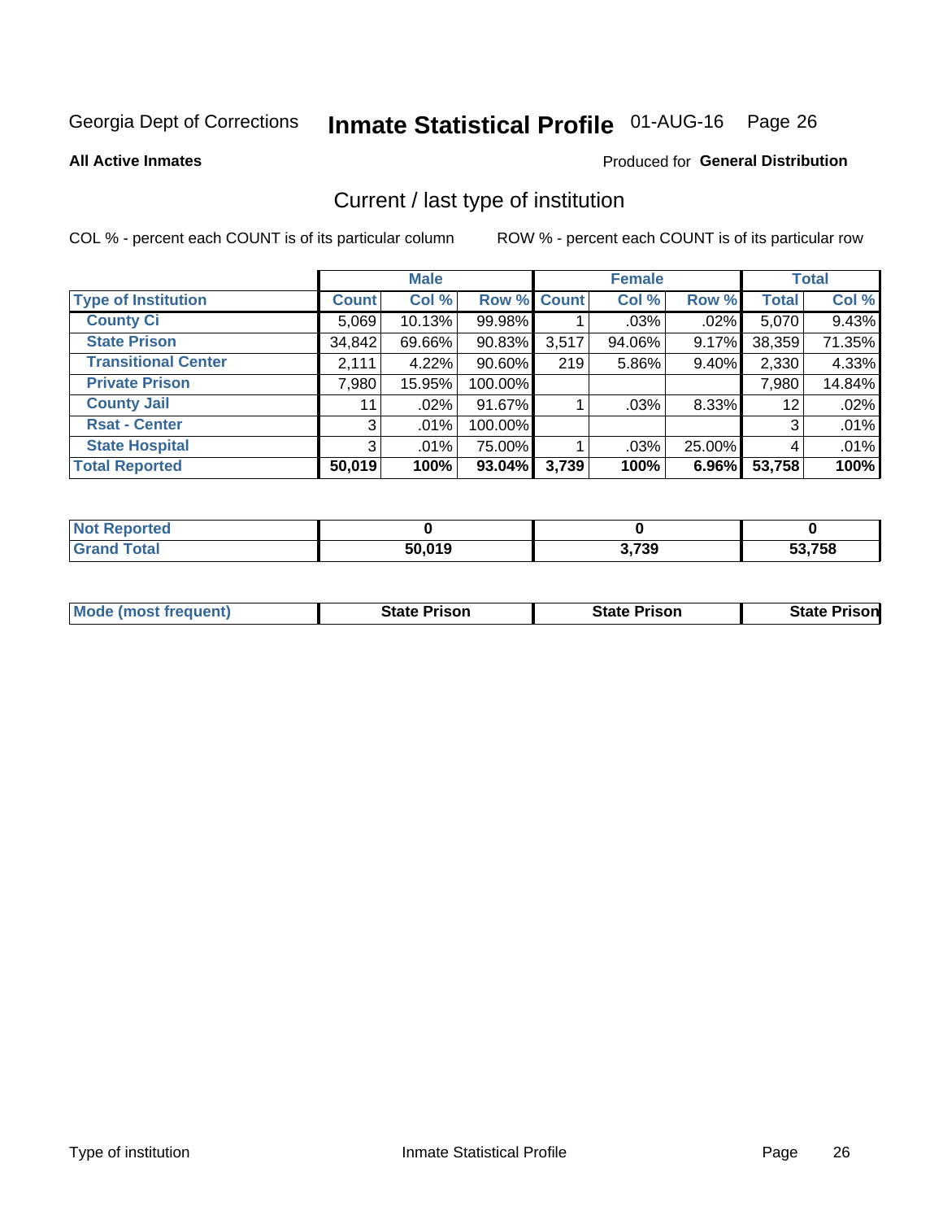Georgia Dept of Corrections **Inmate Statistical Profile** 01-AUG-16

**All Active Inmates**

Produced for **General Distribution**

## Current / last type of institution

COL % - percent each COUNT is of its particular column

ROW % - percent each COUNT is of its particular row

| | Male | | | Female | | | Total | |
|---|---|---|---|---|---|---|---|---|
| **Type of Institution** | **Count** | **Col %** | **Row %** | **Count** | **Col %** | **Row %** | **Total** | **Col %** |
| **County Ci** | 5,069 | 10.13% | 99.98% | 1 | .03% | .02% | 5,070 | 9.43% |
| **State Prison** | 34,842 | 69.66% | 90.83% | 3,517 | 94.06% | 9.17% | 38,359 | 71.35% |
| **Transitional Center** | 2,111 | 4.22% | 90.60% | 219 | 5.86% | 9.40% | 2,330 | 4.33% |
| **Private Prison** | 7,980 | 15.95% | 100.00% | | | | 7,980 | 14.84% |
| **County Jail** | 11 | .02% | 91.67% | 1 | .03% | 8.33% | 12 | .02% |
| **Rsat - Center** | 3 | .01% | 100.00% | | | | 3 | .01% |
| **State Hospital** | 3 | .01% | 75.00% | 1 | .03% | 25.00% | 4 | .01% |
| **Total Reported** | **50,019** | **100%** | **93.04%** | **3,739** | **100%** | **6.96%** | **53,758** | **100%** |

| | Male | Female | Total |
|---|---|---|---|
| **Not Reported** | **0** | **0** | **0** |
| **Grand Total** | **50,019** | **3,739** | **53,758** |

| | Male | Female | Total |
|---|---|---|---|
| **Mode (most frequent)** | **State Prison** | **State Prison** | **State Prison** |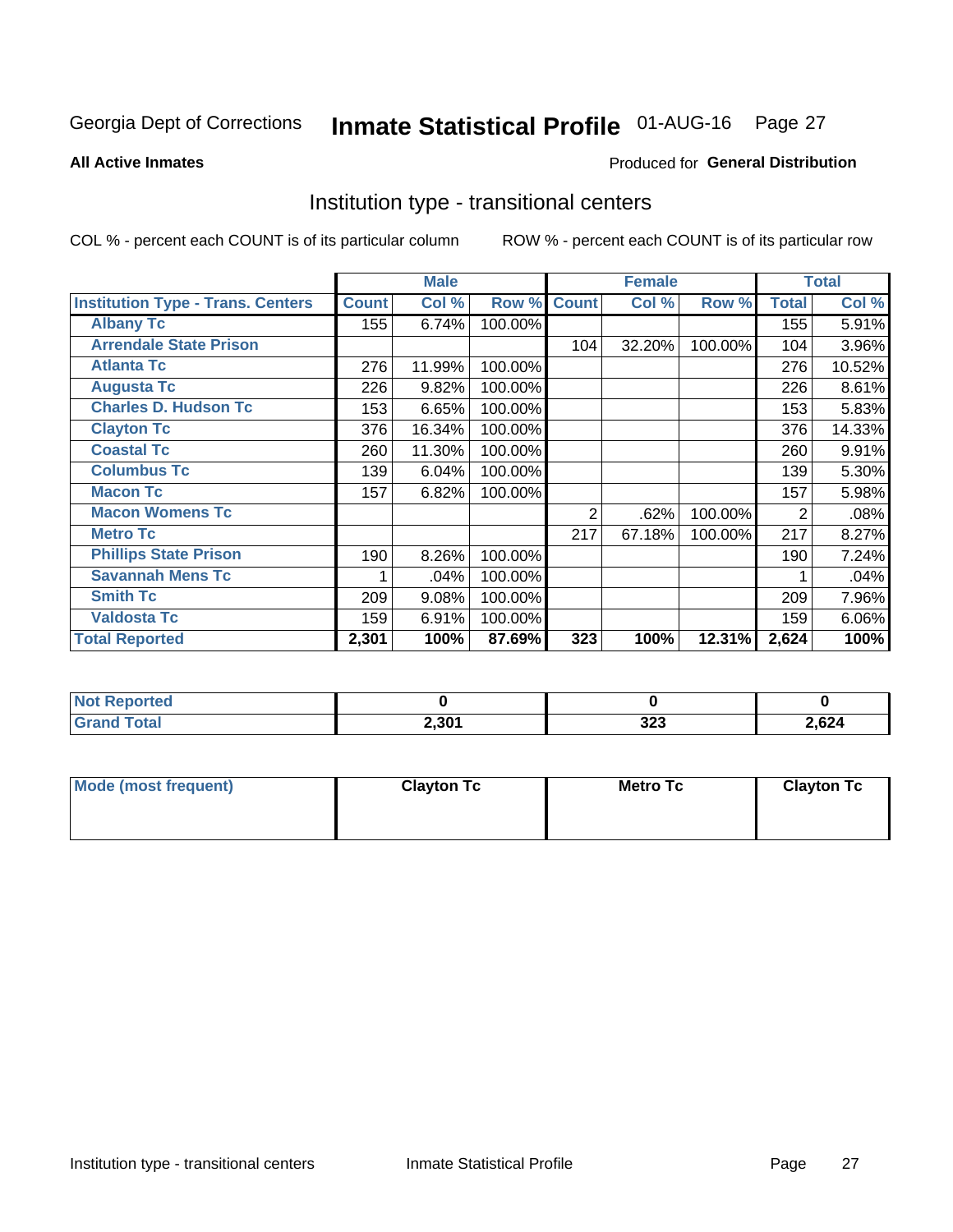# Georgia Dept of Corrections — Inmate Statistical Profile 01-AUG-16

**All Active Inmates**

Produced for **General Distribution**

## Institution type - transitional centers

COL % - percent each COUNT is of its particular column

ROW % - percent each COUNT is of its particular row

| | Male | | | Female | | | Total | |
|---|---|---|---|---|---|---|---|---|
| **Institution Type - Trans. Centers** | **Count** | **Col %** | **Row %** | **Count** | **Col %** | **Row %** | **Total** | **Col %** |
| Albany Tc | 155 | 6.74% | 100.00% | | | | 155 | 5.91% |
| Arrendale State Prison | | | | 104 | 32.20% | 100.00% | 104 | 3.96% |
| Atlanta Tc | 276 | 11.99% | 100.00% | | | | 276 | 10.52% |
| Augusta Tc | 226 | 9.82% | 100.00% | | | | 226 | 8.61% |
| Charles D. Hudson Tc | 153 | 6.65% | 100.00% | | | | 153 | 5.83% |
| Clayton Tc | 376 | 16.34% | 100.00% | | | | 376 | 14.33% |
| Coastal Tc | 260 | 11.30% | 100.00% | | | | 260 | 9.91% |
| Columbus Tc | 139 | 6.04% | 100.00% | | | | 139 | 5.30% |
| Macon Tc | 157 | 6.82% | 100.00% | | | | 157 | 5.98% |
| Macon Womens Tc | | | | 2 | .62% | 100.00% | 2 | .08% |
| Metro Tc | | | | 217 | 67.18% | 100.00% | 217 | 8.27% |
| Phillips State Prison | 190 | 8.26% | 100.00% | | | | 190 | 7.24% |
| Savannah Mens Tc | 1 | .04% | 100.00% | | | | 1 | .04% |
| Smith Tc | 209 | 9.08% | 100.00% | | | | 209 | 7.96% |
| Valdosta Tc | 159 | 6.91% | 100.00% | | | | 159 | 6.06% |
| **Total Reported** | **2,301** | **100%** | **87.69%** | **323** | **100%** | **12.31%** | **2,624** | **100%** |

| | Male | Female | Total |
|---|---|---|---|
| Not Reported | 0 | 0 | 0 |
| Grand Total | 2,301 | 323 | 2,624 |

| | Male | Female | Total |
|---|---|---|---|
| Mode (most frequent) | Clayton Tc | Metro Tc | Clayton Tc |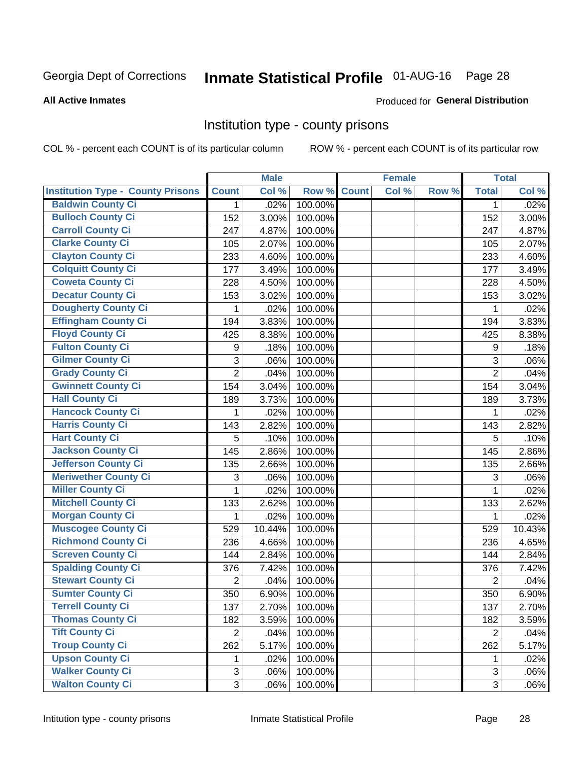Georgia Dept of Corrections **Inmate Statistical Profile** 01-AUG-16

**All Active Inmates**

Produced for **General Distribution**

## Institution type - county prisons

COL % - percent each COUNT is of its particular column

ROW % - percent each COUNT is of its particular row

| | Male | | | Female | | | Total | |
|---|---|---|---|---|---|---|---|---|
| **Institution Type - County Prisons** | **Count** | **Col %** | **Row %** | **Count** | **Col %** | **Row %** | **Total** | **Col %** |
| **Baldwin County Ci** | 1 | .02% | 100.00% | | | | 1 | .02% |
| **Bulloch County Ci** | 152 | 3.00% | 100.00% | | | | 152 | 3.00% |
| **Carroll County Ci** | 247 | 4.87% | 100.00% | | | | 247 | 4.87% |
| **Clarke County Ci** | 105 | 2.07% | 100.00% | | | | 105 | 2.07% |
| **Clayton County Ci** | 233 | 4.60% | 100.00% | | | | 233 | 4.60% |
| **Colquitt County Ci** | 177 | 3.49% | 100.00% | | | | 177 | 3.49% |
| **Coweta County Ci** | 228 | 4.50% | 100.00% | | | | 228 | 4.50% |
| **Decatur County Ci** | 153 | 3.02% | 100.00% | | | | 153 | 3.02% |
| **Dougherty County Ci** | 1 | .02% | 100.00% | | | | 1 | .02% |
| **Effingham County Ci** | 194 | 3.83% | 100.00% | | | | 194 | 3.83% |
| **Floyd County Ci** | 425 | 8.38% | 100.00% | | | | 425 | 8.38% |
| **Fulton County Ci** | 9 | .18% | 100.00% | | | | 9 | .18% |
| **Gilmer County Ci** | 3 | .06% | 100.00% | | | | 3 | .06% |
| **Grady County Ci** | 2 | .04% | 100.00% | | | | 2 | .04% |
| **Gwinnett County Ci** | 154 | 3.04% | 100.00% | | | | 154 | 3.04% |
| **Hall County Ci** | 189 | 3.73% | 100.00% | | | | 189 | 3.73% |
| **Hancock County Ci** | 1 | .02% | 100.00% | | | | 1 | .02% |
| **Harris County Ci** | 143 | 2.82% | 100.00% | | | | 143 | 2.82% |
| **Hart County Ci** | 5 | .10% | 100.00% | | | | 5 | .10% |
| **Jackson County Ci** | 145 | 2.86% | 100.00% | | | | 145 | 2.86% |
| **Jefferson County Ci** | 135 | 2.66% | 100.00% | | | | 135 | 2.66% |
| **Meriwether County Ci** | 3 | .06% | 100.00% | | | | 3 | .06% |
| **Miller County Ci** | 1 | .02% | 100.00% | | | | 1 | .02% |
| **Mitchell County Ci** | 133 | 2.62% | 100.00% | | | | 133 | 2.62% |
| **Morgan County Ci** | 1 | .02% | 100.00% | | | | 1 | .02% |
| **Muscogee County Ci** | 529 | 10.44% | 100.00% | | | | 529 | 10.43% |
| **Richmond County Ci** | 236 | 4.66% | 100.00% | | | | 236 | 4.65% |
| **Screven County Ci** | 144 | 2.84% | 100.00% | | | | 144 | 2.84% |
| **Spalding County Ci** | 376 | 7.42% | 100.00% | | | | 376 | 7.42% |
| **Stewart County Ci** | 2 | .04% | 100.00% | | | | 2 | .04% |
| **Sumter County Ci** | 350 | 6.90% | 100.00% | | | | 350 | 6.90% |
| **Terrell County Ci** | 137 | 2.70% | 100.00% | | | | 137 | 2.70% |
| **Thomas County Ci** | 182 | 3.59% | 100.00% | | | | 182 | 3.59% |
| **Tift County Ci** | 2 | .04% | 100.00% | | | | 2 | .04% |
| **Troup County Ci** | 262 | 5.17% | 100.00% | | | | 262 | 5.17% |
| **Upson County Ci** | 1 | .02% | 100.00% | | | | 1 | .02% |
| **Walker County Ci** | 3 | .06% | 100.00% | | | | 3 | .06% |
| **Walton County Ci** | 3 | .06% | 100.00% | | | | 3 | .06% |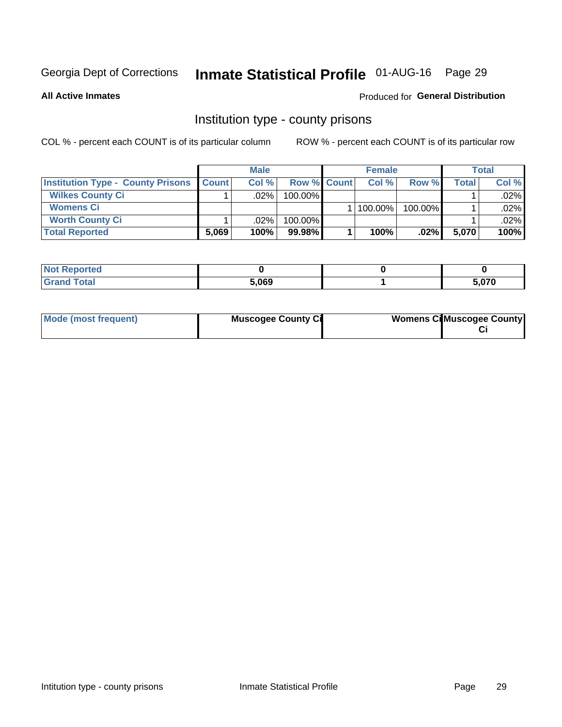Georgia Dept of Corrections **Inmate Statistical Profile** 01-AUG-16

**All Active Inmates**

Produced for **General Distribution**

## Institution type - county prisons

COL % - percent each COUNT is of its particular column

ROW % - percent each COUNT is of its particular row

| | Male | | | Female | | | Total | |
|---|---|---|---|---|---|---|---|---|
| **Institution Type - County Prisons** | **Count** | **Col %** | **Row %** | **Count** | **Col %** | **Row %** | **Total** | **Col %** |
| **Wilkes County Ci** | 1 | .02% | 100.00% | | | | 1 | .02% |
| **Womens Ci** | | | | 1 | 100.00% | 100.00% | 1 | .02% |
| **Worth County Ci** | 1 | .02% | 100.00% | | | | 1 | .02% |
| **Total Reported** | **5,069** | **100%** | **99.98%** | **1** | **100%** | **.02%** | **5,070** | **100%** |

| | Male | Female | Total |
|---|---|---|---|
| **Not Reported** | **0** | **0** | **0** |
| **Grand Total** | **5,069** | **1** | **5,070** |

| | Male | Female | Total |
|---|---|---|---|
| **Mode (most frequent)** | **Muscogee County Ci** | **Womens Ci** | **Muscogee County Ci** |

Intitution type - county prisons | Inmate Statistical Profile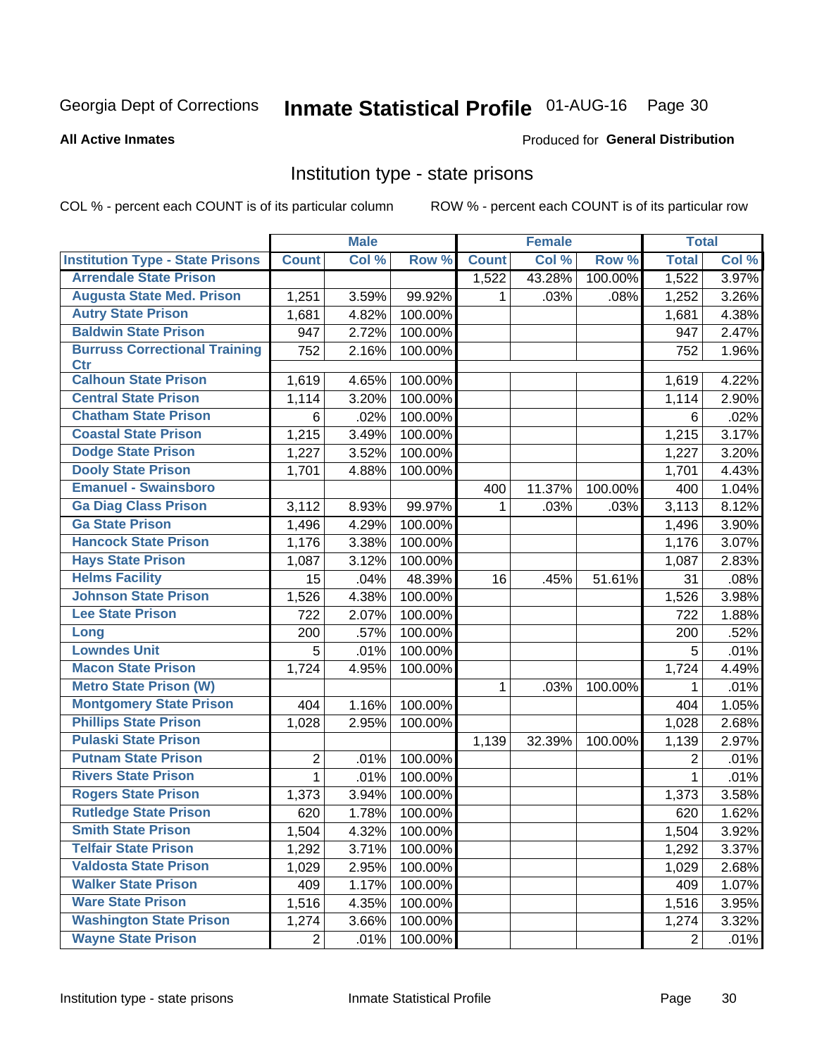Georgia Dept of Corrections **Inmate Statistical Profile** 01-AUG-16

**All Active Inmates**

Produced for **General Distribution**

## Institution type - state prisons

COL % - percent each COUNT is of its particular column    ROW % - percent each COUNT is of its particular row

| | Male | | | Female | | | Total | |
|---|---|---|---|---|---|---|---|---|
| Institution Type - State Prisons | Count | Col % | Row % | Count | Col % | Row % | Total | Col % |
| Arrendale State Prison | | | | 1,522 | 43.28% | 100.00% | 1,522 | 3.97% |
| Augusta State Med. Prison | 1,251 | 3.59% | 99.92% | 1 | .03% | .08% | 1,252 | 3.26% |
| Autry State Prison | 1,681 | 4.82% | 100.00% | | | | 1,681 | 4.38% |
| Baldwin State Prison | 947 | 2.72% | 100.00% | | | | 947 | 2.47% |
| Burruss Correctional Training Ctr | 752 | 2.16% | 100.00% | | | | 752 | 1.96% |
| Calhoun State Prison | 1,619 | 4.65% | 100.00% | | | | 1,619 | 4.22% |
| Central State Prison | 1,114 | 3.20% | 100.00% | | | | 1,114 | 2.90% |
| Chatham State Prison | 6 | .02% | 100.00% | | | | 6 | .02% |
| Coastal State Prison | 1,215 | 3.49% | 100.00% | | | | 1,215 | 3.17% |
| Dodge State Prison | 1,227 | 3.52% | 100.00% | | | | 1,227 | 3.20% |
| Dooly State Prison | 1,701 | 4.88% | 100.00% | | | | 1,701 | 4.43% |
| Emanuel - Swainsboro | | | | 400 | 11.37% | 100.00% | 400 | 1.04% |
| Ga Diag Class Prison | 3,112 | 8.93% | 99.97% | 1 | .03% | .03% | 3,113 | 8.12% |
| Ga State Prison | 1,496 | 4.29% | 100.00% | | | | 1,496 | 3.90% |
| Hancock State Prison | 1,176 | 3.38% | 100.00% | | | | 1,176 | 3.07% |
| Hays State Prison | 1,087 | 3.12% | 100.00% | | | | 1,087 | 2.83% |
| Helms Facility | 15 | .04% | 48.39% | 16 | .45% | 51.61% | 31 | .08% |
| Johnson State Prison | 1,526 | 4.38% | 100.00% | | | | 1,526 | 3.98% |
| Lee State Prison | 722 | 2.07% | 100.00% | | | | 722 | 1.88% |
| Long | 200 | .57% | 100.00% | | | | 200 | .52% |
| Lowndes Unit | 5 | .01% | 100.00% | | | | 5 | .01% |
| Macon State Prison | 1,724 | 4.95% | 100.00% | | | | 1,724 | 4.49% |
| Metro State Prison (W) | | | | 1 | .03% | 100.00% | 1 | .01% |
| Montgomery State Prison | 404 | 1.16% | 100.00% | | | | 404 | 1.05% |
| Phillips State Prison | 1,028 | 2.95% | 100.00% | | | | 1,028 | 2.68% |
| Pulaski State Prison | | | | 1,139 | 32.39% | 100.00% | 1,139 | 2.97% |
| Putnam State Prison | 2 | .01% | 100.00% | | | | 2 | .01% |
| Rivers State Prison | 1 | .01% | 100.00% | | | | 1 | .01% |
| Rogers State Prison | 1,373 | 3.94% | 100.00% | | | | 1,373 | 3.58% |
| Rutledge State Prison | 620 | 1.78% | 100.00% | | | | 620 | 1.62% |
| Smith State Prison | 1,504 | 4.32% | 100.00% | | | | 1,504 | 3.92% |
| Telfair State Prison | 1,292 | 3.71% | 100.00% | | | | 1,292 | 3.37% |
| Valdosta State Prison | 1,029 | 2.95% | 100.00% | | | | 1,029 | 2.68% |
| Walker State Prison | 409 | 1.17% | 100.00% | | | | 409 | 1.07% |
| Ware State Prison | 1,516 | 4.35% | 100.00% | | | | 1,516 | 3.95% |
| Washington State Prison | 1,274 | 3.66% | 100.00% | | | | 1,274 | 3.32% |
| Wayne State Prison | 2 | .01% | 100.00% | | | | 2 | .01% |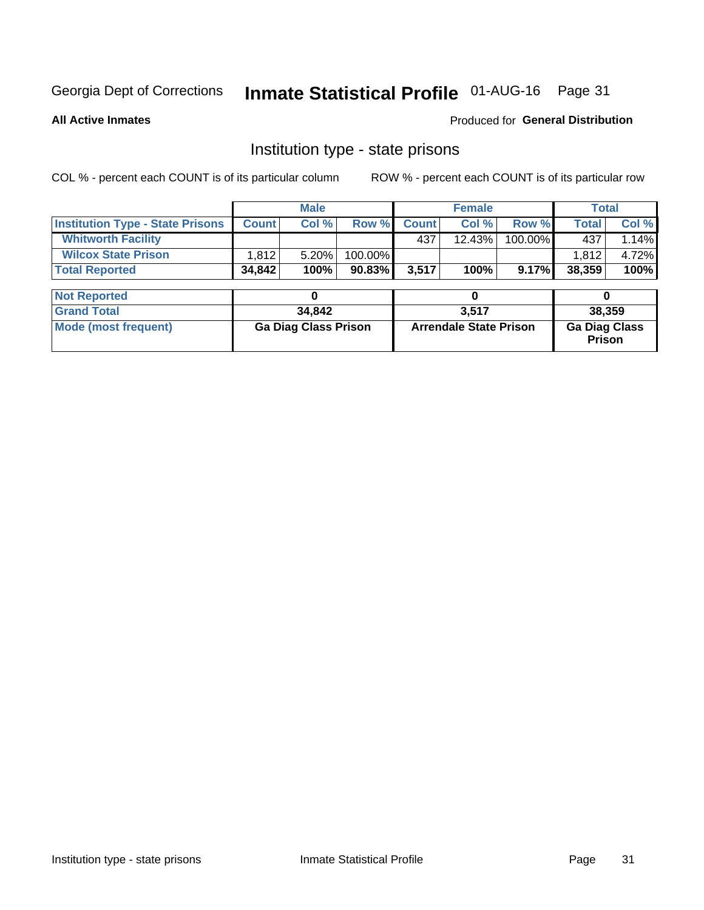Georgia Dept of Corrections **Inmate Statistical Profile** 01-AUG-16

**All Active Inmates**

Produced for **General Distribution**

## Institution type - state prisons

COL % - percent each COUNT is of its particular column

ROW % - percent each COUNT is of its particular row

| | Male | | | Female | | | Total | |
|---|---|---|---|---|---|---|---|---|
| **Institution Type - State Prisons** | **Count** | **Col %** | **Row %** | **Count** | **Col %** | **Row %** | **Total** | **Col %** |
| **Whitworth Facility** | | | | 437 | 12.43% | 100.00% | 437 | 1.14% |
| **Wilcox State Prison** | 1,812 | 5.20% | 100.00% | | | | 1,812 | 4.72% |
| **Total Reported** | **34,842** | **100%** | **90.83%** | **3,517** | **100%** | **9.17%** | **38,359** | **100%** |

| | Male | Female | Total |
|---|---|---|---|
| **Not Reported** | **0** | **0** | **0** |
| **Grand Total** | **34,842** | **3,517** | **38,359** |
| **Mode (most frequent)** | **Ga Diag Class Prison** | **Arrendale State Prison** | **Ga Diag Class Prison** |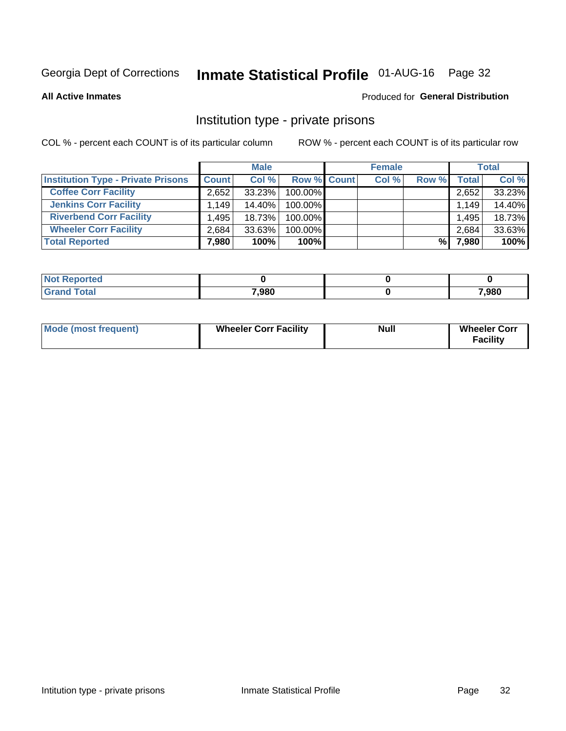Georgia Dept of Corrections **Inmate Statistical Profile** 01-AUG-16

**All Active Inmates**

Produced for **General Distribution**

## Institution type - private prisons

COL % - percent each COUNT is of its particular column

ROW % - percent each COUNT is of its particular row

| | Male | | | Female | | | Total | |
|---|---|---|---|---|---|---|---|---|
| **Institution Type - Private Prisons** | **Count** | **Col %** | **Row %** | **Count** | **Col %** | **Row %** | **Total** | **Col %** |
| **Coffee Corr Facility** | 2,652 | 33.23% | 100.00% | | | | 2,652 | 33.23% |
| **Jenkins Corr Facility** | 1,149 | 14.40% | 100.00% | | | | 1,149 | 14.40% |
| **Riverbend Corr Facility** | 1,495 | 18.73% | 100.00% | | | | 1,495 | 18.73% |
| **Wheeler Corr Facility** | 2,684 | 33.63% | 100.00% | | | | 2,684 | 33.63% |
| **Total Reported** | **7,980** | **100%** | **100%** | | | **%** | **7,980** | **100%** |

| | Male | Female | Total |
|---|---|---|---|
| **Not Reported** | **0** | **0** | **0** |
| **Grand Total** | **7,980** | **0** | **7,980** |

| | Male | Female | Total |
|---|---|---|---|
| **Mode (most frequent)** | **Wheeler Corr Facility** | **Null** | **Wheeler Corr Facility** |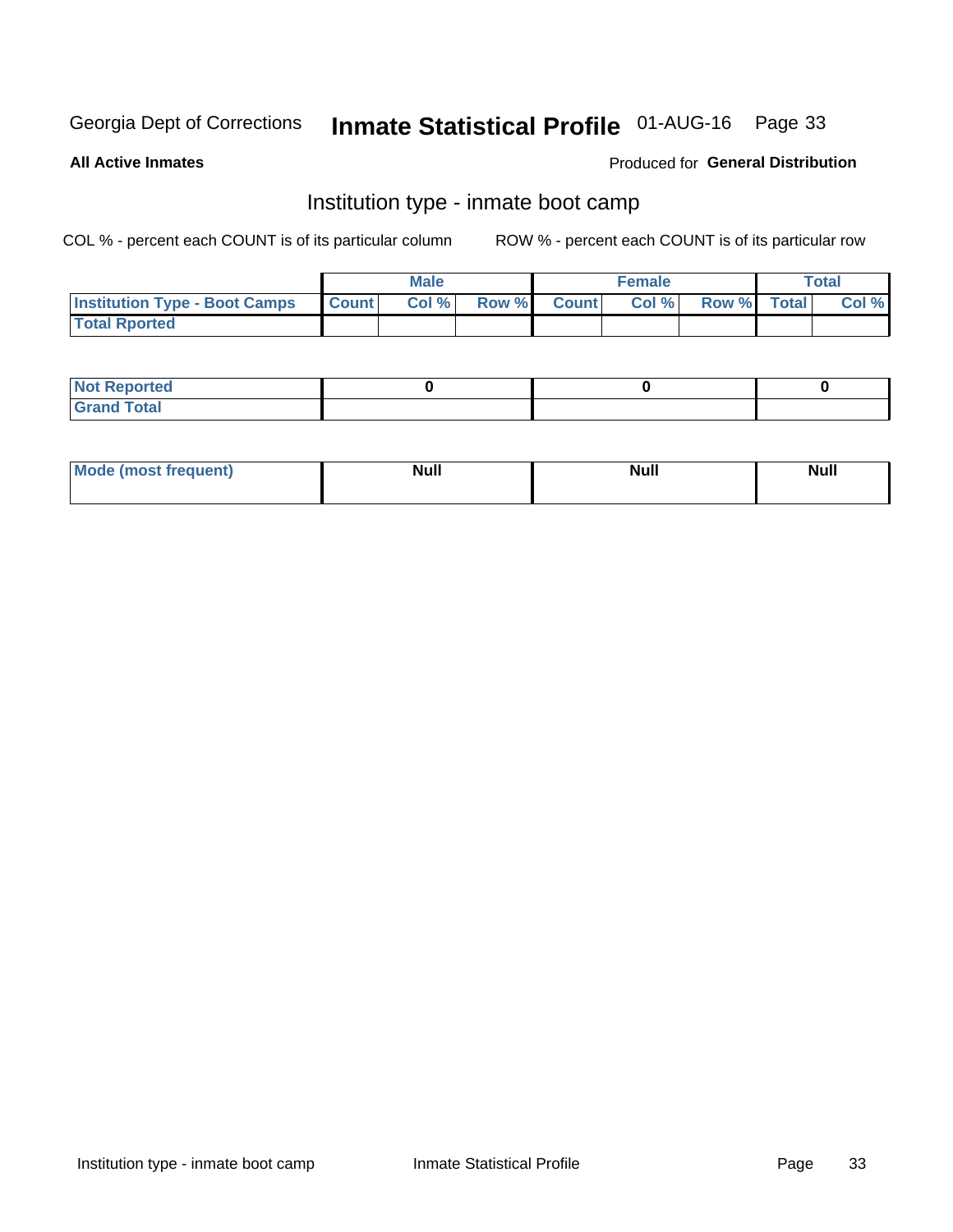Georgia Dept of Corrections **Inmate Statistical Profile** 01-AUG-16

**All Active Inmates**

Produced for **General Distribution**

## Institution type - inmate boot camp

COL % - percent each COUNT is of its particular column

ROW % - percent each COUNT is of its particular row

| | Male | | | Female | | | Total | |
|---|---|---|---|---|---|---|---|---|
| **Institution Type - Boot Camps** | **Count** | **Col %** | **Row %** | **Count** | **Col %** | **Row %** | **Total** | **Col %** |
| **Total Rported** | | | | | | | | |
| **Not Reported** | 0 | | | 0 | | | 0 | |
| **Grand Total** | | | | | | | | |

| | Male | Female | Total |
|---|---|---|---|
| **Mode (most frequent)** | **Null** | **Null** | **Null** |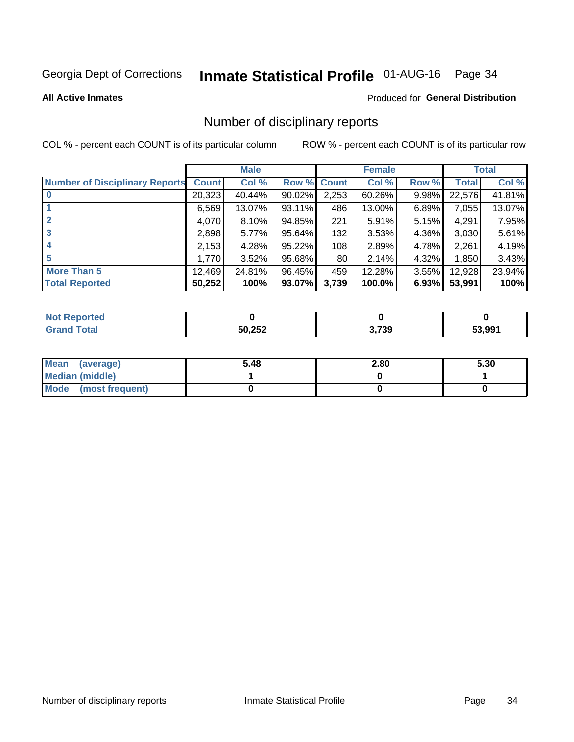Georgia Dept of Corrections **Inmate Statistical Profile** 01-AUG-16

**All Active Inmates**

Produced for **General Distribution**

## Number of disciplinary reports

COL % - percent each COUNT is of its particular column ROW % - percent each COUNT is of its particular row

| | Male | | | Female | | | Total | |
|---|---|---|---|---|---|---|---|---|
| Number of Disciplinary Reports | Count | Col % | Row % | Count | Col % | Row % | Total | Col % |
| 0 | 20,323 | 40.44% | 90.02% | 2,253 | 60.26% | 9.98% | 22,576 | 41.81% |
| 1 | 6,569 | 13.07% | 93.11% | 486 | 13.00% | 6.89% | 7,055 | 13.07% |
| 2 | 4,070 | 8.10% | 94.85% | 221 | 5.91% | 5.15% | 4,291 | 7.95% |
| 3 | 2,898 | 5.77% | 95.64% | 132 | 3.53% | 4.36% | 3,030 | 5.61% |
| 4 | 2,153 | 4.28% | 95.22% | 108 | 2.89% | 4.78% | 2,261 | 4.19% |
| 5 | 1,770 | 3.52% | 95.68% | 80 | 2.14% | 4.32% | 1,850 | 3.43% |
| More Than 5 | 12,469 | 24.81% | 96.45% | 459 | 12.28% | 3.55% | 12,928 | 23.94% |
| **Total Reported** | **50,252** | **100%** | **93.07%** | **3,739** | **100.0%** | **6.93%** | **53,991** | **100%** |

| | Male | Female | Total |
|---|---|---|---|
| Not Reported | 0 | 0 | 0 |
| Grand Total | 50,252 | 3,739 | 53,991 |

| | Male | Female | Total |
|---|---|---|---|
| Mean (average) | 5.48 | 2.80 | 5.30 |
| Median (middle) | 1 | 0 | 1 |
| Mode (most frequent) | 0 | 0 | 0 |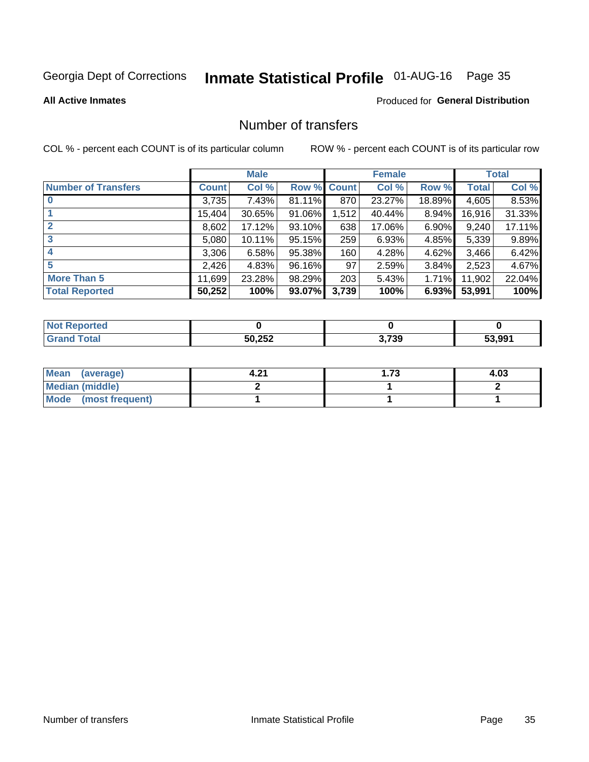Georgia Dept of Corrections **Inmate Statistical Profile** 01-AUG-16

**All Active Inmates**

Produced for **General Distribution**

## Number of transfers

COL % - percent each COUNT is of its particular column

ROW % - percent each COUNT is of its particular row

| | Male | | | Female | | | Total | |
|---|---|---|---|---|---|---|---|---|
| **Number of Transfers** | **Count** | **Col %** | **Row %** | **Count** | **Col %** | **Row %** | **Total** | **Col %** |
| **0** | 3,735 | 7.43% | 81.11% | 870 | 23.27% | 18.89% | 4,605 | 8.53% |
| **1** | 15,404 | 30.65% | 91.06% | 1,512 | 40.44% | 8.94% | 16,916 | 31.33% |
| **2** | 8,602 | 17.12% | 93.10% | 638 | 17.06% | 6.90% | 9,240 | 17.11% |
| **3** | 5,080 | 10.11% | 95.15% | 259 | 6.93% | 4.85% | 5,339 | 9.89% |
| **4** | 3,306 | 6.58% | 95.38% | 160 | 4.28% | 4.62% | 3,466 | 6.42% |
| **5** | 2,426 | 4.83% | 96.16% | 97 | 2.59% | 3.84% | 2,523 | 4.67% |
| **More Than 5** | 11,699 | 23.28% | 98.29% | 203 | 5.43% | 1.71% | 11,902 | 22.04% |
| **Total Reported** | **50,252** | **100%** | **93.07%** | **3,739** | **100%** | **6.93%** | **53,991** | **100%** |

| | Male | Female | Total |
|---|---|---|---|
| **Not Reported** | **0** | **0** | **0** |
| **Grand Total** | **50,252** | **3,739** | **53,991** |

| | Male | Female | Total |
|---|---|---|---|
| **Mean (average)** | **4.21** | **1.73** | **4.03** |
| **Median (middle)** | **2** | **1** | **2** |
| **Mode (most frequent)** | **1** | **1** | **1** |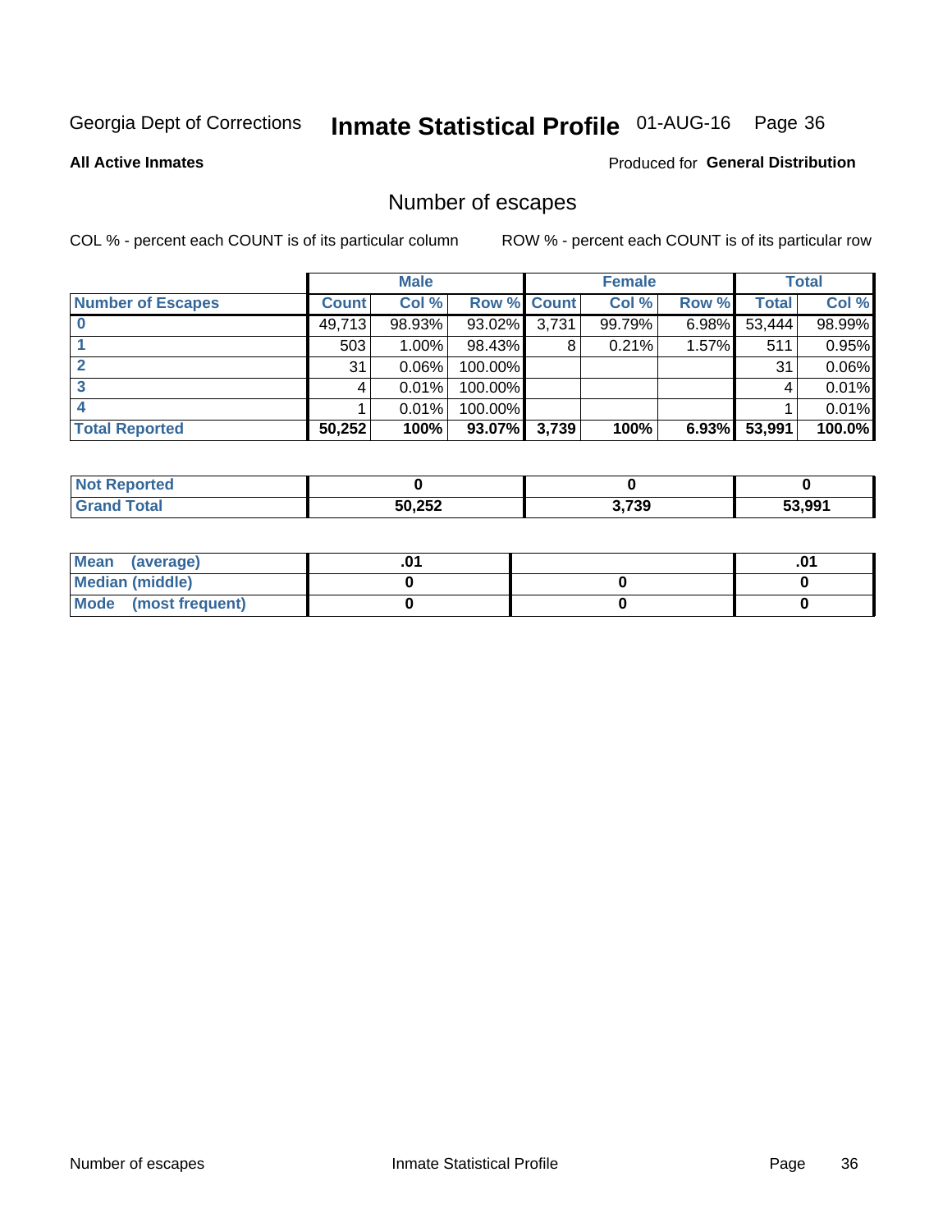Georgia Dept of Corrections **Inmate Statistical Profile** 01-AUG-16

**All Active Inmates**

Produced for **General Distribution**

## Number of escapes

COL % - percent each COUNT is of its particular column

ROW % - percent each COUNT is of its particular row

| | Male | | | Female | | | Total | |
|---|---|---|---|---|---|---|---|---|
| **Number of Escapes** | **Count** | **Col %** | **Row %** | **Count** | **Col %** | **Row %** | **Total** | **Col %** |
| **0** | 49,713 | 98.93% | 93.02% | 3,731 | 99.79% | 6.98% | 53,444 | 98.99% |
| **1** | 503 | 1.00% | 98.43% | 8 | 0.21% | 1.57% | 511 | 0.95% |
| **2** | 31 | 0.06% | 100.00% | | | | 31 | 0.06% |
| **3** | 4 | 0.01% | 100.00% | | | | 4 | 0.01% |
| **4** | 1 | 0.01% | 100.00% | | | | 1 | 0.01% |
| **Total Reported** | **50,252** | **100%** | **93.07%** | **3,739** | **100%** | **6.93%** | **53,991** | **100.0%** |

| | Male | Female | Total |
|---|---|---|---|
| **Not Reported** | **0** | **0** | **0** |
| **Grand Total** | **50,252** | **3,739** | **53,991** |

| | Male | Female | Total |
|---|---|---|---|
| **Mean (average)** | **.01** | | **.01** |
| **Median (middle)** | **0** | **0** | **0** |
| **Mode (most frequent)** | **0** | **0** | **0** |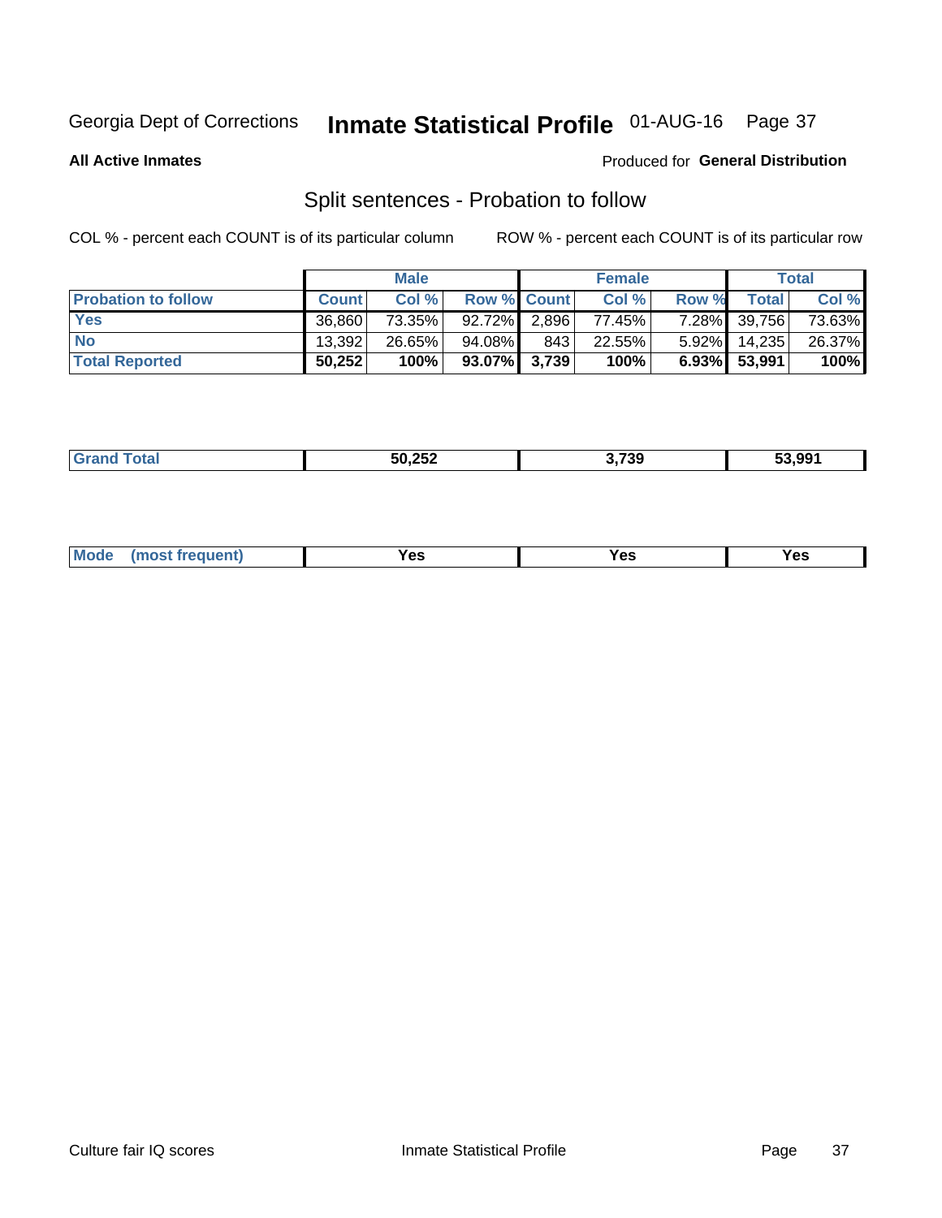Georgia Dept of Corrections **Inmate Statistical Profile** 01-AUG-16

**All Active Inmates**

Produced for **General Distribution**

## Split sentences - Probation to follow

COL % - percent each COUNT is of its particular column

ROW % - percent each COUNT is of its particular row

| | Male | | | Female | | | Total | |
|---|---|---|---|---|---|---|---|---|
| **Probation to follow** | **Count** | **Col %** | **Row %** | **Count** | **Col %** | **Row %** | **Total** | **Col %** |
| **Yes** | 36,860 | 73.35% | 92.72% | 2,896 | 77.45% | 7.28% | 39,756 | 73.63% |
| **No** | 13,392 | 26.65% | 94.08% | 843 | 22.55% | 5.92% | 14,235 | 26.37% |
| **Total Reported** | **50,252** | **100%** | **93.07%** | **3,739** | **100%** | **6.93%** | **53,991** | **100%** |

| | Male | Female | Total |
|---|---|---|---|
| **Grand Total** | **50,252** | **3,739** | **53,991** |

| | Male | Female | Total |
|---|---|---|---|
| **Mode (most frequent)** | **Yes** | **Yes** | **Yes** |

Culture fair IQ scores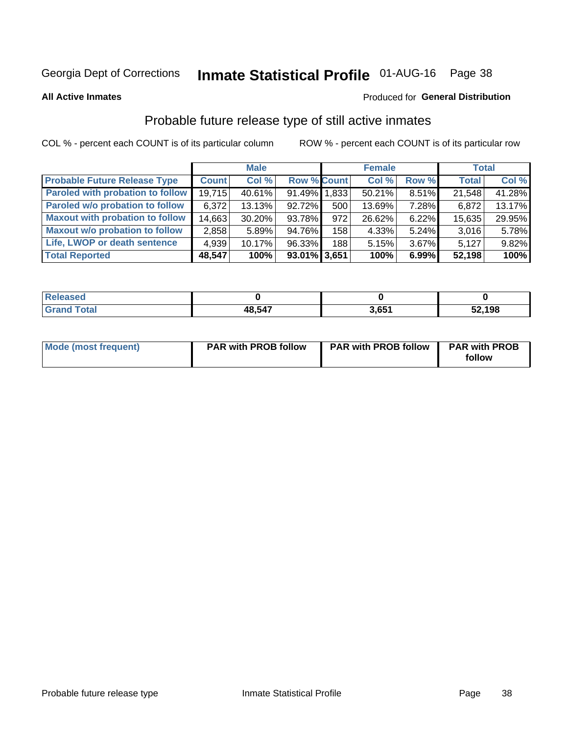Georgia Dept of Corrections **Inmate Statistical Profile** 01-AUG-16

**All Active Inmates**

Produced for **General Distribution**

## Probable future release type of still active inmates

COL % - percent each COUNT is of its particular column    ROW % - percent each COUNT is of its particular row

| | Male | | | Female | | | Total | |
|---|---|---|---|---|---|---|---|---|
| **Probable Future Release Type** | **Count** | **Col %** | **Row %** | **Count** | **Col %** | **Row %** | **Total** | **Col %** |
| Paroled with probation to follow | 19,715 | 40.61% | 91.49% | 1,833 | 50.21% | 8.51% | 21,548 | 41.28% |
| Paroled w/o probation to follow | 6,372 | 13.13% | 92.72% | 500 | 13.69% | 7.28% | 6,872 | 13.17% |
| Maxout with probation to follow | 14,663 | 30.20% | 93.78% | 972 | 26.62% | 6.22% | 15,635 | 29.95% |
| Maxout w/o probation to follow | 2,858 | 5.89% | 94.76% | 158 | 4.33% | 5.24% | 3,016 | 5.78% |
| Life, LWOP or death sentence | 4,939 | 10.17% | 96.33% | 188 | 5.15% | 3.67% | 5,127 | 9.82% |
| **Total Reported** | **48,547** | **100%** | **93.01%** | **3,651** | **100%** | **6.99%** | **52,198** | **100%** |

| | Male | Female | Total |
|---|---|---|---|
| Released | **0** | **0** | **0** |
| Grand Total | **48,547** | **3,651** | **52,198** |

| | Male | Female | Total |
|---|---|---|---|
| Mode (most frequent) | **PAR with PROB follow** | **PAR with PROB follow** | **PAR with PROB follow** |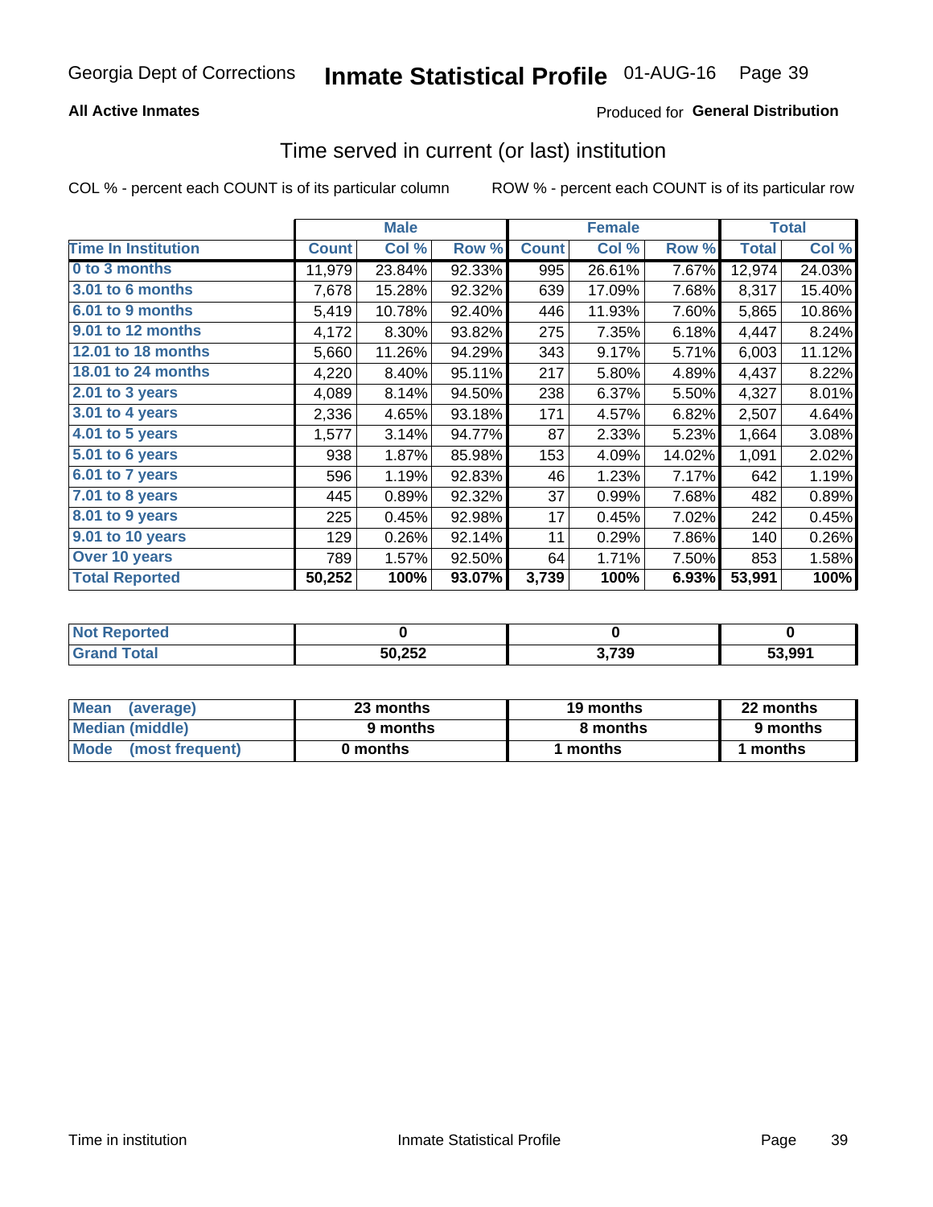# Inmate Statistical Profile

Georgia Dept of Corrections — 01-AUG-16

**All Active Inmates** — Produced for **General Distribution**

## Time served in current (or last) institution

COL % - percent each COUNT is of its particular column    ROW % - percent each COUNT is of its particular row

| | Male | | | Female | | | Total | |
|---|---|---|---|---|---|---|---|---|
| Time In Institution | Count | Col % | Row % | Count | Col % | Row % | Total | Col % |
| 0 to 3 months | 11,979 | 23.84% | 92.33% | 995 | 26.61% | 7.67% | 12,974 | 24.03% |
| 3.01 to 6 months | 7,678 | 15.28% | 92.32% | 639 | 17.09% | 7.68% | 8,317 | 15.40% |
| 6.01 to 9 months | 5,419 | 10.78% | 92.40% | 446 | 11.93% | 7.60% | 5,865 | 10.86% |
| 9.01 to 12 months | 4,172 | 8.30% | 93.82% | 275 | 7.35% | 6.18% | 4,447 | 8.24% |
| 12.01 to 18 months | 5,660 | 11.26% | 94.29% | 343 | 9.17% | 5.71% | 6,003 | 11.12% |
| 18.01 to 24 months | 4,220 | 8.40% | 95.11% | 217 | 5.80% | 4.89% | 4,437 | 8.22% |
| 2.01 to 3 years | 4,089 | 8.14% | 94.50% | 238 | 6.37% | 5.50% | 4,327 | 8.01% |
| 3.01 to 4 years | 2,336 | 4.65% | 93.18% | 171 | 4.57% | 6.82% | 2,507 | 4.64% |
| 4.01 to 5 years | 1,577 | 3.14% | 94.77% | 87 | 2.33% | 5.23% | 1,664 | 3.08% |
| 5.01 to 6 years | 938 | 1.87% | 85.98% | 153 | 4.09% | 14.02% | 1,091 | 2.02% |
| 6.01 to 7 years | 596 | 1.19% | 92.83% | 46 | 1.23% | 7.17% | 642 | 1.19% |
| 7.01 to 8 years | 445 | 0.89% | 92.32% | 37 | 0.99% | 7.68% | 482 | 0.89% |
| 8.01 to 9 years | 225 | 0.45% | 92.98% | 17 | 0.45% | 7.02% | 242 | 0.45% |
| 9.01 to 10 years | 129 | 0.26% | 92.14% | 11 | 0.29% | 7.86% | 140 | 0.26% |
| Over 10 years | 789 | 1.57% | 92.50% | 64 | 1.71% | 7.50% | 853 | 1.58% |
| **Total Reported** | **50,252** | **100%** | **93.07%** | **3,739** | **100%** | **6.93%** | **53,991** | **100%** |

| | Male | Female | Total |
|---|---|---|---|
| Not Reported | 0 | 0 | 0 |
| Grand Total | 50,252 | 3,739 | 53,991 |

| | Male | Female | Total |
|---|---|---|---|
| Mean (average) | 23 months | 19 months | 22 months |
| Median (middle) | 9 months | 8 months | 9 months |
| Mode (most frequent) | 0 months | 1 months | 1 months |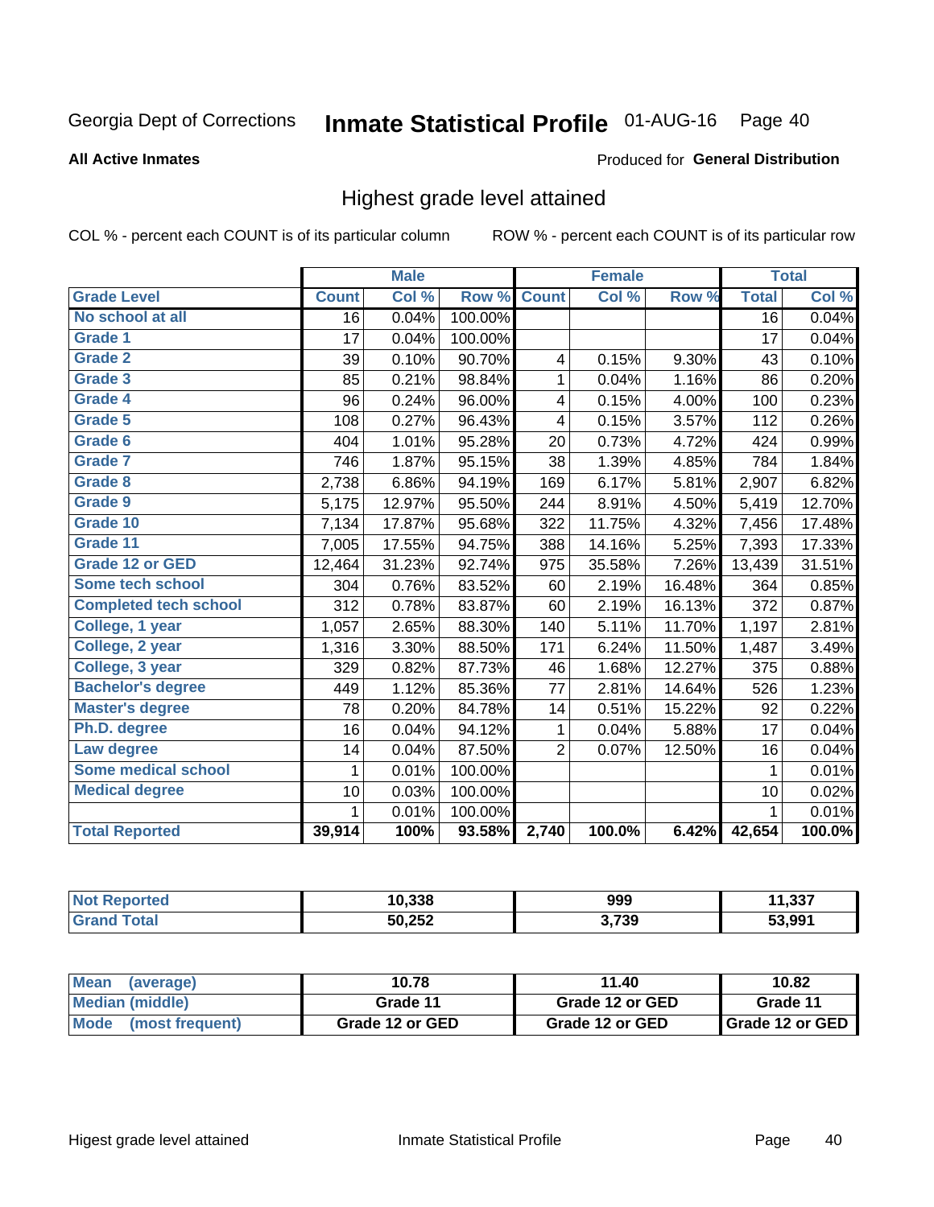Georgia Dept of Corrections **Inmate Statistical Profile** 01-AUG-16

**All Active Inmates**

Produced for **General Distribution**

## Highest grade level attained

COL % - percent each COUNT is of its particular column ROW % - percent each COUNT is of its particular row

| | Male | | | Female | | | Total | |
|---|---|---|---|---|---|---|---|---|
| **Grade Level** | **Count** | **Col %** | **Row %** | **Count** | **Col %** | **Row %** | **Total** | **Col %** |
| **No school at all** | 16 | 0.04% | 100.00% | | | | 16 | 0.04% |
| **Grade 1** | 17 | 0.04% | 100.00% | | | | 17 | 0.04% |
| **Grade 2** | 39 | 0.10% | 90.70% | 4 | 0.15% | 9.30% | 43 | 0.10% |
| **Grade 3** | 85 | 0.21% | 98.84% | 1 | 0.04% | 1.16% | 86 | 0.20% |
| **Grade 4** | 96 | 0.24% | 96.00% | 4 | 0.15% | 4.00% | 100 | 0.23% |
| **Grade 5** | 108 | 0.27% | 96.43% | 4 | 0.15% | 3.57% | 112 | 0.26% |
| **Grade 6** | 404 | 1.01% | 95.28% | 20 | 0.73% | 4.72% | 424 | 0.99% |
| **Grade 7** | 746 | 1.87% | 95.15% | 38 | 1.39% | 4.85% | 784 | 1.84% |
| **Grade 8** | 2,738 | 6.86% | 94.19% | 169 | 6.17% | 5.81% | 2,907 | 6.82% |
| **Grade 9** | 5,175 | 12.97% | 95.50% | 244 | 8.91% | 4.50% | 5,419 | 12.70% |
| **Grade 10** | 7,134 | 17.87% | 95.68% | 322 | 11.75% | 4.32% | 7,456 | 17.48% |
| **Grade 11** | 7,005 | 17.55% | 94.75% | 388 | 14.16% | 5.25% | 7,393 | 17.33% |
| **Grade 12 or GED** | 12,464 | 31.23% | 92.74% | 975 | 35.58% | 7.26% | 13,439 | 31.51% |
| **Some tech school** | 304 | 0.76% | 83.52% | 60 | 2.19% | 16.48% | 364 | 0.85% |
| **Completed tech school** | 312 | 0.78% | 83.87% | 60 | 2.19% | 16.13% | 372 | 0.87% |
| **College, 1 year** | 1,057 | 2.65% | 88.30% | 140 | 5.11% | 11.70% | 1,197 | 2.81% |
| **College, 2 year** | 1,316 | 3.30% | 88.50% | 171 | 6.24% | 11.50% | 1,487 | 3.49% |
| **College, 3 year** | 329 | 0.82% | 87.73% | 46 | 1.68% | 12.27% | 375 | 0.88% |
| **Bachelor's degree** | 449 | 1.12% | 85.36% | 77 | 2.81% | 14.64% | 526 | 1.23% |
| **Master's degree** | 78 | 0.20% | 84.78% | 14 | 0.51% | 15.22% | 92 | 0.22% |
| **Ph.D. degree** | 16 | 0.04% | 94.12% | 1 | 0.04% | 5.88% | 17 | 0.04% |
| **Law degree** | 14 | 0.04% | 87.50% | 2 | 0.07% | 12.50% | 16 | 0.04% |
| **Some medical school** | 1 | 0.01% | 100.00% | | | | 1 | 0.01% |
| **Medical degree** | 10 | 0.03% | 100.00% | | | | 10 | 0.02% |
| | 1 | 0.01% | 100.00% | | | | 1 | 0.01% |
| **Total Reported** | **39,914** | **100%** | **93.58%** | **2,740** | **100.0%** | **6.42%** | **42,654** | **100.0%** |

| | Male | Female | Total |
|---|---|---|---|
| **Not Reported** | **10,338** | **999** | **11,337** |
| **Grand Total** | **50,252** | **3,739** | **53,991** |

| | Male | Female | Total |
|---|---|---|---|
| **Mean (average)** | **10.78** | **11.40** | **10.82** |
| **Median (middle)** | **Grade 11** | **Grade 12 or GED** | **Grade 11** |
| **Mode (most frequent)** | **Grade 12 or GED** | **Grade 12 or GED** | **Grade 12 or GED** |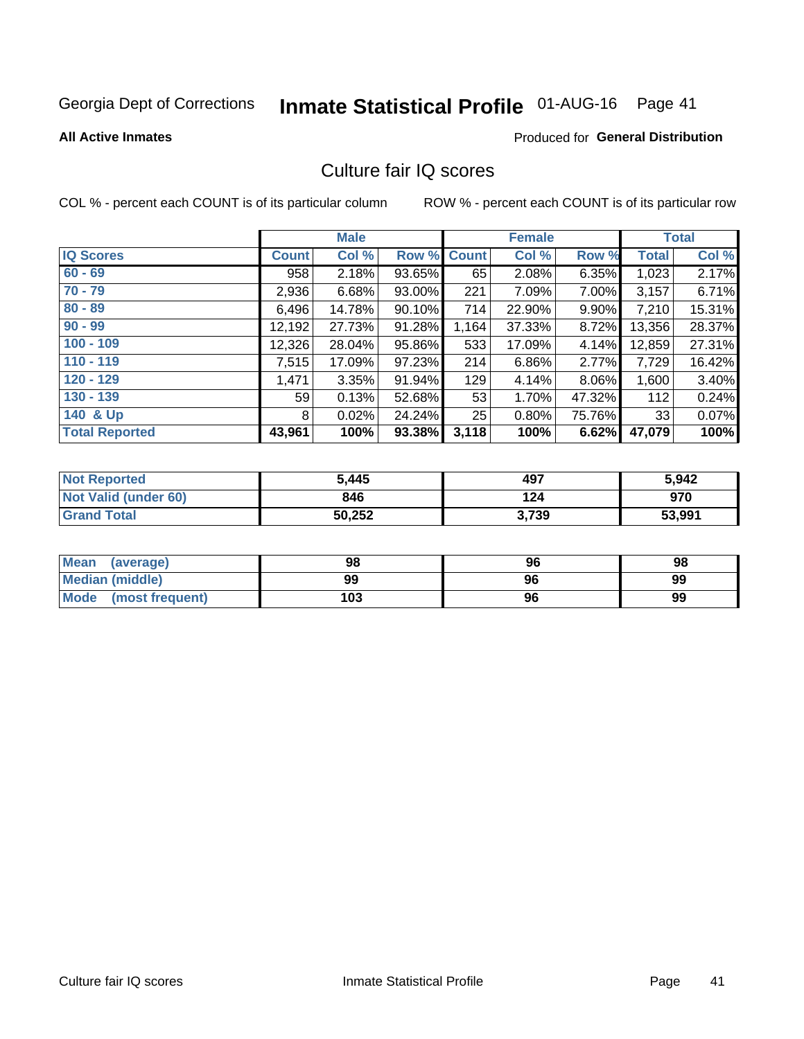Georgia Dept of Corrections **Inmate Statistical Profile** 01-AUG-16 Page 41

**All Active Inmates**

Produced for **General Distribution**

## Culture fair IQ scores

COL % - percent each COUNT is of its particular column

ROW % - percent each COUNT is of its particular row

| | Male | | | Female | | | Total | |
|---|---|---|---|---|---|---|---|---|
| **IQ Scores** | **Count** | **Col %** | **Row %** | **Count** | **Col %** | **Row %** | **Total** | **Col %** |
| 60 - 69 | 958 | 2.18% | 93.65% | 65 | 2.08% | 6.35% | 1,023 | 2.17% |
| 70 - 79 | 2,936 | 6.68% | 93.00% | 221 | 7.09% | 7.00% | 3,157 | 6.71% |
| 80 - 89 | 6,496 | 14.78% | 90.10% | 714 | 22.90% | 9.90% | 7,210 | 15.31% |
| 90 - 99 | 12,192 | 27.73% | 91.28% | 1,164 | 37.33% | 8.72% | 13,356 | 28.37% |
| 100 - 109 | 12,326 | 28.04% | 95.86% | 533 | 17.09% | 4.14% | 12,859 | 27.31% |
| 110 - 119 | 7,515 | 17.09% | 97.23% | 214 | 6.86% | 2.77% | 7,729 | 16.42% |
| 120 - 129 | 1,471 | 3.35% | 91.94% | 129 | 4.14% | 8.06% | 1,600 | 3.40% |
| 130 - 139 | 59 | 0.13% | 52.68% | 53 | 1.70% | 47.32% | 112 | 0.24% |
| 140 & Up | 8 | 0.02% | 24.24% | 25 | 0.80% | 75.76% | 33 | 0.07% |
| **Total Reported** | **43,961** | **100%** | **93.38%** | **3,118** | **100%** | **6.62%** | **47,079** | **100%** |

| | Male | Female | Total |
|---|---|---|---|
| Not Reported | 5,445 | 497 | 5,942 |
| Not Valid (under 60) | 846 | 124 | 970 |
| Grand Total | 50,252 | 3,739 | 53,991 |

| | Male | Female | Total |
|---|---|---|---|
| Mean (average) | 98 | 96 | 98 |
| Median (middle) | 99 | 96 | 99 |
| Mode (most frequent) | 103 | 96 | 99 |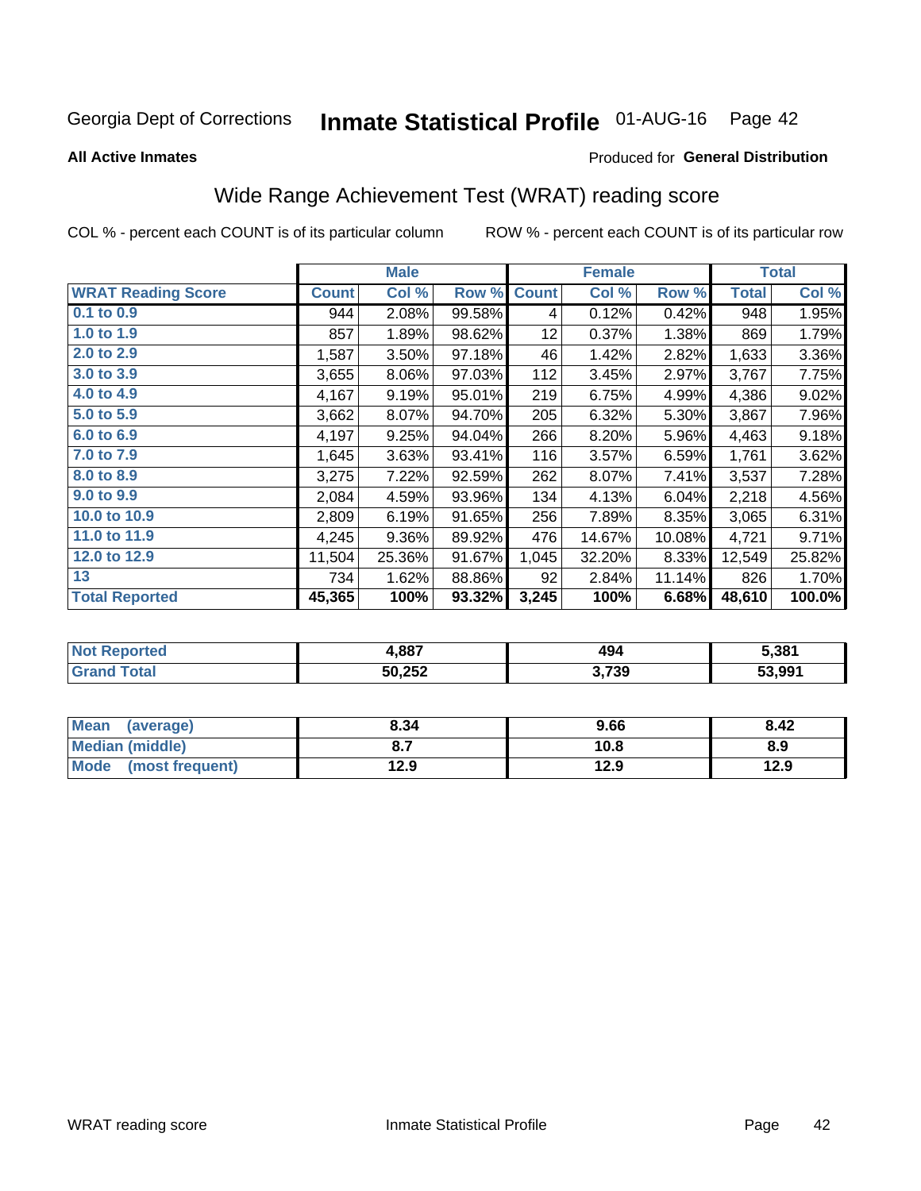Georgia Dept of Corrections **Inmate Statistical Profile** 01-AUG-16

**All Active Inmates**

Produced for **General Distribution**

## Wide Range Achievement Test (WRAT) reading score

COL % - percent each COUNT is of its particular column    ROW % - percent each COUNT is of its particular row

| | Male | | | Female | | | Total | |
|---|---|---|---|---|---|---|---|---|
| **WRAT Reading Score** | **Count** | **Col %** | **Row %** | **Count** | **Col %** | **Row %** | **Total** | **Col %** |
| 0.1 to 0.9 | 944 | 2.08% | 99.58% | 4 | 0.12% | 0.42% | 948 | 1.95% |
| 1.0 to 1.9 | 857 | 1.89% | 98.62% | 12 | 0.37% | 1.38% | 869 | 1.79% |
| 2.0 to 2.9 | 1,587 | 3.50% | 97.18% | 46 | 1.42% | 2.82% | 1,633 | 3.36% |
| 3.0 to 3.9 | 3,655 | 8.06% | 97.03% | 112 | 3.45% | 2.97% | 3,767 | 7.75% |
| 4.0 to 4.9 | 4,167 | 9.19% | 95.01% | 219 | 6.75% | 4.99% | 4,386 | 9.02% |
| 5.0 to 5.9 | 3,662 | 8.07% | 94.70% | 205 | 6.32% | 5.30% | 3,867 | 7.96% |
| 6.0 to 6.9 | 4,197 | 9.25% | 94.04% | 266 | 8.20% | 5.96% | 4,463 | 9.18% |
| 7.0 to 7.9 | 1,645 | 3.63% | 93.41% | 116 | 3.57% | 6.59% | 1,761 | 3.62% |
| 8.0 to 8.9 | 3,275 | 7.22% | 92.59% | 262 | 8.07% | 7.41% | 3,537 | 7.28% |
| 9.0 to 9.9 | 2,084 | 4.59% | 93.96% | 134 | 4.13% | 6.04% | 2,218 | 4.56% |
| 10.0 to 10.9 | 2,809 | 6.19% | 91.65% | 256 | 7.89% | 8.35% | 3,065 | 6.31% |
| 11.0 to 11.9 | 4,245 | 9.36% | 89.92% | 476 | 14.67% | 10.08% | 4,721 | 9.71% |
| 12.0 to 12.9 | 11,504 | 25.36% | 91.67% | 1,045 | 32.20% | 8.33% | 12,549 | 25.82% |
| 13 | 734 | 1.62% | 88.86% | 92 | 2.84% | 11.14% | 826 | 1.70% |
| **Total Reported** | **45,365** | **100%** | **93.32%** | **3,245** | **100%** | **6.68%** | **48,610** | **100.0%** |

| | Male | Female | Total |
|---|---|---|---|
| Not Reported | 4,887 | 494 | 5,381 |
| Grand Total | 50,252 | 3,739 | 53,991 |

| | Male | Female | Total |
|---|---|---|---|
| Mean (average) | 8.34 | 9.66 | 8.42 |
| Median (middle) | 8.7 | 10.8 | 8.9 |
| Mode (most frequent) | 12.9 | 12.9 | 12.9 |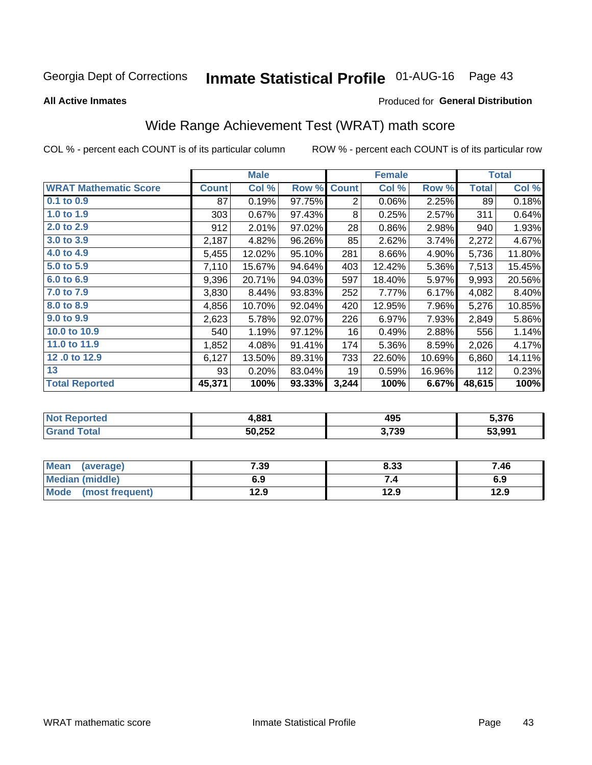Georgia Dept of Corrections **Inmate Statistical Profile** 01-AUG-16 Page 43

**All Active Inmates**

Produced for **General Distribution**

## Wide Range Achievement Test (WRAT) math score

COL % - percent each COUNT is of its particular column ROW % - percent each COUNT is of its particular row

| | Male | | | Female | | | Total | |
|---|---|---|---|---|---|---|---|---|
| **WRAT Mathematic Score** | **Count** | **Col %** | **Row %** | **Count** | **Col %** | **Row %** | **Total** | **Col %** |
| **0.1 to 0.9** | 87 | 0.19% | 97.75% | 2 | 0.06% | 2.25% | 89 | 0.18% |
| **1.0 to 1.9** | 303 | 0.67% | 97.43% | 8 | 0.25% | 2.57% | 311 | 0.64% |
| **2.0 to 2.9** | 912 | 2.01% | 97.02% | 28 | 0.86% | 2.98% | 940 | 1.93% |
| **3.0 to 3.9** | 2,187 | 4.82% | 96.26% | 85 | 2.62% | 3.74% | 2,272 | 4.67% |
| **4.0 to 4.9** | 5,455 | 12.02% | 95.10% | 281 | 8.66% | 4.90% | 5,736 | 11.80% |
| **5.0 to 5.9** | 7,110 | 15.67% | 94.64% | 403 | 12.42% | 5.36% | 7,513 | 15.45% |
| **6.0 to 6.9** | 9,396 | 20.71% | 94.03% | 597 | 18.40% | 5.97% | 9,993 | 20.56% |
| **7.0 to 7.9** | 3,830 | 8.44% | 93.83% | 252 | 7.77% | 6.17% | 4,082 | 8.40% |
| **8.0 to 8.9** | 4,856 | 10.70% | 92.04% | 420 | 12.95% | 7.96% | 5,276 | 10.85% |
| **9.0 to 9.9** | 2,623 | 5.78% | 92.07% | 226 | 6.97% | 7.93% | 2,849 | 5.86% |
| **10.0 to 10.9** | 540 | 1.19% | 97.12% | 16 | 0.49% | 2.88% | 556 | 1.14% |
| **11.0 to 11.9** | 1,852 | 4.08% | 91.41% | 174 | 5.36% | 8.59% | 2,026 | 4.17% |
| **12 .0 to 12.9** | 6,127 | 13.50% | 89.31% | 733 | 22.60% | 10.69% | 6,860 | 14.11% |
| **13** | 93 | 0.20% | 83.04% | 19 | 0.59% | 16.96% | 112 | 0.23% |
| **Total Reported** | **45,371** | **100%** | **93.33%** | **3,244** | **100%** | **6.67%** | **48,615** | **100%** |

| | Male | Female | Total |
|---|---|---|---|
| **Not Reported** | **4,881** | **495** | **5,376** |
| **Grand Total** | **50,252** | **3,739** | **53,991** |

| | Male | Female | Total |
|---|---|---|---|
| **Mean (average)** | **7.39** | **8.33** | **7.46** |
| **Median (middle)** | **6.9** | **7.4** | **6.9** |
| **Mode (most frequent)** | **12.9** | **12.9** | **12.9** |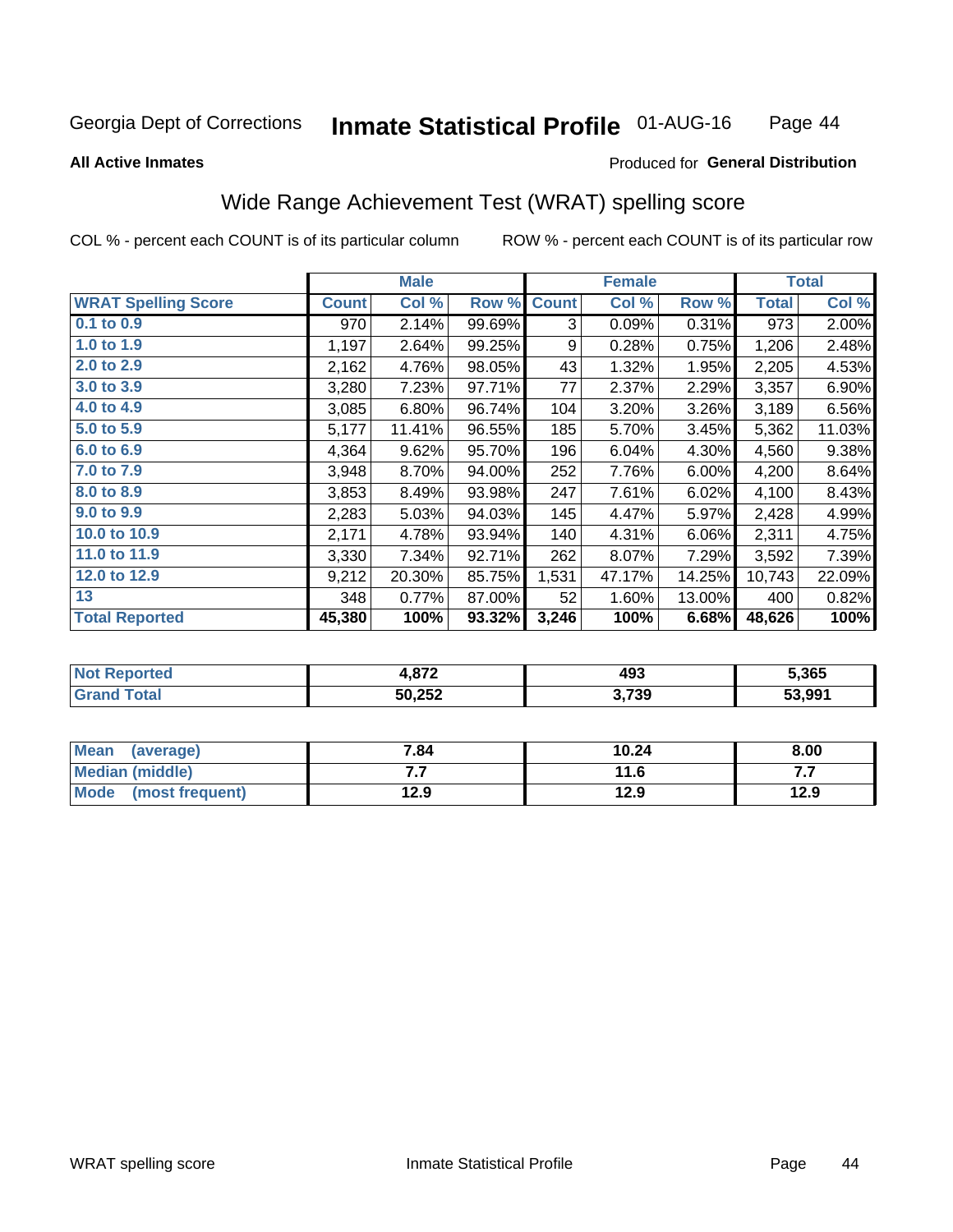Georgia Dept of Corrections **Inmate Statistical Profile** 01-AUG-16

**All Active Inmates**

Produced for **General Distribution**

## Wide Range Achievement Test (WRAT) spelling score

COL % - percent each COUNT is of its particular column ROW % - percent each COUNT is of its particular row

| | Male | | | Female | | | Total | |
|---|---|---|---|---|---|---|---|---|
| **WRAT Spelling Score** | **Count** | **Col %** | **Row %** | **Count** | **Col %** | **Row %** | **Total** | **Col %** |
| **0.1 to 0.9** | 970 | 2.14% | 99.69% | 3 | 0.09% | 0.31% | 973 | 2.00% |
| **1.0 to 1.9** | 1,197 | 2.64% | 99.25% | 9 | 0.28% | 0.75% | 1,206 | 2.48% |
| **2.0 to 2.9** | 2,162 | 4.76% | 98.05% | 43 | 1.32% | 1.95% | 2,205 | 4.53% |
| **3.0 to 3.9** | 3,280 | 7.23% | 97.71% | 77 | 2.37% | 2.29% | 3,357 | 6.90% |
| **4.0 to 4.9** | 3,085 | 6.80% | 96.74% | 104 | 3.20% | 3.26% | 3,189 | 6.56% |
| **5.0 to 5.9** | 5,177 | 11.41% | 96.55% | 185 | 5.70% | 3.45% | 5,362 | 11.03% |
| **6.0 to 6.9** | 4,364 | 9.62% | 95.70% | 196 | 6.04% | 4.30% | 4,560 | 9.38% |
| **7.0 to 7.9** | 3,948 | 8.70% | 94.00% | 252 | 7.76% | 6.00% | 4,200 | 8.64% |
| **8.0 to 8.9** | 3,853 | 8.49% | 93.98% | 247 | 7.61% | 6.02% | 4,100 | 8.43% |
| **9.0 to 9.9** | 2,283 | 5.03% | 94.03% | 145 | 4.47% | 5.97% | 2,428 | 4.99% |
| **10.0 to 10.9** | 2,171 | 4.78% | 93.94% | 140 | 4.31% | 6.06% | 2,311 | 4.75% |
| **11.0 to 11.9** | 3,330 | 7.34% | 92.71% | 262 | 8.07% | 7.29% | 3,592 | 7.39% |
| **12.0 to 12.9** | 9,212 | 20.30% | 85.75% | 1,531 | 47.17% | 14.25% | 10,743 | 22.09% |
| **13** | 348 | 0.77% | 87.00% | 52 | 1.60% | 13.00% | 400 | 0.82% |
| **Total Reported** | **45,380** | **100%** | **93.32%** | **3,246** | **100%** | **6.68%** | **48,626** | **100%** |

| | Male | Female | Total |
|---|---|---|---|
| **Not Reported** | **4,872** | **493** | **5,365** |
| **Grand Total** | **50,252** | **3,739** | **53,991** |

| | Male | Female | Total |
|---|---|---|---|
| **Mean (average)** | **7.84** | **10.24** | **8.00** |
| **Median (middle)** | **7.7** | **11.6** | **7.7** |
| **Mode (most frequent)** | **12.9** | **12.9** | **12.9** |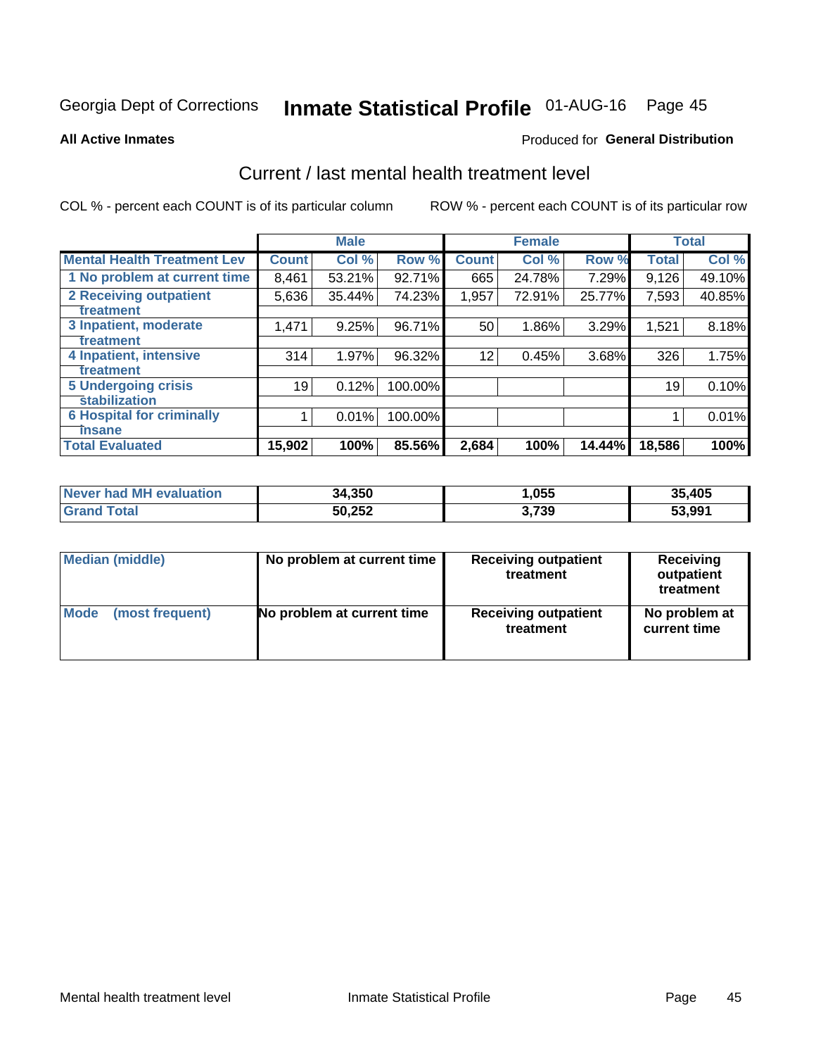Georgia Dept of Corrections **Inmate Statistical Profile** 01-AUG-16 Page 45

**All Active Inmates**

Produced for **General Distribution**

## Current / last mental health treatment level

COL % - percent each COUNT is of its particular column

ROW % - percent each COUNT is of its particular row

| | Male | | | Female | | | Total | |
|---|---|---|---|---|---|---|---|---|
| **Mental Health Treatment Lev** | **Count** | **Col %** | **Row %** | **Count** | **Col %** | **Row %** | **Total** | **Col %** |
| 1 No problem at current time | 8,461 | 53.21% | 92.71% | 665 | 24.78% | 7.29% | 9,126 | 49.10% |
| 2 Receiving outpatient treatment | 5,636 | 35.44% | 74.23% | 1,957 | 72.91% | 25.77% | 7,593 | 40.85% |
| 3 Inpatient, moderate treatment | 1,471 | 9.25% | 96.71% | 50 | 1.86% | 3.29% | 1,521 | 8.18% |
| 4 Inpatient, intensive treatment | 314 | 1.97% | 96.32% | 12 | 0.45% | 3.68% | 326 | 1.75% |
| 5 Undergoing crisis stabilization | 19 | 0.12% | 100.00% | | | | 19 | 0.10% |
| 6 Hospital for criminally insane | 1 | 0.01% | 100.00% | | | | 1 | 0.01% |
| **Total Evaluated** | **15,902** | **100%** | **85.56%** | **2,684** | **100%** | **14.44%** | **18,586** | **100%** |

| | Male | Female | Total |
|---|---|---|---|
| **Never had MH evaluation** | **34,350** | **1,055** | **35,405** |
| **Grand Total** | **50,252** | **3,739** | **53,991** |

| | Male | Female | Total |
|---|---|---|---|
| **Median (middle)** | **No problem at current time** | **Receiving outpatient treatment** | **Receiving outpatient treatment** |
| **Mode (most frequent)** | **No problem at current time** | **Receiving outpatient treatment** | **No problem at current time** |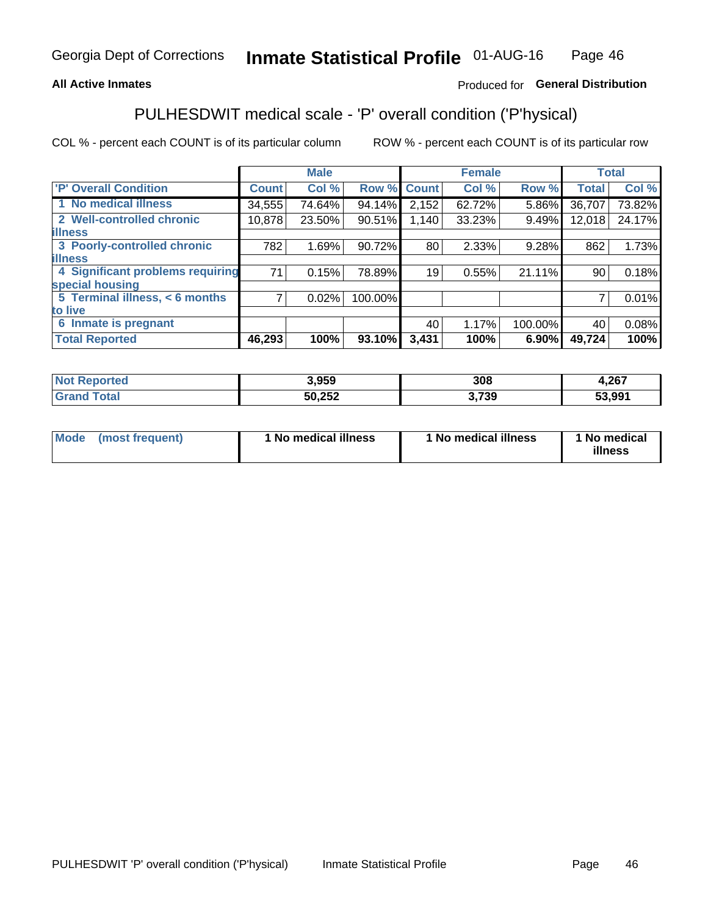Georgia Dept of Corrections **Inmate Statistical Profile** 01-AUG-16

**All Active Inmates**

Produced for **General Distribution**

## PULHESDWIT medical scale - 'P' overall condition ('P'hysical)

COL % - percent each COUNT is of its particular column

ROW % - percent each COUNT is of its particular row

| | Male | | | Female | | | Total | |
|---|---|---|---|---|---|---|---|---|
| **'P' Overall Condition** | **Count** | **Col %** | **Row %** | **Count** | **Col %** | **Row %** | **Total** | **Col %** |
| **1 No medical illness** | 34,555 | 74.64% | 94.14% | 2,152 | 62.72% | 5.86% | 36,707 | 73.82% |
| **2 Well-controlled chronic illness** | 10,878 | 23.50% | 90.51% | 1,140 | 33.23% | 9.49% | 12,018 | 24.17% |
| **3 Poorly-controlled chronic illness** | 782 | 1.69% | 90.72% | 80 | 2.33% | 9.28% | 862 | 1.73% |
| **4 Significant problems requiring special housing** | 71 | 0.15% | 78.89% | 19 | 0.55% | 21.11% | 90 | 0.18% |
| **5 Terminal illness, < 6 months to live** | 7 | 0.02% | 100.00% | | | | 7 | 0.01% |
| **6 Inmate is pregnant** | | | | 40 | 1.17% | 100.00% | 40 | 0.08% |
| **Total Reported** | **46,293** | **100%** | **93.10%** | **3,431** | **100%** | **6.90%** | **49,724** | **100%** |

| | Male | Female | Total |
|---|---|---|---|
| **Not Reported** | **3,959** | **308** | **4,267** |
| **Grand Total** | **50,252** | **3,739** | **53,991** |

| | Male | Female | Total |
|---|---|---|---|
| **Mode (most frequent)** | **1 No medical illness** | **1 No medical illness** | **1 No medical illness** |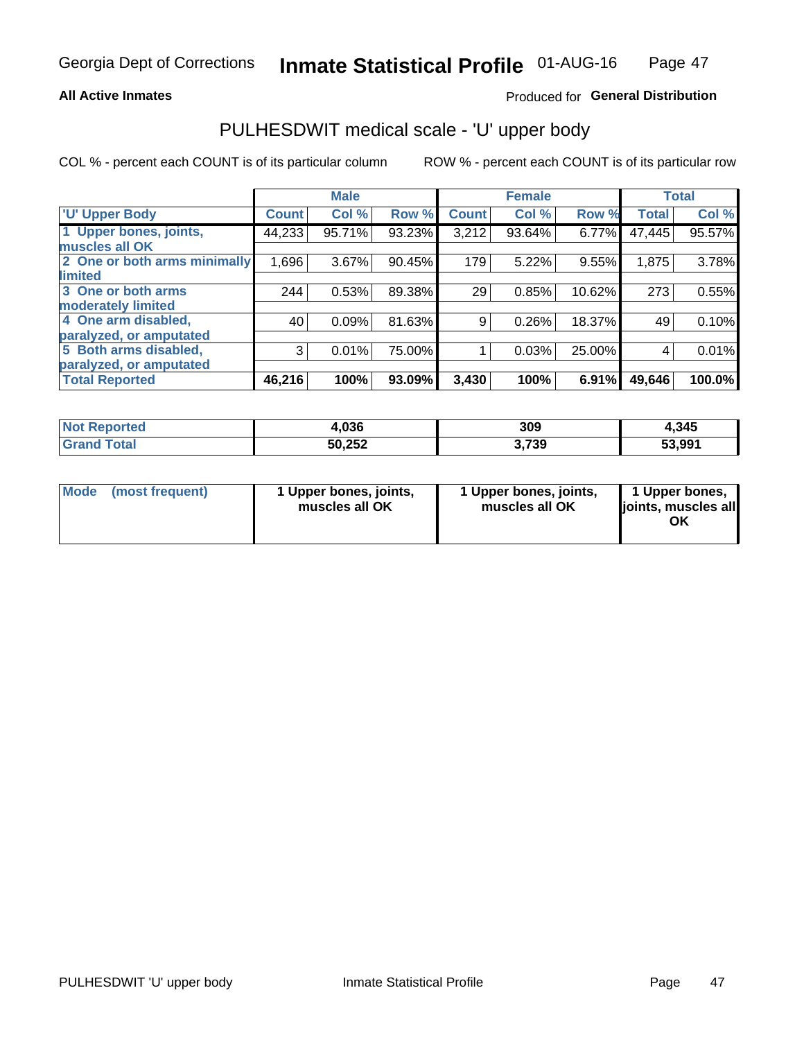Georgia Dept of Corrections **Inmate Statistical Profile** 01-AUG-16

**All Active Inmates**

Produced for **General Distribution**

## PULHESDWIT medical scale - 'U' upper body

COL % - percent each COUNT is of its particular column

ROW % - percent each COUNT is of its particular row

| | Male | | | Female | | | Total | |
|---|---|---|---|---|---|---|---|---|
| 'U' Upper Body | Count | Col % | Row % | Count | Col % | Row % | Total | Col % |
| 1 Upper bones, joints, muscles all OK | 44,233 | 95.71% | 93.23% | 3,212 | 93.64% | 6.77% | 47,445 | 95.57% |
| 2 One or both arms minimally limited | 1,696 | 3.67% | 90.45% | 179 | 5.22% | 9.55% | 1,875 | 3.78% |
| 3 One or both arms moderately limited | 244 | 0.53% | 89.38% | 29 | 0.85% | 10.62% | 273 | 0.55% |
| 4 One arm disabled, paralyzed, or amputated | 40 | 0.09% | 81.63% | 9 | 0.26% | 18.37% | 49 | 0.10% |
| 5 Both arms disabled, paralyzed, or amputated | 3 | 0.01% | 75.00% | 1 | 0.03% | 25.00% | 4 | 0.01% |
| **Total Reported** | **46,216** | **100%** | **93.09%** | **3,430** | **100%** | **6.91%** | **49,646** | **100.0%** |

| | Male | Female | Total |
|---|---|---|---|
| Not Reported | 4,036 | 309 | 4,345 |
| Grand Total | 50,252 | 3,739 | 53,991 |

| | Male | Female | Total |
|---|---|---|---|
| Mode (most frequent) | 1 Upper bones, joints, muscles all OK | 1 Upper bones, joints, muscles all OK | 1 Upper bones, joints, muscles all OK |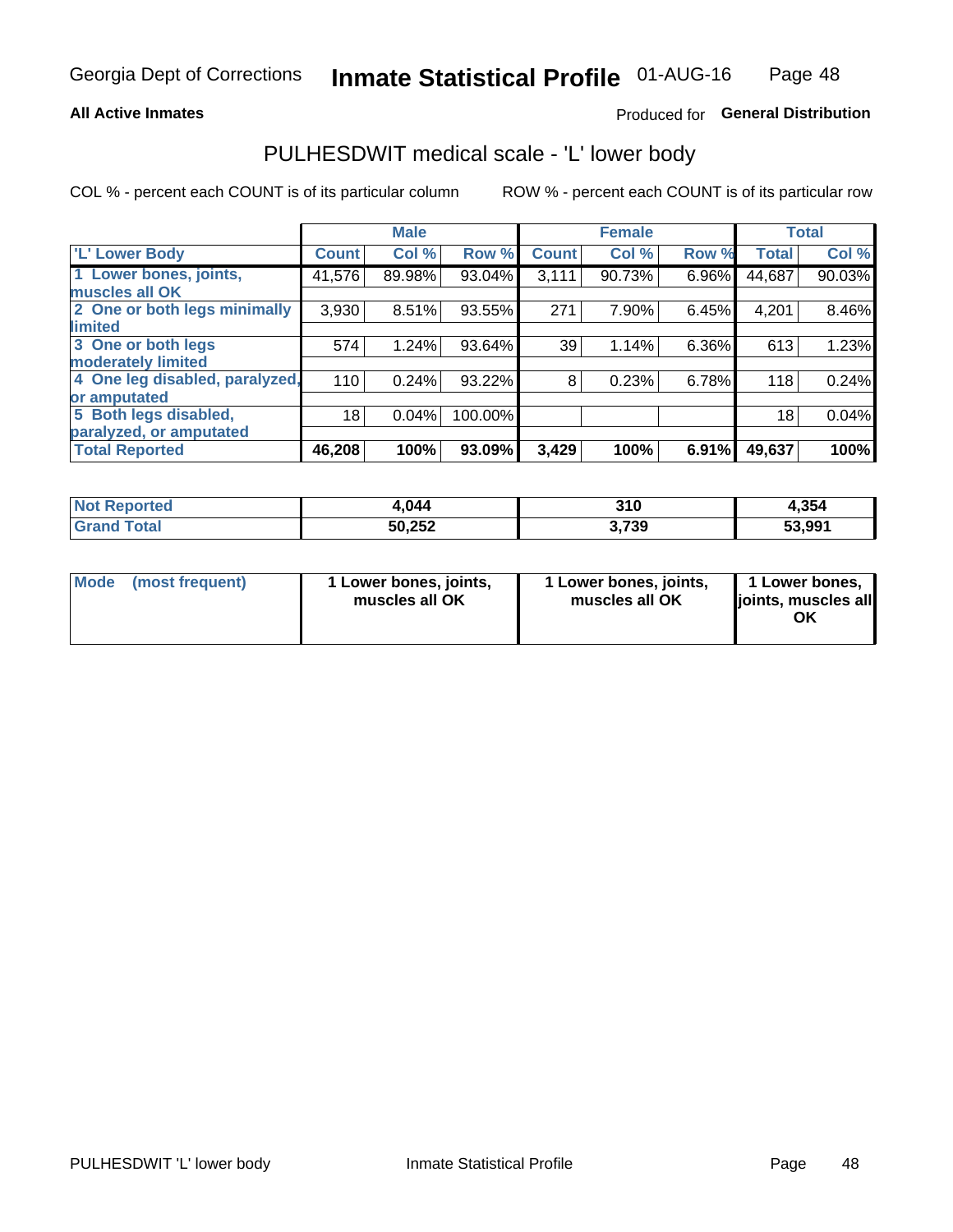Georgia Dept of Corrections **Inmate Statistical Profile** 01-AUG-16

**All Active Inmates**

Produced for **General Distribution**

# PULHESDWIT medical scale - 'L' lower body

COL % - percent each COUNT is of its particular column

ROW % - percent each COUNT is of its particular row

| | Male | | | Female | | | Total | |
|---|---|---|---|---|---|---|---|---|
| 'L' Lower Body | Count | Col % | Row % | Count | Col % | Row % | Total | Col % |
| 1 Lower bones, joints, muscles all OK | 41,576 | 89.98% | 93.04% | 3,111 | 90.73% | 6.96% | 44,687 | 90.03% |
| 2 One or both legs minimally limited | 3,930 | 8.51% | 93.55% | 271 | 7.90% | 6.45% | 4,201 | 8.46% |
| 3 One or both legs moderately limited | 574 | 1.24% | 93.64% | 39 | 1.14% | 6.36% | 613 | 1.23% |
| 4 One leg disabled, paralyzed, or amputated | 110 | 0.24% | 93.22% | 8 | 0.23% | 6.78% | 118 | 0.24% |
| 5 Both legs disabled, paralyzed, or amputated | 18 | 0.04% | 100.00% | | | | 18 | 0.04% |
| **Total Reported** | **46,208** | **100%** | **93.09%** | **3,429** | **100%** | **6.91%** | **49,637** | **100%** |

| | Male | Female | Total |
|---|---|---|---|
| **Not Reported** | **4,044** | **310** | **4,354** |
| **Grand Total** | **50,252** | **3,739** | **53,991** |

| | Male | Female | Total |
|---|---|---|---|
| **Mode (most frequent)** | **1 Lower bones, joints, muscles all OK** | **1 Lower bones, joints, muscles all OK** | **1 Lower bones, joints, muscles all OK** |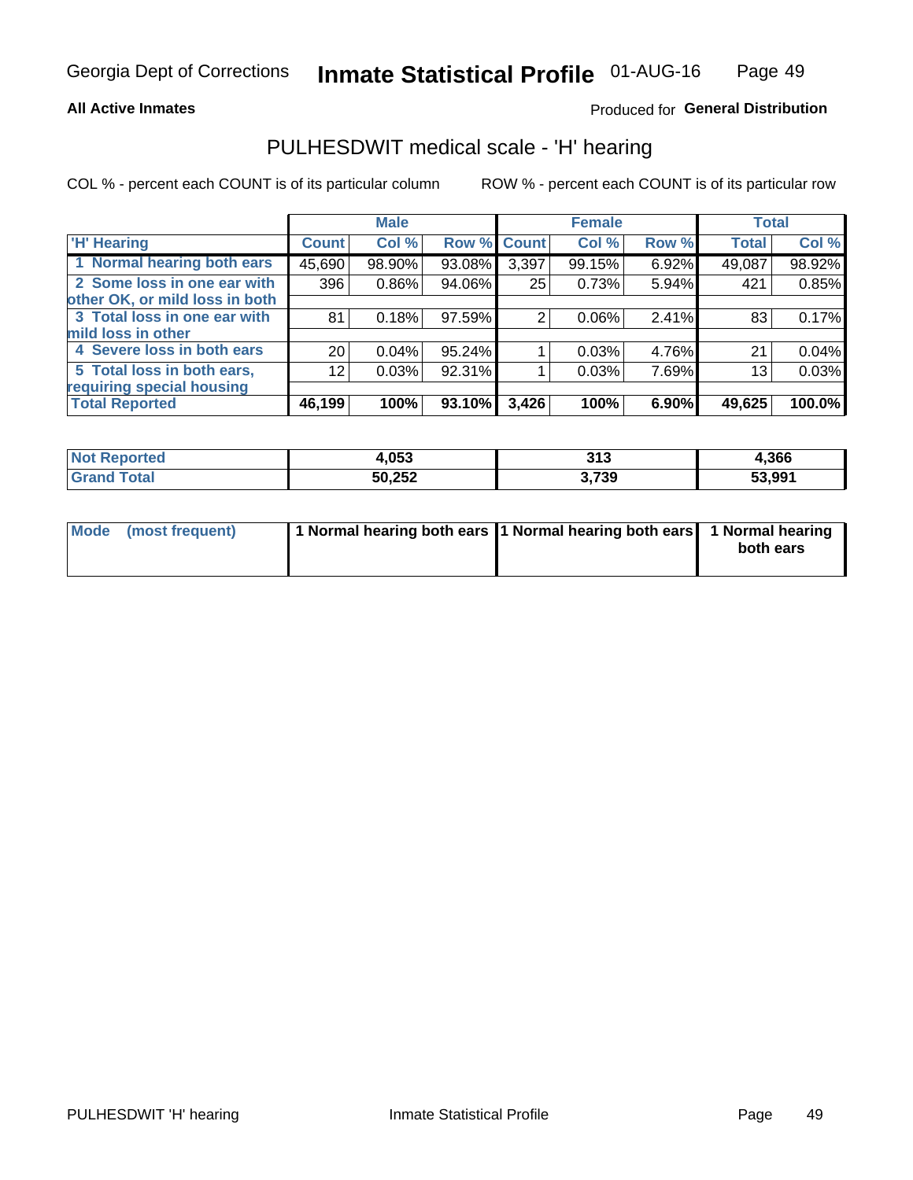Georgia Dept of Corrections **Inmate Statistical Profile** 01-AUG-16

**All Active Inmates**

Produced for **General Distribution**

## PULHESDWIT medical scale - 'H' hearing

COL % - percent each COUNT is of its particular column

ROW % - percent each COUNT is of its particular row

| | Male | | | Female | | | Total | |
|---|---|---|---|---|---|---|---|---|
| 'H' Hearing | Count | Col % | Row % | Count | Col % | Row % | Total | Col % |
| 1 Normal hearing both ears | 45,690 | 98.90% | 93.08% | 3,397 | 99.15% | 6.92% | 49,087 | 98.92% |
| 2 Some loss in one ear with other OK, or mild loss in both | 396 | 0.86% | 94.06% | 25 | 0.73% | 5.94% | 421 | 0.85% |
| 3 Total loss in one ear with mild loss in other | 81 | 0.18% | 97.59% | 2 | 0.06% | 2.41% | 83 | 0.17% |
| 4 Severe loss in both ears | 20 | 0.04% | 95.24% | 1 | 0.03% | 4.76% | 21 | 0.04% |
| 5 Total loss in both ears, requiring special housing | 12 | 0.03% | 92.31% | 1 | 0.03% | 7.69% | 13 | 0.03% |
| **Total Reported** | **46,199** | **100%** | **93.10%** | **3,426** | **100%** | **6.90%** | **49,625** | **100.0%** |

| | Male | Female | Total |
|---|---|---|---|
| **Not Reported** | **4,053** | **313** | **4,366** |
| **Grand Total** | **50,252** | **3,739** | **53,991** |

| | Male | Female | Total |
|---|---|---|---|
| **Mode (most frequent)** | **1 Normal hearing both ears** | **1 Normal hearing both ears** | **1 Normal hearing both ears** |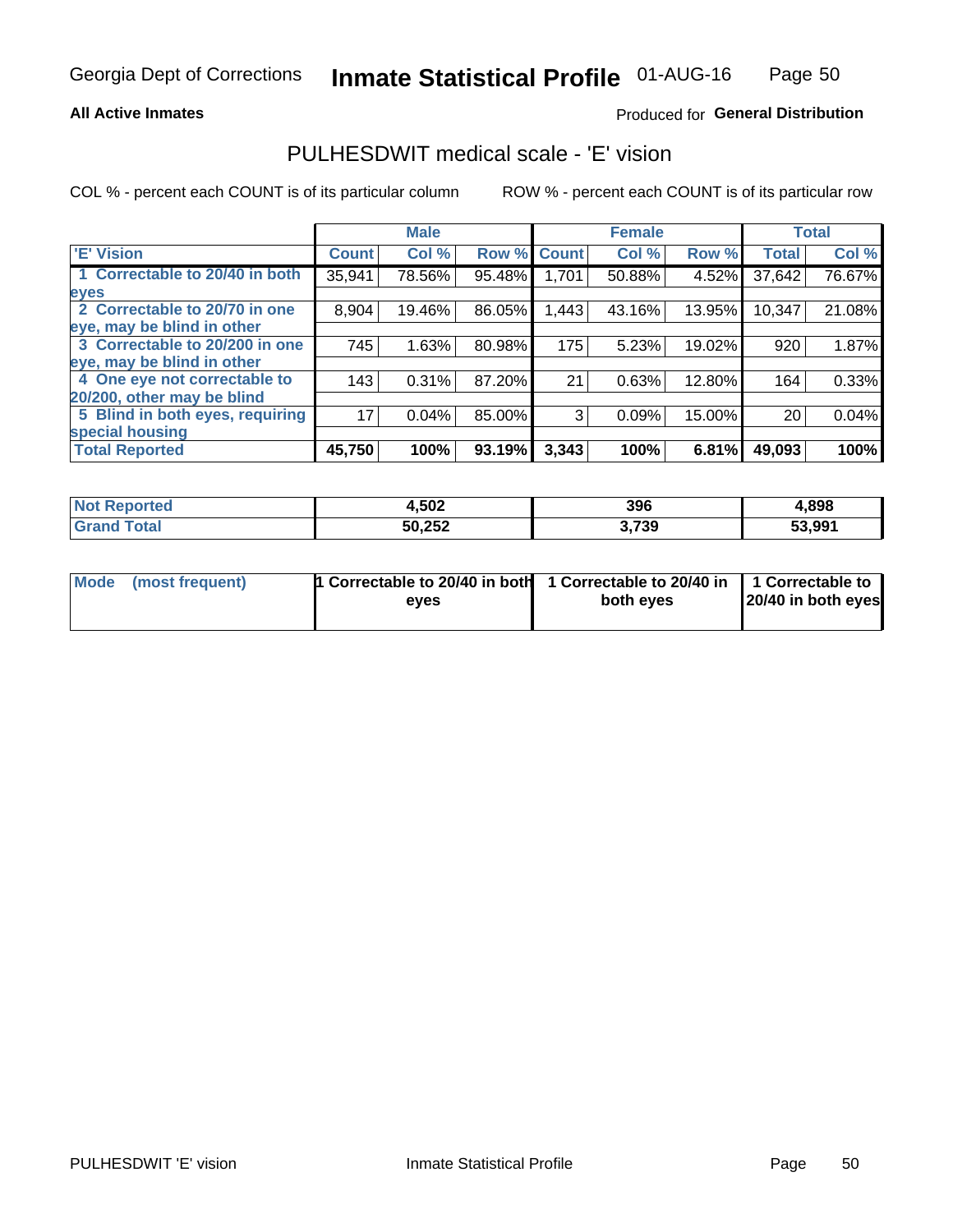Georgia Dept of Corrections **Inmate Statistical Profile** 01-AUG-16

**All Active Inmates**

Produced for **General Distribution**

## PULHESDWIT medical scale - 'E' vision

COL % - percent each COUNT is of its particular column

ROW % - percent each COUNT is of its particular row

| | Male | | | Female | | | Total | |
|---|---|---|---|---|---|---|---|---|
| **'E' Vision** | **Count** | **Col %** | **Row %** | **Count** | **Col %** | **Row %** | **Total** | **Col %** |
| **1 Correctable to 20/40 in both eyes** | 35,941 | 78.56% | 95.48% | 1,701 | 50.88% | 4.52% | 37,642 | 76.67% |
| **2 Correctable to 20/70 in one eye, may be blind in other** | 8,904 | 19.46% | 86.05% | 1,443 | 43.16% | 13.95% | 10,347 | 21.08% |
| **3 Correctable to 20/200 in one eye, may be blind in other** | 745 | 1.63% | 80.98% | 175 | 5.23% | 19.02% | 920 | 1.87% |
| **4 One eye not correctable to 20/200, other may be blind** | 143 | 0.31% | 87.20% | 21 | 0.63% | 12.80% | 164 | 0.33% |
| **5 Blind in both eyes, requiring special housing** | 17 | 0.04% | 85.00% | 3 | 0.09% | 15.00% | 20 | 0.04% |
| **Total Reported** | **45,750** | **100%** | **93.19%** | **3,343** | **100%** | **6.81%** | **49,093** | **100%** |

| | Male | Female | Total |
|---|---|---|---|
| **Not Reported** | **4,502** | **396** | **4,898** |
| **Grand Total** | **50,252** | **3,739** | **53,991** |

| | Male | Female | Total |
|---|---|---|---|
| **Mode (most frequent)** | **1 Correctable to 20/40 in both eyes** | **1 Correctable to 20/40 in both eyes** | **1 Correctable to 20/40 in both eyes** |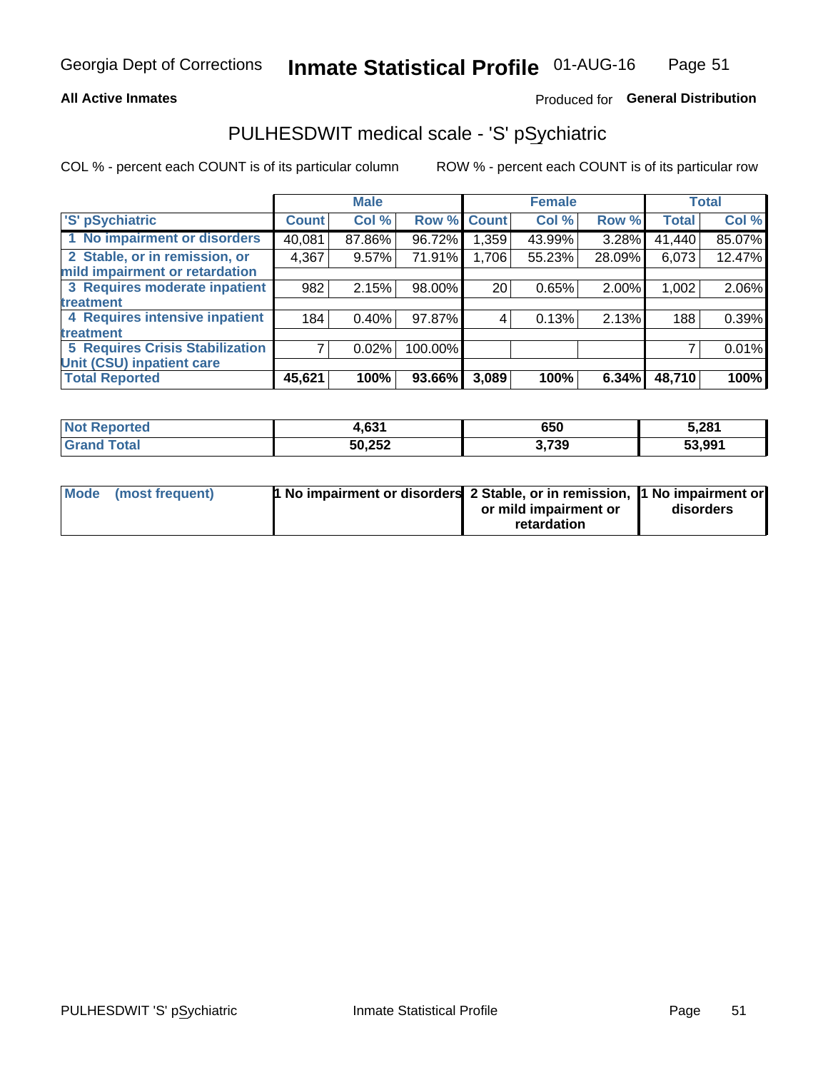Georgia Dept of Corrections **Inmate Statistical Profile** 01-AUG-16

**All Active Inmates**

Produced for **General Distribution**

## PULHESDWIT medical scale - 'S' pSychiatric

COL % - percent each COUNT is of its particular column

ROW % - percent each COUNT is of its particular row

| 'S' pSychiatric | Male | | | Female | | | Total | |
|---|---|---|---|---|---|---|---|---|
| | Count | Col % | Row % | Count | Col % | Row % | Total | Col % |
| 1 No impairment or disorders | 40,081 | 87.86% | 96.72% | 1,359 | 43.99% | 3.28% | 41,440 | 85.07% |
| 2 Stable, or in remission, or mild impairment or retardation | 4,367 | 9.57% | 71.91% | 1,706 | 55.23% | 28.09% | 6,073 | 12.47% |
| 3 Requires moderate inpatient treatment | 982 | 2.15% | 98.00% | 20 | 0.65% | 2.00% | 1,002 | 2.06% |
| 4 Requires intensive inpatient treatment | 184 | 0.40% | 97.87% | 4 | 0.13% | 2.13% | 188 | 0.39% |
| 5 Requires Crisis Stabilization Unit (CSU) inpatient care | 7 | 0.02% | 100.00% | | | | 7 | 0.01% |
| **Total Reported** | **45,621** | **100%** | **93.66%** | **3,089** | **100%** | **6.34%** | **48,710** | **100%** |

| | Male | Female | Total |
|---|---|---|---|
| Not Reported | 4,631 | 650 | 5,281 |
| Grand Total | 50,252 | 3,739 | 53,991 |

| | Male | Female | Total |
|---|---|---|---|
| Mode (most frequent) | 1 No impairment or disorders | 2 Stable, or in remission, or mild impairment or retardation | 1 No impairment or disorders |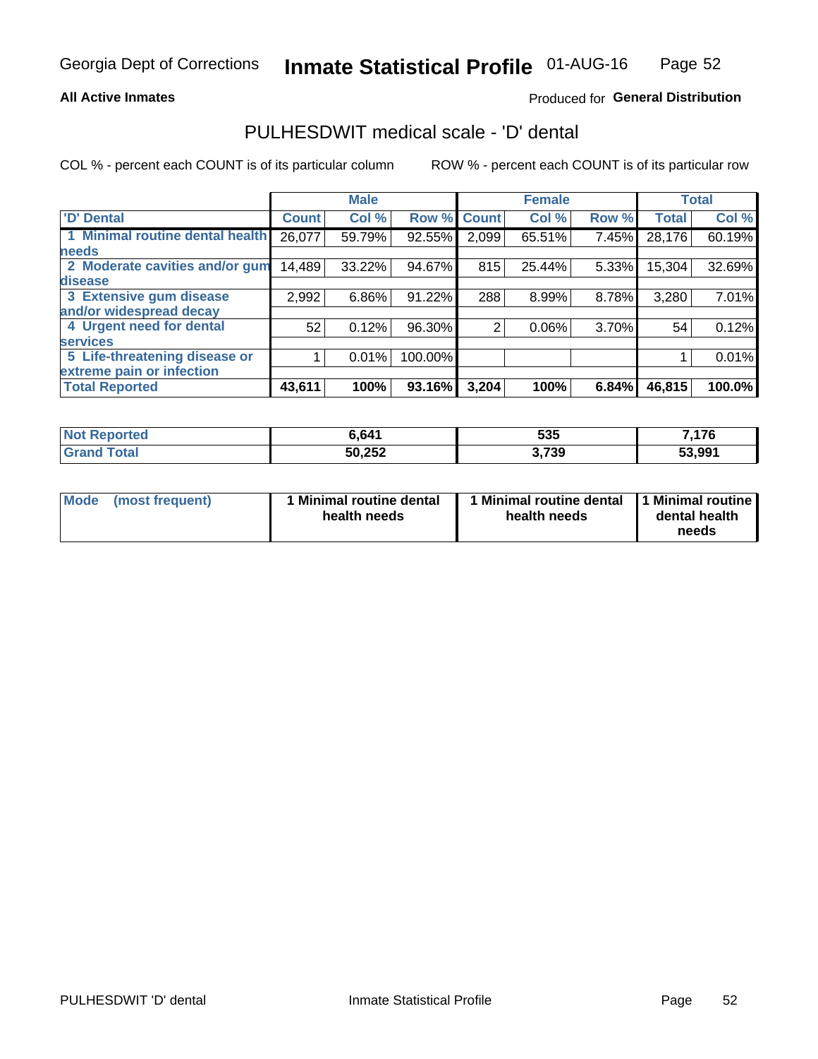Georgia Dept of Corrections **Inmate Statistical Profile** 01-AUG-16

**All Active Inmates**

Produced for **General Distribution**

## PULHESDWIT medical scale - 'D' dental

COL % - percent each COUNT is of its particular column

ROW % - percent each COUNT is of its particular row

| | Male | | | Female | | | Total | |
|---|---|---|---|---|---|---|---|---|
| 'D' Dental | Count | Col % | Row % | Count | Col % | Row % | Total | Col % |
| 1 Minimal routine dental health needs | 26,077 | 59.79% | 92.55% | 2,099 | 65.51% | 7.45% | 28,176 | 60.19% |
| 2 Moderate cavities and/or gum disease | 14,489 | 33.22% | 94.67% | 815 | 25.44% | 5.33% | 15,304 | 32.69% |
| 3 Extensive gum disease and/or widespread decay | 2,992 | 6.86% | 91.22% | 288 | 8.99% | 8.78% | 3,280 | 7.01% |
| 4 Urgent need for dental services | 52 | 0.12% | 96.30% | 2 | 0.06% | 3.70% | 54 | 0.12% |
| 5 Life-threatening disease or extreme pain or infection | 1 | 0.01% | 100.00% | | | | 1 | 0.01% |
| **Total Reported** | **43,611** | **100%** | **93.16%** | **3,204** | **100%** | **6.84%** | **46,815** | **100.0%** |

| | Male | Female | Total |
|---|---|---|---|
| Not Reported | 6,641 | 535 | 7,176 |
| Grand Total | 50,252 | 3,739 | 53,991 |

| | Male | Female | Total |
|---|---|---|---|
| Mode (most frequent) | 1 Minimal routine dental health needs | 1 Minimal routine dental health needs | 1 Minimal routine dental health needs |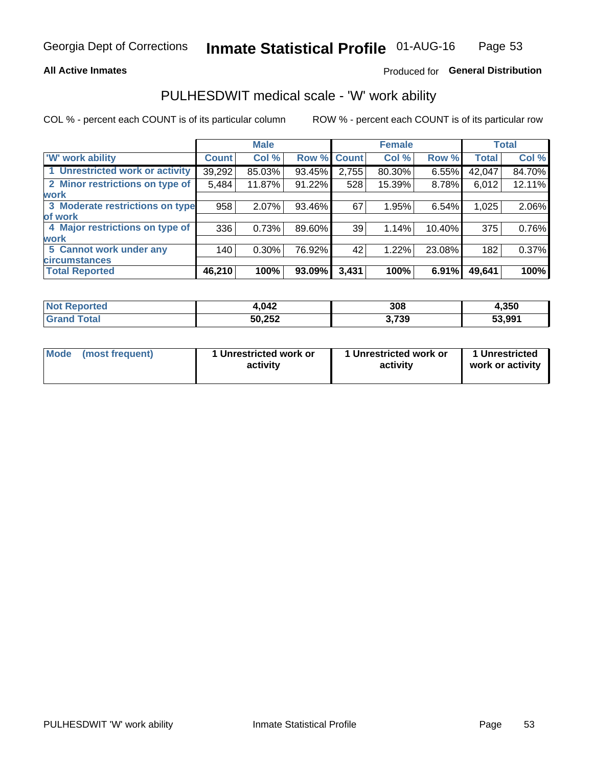**All Active Inmates**

Produced for **General Distribution**

## PULHESDWIT medical scale - 'W' work ability

COL % - percent each COUNT is of its particular column

ROW % - percent each COUNT is of its particular row

| | Male | | | Female | | | Total | |
|---|---|---|---|---|---|---|---|---|
| 'W' work ability | Count | Col % | Row % | Count | Col % | Row % | Total | Col % |
| 1 Unrestricted work or activity | 39,292 | 85.03% | 93.45% | 2,755 | 80.30% | 6.55% | 42,047 | 84.70% |
| 2 Minor restrictions on type of work | 5,484 | 11.87% | 91.22% | 528 | 15.39% | 8.78% | 6,012 | 12.11% |
| 3 Moderate restrictions on type of work | 958 | 2.07% | 93.46% | 67 | 1.95% | 6.54% | 1,025 | 2.06% |
| 4 Major restrictions on type of work | 336 | 0.73% | 89.60% | 39 | 1.14% | 10.40% | 375 | 0.76% |
| 5 Cannot work under any circumstances | 140 | 0.30% | 76.92% | 42 | 1.22% | 23.08% | 182 | 0.37% |
| **Total Reported** | **46,210** | **100%** | **93.09%** | **3,431** | **100%** | **6.91%** | **49,641** | **100%** |

| | Male | Female | Total |
|---|---|---|---|
| Not Reported | 4,042 | 308 | 4,350 |
| Grand Total | 50,252 | 3,739 | 53,991 |

| | Male | Female | Total |
|---|---|---|---|
| Mode (most frequent) | 1 Unrestricted work or activity | 1 Unrestricted work or activity | 1 Unrestricted work or activity |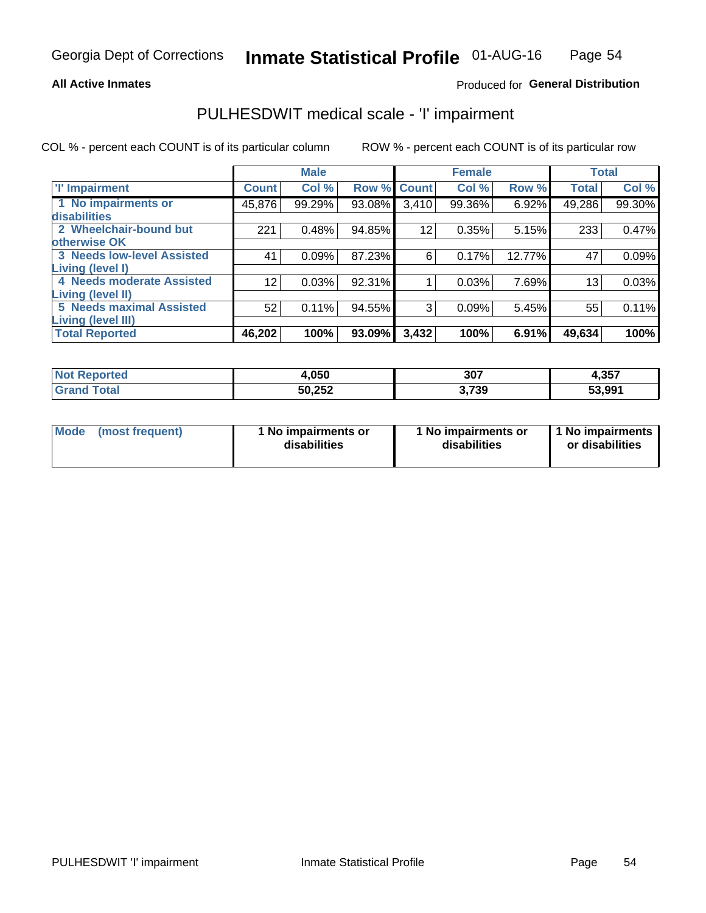Georgia Dept of Corrections **Inmate Statistical Profile** 01-AUG-16

**All Active Inmates**

Produced for **General Distribution**

## PULHESDWIT medical scale - 'I' impairment

COL % - percent each COUNT is of its particular column ROW % - percent each COUNT is of its particular row

| | Male | | | Female | | | Total | |
|---|---|---|---|---|---|---|---|---|
| 'I' Impairment | Count | Col % | Row % | Count | Col % | Row % | Total | Col % |
| 1 No impairments or disabilities | 45,876 | 99.29% | 93.08% | 3,410 | 99.36% | 6.92% | 49,286 | 99.30% |
| 2 Wheelchair-bound but otherwise OK | 221 | 0.48% | 94.85% | 12 | 0.35% | 5.15% | 233 | 0.47% |
| 3 Needs low-level Assisted Living (level I) | 41 | 0.09% | 87.23% | 6 | 0.17% | 12.77% | 47 | 0.09% |
| 4 Needs moderate Assisted Living (level II) | 12 | 0.03% | 92.31% | 1 | 0.03% | 7.69% | 13 | 0.03% |
| 5 Needs maximal Assisted Living (level III) | 52 | 0.11% | 94.55% | 3 | 0.09% | 5.45% | 55 | 0.11% |
| **Total Reported** | **46,202** | **100%** | **93.09%** | **3,432** | **100%** | **6.91%** | **49,634** | **100%** |

| | Male | Female | Total |
|---|---|---|---|
| Not Reported | 4,050 | 307 | 4,357 |
| Grand Total | 50,252 | 3,739 | 53,991 |

| | Male | Female | Total |
|---|---|---|---|
| Mode (most frequent) | 1 No impairments or disabilities | 1 No impairments or disabilities | 1 No impairments or disabilities |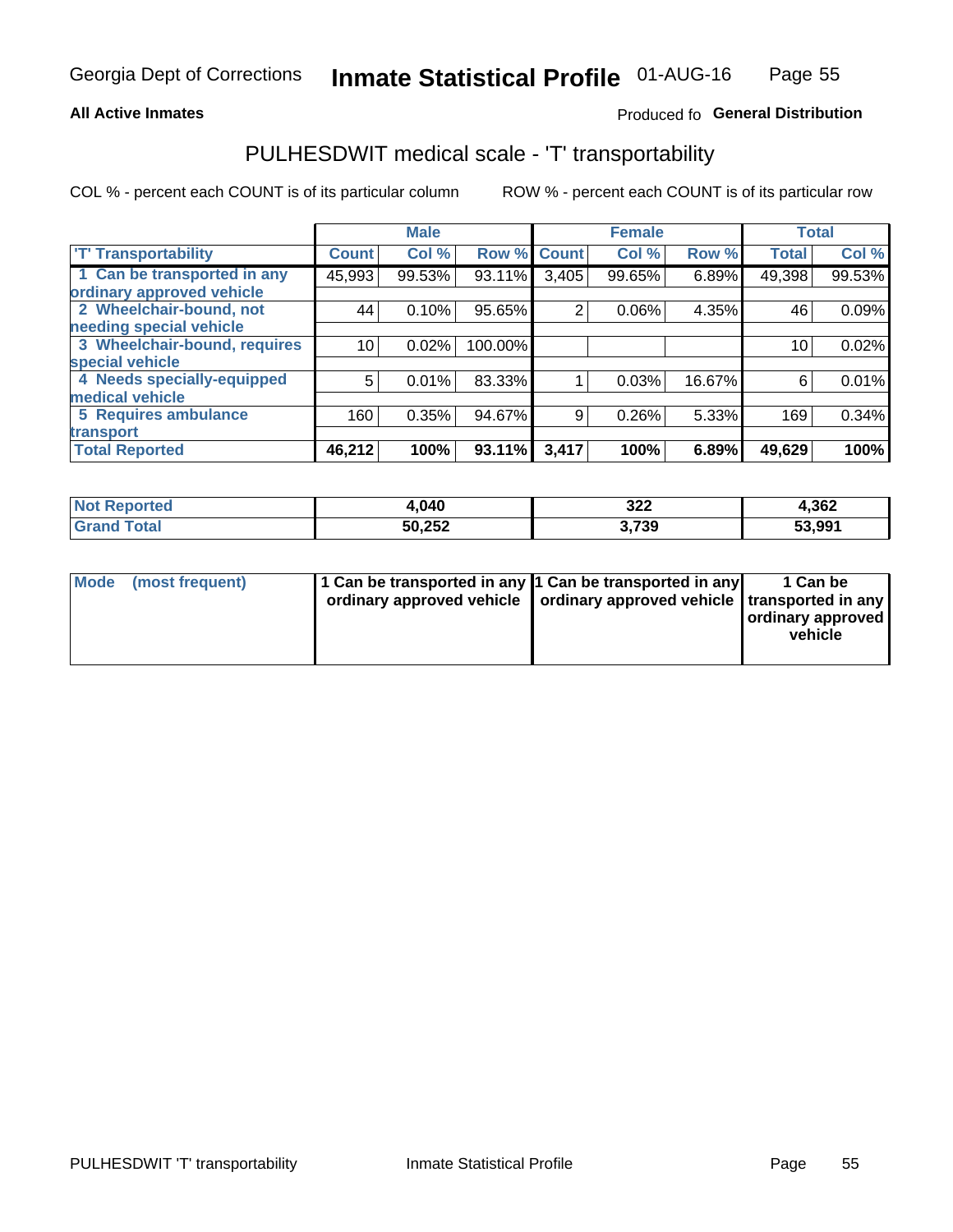Georgia Dept of Corrections **Inmate Statistical Profile** 01-AUG-16

**All Active Inmates**

Produced fo **General Distribution**

## PULHESDWIT medical scale - 'T' transportability

COL % - percent each COUNT is of its particular column ROW % - percent each COUNT is of its particular row

| | Male | | | Female | | | Total | |
|---|---|---|---|---|---|---|---|---|
| 'T' Transportability | Count | Col % | Row % | Count | Col % | Row % | Total | Col % |
| 1 Can be transported in any ordinary approved vehicle | 45,993 | 99.53% | 93.11% | 3,405 | 99.65% | 6.89% | 49,398 | 99.53% |
| 2 Wheelchair-bound, not needing special vehicle | 44 | 0.10% | 95.65% | 2 | 0.06% | 4.35% | 46 | 0.09% |
| 3 Wheelchair-bound, requires special vehicle | 10 | 0.02% | 100.00% | | | | 10 | 0.02% |
| 4 Needs specially-equipped medical vehicle | 5 | 0.01% | 83.33% | 1 | 0.03% | 16.67% | 6 | 0.01% |
| 5 Requires ambulance transport | 160 | 0.35% | 94.67% | 9 | 0.26% | 5.33% | 169 | 0.34% |
| **Total Reported** | **46,212** | **100%** | **93.11%** | **3,417** | **100%** | **6.89%** | **49,629** | **100%** |

| | Male | Female | Total |
|---|---|---|---|
| **Not Reported** | **4,040** | **322** | **4,362** |
| **Grand Total** | **50,252** | **3,739** | **53,991** |

| | Male | Female | Total |
|---|---|---|---|
| **Mode (most frequent)** | **1 Can be transported in any ordinary approved vehicle** | **1 Can be transported in any ordinary approved vehicle** | **1 Can be transported in any ordinary approved vehicle** |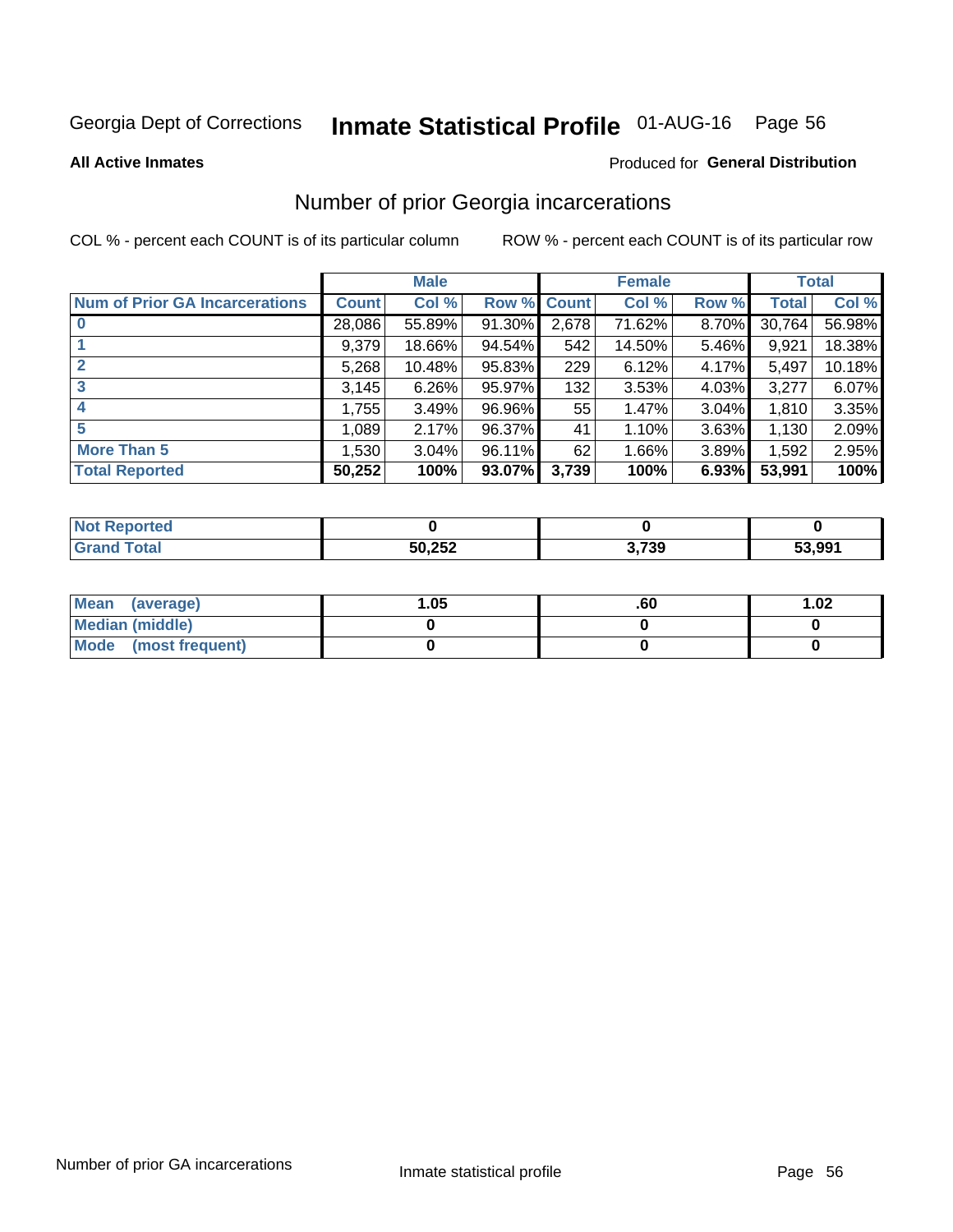Georgia Dept of Corrections **Inmate Statistical Profile** 01-AUG-16

**All Active Inmates**

Produced for **General Distribution**

## Number of prior Georgia incarcerations

COL % - percent each COUNT is of its particular column

ROW % - percent each COUNT is of its particular row

| | Male | | | Female | | | Total | |
|---|---|---|---|---|---|---|---|---|
| **Num of Prior GA Incarcerations** | **Count** | **Col %** | **Row %** | **Count** | **Col %** | **Row %** | **Total** | **Col %** |
| **0** | 28,086 | 55.89% | 91.30% | 2,678 | 71.62% | 8.70% | 30,764 | 56.98% |
| **1** | 9,379 | 18.66% | 94.54% | 542 | 14.50% | 5.46% | 9,921 | 18.38% |
| **2** | 5,268 | 10.48% | 95.83% | 229 | 6.12% | 4.17% | 5,497 | 10.18% |
| **3** | 3,145 | 6.26% | 95.97% | 132 | 3.53% | 4.03% | 3,277 | 6.07% |
| **4** | 1,755 | 3.49% | 96.96% | 55 | 1.47% | 3.04% | 1,810 | 3.35% |
| **5** | 1,089 | 2.17% | 96.37% | 41 | 1.10% | 3.63% | 1,130 | 2.09% |
| **More Than 5** | 1,530 | 3.04% | 96.11% | 62 | 1.66% | 3.89% | 1,592 | 2.95% |
| **Total Reported** | **50,252** | **100%** | **93.07%** | **3,739** | **100%** | **6.93%** | **53,991** | **100%** |

| | Male | Female | Total |
|---|---|---|---|
| **Not Reported** | **0** | **0** | **0** |
| **Grand Total** | **50,252** | **3,739** | **53,991** |

| | Male | Female | Total |
|---|---|---|---|
| **Mean (average)** | **1.05** | **.60** | **1.02** |
| **Median (middle)** | **0** | **0** | **0** |
| **Mode (most frequent)** | **0** | **0** | **0** |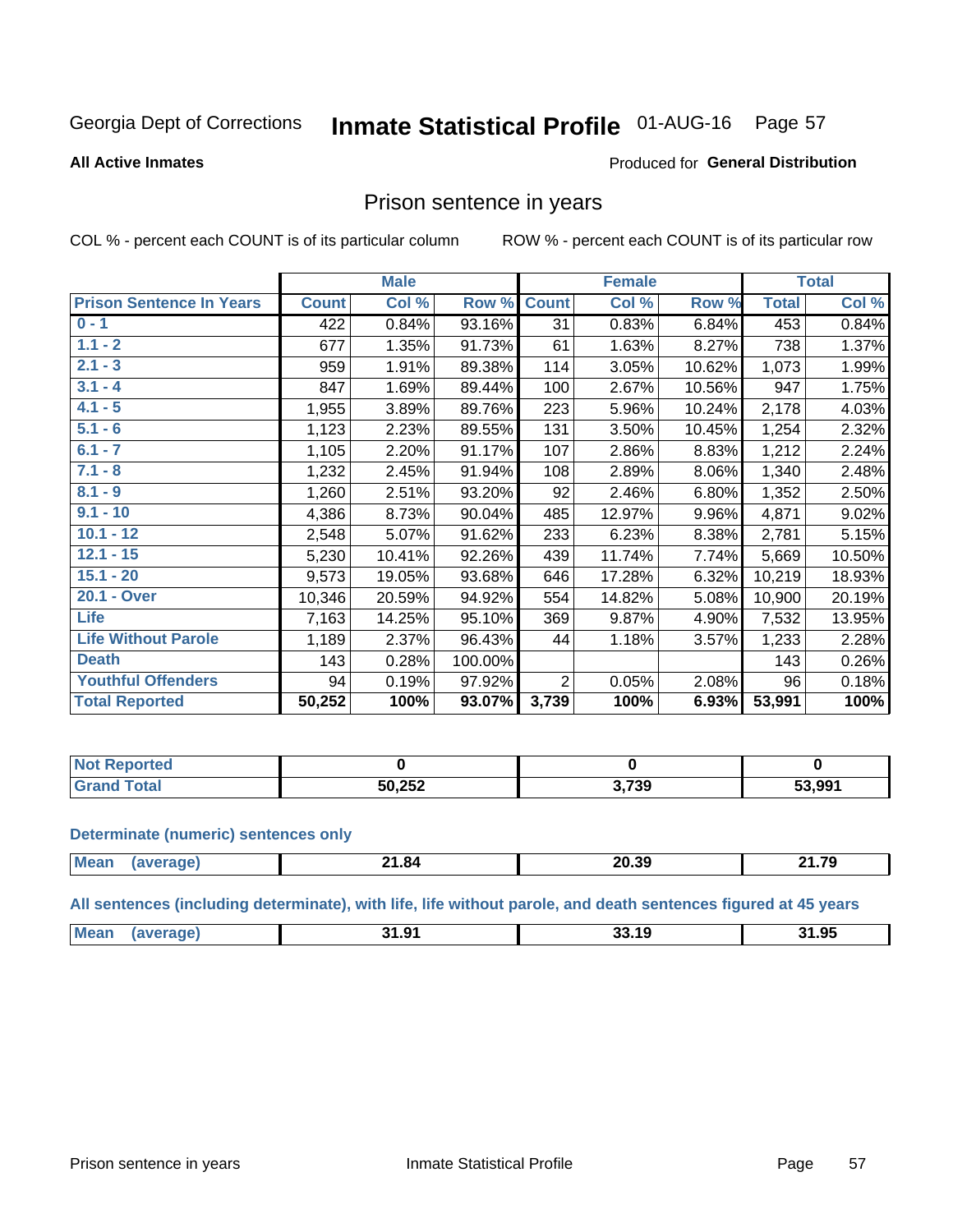Georgia Dept of Corrections **Inmate Statistical Profile** 01-AUG-16 Page 57

**All Active Inmates**

Produced for **General Distribution**

## Prison sentence in years

COL % - percent each COUNT is of its particular column     ROW % - percent each COUNT is of its particular row

| | Male | | | Female | | | Total | |
|---|---|---|---|---|---|---|---|---|
| **Prison Sentence In Years** | **Count** | **Col %** | **Row %** | **Count** | **Col %** | **Row %** | **Total** | **Col %** |
| 0 - 1 | 422 | 0.84% | 93.16% | 31 | 0.83% | 6.84% | 453 | 0.84% |
| 1.1 - 2 | 677 | 1.35% | 91.73% | 61 | 1.63% | 8.27% | 738 | 1.37% |
| 2.1 - 3 | 959 | 1.91% | 89.38% | 114 | 3.05% | 10.62% | 1,073 | 1.99% |
| 3.1 - 4 | 847 | 1.69% | 89.44% | 100 | 2.67% | 10.56% | 947 | 1.75% |
| 4.1 - 5 | 1,955 | 3.89% | 89.76% | 223 | 5.96% | 10.24% | 2,178 | 4.03% |
| 5.1 - 6 | 1,123 | 2.23% | 89.55% | 131 | 3.50% | 10.45% | 1,254 | 2.32% |
| 6.1 - 7 | 1,105 | 2.20% | 91.17% | 107 | 2.86% | 8.83% | 1,212 | 2.24% |
| 7.1 - 8 | 1,232 | 2.45% | 91.94% | 108 | 2.89% | 8.06% | 1,340 | 2.48% |
| 8.1 - 9 | 1,260 | 2.51% | 93.20% | 92 | 2.46% | 6.80% | 1,352 | 2.50% |
| 9.1 - 10 | 4,386 | 8.73% | 90.04% | 485 | 12.97% | 9.96% | 4,871 | 9.02% |
| 10.1 - 12 | 2,548 | 5.07% | 91.62% | 233 | 6.23% | 8.38% | 2,781 | 5.15% |
| 12.1 - 15 | 5,230 | 10.41% | 92.26% | 439 | 11.74% | 7.74% | 5,669 | 10.50% |
| 15.1 - 20 | 9,573 | 19.05% | 93.68% | 646 | 17.28% | 6.32% | 10,219 | 18.93% |
| 20.1 - Over | 10,346 | 20.59% | 94.92% | 554 | 14.82% | 5.08% | 10,900 | 20.19% |
| Life | 7,163 | 14.25% | 95.10% | 369 | 9.87% | 4.90% | 7,532 | 13.95% |
| Life Without Parole | 1,189 | 2.37% | 96.43% | 44 | 1.18% | 3.57% | 1,233 | 2.28% |
| Death | 143 | 0.28% | 100.00% | | | | 143 | 0.26% |
| Youthful Offenders | 94 | 0.19% | 97.92% | 2 | 0.05% | 2.08% | 96 | 0.18% |
| **Total Reported** | **50,252** | **100%** | **93.07%** | **3,739** | **100%** | **6.93%** | **53,991** | **100%** |

| | Male | Female | Total |
|---|---|---|---|
| Not Reported | **0** | **0** | **0** |
| Grand Total | **50,252** | **3,739** | **53,991** |

**Determinate (numeric) sentences only**

| | Male | Female | Total |
|---|---|---|---|
| Mean (average) | **21.84** | **20.39** | **21.79** |

**All sentences (including determinate), with life, life without parole, and death sentences figured at 45 years**

| | Male | Female | Total |
|---|---|---|---|
| Mean (average) | **31.91** | **33.19** | **31.95** |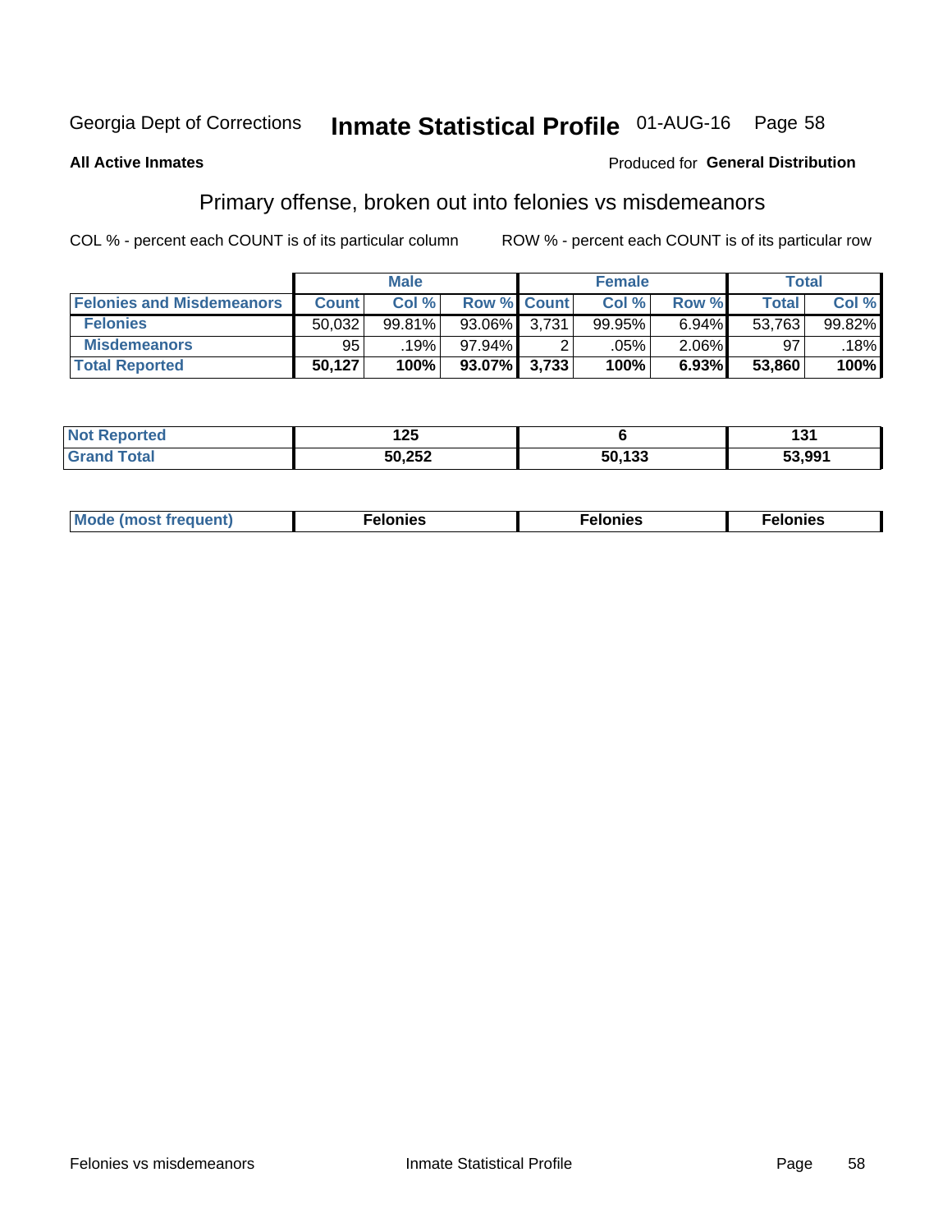Georgia Dept of Corrections **Inmate Statistical Profile** 01-AUG-16

**All Active Inmates**

Produced for **General Distribution**

## Primary offense, broken out into felonies vs misdemeanors

COL % - percent each COUNT is of its particular column

ROW % - percent each COUNT is of its particular row

| | Male | | | Female | | | Total | |
|---|---|---|---|---|---|---|---|---|
| **Felonies and Misdemeanors** | **Count** | **Col %** | **Row %** | **Count** | **Col %** | **Row %** | **Total** | **Col %** |
| **Felonies** | 50,032 | 99.81% | 93.06% | 3,731 | 99.95% | 6.94% | 53,763 | 99.82% |
| **Misdemeanors** | 95 | .19% | 97.94% | 2 | .05% | 2.06% | 97 | .18% |
| **Total Reported** | **50,127** | **100%** | **93.07%** | **3,733** | **100%** | **6.93%** | **53,860** | **100%** |

| | Male | Female | Total |
|---|---|---|---|
| **Not Reported** | **125** | **6** | **131** |
| **Grand Total** | **50,252** | **50,133** | **53,991** |

| | Male | Female | Total |
|---|---|---|---|
| **Mode (most frequent)** | **Felonies** | **Felonies** | **Felonies** |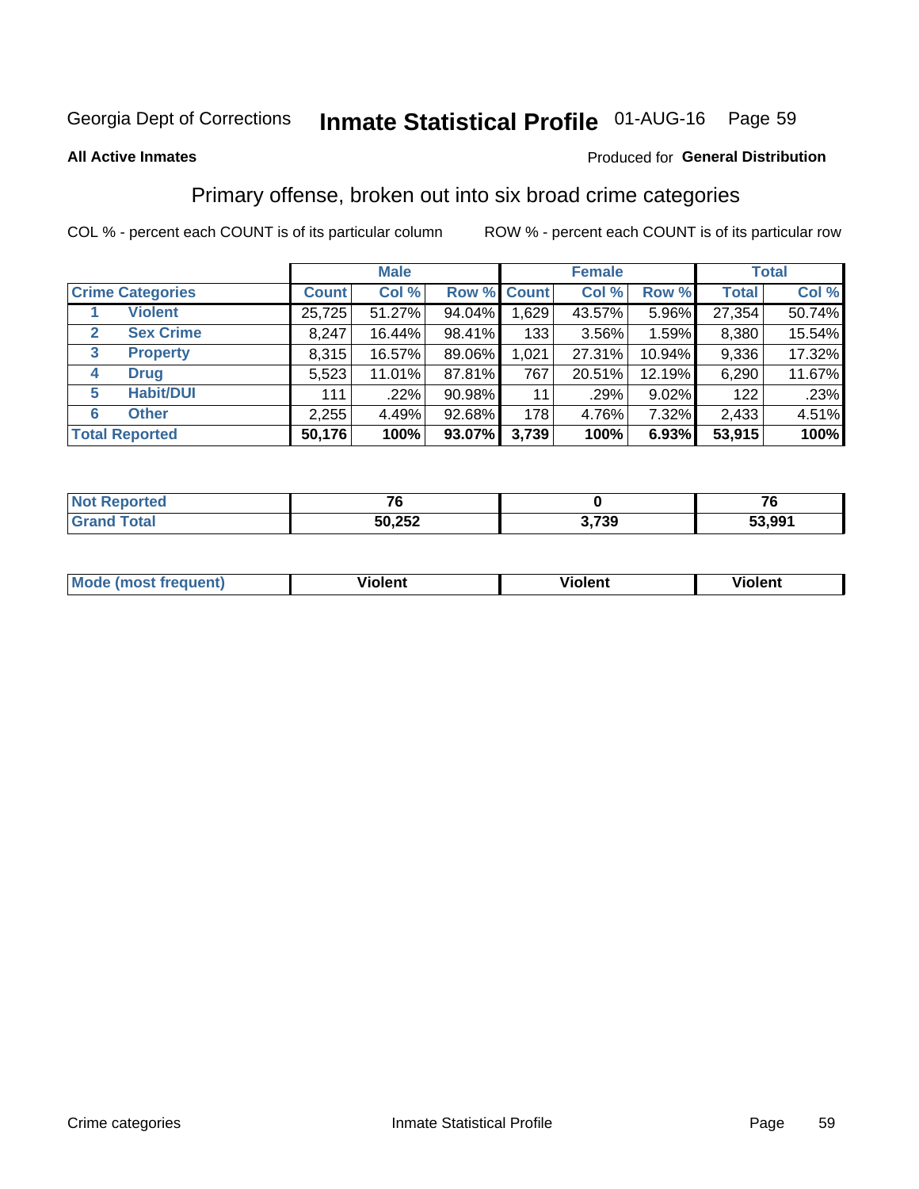Georgia Dept of Corrections **Inmate Statistical Profile** 01-AUG-16 Page 59

**All Active Inmates**

Produced for **General Distribution**

## Primary offense, broken out into six broad crime categories

COL % - percent each COUNT is of its particular column

ROW % - percent each COUNT is of its particular row

| | | Male | | | Female | | | Total | |
|---|---|---|---|---|---|---|---|---|---|
| **Crime Categories** | | **Count** | **Col %** | **Row %** | **Count** | **Col %** | **Row %** | **Total** | **Col %** |
| 1 | **Violent** | 25,725 | 51.27% | 94.04% | 1,629 | 43.57% | 5.96% | 27,354 | 50.74% |
| 2 | **Sex Crime** | 8,247 | 16.44% | 98.41% | 133 | 3.56% | 1.59% | 8,380 | 15.54% |
| 3 | **Property** | 8,315 | 16.57% | 89.06% | 1,021 | 27.31% | 10.94% | 9,336 | 17.32% |
| 4 | **Drug** | 5,523 | 11.01% | 87.81% | 767 | 20.51% | 12.19% | 6,290 | 11.67% |
| 5 | **Habit/DUI** | 111 | .22% | 90.98% | 11 | .29% | 9.02% | 122 | .23% |
| 6 | **Other** | 2,255 | 4.49% | 92.68% | 178 | 4.76% | 7.32% | 2,433 | 4.51% |
| **Total Reported** | | **50,176** | **100%** | **93.07%** | **3,739** | **100%** | **6.93%** | **53,915** | **100%** |

| | Male | Female | Total |
|---|---|---|---|
| **Not Reported** | **76** | **0** | **76** |
| **Grand Total** | **50,252** | **3,739** | **53,991** |

| | Male | Female | Total |
|---|---|---|---|
| **Mode (most frequent)** | **Violent** | **Violent** | **Violent** |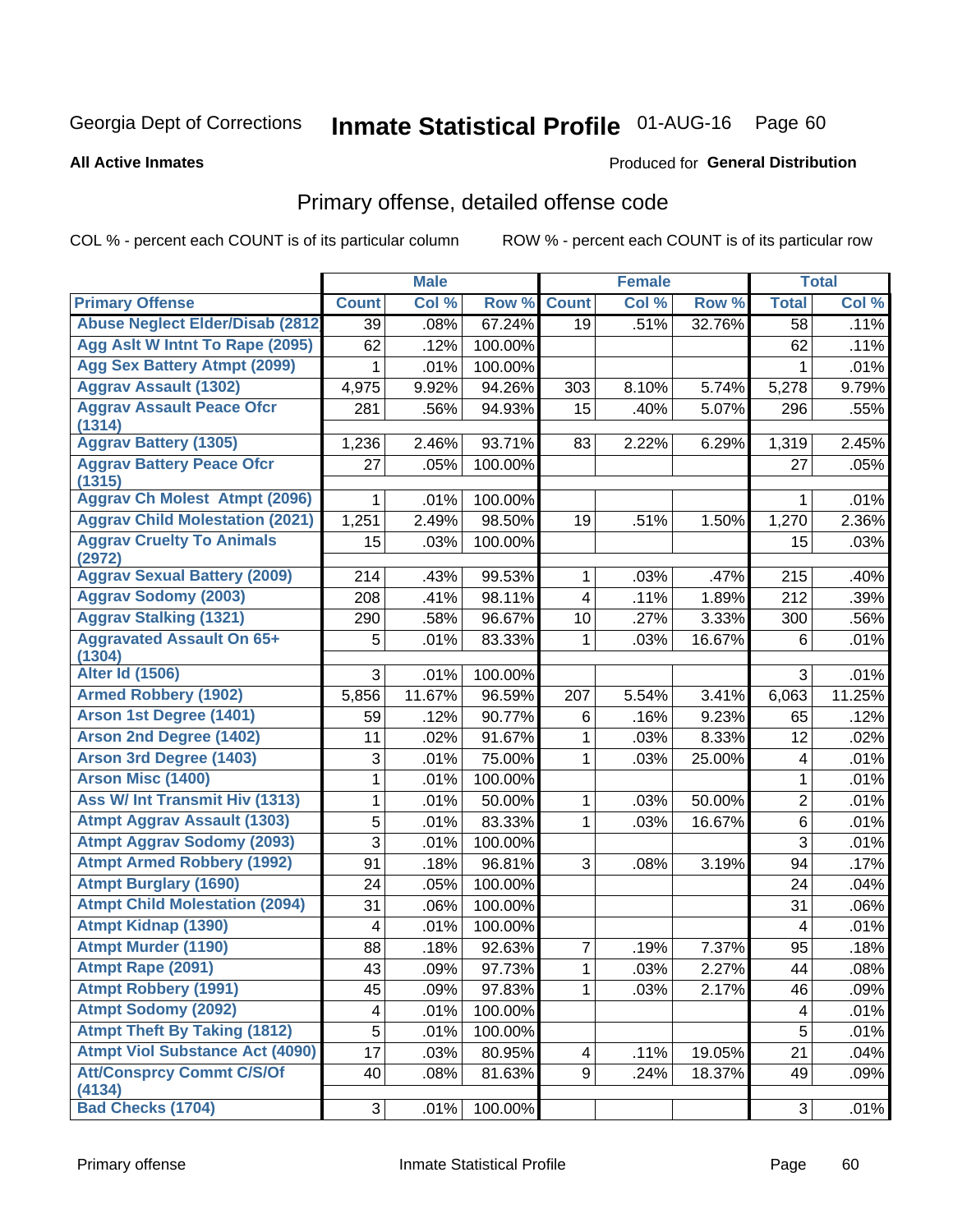Georgia Dept of Corrections **Inmate Statistical Profile** 01-AUG-16

**All Active Inmates**

Produced for **General Distribution**

## Primary offense, detailed offense code

COL % - percent each COUNT is of its particular column ROW % - percent each COUNT is of its particular row

| | Male | | | Female | | | Total | |
|---|---|---|---|---|---|---|---|---|
| **Primary Offense** | **Count** | **Col %** | **Row %** | **Count** | **Col %** | **Row %** | **Total** | **Col %** |
| Abuse Neglect Elder/Disab (2812 | 39 | .08% | 67.24% | 19 | .51% | 32.76% | 58 | .11% |
| Agg Aslt W Intnt To Rape (2095) | 62 | .12% | 100.00% | | | | 62 | .11% |
| Agg Sex Battery Atmpt (2099) | 1 | .01% | 100.00% | | | | 1 | .01% |
| Aggrav Assault (1302) | 4,975 | 9.92% | 94.26% | 303 | 8.10% | 5.74% | 5,278 | 9.79% |
| Aggrav Assault Peace Ofcr (1314) | 281 | .56% | 94.93% | 15 | .40% | 5.07% | 296 | .55% |
| Aggrav Battery (1305) | 1,236 | 2.46% | 93.71% | 83 | 2.22% | 6.29% | 1,319 | 2.45% |
| Aggrav Battery Peace Ofcr (1315) | 27 | .05% | 100.00% | | | | 27 | .05% |
| Aggrav Ch Molest Atmpt (2096) | 1 | .01% | 100.00% | | | | 1 | .01% |
| Aggrav Child Molestation (2021) | 1,251 | 2.49% | 98.50% | 19 | .51% | 1.50% | 1,270 | 2.36% |
| Aggrav Cruelty To Animals (2972) | 15 | .03% | 100.00% | | | | 15 | .03% |
| Aggrav Sexual Battery (2009) | 214 | .43% | 99.53% | 1 | .03% | .47% | 215 | .40% |
| Aggrav Sodomy (2003) | 208 | .41% | 98.11% | 4 | .11% | 1.89% | 212 | .39% |
| Aggrav Stalking (1321) | 290 | .58% | 96.67% | 10 | .27% | 3.33% | 300 | .56% |
| Aggravated Assault On 65+ (1304) | 5 | .01% | 83.33% | 1 | .03% | 16.67% | 6 | .01% |
| Alter Id (1506) | 3 | .01% | 100.00% | | | | 3 | .01% |
| Armed Robbery (1902) | 5,856 | 11.67% | 96.59% | 207 | 5.54% | 3.41% | 6,063 | 11.25% |
| Arson 1st Degree (1401) | 59 | .12% | 90.77% | 6 | .16% | 9.23% | 65 | .12% |
| Arson 2nd Degree (1402) | 11 | .02% | 91.67% | 1 | .03% | 8.33% | 12 | .02% |
| Arson 3rd Degree (1403) | 3 | .01% | 75.00% | 1 | .03% | 25.00% | 4 | .01% |
| Arson Misc (1400) | 1 | .01% | 100.00% | | | | 1 | .01% |
| Ass W/ Int Transmit Hiv (1313) | 1 | .01% | 50.00% | 1 | .03% | 50.00% | 2 | .01% |
| Atmpt Aggrav Assault (1303) | 5 | .01% | 83.33% | 1 | .03% | 16.67% | 6 | .01% |
| Atmpt Aggrav Sodomy (2093) | 3 | .01% | 100.00% | | | | 3 | .01% |
| Atmpt Armed Robbery (1992) | 91 | .18% | 96.81% | 3 | .08% | 3.19% | 94 | .17% |
| Atmpt Burglary (1690) | 24 | .05% | 100.00% | | | | 24 | .04% |
| Atmpt Child Molestation (2094) | 31 | .06% | 100.00% | | | | 31 | .06% |
| Atmpt Kidnap (1390) | 4 | .01% | 100.00% | | | | 4 | .01% |
| Atmpt Murder (1190) | 88 | .18% | 92.63% | 7 | .19% | 7.37% | 95 | .18% |
| Atmpt Rape (2091) | 43 | .09% | 97.73% | 1 | .03% | 2.27% | 44 | .08% |
| Atmpt Robbery (1991) | 45 | .09% | 97.83% | 1 | .03% | 2.17% | 46 | .09% |
| Atmpt Sodomy (2092) | 4 | .01% | 100.00% | | | | 4 | .01% |
| Atmpt Theft By Taking (1812) | 5 | .01% | 100.00% | | | | 5 | .01% |
| Atmpt Viol Substance Act (4090) | 17 | .03% | 80.95% | 4 | .11% | 19.05% | 21 | .04% |
| Att/Consprcy Commt C/S/Of (4134) | 40 | .08% | 81.63% | 9 | .24% | 18.37% | 49 | .09% |
| Bad Checks (1704) | 3 | .01% | 100.00% | | | | 3 | .01% |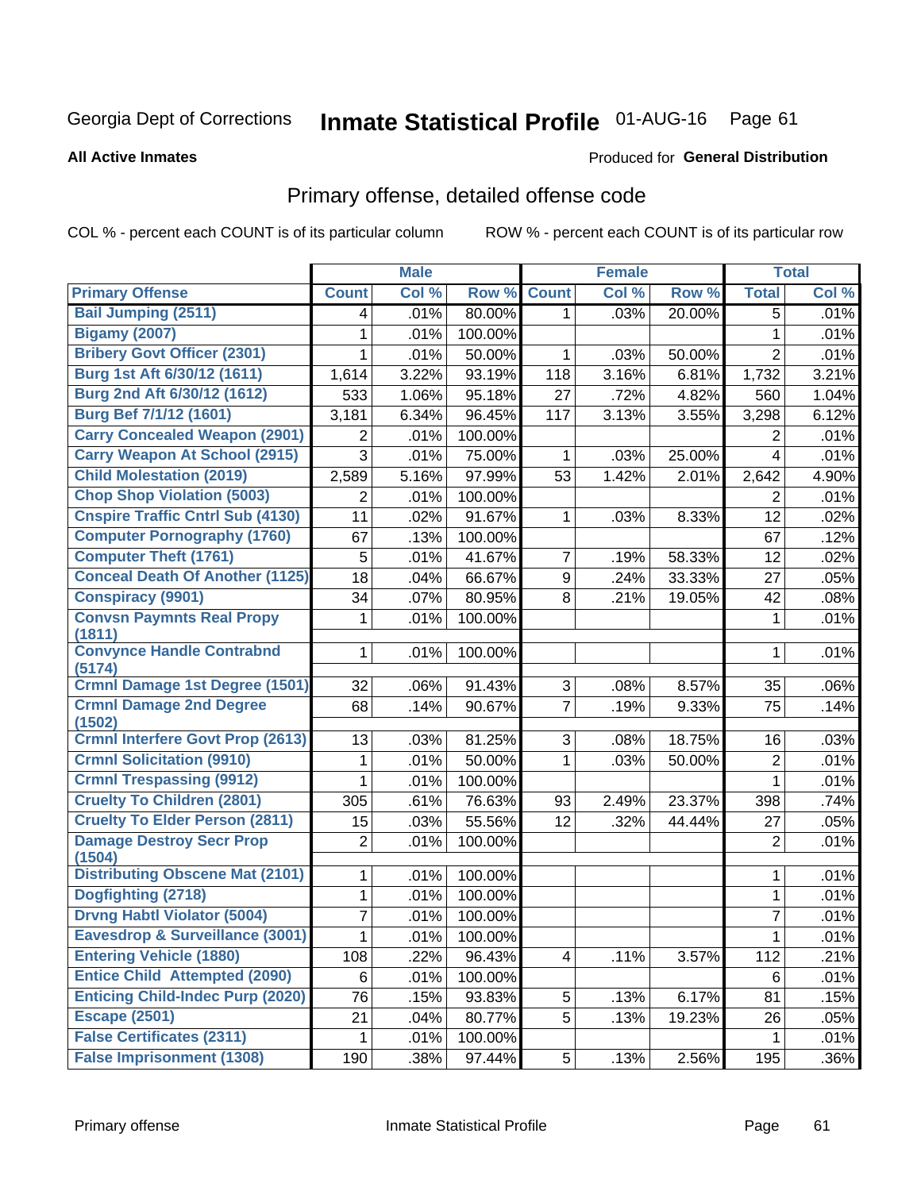Georgia Dept of Corrections **Inmate Statistical Profile** 01-AUG-16

**All Active Inmates**

Produced for **General Distribution**

## Primary offense, detailed offense code

COL % - percent each COUNT is of its particular column

ROW % - percent each COUNT is of its particular row

| | Male | | | Female | | | Total | |
|---|---|---|---|---|---|---|---|---|
| **Primary Offense** | **Count** | **Col %** | **Row %** | **Count** | **Col %** | **Row %** | **Total** | **Col %** |
| Bail Jumping (2511) | 4 | .01% | 80.00% | 1 | .03% | 20.00% | 5 | .01% |
| Bigamy (2007) | 1 | .01% | 100.00% | | | | 1 | .01% |
| Bribery Govt Officer (2301) | 1 | .01% | 50.00% | 1 | .03% | 50.00% | 2 | .01% |
| Burg 1st Aft 6/30/12 (1611) | 1,614 | 3.22% | 93.19% | 118 | 3.16% | 6.81% | 1,732 | 3.21% |
| Burg 2nd Aft 6/30/12 (1612) | 533 | 1.06% | 95.18% | 27 | .72% | 4.82% | 560 | 1.04% |
| Burg Bef 7/1/12 (1601) | 3,181 | 6.34% | 96.45% | 117 | 3.13% | 3.55% | 3,298 | 6.12% |
| Carry Concealed Weapon (2901) | 2 | .01% | 100.00% | | | | 2 | .01% |
| Carry Weapon At School (2915) | 3 | .01% | 75.00% | 1 | .03% | 25.00% | 4 | .01% |
| Child Molestation (2019) | 2,589 | 5.16% | 97.99% | 53 | 1.42% | 2.01% | 2,642 | 4.90% |
| Chop Shop Violation (5003) | 2 | .01% | 100.00% | | | | 2 | .01% |
| Cnspire Traffic Cntrl Sub (4130) | 11 | .02% | 91.67% | 1 | .03% | 8.33% | 12 | .02% |
| Computer Pornography (1760) | 67 | .13% | 100.00% | | | | 67 | .12% |
| Computer Theft (1761) | 5 | .01% | 41.67% | 7 | .19% | 58.33% | 12 | .02% |
| Conceal Death Of Another (1125) | 18 | .04% | 66.67% | 9 | .24% | 33.33% | 27 | .05% |
| Conspiracy (9901) | 34 | .07% | 80.95% | 8 | .21% | 19.05% | 42 | .08% |
| Convsn Paymnts Real Propy (1811) | 1 | .01% | 100.00% | | | | 1 | .01% |
| Convynce Handle Contrabnd (5174) | 1 | .01% | 100.00% | | | | 1 | .01% |
| Crmnl Damage 1st Degree (1501) | 32 | .06% | 91.43% | 3 | .08% | 8.57% | 35 | .06% |
| Crmnl Damage 2nd Degree (1502) | 68 | .14% | 90.67% | 7 | .19% | 9.33% | 75 | .14% |
| Crmnl Interfere Govt Prop (2613) | 13 | .03% | 81.25% | 3 | .08% | 18.75% | 16 | .03% |
| Crmnl Solicitation (9910) | 1 | .01% | 50.00% | 1 | .03% | 50.00% | 2 | .01% |
| Crmnl Trespassing (9912) | 1 | .01% | 100.00% | | | | 1 | .01% |
| Cruelty To Children (2801) | 305 | .61% | 76.63% | 93 | 2.49% | 23.37% | 398 | .74% |
| Cruelty To Elder Person (2811) | 15 | .03% | 55.56% | 12 | .32% | 44.44% | 27 | .05% |
| Damage Destroy Secr Prop (1504) | 2 | .01% | 100.00% | | | | 2 | .01% |
| Distributing Obscene Mat (2101) | 1 | .01% | 100.00% | | | | 1 | .01% |
| Dogfighting (2718) | 1 | .01% | 100.00% | | | | 1 | .01% |
| Drvng Habtl Violator (5004) | 7 | .01% | 100.00% | | | | 7 | .01% |
| Eavesdrop & Surveillance (3001) | 1 | .01% | 100.00% | | | | 1 | .01% |
| Entering Vehicle (1880) | 108 | .22% | 96.43% | 4 | .11% | 3.57% | 112 | .21% |
| Entice Child Attempted (2090) | 6 | .01% | 100.00% | | | | 6 | .01% |
| Enticing Child-Indec Purp (2020) | 76 | .15% | 93.83% | 5 | .13% | 6.17% | 81 | .15% |
| Escape (2501) | 21 | .04% | 80.77% | 5 | .13% | 19.23% | 26 | .05% |
| False Certificates (2311) | 1 | .01% | 100.00% | | | | 1 | .01% |
| False Imprisonment (1308) | 190 | .38% | 97.44% | 5 | .13% | 2.56% | 195 | .36% |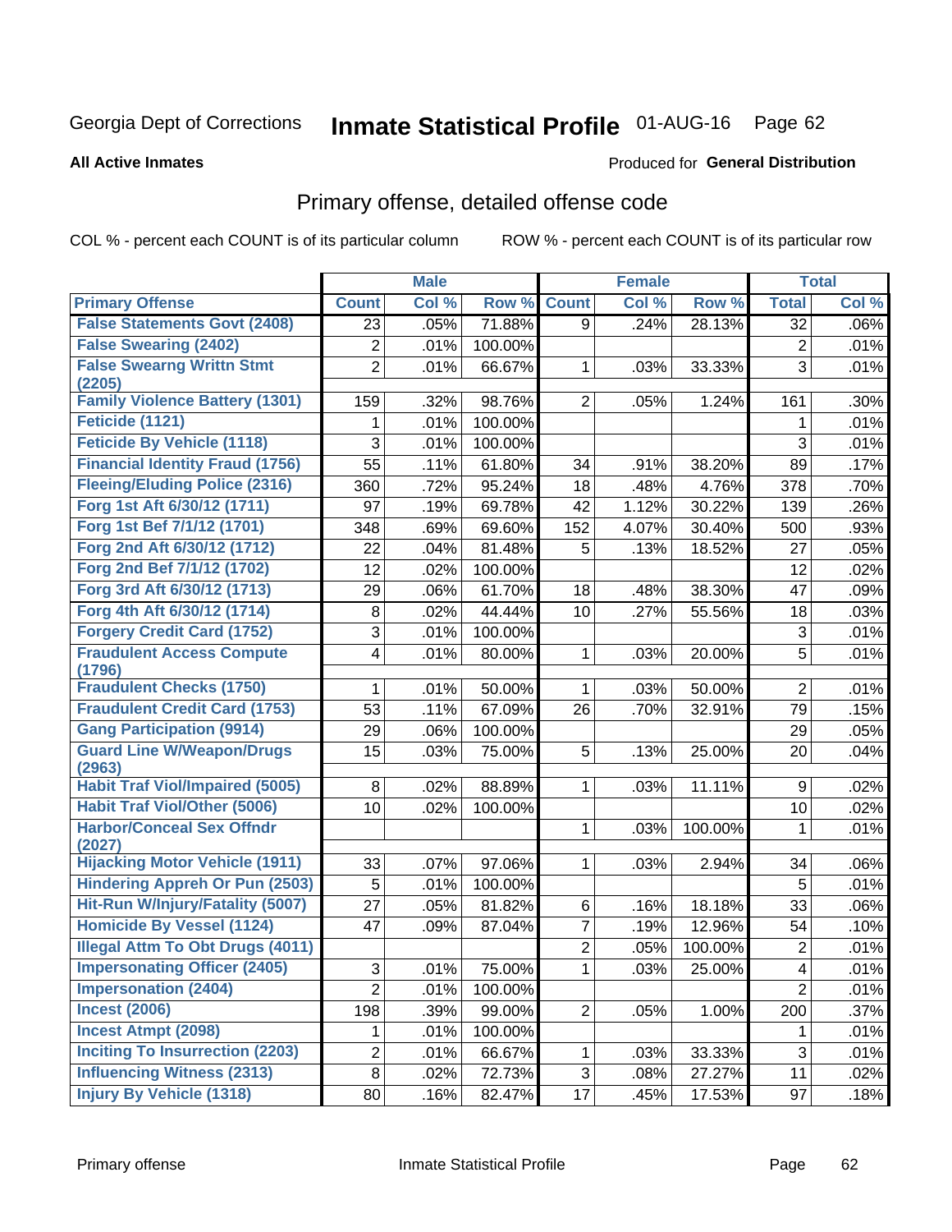Georgia Dept of Corrections **Inmate Statistical Profile** 01-AUG-16

**All Active Inmates**

Produced for **General Distribution**

## Primary offense, detailed offense code

COL % - percent each COUNT is of its particular column ROW % - percent each COUNT is of its particular row

| | Male | | | Female | | | Total | |
|---|---|---|---|---|---|---|---|---|
| **Primary Offense** | **Count** | **Col %** | **Row %** | **Count** | **Col %** | **Row %** | **Total** | **Col %** |
| False Statements Govt (2408) | 23 | .05% | 71.88% | 9 | .24% | 28.13% | 32 | .06% |
| False Swearing (2402) | 2 | .01% | 100.00% | | | | 2 | .01% |
| False Swearng Writtn Stmt (2205) | 2 | .01% | 66.67% | 1 | .03% | 33.33% | 3 | .01% |
| Family Violence Battery (1301) | 159 | .32% | 98.76% | 2 | .05% | 1.24% | 161 | .30% |
| Feticide (1121) | 1 | .01% | 100.00% | | | | 1 | .01% |
| Feticide By Vehicle (1118) | 3 | .01% | 100.00% | | | | 3 | .01% |
| Financial Identity Fraud (1756) | 55 | .11% | 61.80% | 34 | .91% | 38.20% | 89 | .17% |
| Fleeing/Eluding Police (2316) | 360 | .72% | 95.24% | 18 | .48% | 4.76% | 378 | .70% |
| Forg 1st Aft 6/30/12 (1711) | 97 | .19% | 69.78% | 42 | 1.12% | 30.22% | 139 | .26% |
| Forg 1st Bef 7/1/12 (1701) | 348 | .69% | 69.60% | 152 | 4.07% | 30.40% | 500 | .93% |
| Forg 2nd Aft 6/30/12 (1712) | 22 | .04% | 81.48% | 5 | .13% | 18.52% | 27 | .05% |
| Forg 2nd Bef 7/1/12 (1702) | 12 | .02% | 100.00% | | | | 12 | .02% |
| Forg 3rd Aft 6/30/12 (1713) | 29 | .06% | 61.70% | 18 | .48% | 38.30% | 47 | .09% |
| Forg 4th Aft 6/30/12 (1714) | 8 | .02% | 44.44% | 10 | .27% | 55.56% | 18 | .03% |
| Forgery Credit Card (1752) | 3 | .01% | 100.00% | | | | 3 | .01% |
| Fraudulent Access Compute (1796) | 4 | .01% | 80.00% | 1 | .03% | 20.00% | 5 | .01% |
| Fraudulent Checks (1750) | 1 | .01% | 50.00% | 1 | .03% | 50.00% | 2 | .01% |
| Fraudulent Credit Card (1753) | 53 | .11% | 67.09% | 26 | .70% | 32.91% | 79 | .15% |
| Gang Participation (9914) | 29 | .06% | 100.00% | | | | 29 | .05% |
| Guard Line W/Weapon/Drugs (2963) | 15 | .03% | 75.00% | 5 | .13% | 25.00% | 20 | .04% |
| Habit Traf Viol/Impaired (5005) | 8 | .02% | 88.89% | 1 | .03% | 11.11% | 9 | .02% |
| Habit Traf Viol/Other (5006) | 10 | .02% | 100.00% | | | | 10 | .02% |
| Harbor/Conceal Sex Offndr (2027) | | | | 1 | .03% | 100.00% | 1 | .01% |
| Hijacking Motor Vehicle (1911) | 33 | .07% | 97.06% | 1 | .03% | 2.94% | 34 | .06% |
| Hindering Appreh Or Pun (2503) | 5 | .01% | 100.00% | | | | 5 | .01% |
| Hit-Run W/Injury/Fatality (5007) | 27 | .05% | 81.82% | 6 | .16% | 18.18% | 33 | .06% |
| Homicide By Vessel (1124) | 47 | .09% | 87.04% | 7 | .19% | 12.96% | 54 | .10% |
| Illegal Attm To Obt Drugs (4011) | | | | 2 | .05% | 100.00% | 2 | .01% |
| Impersonating Officer (2405) | 3 | .01% | 75.00% | 1 | .03% | 25.00% | 4 | .01% |
| Impersonation (2404) | 2 | .01% | 100.00% | | | | 2 | .01% |
| Incest (2006) | 198 | .39% | 99.00% | 2 | .05% | 1.00% | 200 | .37% |
| Incest Atmpt (2098) | 1 | .01% | 100.00% | | | | 1 | .01% |
| Inciting To Insurrection (2203) | 2 | .01% | 66.67% | 1 | .03% | 33.33% | 3 | .01% |
| Influencing Witness (2313) | 8 | .02% | 72.73% | 3 | .08% | 27.27% | 11 | .02% |
| Injury By Vehicle (1318) | 80 | .16% | 82.47% | 17 | .45% | 17.53% | 97 | .18% |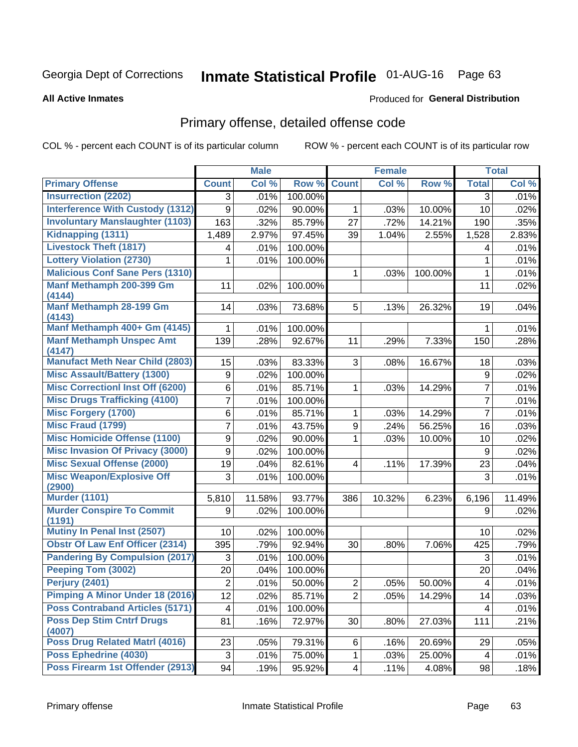Georgia Dept of Corrections **Inmate Statistical Profile** 01-AUG-16 Page 63

**All Active Inmates**

Produced for **General Distribution**

## Primary offense, detailed offense code

COL % - percent each COUNT is of its particular column ROW % - percent each COUNT is of its particular row

| | Male | | | Female | | | Total | |
|---|---|---|---|---|---|---|---|---|
| **Primary Offense** | **Count** | **Col %** | **Row %** | **Count** | **Col %** | **Row %** | **Total** | **Col %** |
| **Insurrection (2202)** | 3 | .01% | 100.00% | | | | 3 | .01% |
| **Interference With Custody (1312)** | 9 | .02% | 90.00% | 1 | .03% | 10.00% | 10 | .02% |
| **Involuntary Manslaughter (1103)** | 163 | .32% | 85.79% | 27 | .72% | 14.21% | 190 | .35% |
| **Kidnapping (1311)** | 1,489 | 2.97% | 97.45% | 39 | 1.04% | 2.55% | 1,528 | 2.83% |
| **Livestock Theft (1817)** | 4 | .01% | 100.00% | | | | 4 | .01% |
| **Lottery Violation (2730)** | 1 | .01% | 100.00% | | | | 1 | .01% |
| **Malicious Conf Sane Pers (1310)** | | | | 1 | .03% | 100.00% | 1 | .01% |
| **Manf Methamph 200-399 Gm (4144)** | 11 | .02% | 100.00% | | | | 11 | .02% |
| **Manf Methamph 28-199 Gm (4143)** | 14 | .03% | 73.68% | 5 | .13% | 26.32% | 19 | .04% |
| **Manf Methamph 400+ Gm (4145)** | 1 | .01% | 100.00% | | | | 1 | .01% |
| **Manf Methamph Unspec Amt (4147)** | 139 | .28% | 92.67% | 11 | .29% | 7.33% | 150 | .28% |
| **Manufact Meth Near Child (2803)** | 15 | .03% | 83.33% | 3 | .08% | 16.67% | 18 | .03% |
| **Misc Assault/Battery (1300)** | 9 | .02% | 100.00% | | | | 9 | .02% |
| **Misc Correctionl Inst Off (6200)** | 6 | .01% | 85.71% | 1 | .03% | 14.29% | 7 | .01% |
| **Misc Drugs Trafficking (4100)** | 7 | .01% | 100.00% | | | | 7 | .01% |
| **Misc Forgery (1700)** | 6 | .01% | 85.71% | 1 | .03% | 14.29% | 7 | .01% |
| **Misc Fraud (1799)** | 7 | .01% | 43.75% | 9 | .24% | 56.25% | 16 | .03% |
| **Misc Homicide Offense (1100)** | 9 | .02% | 90.00% | 1 | .03% | 10.00% | 10 | .02% |
| **Misc Invasion Of Privacy (3000)** | 9 | .02% | 100.00% | | | | 9 | .02% |
| **Misc Sexual Offense (2000)** | 19 | .04% | 82.61% | 4 | .11% | 17.39% | 23 | .04% |
| **Misc Weapon/Explosive Off (2900)** | 3 | .01% | 100.00% | | | | 3 | .01% |
| **Murder (1101)** | 5,810 | 11.58% | 93.77% | 386 | 10.32% | 6.23% | 6,196 | 11.49% |
| **Murder Conspire To Commit (1191)** | 9 | .02% | 100.00% | | | | 9 | .02% |
| **Mutiny In Penal Inst (2507)** | 10 | .02% | 100.00% | | | | 10 | .02% |
| **Obstr Of Law Enf Officer (2314)** | 395 | .79% | 92.94% | 30 | .80% | 7.06% | 425 | .79% |
| **Pandering By Compulsion (2017)** | 3 | .01% | 100.00% | | | | 3 | .01% |
| **Peeping Tom (3002)** | 20 | .04% | 100.00% | | | | 20 | .04% |
| **Perjury (2401)** | 2 | .01% | 50.00% | 2 | .05% | 50.00% | 4 | .01% |
| **Pimping A Minor Under 18 (2016)** | 12 | .02% | 85.71% | 2 | .05% | 14.29% | 14 | .03% |
| **Poss Contraband Articles (5171)** | 4 | .01% | 100.00% | | | | 4 | .01% |
| **Poss Dep Stim Cntrf Drugs (4007)** | 81 | .16% | 72.97% | 30 | .80% | 27.03% | 111 | .21% |
| **Poss Drug Related Matrl (4016)** | 23 | .05% | 79.31% | 6 | .16% | 20.69% | 29 | .05% |
| **Poss Ephedrine (4030)** | 3 | .01% | 75.00% | 1 | .03% | 25.00% | 4 | .01% |
| **Poss Firearm 1st Offender (2913)** | 94 | .19% | 95.92% | 4 | .11% | 4.08% | 98 | .18% |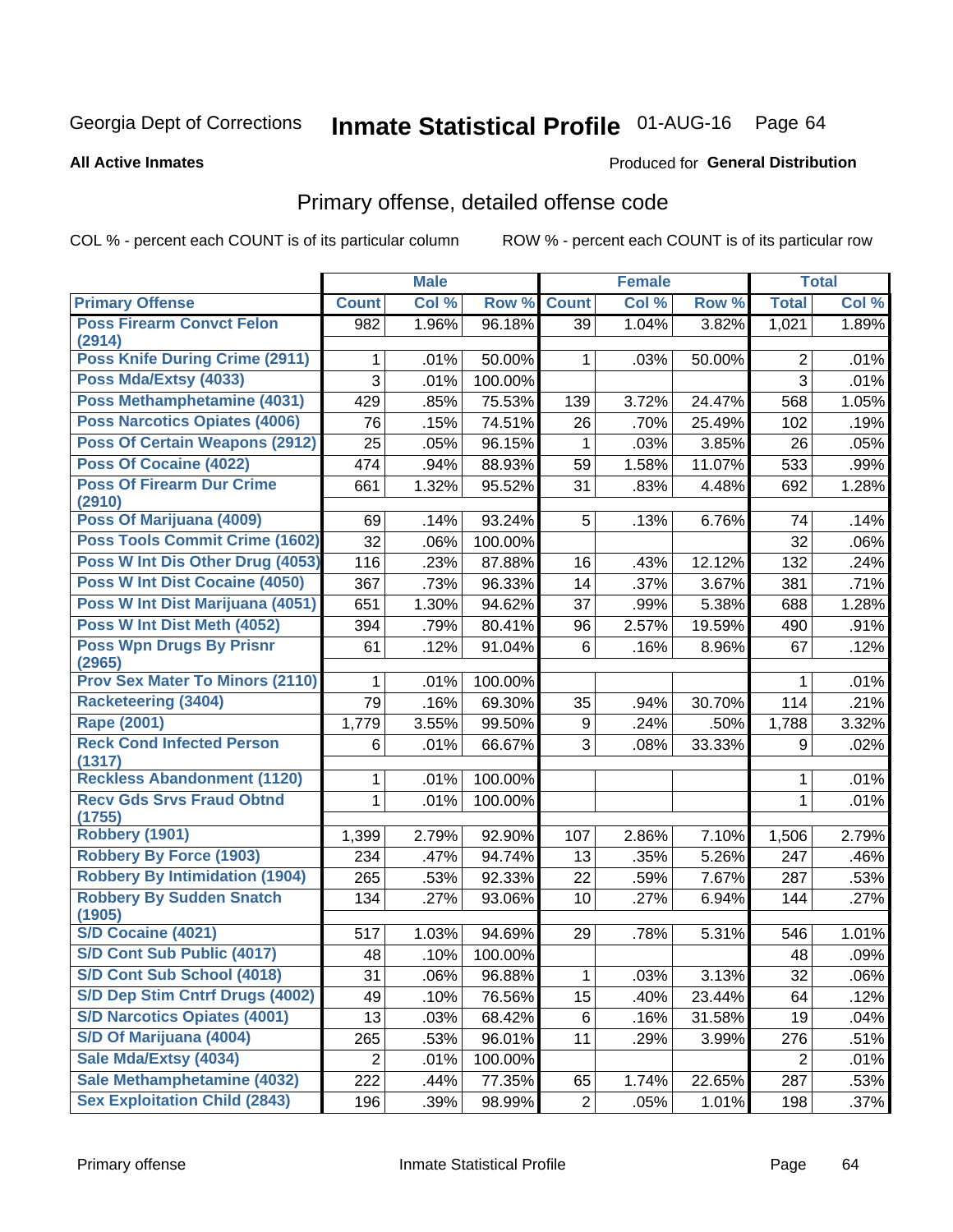Georgia Dept of Corrections **Inmate Statistical Profile** 01-AUG-16

**All Active Inmates**

Produced for **General Distribution**

## Primary offense, detailed offense code

COL % - percent each COUNT is of its particular column

ROW % - percent each COUNT is of its particular row

| | Male | | | Female | | | Total | |
|---|---|---|---|---|---|---|---|---|
| Primary Offense | Count | Col % | Row % | Count | Col % | Row % | Total | Col % |
| Poss Firearm Convct Felon (2914) | 982 | 1.96% | 96.18% | 39 | 1.04% | 3.82% | 1,021 | 1.89% |
| Poss Knife During Crime (2911) | 1 | .01% | 50.00% | 1 | .03% | 50.00% | 2 | .01% |
| Poss Mda/Extsy (4033) | 3 | .01% | 100.00% | | | | 3 | .01% |
| Poss Methamphetamine (4031) | 429 | .85% | 75.53% | 139 | 3.72% | 24.47% | 568 | 1.05% |
| Poss Narcotics Opiates (4006) | 76 | .15% | 74.51% | 26 | .70% | 25.49% | 102 | .19% |
| Poss Of Certain Weapons (2912) | 25 | .05% | 96.15% | 1 | .03% | 3.85% | 26 | .05% |
| Poss Of Cocaine (4022) | 474 | .94% | 88.93% | 59 | 1.58% | 11.07% | 533 | .99% |
| Poss Of Firearm Dur Crime (2910) | 661 | 1.32% | 95.52% | 31 | .83% | 4.48% | 692 | 1.28% |
| Poss Of Marijuana (4009) | 69 | .14% | 93.24% | 5 | .13% | 6.76% | 74 | .14% |
| Poss Tools Commit Crime (1602) | 32 | .06% | 100.00% | | | | 32 | .06% |
| Poss W Int Dis Other Drug (4053) | 116 | .23% | 87.88% | 16 | .43% | 12.12% | 132 | .24% |
| Poss W Int Dist Cocaine (4050) | 367 | .73% | 96.33% | 14 | .37% | 3.67% | 381 | .71% |
| Poss W Int Dist Marijuana (4051) | 651 | 1.30% | 94.62% | 37 | .99% | 5.38% | 688 | 1.28% |
| Poss W Int Dist Meth (4052) | 394 | .79% | 80.41% | 96 | 2.57% | 19.59% | 490 | .91% |
| Poss Wpn Drugs By Prisnr (2965) | 61 | .12% | 91.04% | 6 | .16% | 8.96% | 67 | .12% |
| Prov Sex Mater To Minors (2110) | 1 | .01% | 100.00% | | | | 1 | .01% |
| Racketeering (3404) | 79 | .16% | 69.30% | 35 | .94% | 30.70% | 114 | .21% |
| Rape (2001) | 1,779 | 3.55% | 99.50% | 9 | .24% | .50% | 1,788 | 3.32% |
| Reck Cond Infected Person (1317) | 6 | .01% | 66.67% | 3 | .08% | 33.33% | 9 | .02% |
| Reckless Abandonment (1120) | 1 | .01% | 100.00% | | | | 1 | .01% |
| Recv Gds Srvs Fraud Obtnd (1755) | 1 | .01% | 100.00% | | | | 1 | .01% |
| Robbery (1901) | 1,399 | 2.79% | 92.90% | 107 | 2.86% | 7.10% | 1,506 | 2.79% |
| Robbery By Force (1903) | 234 | .47% | 94.74% | 13 | .35% | 5.26% | 247 | .46% |
| Robbery By Intimidation (1904) | 265 | .53% | 92.33% | 22 | .59% | 7.67% | 287 | .53% |
| Robbery By Sudden Snatch (1905) | 134 | .27% | 93.06% | 10 | .27% | 6.94% | 144 | .27% |
| S/D Cocaine (4021) | 517 | 1.03% | 94.69% | 29 | .78% | 5.31% | 546 | 1.01% |
| S/D Cont Sub Public (4017) | 48 | .10% | 100.00% | | | | 48 | .09% |
| S/D Cont Sub School (4018) | 31 | .06% | 96.88% | 1 | .03% | 3.13% | 32 | .06% |
| S/D Dep Stim Cntrf Drugs (4002) | 49 | .10% | 76.56% | 15 | .40% | 23.44% | 64 | .12% |
| S/D Narcotics Opiates (4001) | 13 | .03% | 68.42% | 6 | .16% | 31.58% | 19 | .04% |
| S/D Of Marijuana (4004) | 265 | .53% | 96.01% | 11 | .29% | 3.99% | 276 | .51% |
| Sale Mda/Extsy (4034) | 2 | .01% | 100.00% | | | | 2 | .01% |
| Sale Methamphetamine (4032) | 222 | .44% | 77.35% | 65 | 1.74% | 22.65% | 287 | .53% |
| Sex Exploitation Child (2843) | 196 | .39% | 98.99% | 2 | .05% | 1.01% | 198 | .37% |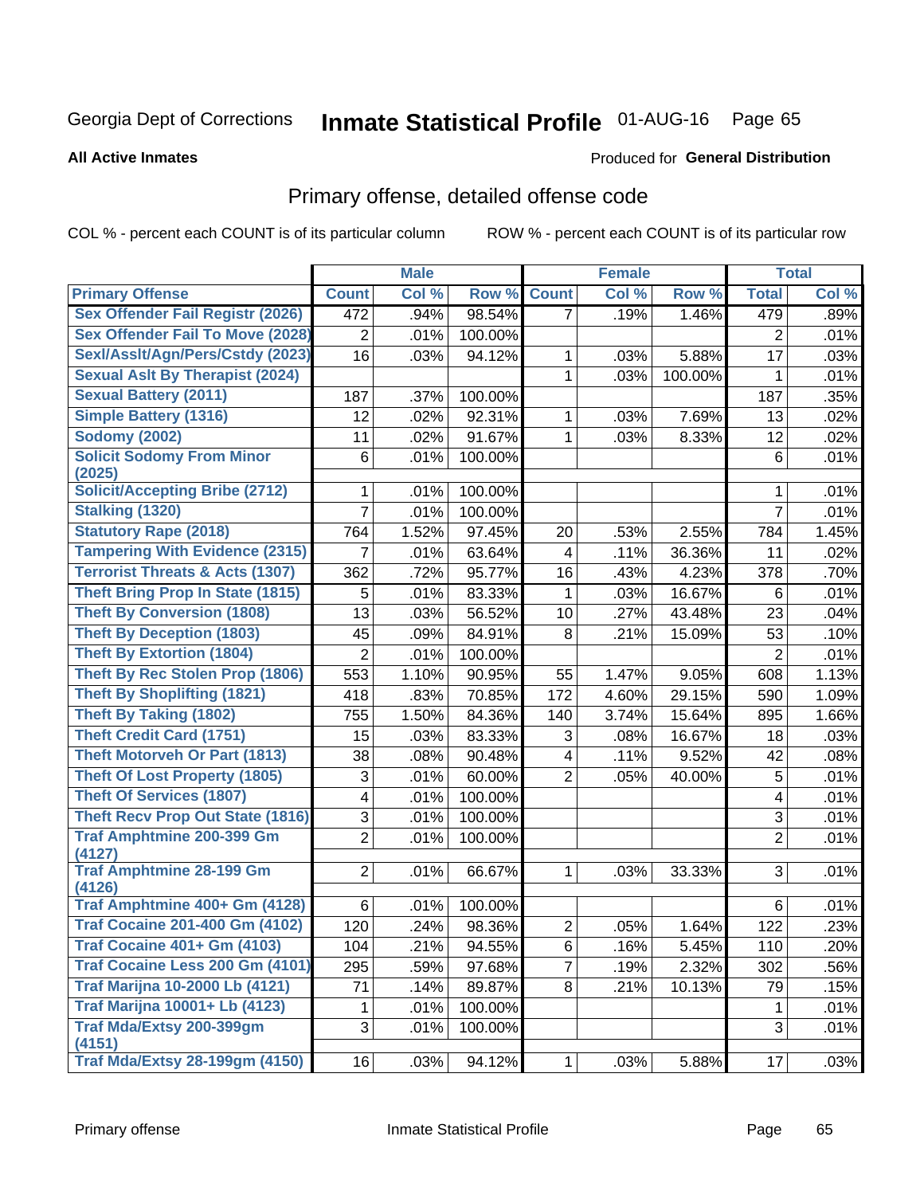Georgia Dept of Corrections **Inmate Statistical Profile** 01-AUG-16 Page 65

**All Active Inmates**

Produced for **General Distribution**

## Primary offense, detailed offense code

COL % - percent each COUNT is of its particular column ROW % - percent each COUNT is of its particular row

| | Male | | | Female | | | Total | |
|---|---|---|---|---|---|---|---|---|
| **Primary Offense** | **Count** | **Col %** | **Row %** | **Count** | **Col %** | **Row %** | **Total** | **Col %** |
| Sex Offender Fail Registr (2026) | 472 | .94% | 98.54% | 7 | .19% | 1.46% | 479 | .89% |
| Sex Offender Fail To Move (2028) | 2 | .01% | 100.00% | | | | 2 | .01% |
| Sexl/Asslt/Agn/Pers/Cstdy (2023) | 16 | .03% | 94.12% | 1 | .03% | 5.88% | 17 | .03% |
| Sexual Aslt By Therapist (2024) | | | | 1 | .03% | 100.00% | 1 | .01% |
| Sexual Battery (2011) | 187 | .37% | 100.00% | | | | 187 | .35% |
| Simple Battery (1316) | 12 | .02% | 92.31% | 1 | .03% | 7.69% | 13 | .02% |
| Sodomy (2002) | 11 | .02% | 91.67% | 1 | .03% | 8.33% | 12 | .02% |
| Solicit Sodomy From Minor (2025) | 6 | .01% | 100.00% | | | | 6 | .01% |
| Solicit/Accepting Bribe (2712) | 1 | .01% | 100.00% | | | | 1 | .01% |
| Stalking (1320) | 7 | .01% | 100.00% | | | | 7 | .01% |
| Statutory Rape (2018) | 764 | 1.52% | 97.45% | 20 | .53% | 2.55% | 784 | 1.45% |
| Tampering With Evidence (2315) | 7 | .01% | 63.64% | 4 | .11% | 36.36% | 11 | .02% |
| Terrorist Threats & Acts (1307) | 362 | .72% | 95.77% | 16 | .43% | 4.23% | 378 | .70% |
| Theft Bring Prop In State (1815) | 5 | .01% | 83.33% | 1 | .03% | 16.67% | 6 | .01% |
| Theft By Conversion (1808) | 13 | .03% | 56.52% | 10 | .27% | 43.48% | 23 | .04% |
| Theft By Deception (1803) | 45 | .09% | 84.91% | 8 | .21% | 15.09% | 53 | .10% |
| Theft By Extortion (1804) | 2 | .01% | 100.00% | | | | 2 | .01% |
| Theft By Rec Stolen Prop (1806) | 553 | 1.10% | 90.95% | 55 | 1.47% | 9.05% | 608 | 1.13% |
| Theft By Shoplifting (1821) | 418 | .83% | 70.85% | 172 | 4.60% | 29.15% | 590 | 1.09% |
| Theft By Taking (1802) | 755 | 1.50% | 84.36% | 140 | 3.74% | 15.64% | 895 | 1.66% |
| Theft Credit Card (1751) | 15 | .03% | 83.33% | 3 | .08% | 16.67% | 18 | .03% |
| Theft Motorveh Or Part (1813) | 38 | .08% | 90.48% | 4 | .11% | 9.52% | 42 | .08% |
| Theft Of Lost Property (1805) | 3 | .01% | 60.00% | 2 | .05% | 40.00% | 5 | .01% |
| Theft Of Services (1807) | 4 | .01% | 100.00% | | | | 4 | .01% |
| Theft Recv Prop Out State (1816) | 3 | .01% | 100.00% | | | | 3 | .01% |
| Traf Amphtmine 200-399 Gm (4127) | 2 | .01% | 100.00% | | | | 2 | .01% |
| Traf Amphtmine 28-199 Gm (4126) | 2 | .01% | 66.67% | 1 | .03% | 33.33% | 3 | .01% |
| Traf Amphtmine 400+ Gm (4128) | 6 | .01% | 100.00% | | | | 6 | .01% |
| Traf Cocaine 201-400 Gm (4102) | 120 | .24% | 98.36% | 2 | .05% | 1.64% | 122 | .23% |
| Traf Cocaine 401+ Gm (4103) | 104 | .21% | 94.55% | 6 | .16% | 5.45% | 110 | .20% |
| Traf Cocaine Less 200 Gm (4101) | 295 | .59% | 97.68% | 7 | .19% | 2.32% | 302 | .56% |
| Traf Marijna 10-2000 Lb (4121) | 71 | .14% | 89.87% | 8 | .21% | 10.13% | 79 | .15% |
| Traf Marijna 10001+ Lb (4123) | 1 | .01% | 100.00% | | | | 1 | .01% |
| Traf Mda/Extsy 200-399gm (4151) | 3 | .01% | 100.00% | | | | 3 | .01% |
| Traf Mda/Extsy 28-199gm (4150) | 16 | .03% | 94.12% | 1 | .03% | 5.88% | 17 | .03% |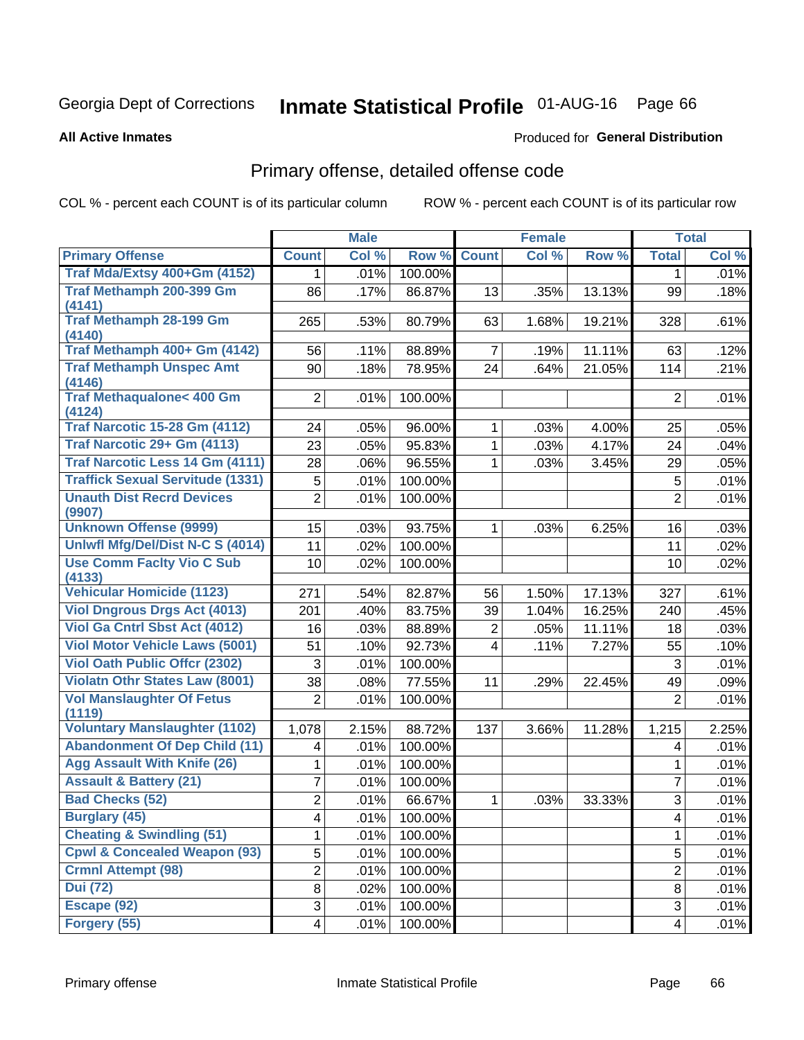Georgia Dept of Corrections **Inmate Statistical Profile** 01-AUG-16 Page 66

**All Active Inmates**

Produced for **General Distribution**

## Primary offense, detailed offense code

COL % - percent each COUNT is of its particular column ROW % - percent each COUNT is of its particular row

| | Male | | | Female | | | Total | |
|---|---|---|---|---|---|---|---|---|
| **Primary Offense** | **Count** | **Col %** | **Row %** | **Count** | **Col %** | **Row %** | **Total** | **Col %** |
| Traf Mda/Extsy 400+Gm (4152) | 1 | .01% | 100.00% | | | | 1 | .01% |
| Traf Methamph 200-399 Gm (4141) | 86 | .17% | 86.87% | 13 | .35% | 13.13% | 99 | .18% |
| Traf Methamph 28-199 Gm (4140) | 265 | .53% | 80.79% | 63 | 1.68% | 19.21% | 328 | .61% |
| Traf Methamph 400+ Gm (4142) | 56 | .11% | 88.89% | 7 | .19% | 11.11% | 63 | .12% |
| Traf Methamph Unspec Amt (4146) | 90 | .18% | 78.95% | 24 | .64% | 21.05% | 114 | .21% |
| Traf Methaqualone< 400 Gm (4124) | 2 | .01% | 100.00% | | | | 2 | .01% |
| Traf Narcotic 15-28 Gm (4112) | 24 | .05% | 96.00% | 1 | .03% | 4.00% | 25 | .05% |
| Traf Narcotic 29+ Gm (4113) | 23 | .05% | 95.83% | 1 | .03% | 4.17% | 24 | .04% |
| Traf Narcotic Less 14 Gm (4111) | 28 | .06% | 96.55% | 1 | .03% | 3.45% | 29 | .05% |
| Traffick Sexual Servitude (1331) | 5 | .01% | 100.00% | | | | 5 | .01% |
| Unauth Dist Recrd Devices (9907) | 2 | .01% | 100.00% | | | | 2 | .01% |
| Unknown Offense (9999) | 15 | .03% | 93.75% | 1 | .03% | 6.25% | 16 | .03% |
| Unlwfl Mfg/Del/Dist N-C S (4014) | 11 | .02% | 100.00% | | | | 11 | .02% |
| Use Comm Faclty Vio C Sub (4133) | 10 | .02% | 100.00% | | | | 10 | .02% |
| Vehicular Homicide (1123) | 271 | .54% | 82.87% | 56 | 1.50% | 17.13% | 327 | .61% |
| Viol Dngrous Drgs Act (4013) | 201 | .40% | 83.75% | 39 | 1.04% | 16.25% | 240 | .45% |
| Viol Ga Cntrl Sbst Act (4012) | 16 | .03% | 88.89% | 2 | .05% | 11.11% | 18 | .03% |
| Viol Motor Vehicle Laws (5001) | 51 | .10% | 92.73% | 4 | .11% | 7.27% | 55 | .10% |
| Viol Oath Public Offcr (2302) | 3 | .01% | 100.00% | | | | 3 | .01% |
| Violatn Othr States Law (8001) | 38 | .08% | 77.55% | 11 | .29% | 22.45% | 49 | .09% |
| Vol Manslaughter Of Fetus (1119) | 2 | .01% | 100.00% | | | | 2 | .01% |
| Voluntary Manslaughter (1102) | 1,078 | 2.15% | 88.72% | 137 | 3.66% | 11.28% | 1,215 | 2.25% |
| Abandonment Of Dep Child (11) | 4 | .01% | 100.00% | | | | 4 | .01% |
| Agg Assault With Knife (26) | 1 | .01% | 100.00% | | | | 1 | .01% |
| Assault & Battery (21) | 7 | .01% | 100.00% | | | | 7 | .01% |
| Bad Checks (52) | 2 | .01% | 66.67% | 1 | .03% | 33.33% | 3 | .01% |
| Burglary (45) | 4 | .01% | 100.00% | | | | 4 | .01% |
| Cheating & Swindling (51) | 1 | .01% | 100.00% | | | | 1 | .01% |
| Cpwl & Concealed Weapon (93) | 5 | .01% | 100.00% | | | | 5 | .01% |
| Crmnl Attempt (98) | 2 | .01% | 100.00% | | | | 2 | .01% |
| Dui (72) | 8 | .02% | 100.00% | | | | 8 | .01% |
| Escape (92) | 3 | .01% | 100.00% | | | | 3 | .01% |
| Forgery (55) | 4 | .01% | 100.00% | | | | 4 | .01% |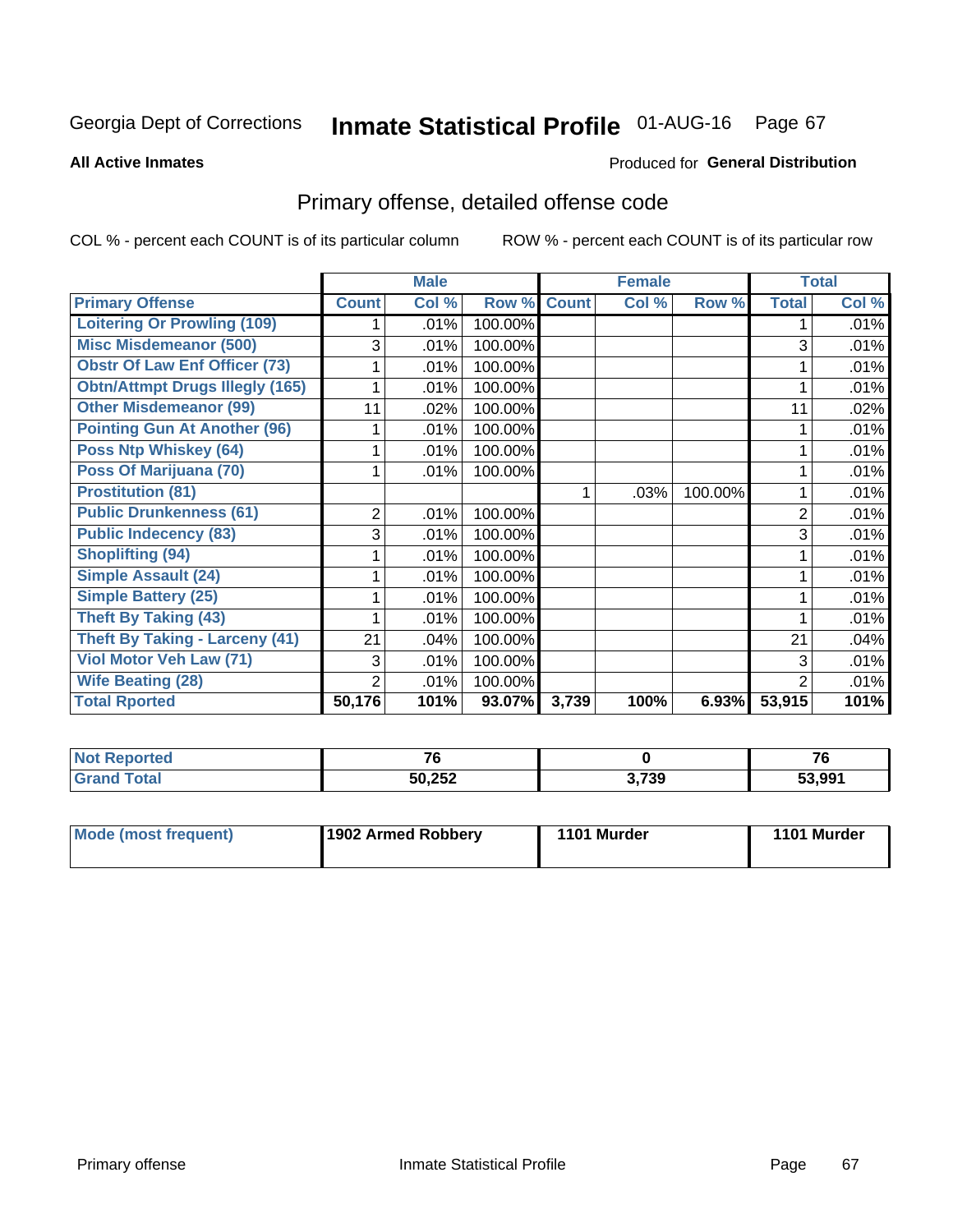Georgia Dept of Corrections **Inmate Statistical Profile** 01-AUG-16 Page 67

**All Active Inmates**

Produced for **General Distribution**

## Primary offense, detailed offense code

COL % - percent each COUNT is of its particular column

ROW % - percent each COUNT is of its particular row

| | Male | | | Female | | | Total | |
|---|---|---|---|---|---|---|---|---|
| **Primary Offense** | **Count** | **Col %** | **Row %** | **Count** | **Col %** | **Row %** | **Total** | **Col %** |
| Loitering Or Prowling (109) | 1 | .01% | 100.00% | | | | 1 | .01% |
| Misc Misdemeanor (500) | 3 | .01% | 100.00% | | | | 3 | .01% |
| Obstr Of Law Enf Officer (73) | 1 | .01% | 100.00% | | | | 1 | .01% |
| Obtn/Attmpt Drugs Illegly (165) | 1 | .01% | 100.00% | | | | 1 | .01% |
| Other Misdemeanor (99) | 11 | .02% | 100.00% | | | | 11 | .02% |
| Pointing Gun At Another (96) | 1 | .01% | 100.00% | | | | 1 | .01% |
| Poss Ntp Whiskey (64) | 1 | .01% | 100.00% | | | | 1 | .01% |
| Poss Of Marijuana (70) | 1 | .01% | 100.00% | | | | 1 | .01% |
| Prostitution (81) | | | | 1 | .03% | 100.00% | 1 | .01% |
| Public Drunkenness (61) | 2 | .01% | 100.00% | | | | 2 | .01% |
| Public Indecency (83) | 3 | .01% | 100.00% | | | | 3 | .01% |
| Shoplifting (94) | 1 | .01% | 100.00% | | | | 1 | .01% |
| Simple Assault (24) | 1 | .01% | 100.00% | | | | 1 | .01% |
| Simple Battery (25) | 1 | .01% | 100.00% | | | | 1 | .01% |
| Theft By Taking (43) | 1 | .01% | 100.00% | | | | 1 | .01% |
| Theft By Taking - Larceny (41) | 21 | .04% | 100.00% | | | | 21 | .04% |
| Viol Motor Veh Law (71) | 3 | .01% | 100.00% | | | | 3 | .01% |
| Wife Beating (28) | 2 | .01% | 100.00% | | | | 2 | .01% |
| **Total Rported** | **50,176** | **101%** | **93.07%** | **3,739** | **100%** | **6.93%** | **53,915** | **101%** |

| | Male | Female | Total |
|---|---|---|---|
| **Not Reported** | **76** | **0** | **76** |
| **Grand Total** | **50,252** | **3,739** | **53,991** |

| | Male | Female | Total |
|---|---|---|---|
| **Mode (most frequent)** | **1902 Armed Robbery** | **1101 Murder** | **1101 Murder** |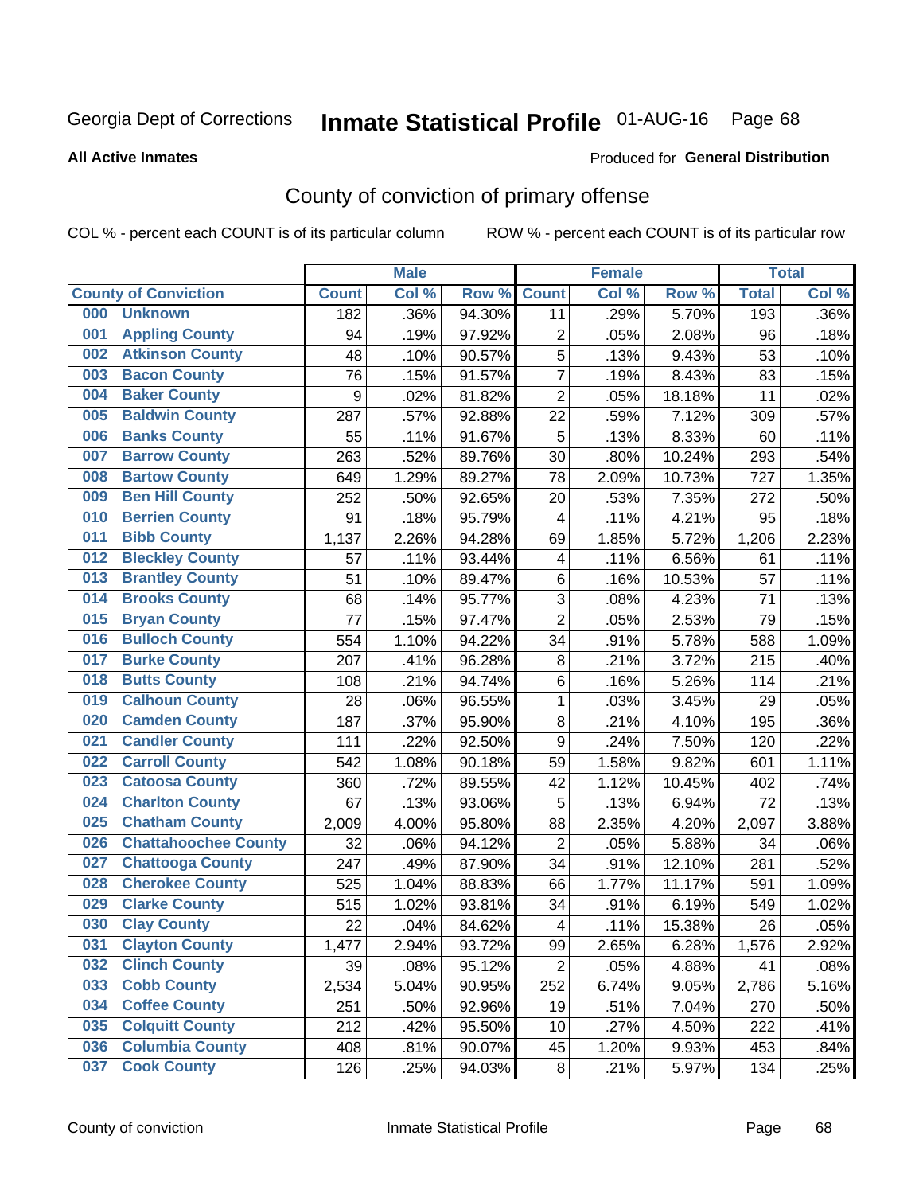Georgia Dept of Corrections **Inmate Statistical Profile** 01-AUG-16 Page 68

**All Active Inmates**

Produced for **General Distribution**

## County of conviction of primary offense

COL % - percent each COUNT is of its particular column ROW % - percent each COUNT is of its particular row

| County of Conviction | Male | | | Female | | | Total | |
|---|---|---|---|---|---|---|---|---|
| | Count | Col % | Row % | Count | Col % | Row % | Total | Col % |
| 000 Unknown | 182 | .36% | 94.30% | 11 | .29% | 5.70% | 193 | .36% |
| 001 Appling County | 94 | .19% | 97.92% | 2 | .05% | 2.08% | 96 | .18% |
| 002 Atkinson County | 48 | .10% | 90.57% | 5 | .13% | 9.43% | 53 | .10% |
| 003 Bacon County | 76 | .15% | 91.57% | 7 | .19% | 8.43% | 83 | .15% |
| 004 Baker County | 9 | .02% | 81.82% | 2 | .05% | 18.18% | 11 | .02% |
| 005 Baldwin County | 287 | .57% | 92.88% | 22 | .59% | 7.12% | 309 | .57% |
| 006 Banks County | 55 | .11% | 91.67% | 5 | .13% | 8.33% | 60 | .11% |
| 007 Barrow County | 263 | .52% | 89.76% | 30 | .80% | 10.24% | 293 | .54% |
| 008 Bartow County | 649 | 1.29% | 89.27% | 78 | 2.09% | 10.73% | 727 | 1.35% |
| 009 Ben Hill County | 252 | .50% | 92.65% | 20 | .53% | 7.35% | 272 | .50% |
| 010 Berrien County | 91 | .18% | 95.79% | 4 | .11% | 4.21% | 95 | .18% |
| 011 Bibb County | 1,137 | 2.26% | 94.28% | 69 | 1.85% | 5.72% | 1,206 | 2.23% |
| 012 Bleckley County | 57 | .11% | 93.44% | 4 | .11% | 6.56% | 61 | .11% |
| 013 Brantley County | 51 | .10% | 89.47% | 6 | .16% | 10.53% | 57 | .11% |
| 014 Brooks County | 68 | .14% | 95.77% | 3 | .08% | 4.23% | 71 | .13% |
| 015 Bryan County | 77 | .15% | 97.47% | 2 | .05% | 2.53% | 79 | .15% |
| 016 Bulloch County | 554 | 1.10% | 94.22% | 34 | .91% | 5.78% | 588 | 1.09% |
| 017 Burke County | 207 | .41% | 96.28% | 8 | .21% | 3.72% | 215 | .40% |
| 018 Butts County | 108 | .21% | 94.74% | 6 | .16% | 5.26% | 114 | .21% |
| 019 Calhoun County | 28 | .06% | 96.55% | 1 | .03% | 3.45% | 29 | .05% |
| 020 Camden County | 187 | .37% | 95.90% | 8 | .21% | 4.10% | 195 | .36% |
| 021 Candler County | 111 | .22% | 92.50% | 9 | .24% | 7.50% | 120 | .22% |
| 022 Carroll County | 542 | 1.08% | 90.18% | 59 | 1.58% | 9.82% | 601 | 1.11% |
| 023 Catoosa County | 360 | .72% | 89.55% | 42 | 1.12% | 10.45% | 402 | .74% |
| 024 Charlton County | 67 | .13% | 93.06% | 5 | .13% | 6.94% | 72 | .13% |
| 025 Chatham County | 2,009 | 4.00% | 95.80% | 88 | 2.35% | 4.20% | 2,097 | 3.88% |
| 026 Chattahoochee County | 32 | .06% | 94.12% | 2 | .05% | 5.88% | 34 | .06% |
| 027 Chattooga County | 247 | .49% | 87.90% | 34 | .91% | 12.10% | 281 | .52% |
| 028 Cherokee County | 525 | 1.04% | 88.83% | 66 | 1.77% | 11.17% | 591 | 1.09% |
| 029 Clarke County | 515 | 1.02% | 93.81% | 34 | .91% | 6.19% | 549 | 1.02% |
| 030 Clay County | 22 | .04% | 84.62% | 4 | .11% | 15.38% | 26 | .05% |
| 031 Clayton County | 1,477 | 2.94% | 93.72% | 99 | 2.65% | 6.28% | 1,576 | 2.92% |
| 032 Clinch County | 39 | .08% | 95.12% | 2 | .05% | 4.88% | 41 | .08% |
| 033 Cobb County | 2,534 | 5.04% | 90.95% | 252 | 6.74% | 9.05% | 2,786 | 5.16% |
| 034 Coffee County | 251 | .50% | 92.96% | 19 | .51% | 7.04% | 270 | .50% |
| 035 Colquitt County | 212 | .42% | 95.50% | 10 | .27% | 4.50% | 222 | .41% |
| 036 Columbia County | 408 | .81% | 90.07% | 45 | 1.20% | 9.93% | 453 | .84% |
| 037 Cook County | 126 | .25% | 94.03% | 8 | .21% | 5.97% | 134 | .25% |

County of conviction Inmate Statistical Profile Page 68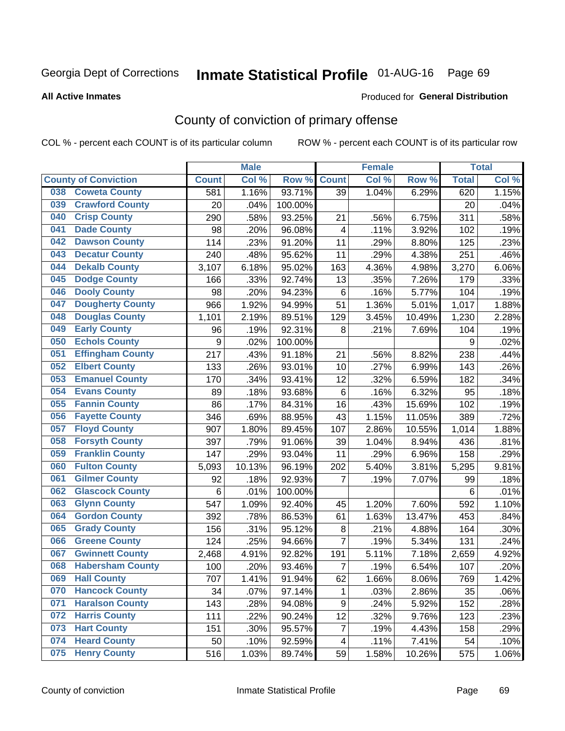# Georgia Dept of Corrections — Inmate Statistical Profile 01-AUG-16

**All Active Inmates**

Produced for **General Distribution**

## County of conviction of primary offense

COL % - percent each COUNT is of its particular column

ROW % - percent each COUNT is of its particular row

| County of Conviction | | Male | | | Female | | | Total | |
|---|---|---|---|---|---|---|---|---|---|
| | | Count | Col % | Row % | Count | Col % | Row % | Total | Col % |
| 038 | Coweta County | 581 | 1.16% | 93.71% | 39 | 1.04% | 6.29% | 620 | 1.15% |
| 039 | Crawford County | 20 | .04% | 100.00% | | | | 20 | .04% |
| 040 | Crisp County | 290 | .58% | 93.25% | 21 | .56% | 6.75% | 311 | .58% |
| 041 | Dade County | 98 | .20% | 96.08% | 4 | .11% | 3.92% | 102 | .19% |
| 042 | Dawson County | 114 | .23% | 91.20% | 11 | .29% | 8.80% | 125 | .23% |
| 043 | Decatur County | 240 | .48% | 95.62% | 11 | .29% | 4.38% | 251 | .46% |
| 044 | Dekalb County | 3,107 | 6.18% | 95.02% | 163 | 4.36% | 4.98% | 3,270 | 6.06% |
| 045 | Dodge County | 166 | .33% | 92.74% | 13 | .35% | 7.26% | 179 | .33% |
| 046 | Dooly County | 98 | .20% | 94.23% | 6 | .16% | 5.77% | 104 | .19% |
| 047 | Dougherty County | 966 | 1.92% | 94.99% | 51 | 1.36% | 5.01% | 1,017 | 1.88% |
| 048 | Douglas County | 1,101 | 2.19% | 89.51% | 129 | 3.45% | 10.49% | 1,230 | 2.28% |
| 049 | Early County | 96 | .19% | 92.31% | 8 | .21% | 7.69% | 104 | .19% |
| 050 | Echols County | 9 | .02% | 100.00% | | | | 9 | .02% |
| 051 | Effingham County | 217 | .43% | 91.18% | 21 | .56% | 8.82% | 238 | .44% |
| 052 | Elbert County | 133 | .26% | 93.01% | 10 | .27% | 6.99% | 143 | .26% |
| 053 | Emanuel County | 170 | .34% | 93.41% | 12 | .32% | 6.59% | 182 | .34% |
| 054 | Evans County | 89 | .18% | 93.68% | 6 | .16% | 6.32% | 95 | .18% |
| 055 | Fannin County | 86 | .17% | 84.31% | 16 | .43% | 15.69% | 102 | .19% |
| 056 | Fayette County | 346 | .69% | 88.95% | 43 | 1.15% | 11.05% | 389 | .72% |
| 057 | Floyd County | 907 | 1.80% | 89.45% | 107 | 2.86% | 10.55% | 1,014 | 1.88% |
| 058 | Forsyth County | 397 | .79% | 91.06% | 39 | 1.04% | 8.94% | 436 | .81% |
| 059 | Franklin County | 147 | .29% | 93.04% | 11 | .29% | 6.96% | 158 | .29% |
| 060 | Fulton County | 5,093 | 10.13% | 96.19% | 202 | 5.40% | 3.81% | 5,295 | 9.81% |
| 061 | Gilmer County | 92 | .18% | 92.93% | 7 | .19% | 7.07% | 99 | .18% |
| 062 | Glascock County | 6 | .01% | 100.00% | | | | 6 | .01% |
| 063 | Glynn County | 547 | 1.09% | 92.40% | 45 | 1.20% | 7.60% | 592 | 1.10% |
| 064 | Gordon County | 392 | .78% | 86.53% | 61 | 1.63% | 13.47% | 453 | .84% |
| 065 | Grady County | 156 | .31% | 95.12% | 8 | .21% | 4.88% | 164 | .30% |
| 066 | Greene County | 124 | .25% | 94.66% | 7 | .19% | 5.34% | 131 | .24% |
| 067 | Gwinnett County | 2,468 | 4.91% | 92.82% | 191 | 5.11% | 7.18% | 2,659 | 4.92% |
| 068 | Habersham County | 100 | .20% | 93.46% | 7 | .19% | 6.54% | 107 | .20% |
| 069 | Hall County | 707 | 1.41% | 91.94% | 62 | 1.66% | 8.06% | 769 | 1.42% |
| 070 | Hancock County | 34 | .07% | 97.14% | 1 | .03% | 2.86% | 35 | .06% |
| 071 | Haralson County | 143 | .28% | 94.08% | 9 | .24% | 5.92% | 152 | .28% |
| 072 | Harris County | 111 | .22% | 90.24% | 12 | .32% | 9.76% | 123 | .23% |
| 073 | Hart County | 151 | .30% | 95.57% | 7 | .19% | 4.43% | 158 | .29% |
| 074 | Heard County | 50 | .10% | 92.59% | 4 | .11% | 7.41% | 54 | .10% |
| 075 | Henry County | 516 | 1.03% | 89.74% | 59 | 1.58% | 10.26% | 575 | 1.06% |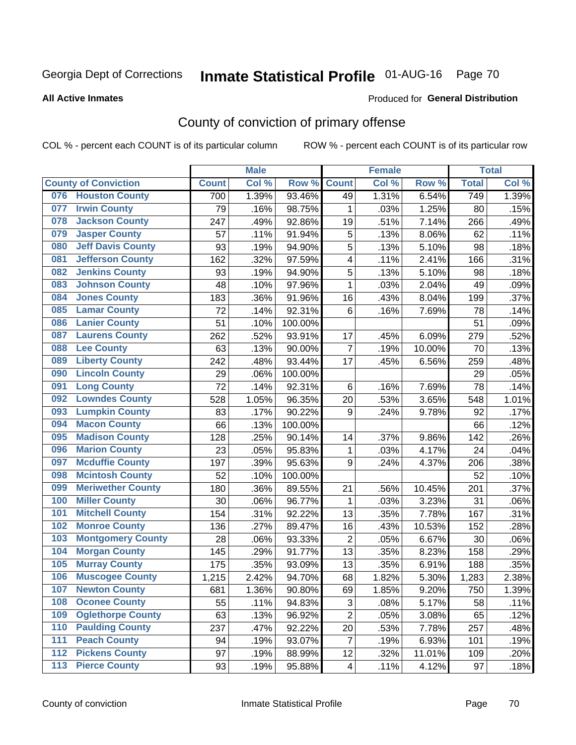Georgia Dept of Corrections **Inmate Statistical Profile** 01-AUG-16 Page 70

**All Active Inmates**

Produced for **General Distribution**

## County of conviction of primary offense

COL % - percent each COUNT is of its particular column ROW % - percent each COUNT is of its particular row

| County of Conviction | Male | | | Female | | | Total | |
|---|---|---|---|---|---|---|---|---|
| | Count | Col % | Row % | Count | Col % | Row % | Total | Col % |
| 076 Houston County | 700 | 1.39% | 93.46% | 49 | 1.31% | 6.54% | 749 | 1.39% |
| 077 Irwin County | 79 | .16% | 98.75% | 1 | .03% | 1.25% | 80 | .15% |
| 078 Jackson County | 247 | .49% | 92.86% | 19 | .51% | 7.14% | 266 | .49% |
| 079 Jasper County | 57 | .11% | 91.94% | 5 | .13% | 8.06% | 62 | .11% |
| 080 Jeff Davis County | 93 | .19% | 94.90% | 5 | .13% | 5.10% | 98 | .18% |
| 081 Jefferson County | 162 | .32% | 97.59% | 4 | .11% | 2.41% | 166 | .31% |
| 082 Jenkins County | 93 | .19% | 94.90% | 5 | .13% | 5.10% | 98 | .18% |
| 083 Johnson County | 48 | .10% | 97.96% | 1 | .03% | 2.04% | 49 | .09% |
| 084 Jones County | 183 | .36% | 91.96% | 16 | .43% | 8.04% | 199 | .37% |
| 085 Lamar County | 72 | .14% | 92.31% | 6 | .16% | 7.69% | 78 | .14% |
| 086 Lanier County | 51 | .10% | 100.00% | | | | 51 | .09% |
| 087 Laurens County | 262 | .52% | 93.91% | 17 | .45% | 6.09% | 279 | .52% |
| 088 Lee County | 63 | .13% | 90.00% | 7 | .19% | 10.00% | 70 | .13% |
| 089 Liberty County | 242 | .48% | 93.44% | 17 | .45% | 6.56% | 259 | .48% |
| 090 Lincoln County | 29 | .06% | 100.00% | | | | 29 | .05% |
| 091 Long County | 72 | .14% | 92.31% | 6 | .16% | 7.69% | 78 | .14% |
| 092 Lowndes County | 528 | 1.05% | 96.35% | 20 | .53% | 3.65% | 548 | 1.01% |
| 093 Lumpkin County | 83 | .17% | 90.22% | 9 | .24% | 9.78% | 92 | .17% |
| 094 Macon County | 66 | .13% | 100.00% | | | | 66 | .12% |
| 095 Madison County | 128 | .25% | 90.14% | 14 | .37% | 9.86% | 142 | .26% |
| 096 Marion County | 23 | .05% | 95.83% | 1 | .03% | 4.17% | 24 | .04% |
| 097 Mcduffie County | 197 | .39% | 95.63% | 9 | .24% | 4.37% | 206 | .38% |
| 098 Mcintosh County | 52 | .10% | 100.00% | | | | 52 | .10% |
| 099 Meriwether County | 180 | .36% | 89.55% | 21 | .56% | 10.45% | 201 | .37% |
| 100 Miller County | 30 | .06% | 96.77% | 1 | .03% | 3.23% | 31 | .06% |
| 101 Mitchell County | 154 | .31% | 92.22% | 13 | .35% | 7.78% | 167 | .31% |
| 102 Monroe County | 136 | .27% | 89.47% | 16 | .43% | 10.53% | 152 | .28% |
| 103 Montgomery County | 28 | .06% | 93.33% | 2 | .05% | 6.67% | 30 | .06% |
| 104 Morgan County | 145 | .29% | 91.77% | 13 | .35% | 8.23% | 158 | .29% |
| 105 Murray County | 175 | .35% | 93.09% | 13 | .35% | 6.91% | 188 | .35% |
| 106 Muscogee County | 1,215 | 2.42% | 94.70% | 68 | 1.82% | 5.30% | 1,283 | 2.38% |
| 107 Newton County | 681 | 1.36% | 90.80% | 69 | 1.85% | 9.20% | 750 | 1.39% |
| 108 Oconee County | 55 | .11% | 94.83% | 3 | .08% | 5.17% | 58 | .11% |
| 109 Oglethorpe County | 63 | .13% | 96.92% | 2 | .05% | 3.08% | 65 | .12% |
| 110 Paulding County | 237 | .47% | 92.22% | 20 | .53% | 7.78% | 257 | .48% |
| 111 Peach County | 94 | .19% | 93.07% | 7 | .19% | 6.93% | 101 | .19% |
| 112 Pickens County | 97 | .19% | 88.99% | 12 | .32% | 11.01% | 109 | .20% |
| 113 Pierce County | 93 | .19% | 95.88% | 4 | .11% | 4.12% | 97 | .18% |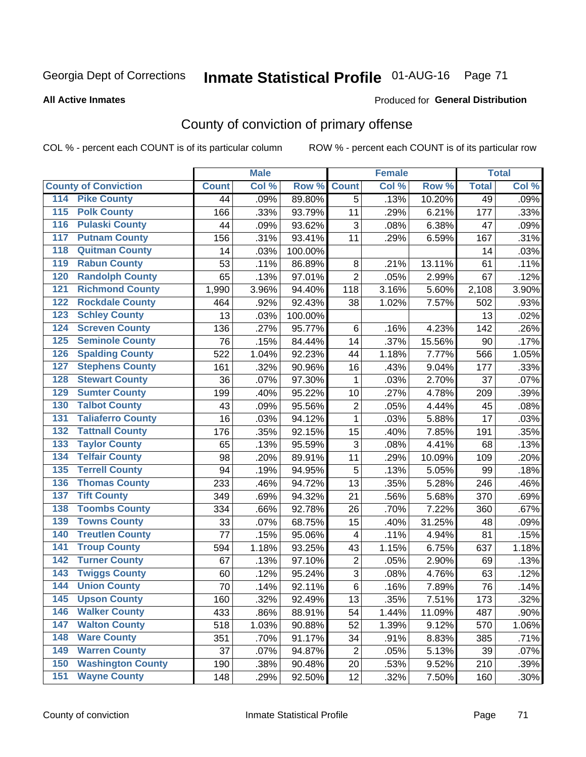Georgia Dept of Corrections **Inmate Statistical Profile** 01-AUG-16 Page 71

**All Active Inmates**

Produced for **General Distribution**

## County of conviction of primary offense

COL % - percent each COUNT is of its particular column ROW % - percent each COUNT is of its particular row

| County of Conviction | Male | | | Female | | | Total | |
|---|---|---|---|---|---|---|---|---|
| | Count | Col % | Row % | Count | Col % | Row % | Total | Col % |
| 114 Pike County | 44 | .09% | 89.80% | 5 | .13% | 10.20% | 49 | .09% |
| 115 Polk County | 166 | .33% | 93.79% | 11 | .29% | 6.21% | 177 | .33% |
| 116 Pulaski County | 44 | .09% | 93.62% | 3 | .08% | 6.38% | 47 | .09% |
| 117 Putnam County | 156 | .31% | 93.41% | 11 | .29% | 6.59% | 167 | .31% |
| 118 Quitman County | 14 | .03% | 100.00% | | | | 14 | .03% |
| 119 Rabun County | 53 | .11% | 86.89% | 8 | .21% | 13.11% | 61 | .11% |
| 120 Randolph County | 65 | .13% | 97.01% | 2 | .05% | 2.99% | 67 | .12% |
| 121 Richmond County | 1,990 | 3.96% | 94.40% | 118 | 3.16% | 5.60% | 2,108 | 3.90% |
| 122 Rockdale County | 464 | .92% | 92.43% | 38 | 1.02% | 7.57% | 502 | .93% |
| 123 Schley County | 13 | .03% | 100.00% | | | | 13 | .02% |
| 124 Screven County | 136 | .27% | 95.77% | 6 | .16% | 4.23% | 142 | .26% |
| 125 Seminole County | 76 | .15% | 84.44% | 14 | .37% | 15.56% | 90 | .17% |
| 126 Spalding County | 522 | 1.04% | 92.23% | 44 | 1.18% | 7.77% | 566 | 1.05% |
| 127 Stephens County | 161 | .32% | 90.96% | 16 | .43% | 9.04% | 177 | .33% |
| 128 Stewart County | 36 | .07% | 97.30% | 1 | .03% | 2.70% | 37 | .07% |
| 129 Sumter County | 199 | .40% | 95.22% | 10 | .27% | 4.78% | 209 | .39% |
| 130 Talbot County | 43 | .09% | 95.56% | 2 | .05% | 4.44% | 45 | .08% |
| 131 Taliaferro County | 16 | .03% | 94.12% | 1 | .03% | 5.88% | 17 | .03% |
| 132 Tattnall County | 176 | .35% | 92.15% | 15 | .40% | 7.85% | 191 | .35% |
| 133 Taylor County | 65 | .13% | 95.59% | 3 | .08% | 4.41% | 68 | .13% |
| 134 Telfair County | 98 | .20% | 89.91% | 11 | .29% | 10.09% | 109 | .20% |
| 135 Terrell County | 94 | .19% | 94.95% | 5 | .13% | 5.05% | 99 | .18% |
| 136 Thomas County | 233 | .46% | 94.72% | 13 | .35% | 5.28% | 246 | .46% |
| 137 Tift County | 349 | .69% | 94.32% | 21 | .56% | 5.68% | 370 | .69% |
| 138 Toombs County | 334 | .66% | 92.78% | 26 | .70% | 7.22% | 360 | .67% |
| 139 Towns County | 33 | .07% | 68.75% | 15 | .40% | 31.25% | 48 | .09% |
| 140 Treutlen County | 77 | .15% | 95.06% | 4 | .11% | 4.94% | 81 | .15% |
| 141 Troup County | 594 | 1.18% | 93.25% | 43 | 1.15% | 6.75% | 637 | 1.18% |
| 142 Turner County | 67 | .13% | 97.10% | 2 | .05% | 2.90% | 69 | .13% |
| 143 Twiggs County | 60 | .12% | 95.24% | 3 | .08% | 4.76% | 63 | .12% |
| 144 Union County | 70 | .14% | 92.11% | 6 | .16% | 7.89% | 76 | .14% |
| 145 Upson County | 160 | .32% | 92.49% | 13 | .35% | 7.51% | 173 | .32% |
| 146 Walker County | 433 | .86% | 88.91% | 54 | 1.44% | 11.09% | 487 | .90% |
| 147 Walton County | 518 | 1.03% | 90.88% | 52 | 1.39% | 9.12% | 570 | 1.06% |
| 148 Ware County | 351 | .70% | 91.17% | 34 | .91% | 8.83% | 385 | .71% |
| 149 Warren County | 37 | .07% | 94.87% | 2 | .05% | 5.13% | 39 | .07% |
| 150 Washington County | 190 | .38% | 90.48% | 20 | .53% | 9.52% | 210 | .39% |
| 151 Wayne County | 148 | .29% | 92.50% | 12 | .32% | 7.50% | 160 | .30% |

County of conviction Inmate Statistical Profile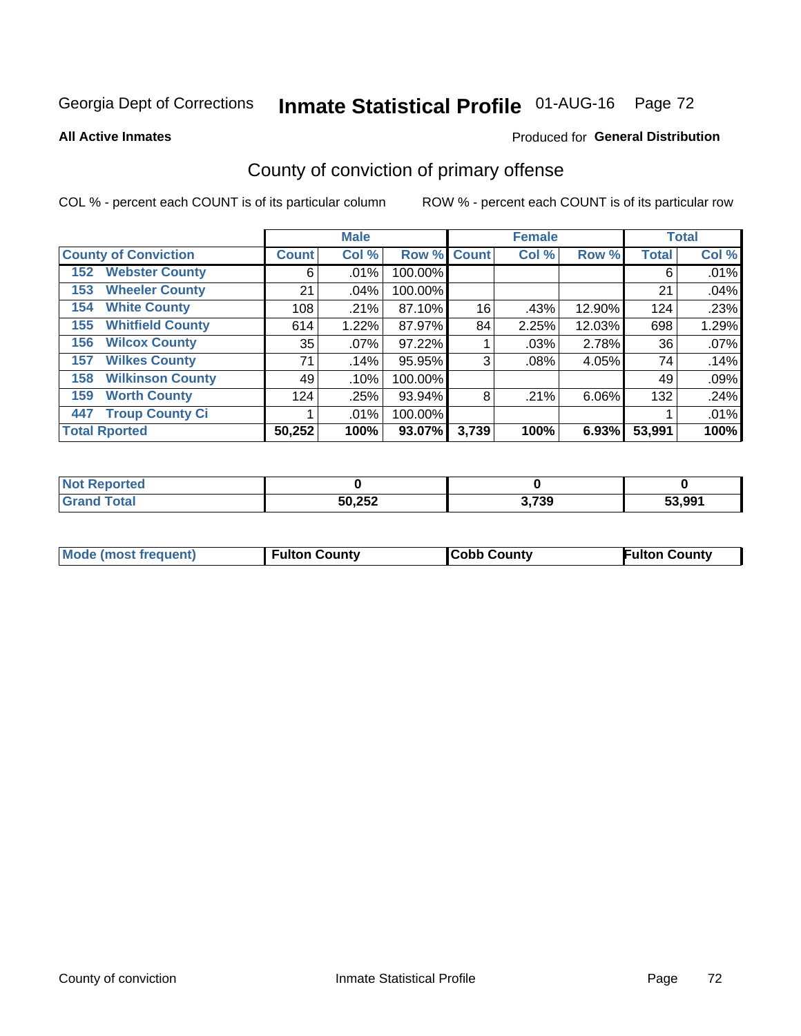Georgia Dept of Corrections **Inmate Statistical Profile** 01-AUG-16

**All Active Inmates**

Produced for **General Distribution**

## County of conviction of primary offense

COL % - percent each COUNT is of its particular column

ROW % - percent each COUNT is of its particular row

| County of Conviction | Male | | | Female | | | Total | |
|---|---|---|---|---|---|---|---|---|
| | Count | Col % | Row % | Count | Col % | Row % | Total | Col % |
| 152 Webster County | 6 | .01% | 100.00% | | | | 6 | .01% |
| 153 Wheeler County | 21 | .04% | 100.00% | | | | 21 | .04% |
| 154 White County | 108 | .21% | 87.10% | 16 | .43% | 12.90% | 124 | .23% |
| 155 Whitfield County | 614 | 1.22% | 87.97% | 84 | 2.25% | 12.03% | 698 | 1.29% |
| 156 Wilcox County | 35 | .07% | 97.22% | 1 | .03% | 2.78% | 36 | .07% |
| 157 Wilkes County | 71 | .14% | 95.95% | 3 | .08% | 4.05% | 74 | .14% |
| 158 Wilkinson County | 49 | .10% | 100.00% | | | | 49 | .09% |
| 159 Worth County | 124 | .25% | 93.94% | 8 | .21% | 6.06% | 132 | .24% |
| 447 Troup County Ci | 1 | .01% | 100.00% | | | | 1 | .01% |
| **Total Rported** | **50,252** | **100%** | **93.07%** | **3,739** | **100%** | **6.93%** | **53,991** | **100%** |

| | Male | Female | Total |
|---|---|---|---|
| Not Reported | 0 | 0 | 0 |
| Grand Total | 50,252 | 3,739 | 53,991 |

| | Male | Female | Total |
|---|---|---|---|
| Mode (most frequent) | Fulton County | Cobb County | Fulton County |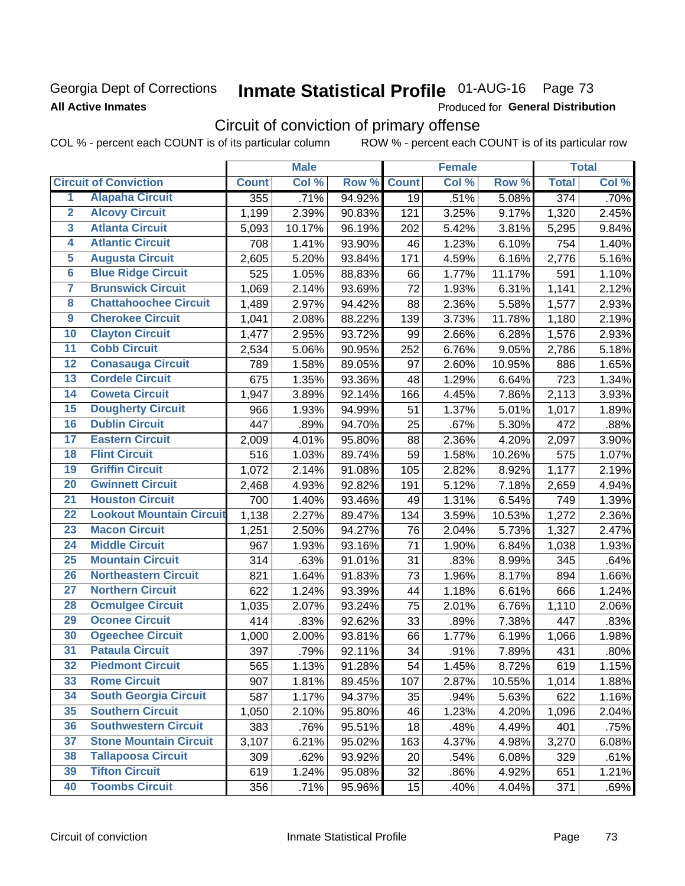Georgia Dept of Corrections
**All Active Inmates**

# Inmate Statistical Profile 01-AUG-16 Page 73

Produced for **General Distribution**

## Circuit of conviction of primary offense

COL % - percent each COUNT is of its particular column ROW % - percent each COUNT is of its particular row

| Circuit of Conviction | | Male | | | Female | | | Total | |
|---|---|---|---|---|---|---|---|---|---|
| | | Count | Col % | Row % | Count | Col % | Row % | Total | Col % |
| 1 | Alapaha Circuit | 355 | .71% | 94.92% | 19 | .51% | 5.08% | 374 | .70% |
| 2 | Alcovy Circuit | 1,199 | 2.39% | 90.83% | 121 | 3.25% | 9.17% | 1,320 | 2.45% |
| 3 | Atlanta Circuit | 5,093 | 10.17% | 96.19% | 202 | 5.42% | 3.81% | 5,295 | 9.84% |
| 4 | Atlantic Circuit | 708 | 1.41% | 93.90% | 46 | 1.23% | 6.10% | 754 | 1.40% |
| 5 | Augusta Circuit | 2,605 | 5.20% | 93.84% | 171 | 4.59% | 6.16% | 2,776 | 5.16% |
| 6 | Blue Ridge Circuit | 525 | 1.05% | 88.83% | 66 | 1.77% | 11.17% | 591 | 1.10% |
| 7 | Brunswick Circuit | 1,069 | 2.14% | 93.69% | 72 | 1.93% | 6.31% | 1,141 | 2.12% |
| 8 | Chattahoochee Circuit | 1,489 | 2.97% | 94.42% | 88 | 2.36% | 5.58% | 1,577 | 2.93% |
| 9 | Cherokee Circuit | 1,041 | 2.08% | 88.22% | 139 | 3.73% | 11.78% | 1,180 | 2.19% |
| 10 | Clayton Circuit | 1,477 | 2.95% | 93.72% | 99 | 2.66% | 6.28% | 1,576 | 2.93% |
| 11 | Cobb Circuit | 2,534 | 5.06% | 90.95% | 252 | 6.76% | 9.05% | 2,786 | 5.18% |
| 12 | Conasauga Circuit | 789 | 1.58% | 89.05% | 97 | 2.60% | 10.95% | 886 | 1.65% |
| 13 | Cordele Circuit | 675 | 1.35% | 93.36% | 48 | 1.29% | 6.64% | 723 | 1.34% |
| 14 | Coweta Circuit | 1,947 | 3.89% | 92.14% | 166 | 4.45% | 7.86% | 2,113 | 3.93% |
| 15 | Dougherty Circuit | 966 | 1.93% | 94.99% | 51 | 1.37% | 5.01% | 1,017 | 1.89% |
| 16 | Dublin Circuit | 447 | .89% | 94.70% | 25 | .67% | 5.30% | 472 | .88% |
| 17 | Eastern Circuit | 2,009 | 4.01% | 95.80% | 88 | 2.36% | 4.20% | 2,097 | 3.90% |
| 18 | Flint Circuit | 516 | 1.03% | 89.74% | 59 | 1.58% | 10.26% | 575 | 1.07% |
| 19 | Griffin Circuit | 1,072 | 2.14% | 91.08% | 105 | 2.82% | 8.92% | 1,177 | 2.19% |
| 20 | Gwinnett Circuit | 2,468 | 4.93% | 92.82% | 191 | 5.12% | 7.18% | 2,659 | 4.94% |
| 21 | Houston Circuit | 700 | 1.40% | 93.46% | 49 | 1.31% | 6.54% | 749 | 1.39% |
| 22 | Lookout Mountain Circuit | 1,138 | 2.27% | 89.47% | 134 | 3.59% | 10.53% | 1,272 | 2.36% |
| 23 | Macon Circuit | 1,251 | 2.50% | 94.27% | 76 | 2.04% | 5.73% | 1,327 | 2.47% |
| 24 | Middle Circuit | 967 | 1.93% | 93.16% | 71 | 1.90% | 6.84% | 1,038 | 1.93% |
| 25 | Mountain Circuit | 314 | .63% | 91.01% | 31 | .83% | 8.99% | 345 | .64% |
| 26 | Northeastern Circuit | 821 | 1.64% | 91.83% | 73 | 1.96% | 8.17% | 894 | 1.66% |
| 27 | Northern Circuit | 622 | 1.24% | 93.39% | 44 | 1.18% | 6.61% | 666 | 1.24% |
| 28 | Ocmulgee Circuit | 1,035 | 2.07% | 93.24% | 75 | 2.01% | 6.76% | 1,110 | 2.06% |
| 29 | Oconee Circuit | 414 | .83% | 92.62% | 33 | .89% | 7.38% | 447 | .83% |
| 30 | Ogeechee Circuit | 1,000 | 2.00% | 93.81% | 66 | 1.77% | 6.19% | 1,066 | 1.98% |
| 31 | Pataula Circuit | 397 | .79% | 92.11% | 34 | .91% | 7.89% | 431 | .80% |
| 32 | Piedmont Circuit | 565 | 1.13% | 91.28% | 54 | 1.45% | 8.72% | 619 | 1.15% |
| 33 | Rome Circuit | 907 | 1.81% | 89.45% | 107 | 2.87% | 10.55% | 1,014 | 1.88% |
| 34 | South Georgia Circuit | 587 | 1.17% | 94.37% | 35 | .94% | 5.63% | 622 | 1.16% |
| 35 | Southern Circuit | 1,050 | 2.10% | 95.80% | 46 | 1.23% | 4.20% | 1,096 | 2.04% |
| 36 | Southwestern Circuit | 383 | .76% | 95.51% | 18 | .48% | 4.49% | 401 | .75% |
| 37 | Stone Mountain Circuit | 3,107 | 6.21% | 95.02% | 163 | 4.37% | 4.98% | 3,270 | 6.08% |
| 38 | Tallapoosa Circuit | 309 | .62% | 93.92% | 20 | .54% | 6.08% | 329 | .61% |
| 39 | Tifton Circuit | 619 | 1.24% | 95.08% | 32 | .86% | 4.92% | 651 | 1.21% |
| 40 | Toombs Circuit | 356 | .71% | 95.96% | 15 | .40% | 4.04% | 371 | .69% |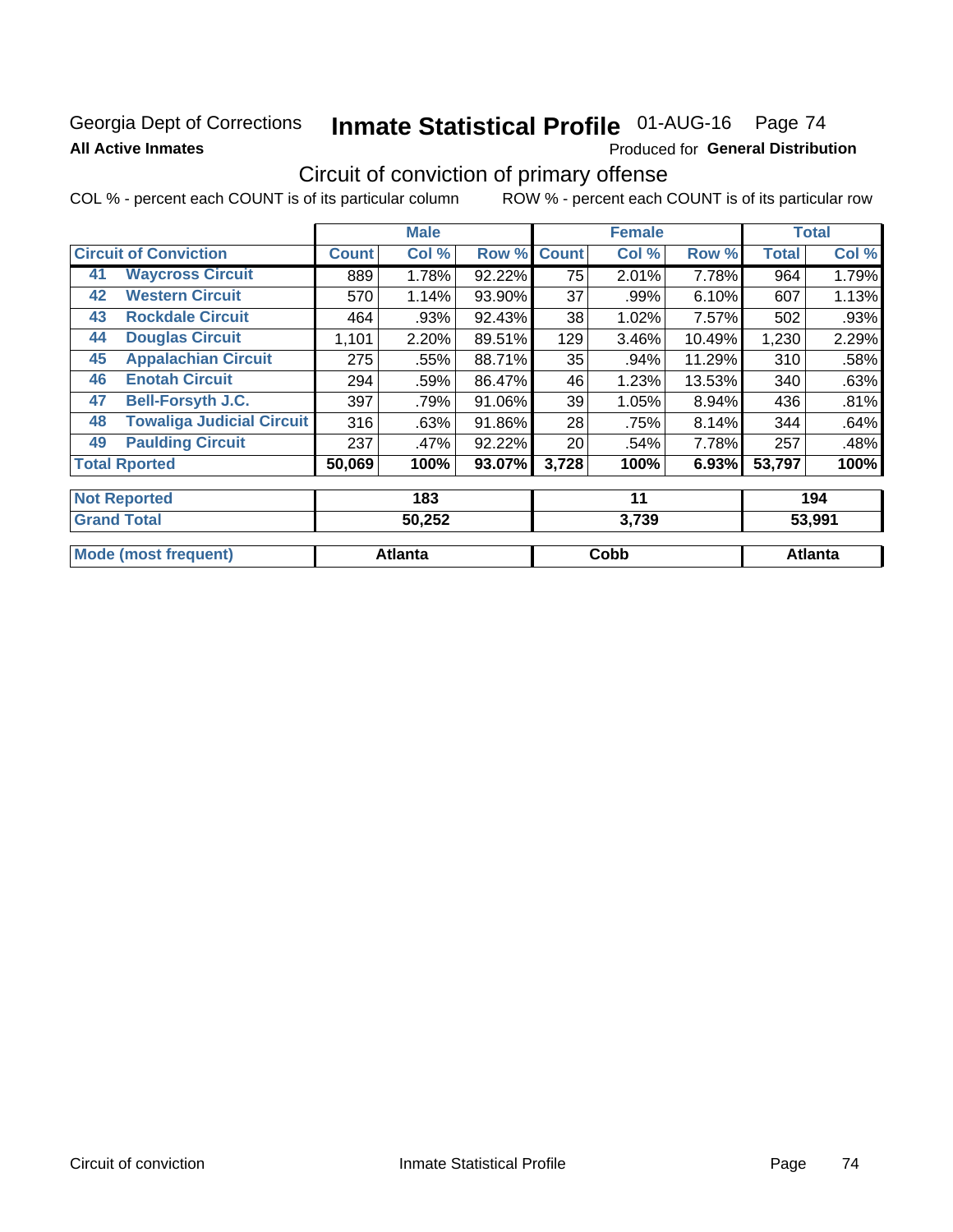Georgia Dept of Corrections **Inmate Statistical Profile** 01-AUG-16 Page 74

**All Active Inmates**

Produced for **General Distribution**

## Circuit of conviction of primary offense

COL % - percent each COUNT is of its particular column    ROW % - percent each COUNT is of its particular row

| Circuit of Conviction | | Male | | | Female | | | Total | |
|---|---|---|---|---|---|---|---|---|---|
| | | Count | Col % | Row % | Count | Col % | Row % | Total | Col % |
| 41 | Waycross Circuit | 889 | 1.78% | 92.22% | 75 | 2.01% | 7.78% | 964 | 1.79% |
| 42 | Western Circuit | 570 | 1.14% | 93.90% | 37 | .99% | 6.10% | 607 | 1.13% |
| 43 | Rockdale Circuit | 464 | .93% | 92.43% | 38 | 1.02% | 7.57% | 502 | .93% |
| 44 | Douglas Circuit | 1,101 | 2.20% | 89.51% | 129 | 3.46% | 10.49% | 1,230 | 2.29% |
| 45 | Appalachian Circuit | 275 | .55% | 88.71% | 35 | .94% | 11.29% | 310 | .58% |
| 46 | Enotah Circuit | 294 | .59% | 86.47% | 46 | 1.23% | 13.53% | 340 | .63% |
| 47 | Bell-Forsyth J.C. | 397 | .79% | 91.06% | 39 | 1.05% | 8.94% | 436 | .81% |
| 48 | Towaliga Judicial Circuit | 316 | .63% | 91.86% | 28 | .75% | 8.14% | 344 | .64% |
| 49 | Paulding Circuit | 237 | .47% | 92.22% | 20 | .54% | 7.78% | 257 | .48% |
| Total Rported | | 50,069 | 100% | 93.07% | 3,728 | 100% | 6.93% | 53,797 | 100% |

| | Male | Female | Total |
|---|---|---|---|
| Not Reported | 183 | 11 | 194 |
| Grand Total | 50,252 | 3,739 | 53,991 |

| | Male | Female | Total |
|---|---|---|---|
| Mode (most frequent) | Atlanta | Cobb | Atlanta |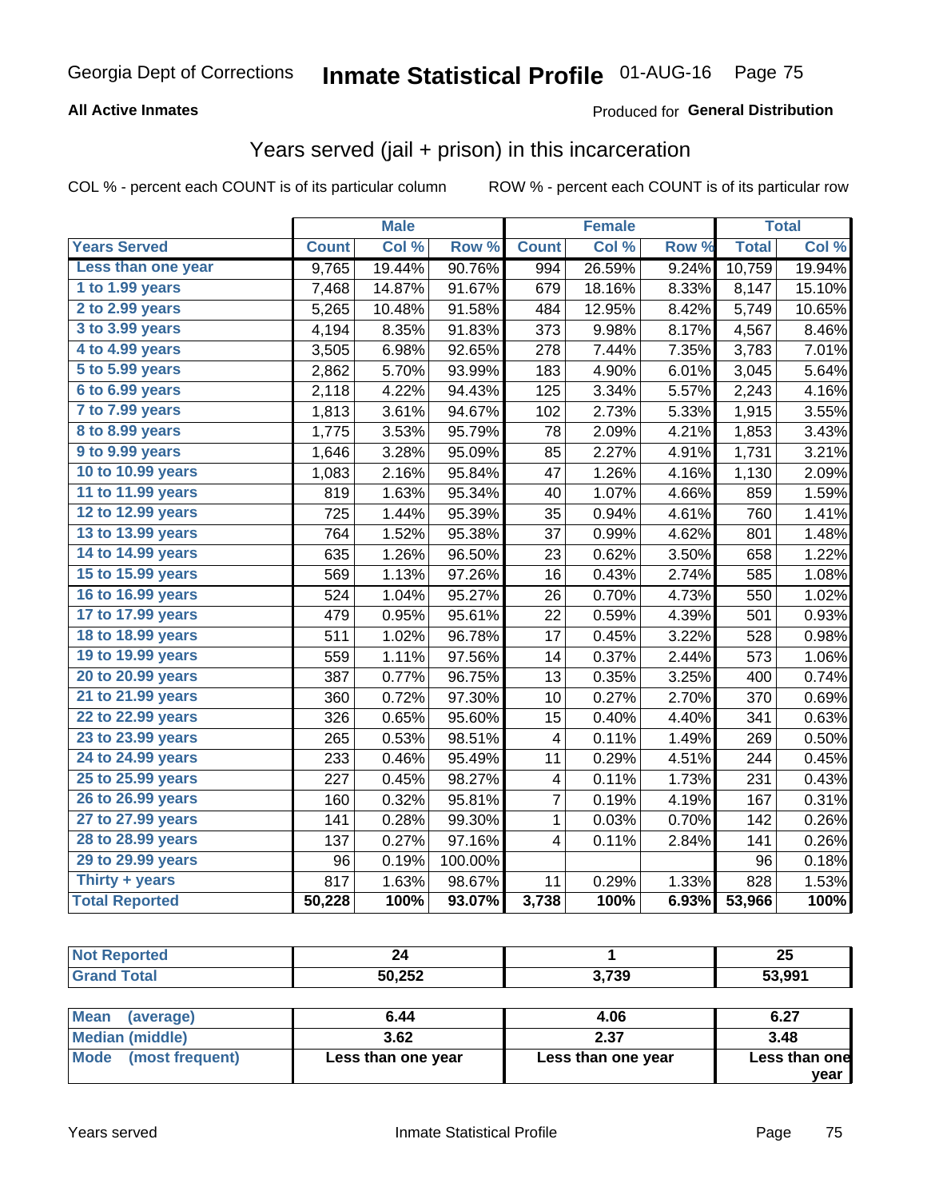Georgia Dept of Corrections **Inmate Statistical Profile** 01-AUG-16

**All Active Inmates**

Produced for **General Distribution**

## Years served (jail + prison) in this incarceration

COL % - percent each COUNT is of its particular column

ROW % - percent each COUNT is of its particular row

| | Male | | | Female | | | Total | |
|---|---|---|---|---|---|---|---|---|
| **Years Served** | **Count** | **Col %** | **Row %** | **Count** | **Col %** | **Row %** | **Total** | **Col %** |
| Less than one year | 9,765 | 19.44% | 90.76% | 994 | 26.59% | 9.24% | 10,759 | 19.94% |
| 1 to 1.99 years | 7,468 | 14.87% | 91.67% | 679 | 18.16% | 8.33% | 8,147 | 15.10% |
| 2 to 2.99 years | 5,265 | 10.48% | 91.58% | 484 | 12.95% | 8.42% | 5,749 | 10.65% |
| 3 to 3.99 years | 4,194 | 8.35% | 91.83% | 373 | 9.98% | 8.17% | 4,567 | 8.46% |
| 4 to 4.99 years | 3,505 | 6.98% | 92.65% | 278 | 7.44% | 7.35% | 3,783 | 7.01% |
| 5 to 5.99 years | 2,862 | 5.70% | 93.99% | 183 | 4.90% | 6.01% | 3,045 | 5.64% |
| 6 to 6.99 years | 2,118 | 4.22% | 94.43% | 125 | 3.34% | 5.57% | 2,243 | 4.16% |
| 7 to 7.99 years | 1,813 | 3.61% | 94.67% | 102 | 2.73% | 5.33% | 1,915 | 3.55% |
| 8 to 8.99 years | 1,775 | 3.53% | 95.79% | 78 | 2.09% | 4.21% | 1,853 | 3.43% |
| 9 to 9.99 years | 1,646 | 3.28% | 95.09% | 85 | 2.27% | 4.91% | 1,731 | 3.21% |
| 10 to 10.99 years | 1,083 | 2.16% | 95.84% | 47 | 1.26% | 4.16% | 1,130 | 2.09% |
| 11 to 11.99 years | 819 | 1.63% | 95.34% | 40 | 1.07% | 4.66% | 859 | 1.59% |
| 12 to 12.99 years | 725 | 1.44% | 95.39% | 35 | 0.94% | 4.61% | 760 | 1.41% |
| 13 to 13.99 years | 764 | 1.52% | 95.38% | 37 | 0.99% | 4.62% | 801 | 1.48% |
| 14 to 14.99 years | 635 | 1.26% | 96.50% | 23 | 0.62% | 3.50% | 658 | 1.22% |
| 15 to 15.99 years | 569 | 1.13% | 97.26% | 16 | 0.43% | 2.74% | 585 | 1.08% |
| 16 to 16.99 years | 524 | 1.04% | 95.27% | 26 | 0.70% | 4.73% | 550 | 1.02% |
| 17 to 17.99 years | 479 | 0.95% | 95.61% | 22 | 0.59% | 4.39% | 501 | 0.93% |
| 18 to 18.99 years | 511 | 1.02% | 96.78% | 17 | 0.45% | 3.22% | 528 | 0.98% |
| 19 to 19.99 years | 559 | 1.11% | 97.56% | 14 | 0.37% | 2.44% | 573 | 1.06% |
| 20 to 20.99 years | 387 | 0.77% | 96.75% | 13 | 0.35% | 3.25% | 400 | 0.74% |
| 21 to 21.99 years | 360 | 0.72% | 97.30% | 10 | 0.27% | 2.70% | 370 | 0.69% |
| 22 to 22.99 years | 326 | 0.65% | 95.60% | 15 | 0.40% | 4.40% | 341 | 0.63% |
| 23 to 23.99 years | 265 | 0.53% | 98.51% | 4 | 0.11% | 1.49% | 269 | 0.50% |
| 24 to 24.99 years | 233 | 0.46% | 95.49% | 11 | 0.29% | 4.51% | 244 | 0.45% |
| 25 to 25.99 years | 227 | 0.45% | 98.27% | 4 | 0.11% | 1.73% | 231 | 0.43% |
| 26 to 26.99 years | 160 | 0.32% | 95.81% | 7 | 0.19% | 4.19% | 167 | 0.31% |
| 27 to 27.99 years | 141 | 0.28% | 99.30% | 1 | 0.03% | 0.70% | 142 | 0.26% |
| 28 to 28.99 years | 137 | 0.27% | 97.16% | 4 | 0.11% | 2.84% | 141 | 0.26% |
| 29 to 29.99 years | 96 | 0.19% | 100.00% | | | | 96 | 0.18% |
| Thirty + years | 817 | 1.63% | 98.67% | 11 | 0.29% | 1.33% | 828 | 1.53% |
| **Total Reported** | **50,228** | **100%** | **93.07%** | **3,738** | **100%** | **6.93%** | **53,966** | **100%** |

| | Male | Female | Total |
|---|---|---|---|
| Not Reported | 24 | 1 | 25 |
| Grand Total | 50,252 | 3,739 | 53,991 |

| | Male | Female | Total |
|---|---|---|---|
| Mean (average) | 6.44 | 4.06 | 6.27 |
| Median (middle) | 3.62 | 2.37 | 3.48 |
| Mode (most frequent) | Less than one year | Less than one year | Less than one year |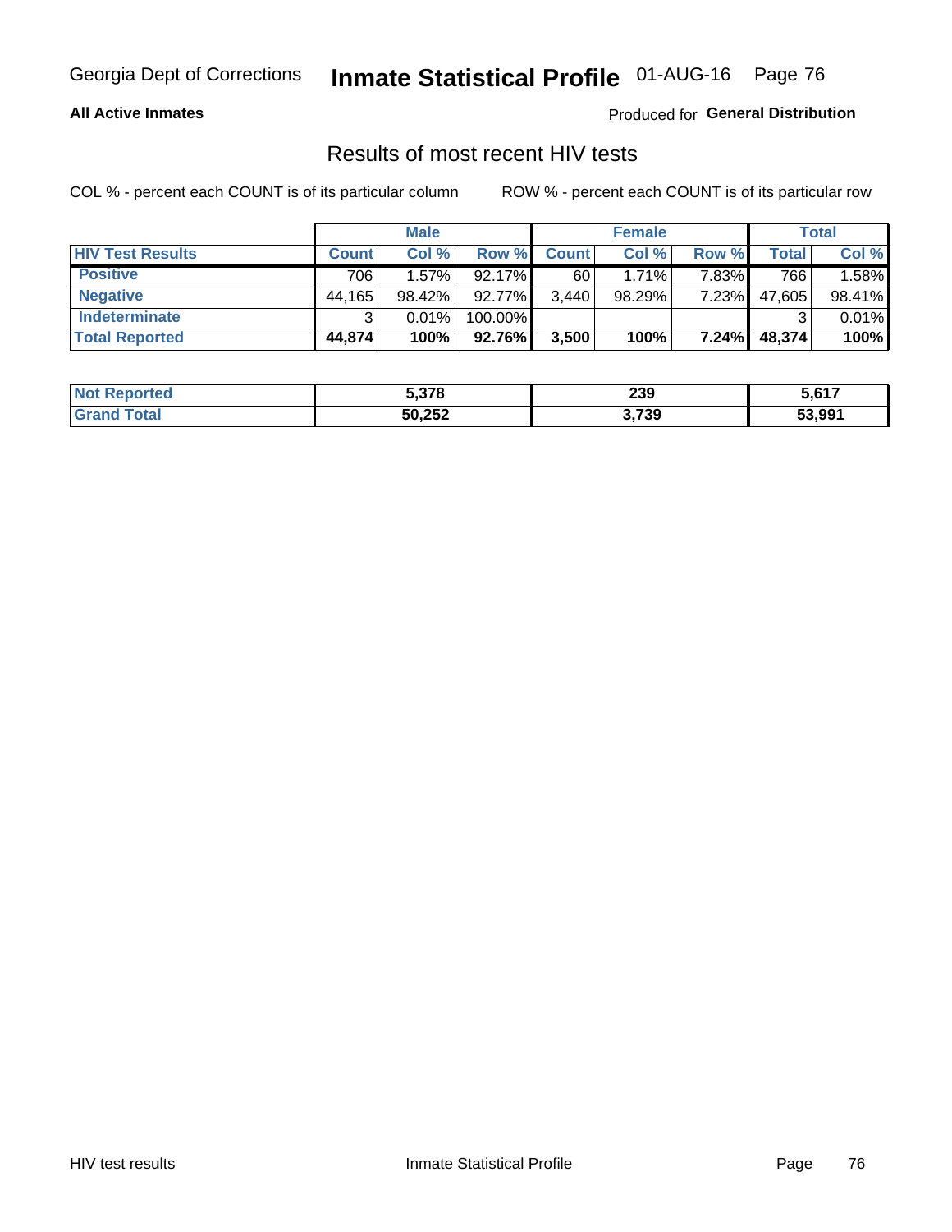Georgia Dept of Corrections **Inmate Statistical Profile** 01-AUG-16 Page 76

**All Active Inmates**

Produced for **General Distribution**

## Results of most recent HIV tests

COL % - percent each COUNT is of its particular column ROW % - percent each COUNT is of its particular row

| | Male | | | Female | | | Total | |
|---|---|---|---|---|---|---|---|---|
| **HIV Test Results** | **Count** | **Col %** | **Row %** | **Count** | **Col %** | **Row %** | **Total** | **Col %** |
| **Positive** | 706 | 1.57% | 92.17% | 60 | 1.71% | 7.83% | 766 | 1.58% |
| **Negative** | 44,165 | 98.42% | 92.77% | 3,440 | 98.29% | 7.23% | 47,605 | 98.41% |
| **Indeterminate** | 3 | 0.01% | 100.00% | | | | 3 | 0.01% |
| **Total Reported** | **44,874** | **100%** | **92.76%** | **3,500** | **100%** | **7.24%** | **48,374** | **100%** |

| | Male | Female | Total |
|---|---|---|---|
| **Not Reported** | **5,378** | **239** | **5,617** |
| **Grand Total** | **50,252** | **3,739** | **53,991** |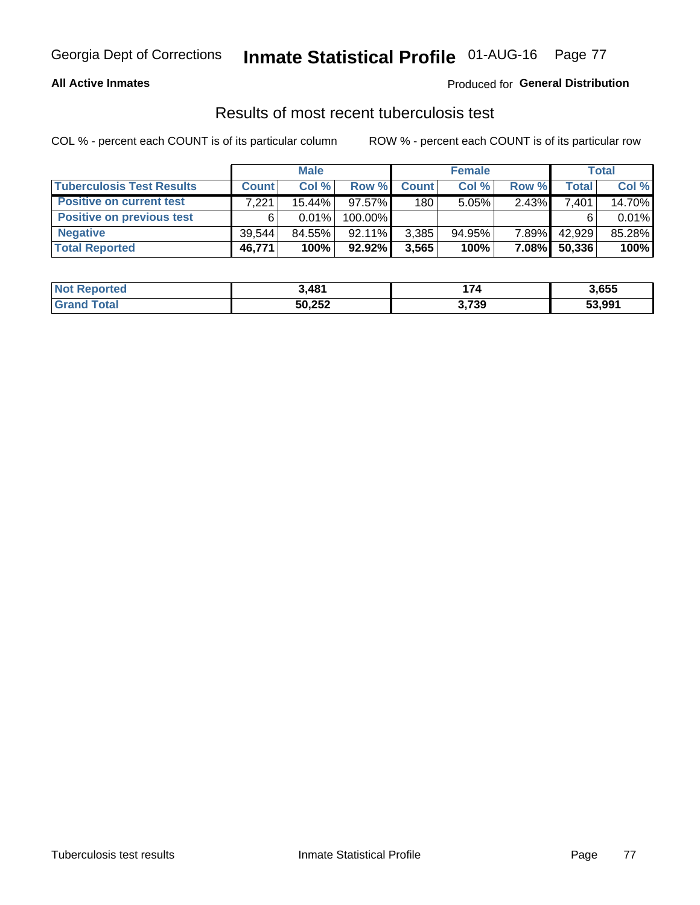Georgia Dept of Corrections **Inmate Statistical Profile** 01-AUG-16

**All Active Inmates**

Produced for **General Distribution**

## Results of most recent tuberculosis test

COL % - percent each COUNT is of its particular column

ROW % - percent each COUNT is of its particular row

| | Male | | | Female | | | Total | |
|---|---|---|---|---|---|---|---|---|
| **Tuberculosis Test Results** | **Count** | **Col %** | **Row %** | **Count** | **Col %** | **Row %** | **Total** | **Col %** |
| **Positive on current test** | 7,221 | 15.44% | 97.57% | 180 | 5.05% | 2.43% | 7,401 | 14.70% |
| **Positive on previous test** | 6 | 0.01% | 100.00% | | | | 6 | 0.01% |
| **Negative** | 39,544 | 84.55% | 92.11% | 3,385 | 94.95% | 7.89% | 42,929 | 85.28% |
| **Total Reported** | **46,771** | **100%** | **92.92%** | **3,565** | **100%** | **7.08%** | **50,336** | **100%** |

| | Male | Female | Total |
|---|---|---|---|
| **Not Reported** | **3,481** | **174** | **3,655** |
| **Grand Total** | **50,252** | **3,739** | **53,991** |

Tuberculosis test results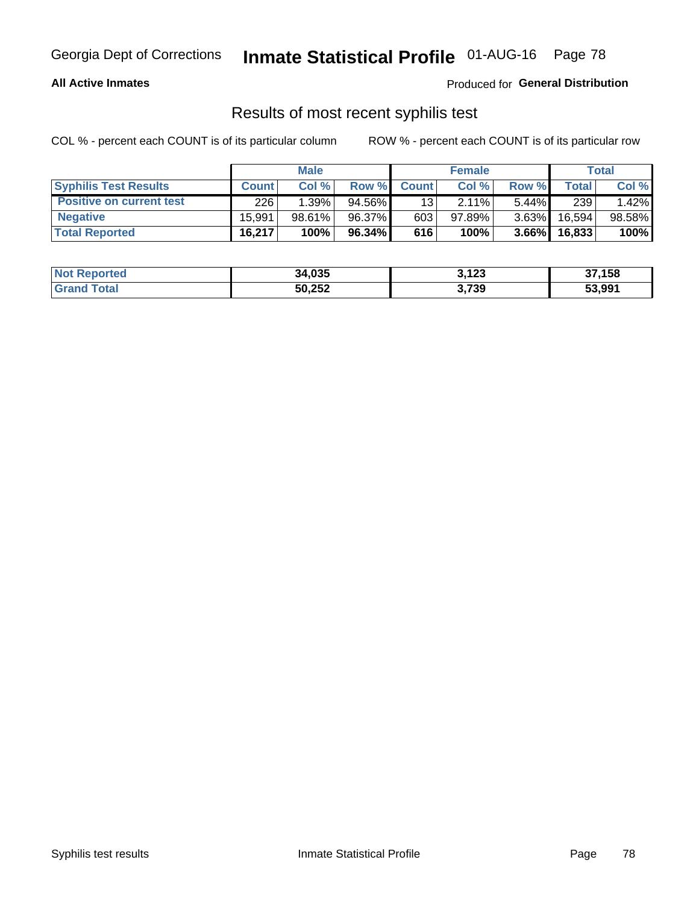**All Active Inmates**

Produced for **General Distribution**

## Results of most recent syphilis test

COL % - percent each COUNT is of its particular column

ROW % - percent each COUNT is of its particular row

| | Male | | | Female | | | Total | |
|---|---|---|---|---|---|---|---|---|
| **Syphilis Test Results** | **Count** | **Col %** | **Row %** | **Count** | **Col %** | **Row %** | **Total** | **Col %** |
| **Positive on current test** | 226 | 1.39% | 94.56% | 13 | 2.11% | 5.44% | 239 | 1.42% |
| **Negative** | 15,991 | 98.61% | 96.37% | 603 | 97.89% | 3.63% | 16,594 | 98.58% |
| **Total Reported** | **16,217** | **100%** | **96.34%** | **616** | **100%** | **3.66%** | **16,833** | **100%** |

| | Male | Female | Total |
|---|---|---|---|
| **Not Reported** | **34,035** | **3,123** | **37,158** |
| **Grand Total** | **50,252** | **3,739** | **53,991** |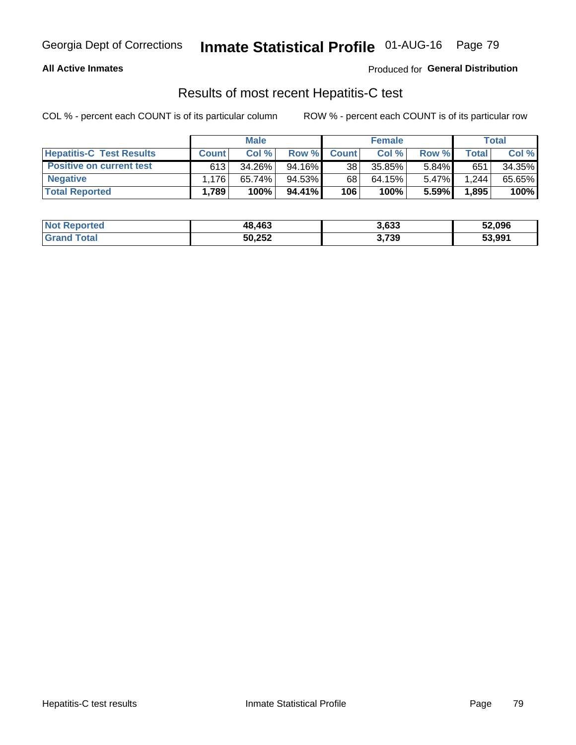## All Active Inmates

Produced for **General Distribution**

# Results of most recent Hepatitis-C test

COL % - percent each COUNT is of its particular column

ROW % - percent each COUNT is of its particular row

| | Male | | | Female | | | Total | |
|---|---|---|---|---|---|---|---|---|
| **Hepatitis-C Test Results** | **Count** | **Col %** | **Row %** | **Count** | **Col %** | **Row %** | **Total** | **Col %** |
| **Positive on current test** | 613 | 34.26% | 94.16% | 38 | 35.85% | 5.84% | 651 | 34.35% |
| **Negative** | 1,176 | 65.74% | 94.53% | 68 | 64.15% | 5.47% | 1,244 | 65.65% |
| **Total Reported** | **1,789** | **100%** | **94.41%** | **106** | **100%** | **5.59%** | **1,895** | **100%** |

| | | | |
|---|---|---|---|
| **Not Reported** | **48,463** | **3,633** | **52,096** |
| **Grand Total** | **50,252** | **3,739** | **53,991** |